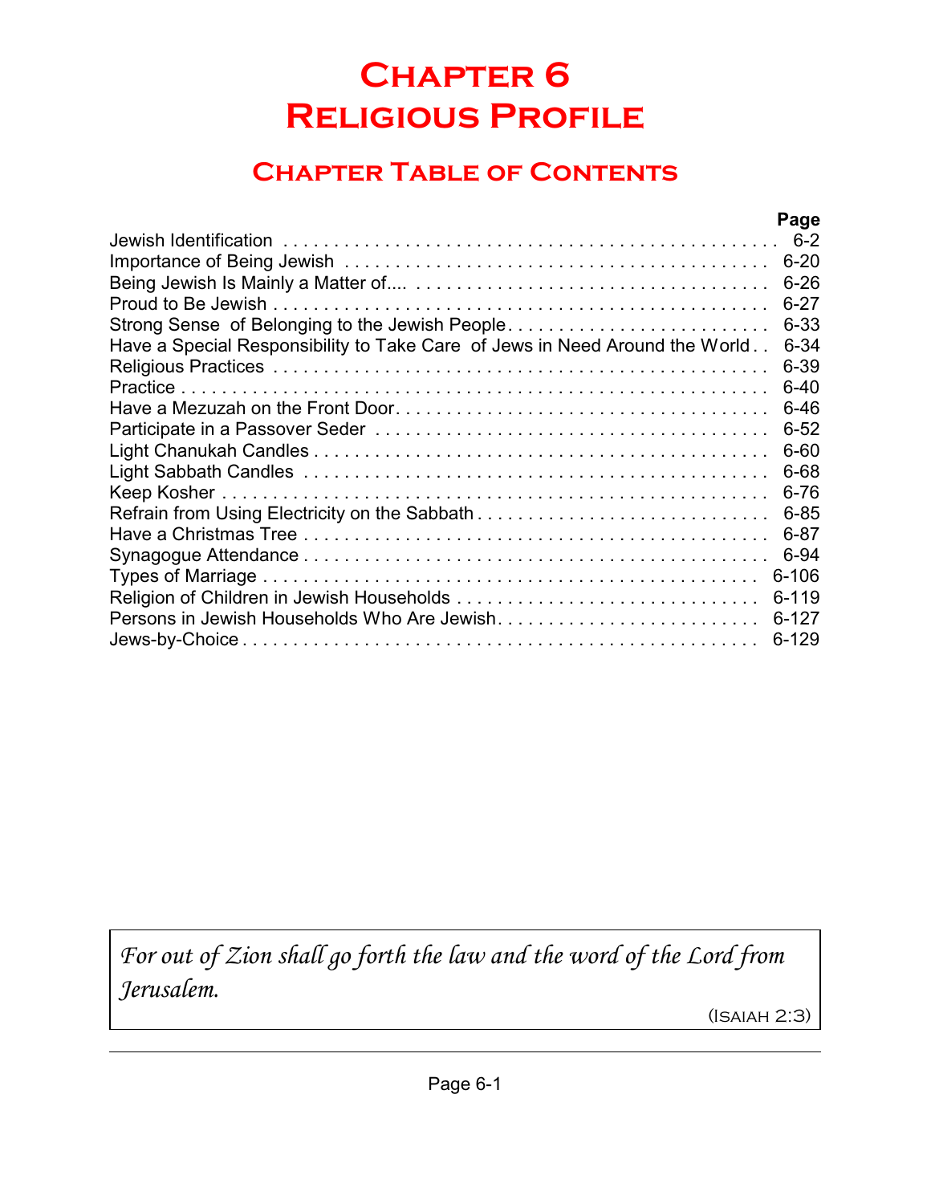# Chapter 6
# Religious Profile

## Chapter Table of Contents

| | Page |
|---|---|
| Jewish Identification | 6-2 |
| Importance of Being Jewish | 6-20 |
| Being Jewish Is Mainly a Matter of.... | 6-26 |
| Proud to Be Jewish | 6-27 |
| Strong Sense of Belonging to the Jewish People | 6-33 |
| Have a Special Responsibility to Take Care of Jews in Need Around the World | 6-34 |
| Religious Practices | 6-39 |
| Practice | 6-40 |
| Have a Mezuzah on the Front Door | 6-46 |
| Participate in a Passover Seder | 6-52 |
| Light Chanukah Candles | 6-60 |
| Light Sabbath Candles | 6-68 |
| Keep Kosher | 6-76 |
| Refrain from Using Electricity on the Sabbath | 6-85 |
| Have a Christmas Tree | 6-87 |
| Synagogue Attendance | 6-94 |
| Types of Marriage | 6-106 |
| Religion of Children in Jewish Households | 6-119 |
| Persons in Jewish Households Who Are Jewish | 6-127 |
| Jews-by-Choice | 6-129 |

*For out of Zion shall go forth the law and the word of the Lord from Jerusalem.*

(Isaiah 2:3)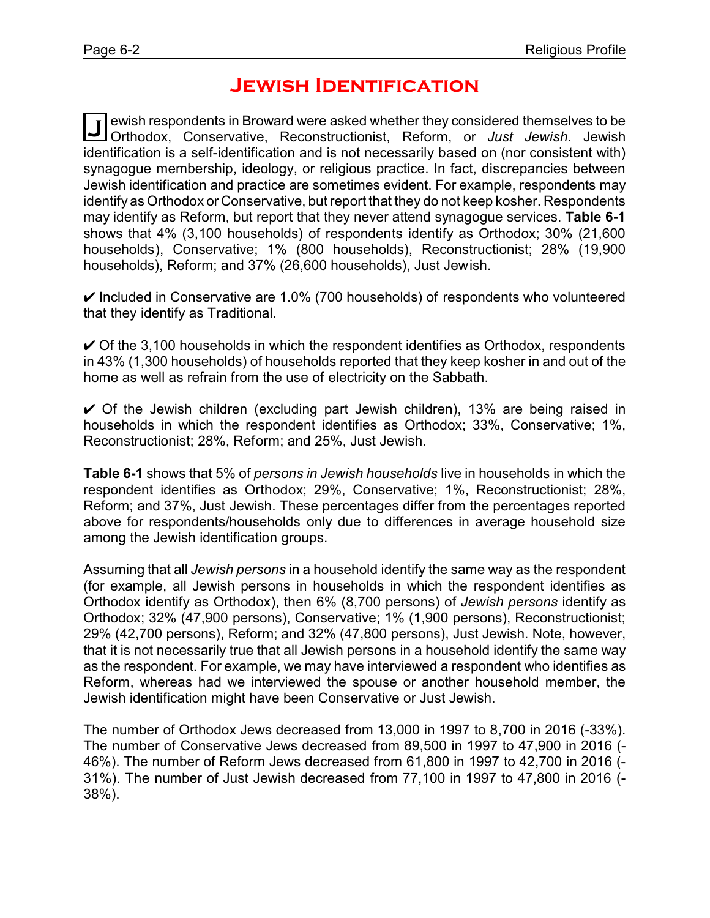# Jewish Identification

Jewish respondents in Broward were asked whether they considered themselves to be Orthodox, Conservative, Reconstructionist, Reform, or *Just Jewish*. Jewish identification is a self-identification and is not necessarily based on (nor consistent with) synagogue membership, ideology, or religious practice. In fact, discrepancies between Jewish identification and practice are sometimes evident. For example, respondents may identify as Orthodox or Conservative, but report that they do not keep kosher. Respondents may identify as Reform, but report that they never attend synagogue services. **Table 6-1** shows that 4% (3,100 households) of respondents identify as Orthodox; 30% (21,600 households), Conservative; 1% (800 households), Reconstructionist; 28% (19,900 households), Reform; and 37% (26,600 households), Just Jewish.

✔ Included in Conservative are 1.0% (700 households) of respondents who volunteered that they identify as Traditional.

✔ Of the 3,100 households in which the respondent identifies as Orthodox, respondents in 43% (1,300 households) of households reported that they keep kosher in and out of the home as well as refrain from the use of electricity on the Sabbath.

✔ Of the Jewish children (excluding part Jewish children), 13% are being raised in households in which the respondent identifies as Orthodox; 33%, Conservative; 1%, Reconstructionist; 28%, Reform; and 25%, Just Jewish.

**Table 6-1** shows that 5% of *persons in Jewish households* live in households in which the respondent identifies as Orthodox; 29%, Conservative; 1%, Reconstructionist; 28%, Reform; and 37%, Just Jewish. These percentages differ from the percentages reported above for respondents/households only due to differences in average household size among the Jewish identification groups.

Assuming that all *Jewish persons* in a household identify the same way as the respondent (for example, all Jewish persons in households in which the respondent identifies as Orthodox identify as Orthodox), then 6% (8,700 persons) of *Jewish persons* identify as Orthodox; 32% (47,900 persons), Conservative; 1% (1,900 persons), Reconstructionist; 29% (42,700 persons), Reform; and 32% (47,800 persons), Just Jewish. Note, however, that it is not necessarily true that all Jewish persons in a household identify the same way as the respondent. For example, we may have interviewed a respondent who identifies as Reform, whereas had we interviewed the spouse or another household member, the Jewish identification might have been Conservative or Just Jewish.

The number of Orthodox Jews decreased from 13,000 in 1997 to 8,700 in 2016 (-33%). The number of Conservative Jews decreased from 89,500 in 1997 to 47,900 in 2016 (-46%). The number of Reform Jews decreased from 61,800 in 1997 to 42,700 in 2016 (-31%). The number of Just Jewish decreased from 77,100 in 1997 to 47,800 in 2016 (-38%).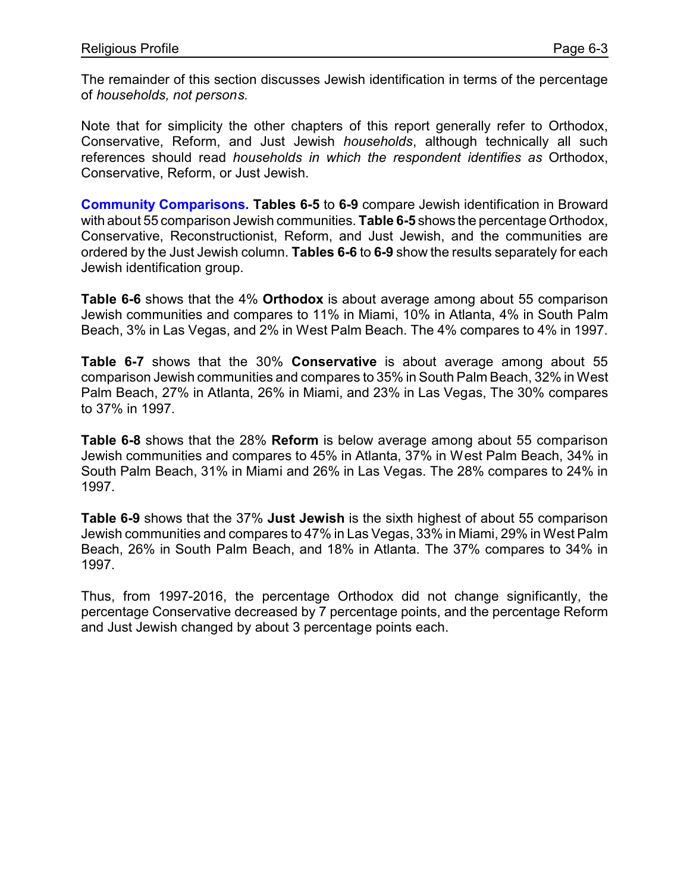The remainder of this section discusses Jewish identification in terms of the percentage of *households, not persons.*

Note that for simplicity the other chapters of this report generally refer to Orthodox, Conservative, Reform, and Just Jewish *households*, although technically all such references should read *households in which the respondent identifies as* Orthodox, Conservative, Reform, or Just Jewish.

**Community Comparisons. Tables 6-5** to **6-9** compare Jewish identification in Broward with about 55 comparison Jewish communities. **Table 6-5** shows the percentage Orthodox, Conservative, Reconstructionist, Reform, and Just Jewish, and the communities are ordered by the Just Jewish column. **Tables 6-6** to **6-9** show the results separately for each Jewish identification group.

**Table 6-6** shows that the 4% **Orthodox** is about average among about 55 comparison Jewish communities and compares to 11% in Miami, 10% in Atlanta, 4% in South Palm Beach, 3% in Las Vegas, and 2% in West Palm Beach. The 4% compares to 4% in 1997.

**Table 6-7** shows that the 30% **Conservative** is about average among about 55 comparison Jewish communities and compares to 35% in South Palm Beach, 32% in West Palm Beach, 27% in Atlanta, 26% in Miami, and 23% in Las Vegas, The 30% compares to 37% in 1997.

**Table 6-8** shows that the 28% **Reform** is below average among about 55 comparison Jewish communities and compares to 45% in Atlanta, 37% in West Palm Beach, 34% in South Palm Beach, 31% in Miami and 26% in Las Vegas. The 28% compares to 24% in 1997.

**Table 6-9** shows that the 37% **Just Jewish** is the sixth highest of about 55 comparison Jewish communities and compares to 47% in Las Vegas, 33% in Miami, 29% in West Palm Beach, 26% in South Palm Beach, and 18% in Atlanta. The 37% compares to 34% in 1997.

Thus, from 1997-2016, the percentage Orthodox did not change significantly, the percentage Conservative decreased by 7 percentage points, and the percentage Reform and Just Jewish changed by about 3 percentage points each.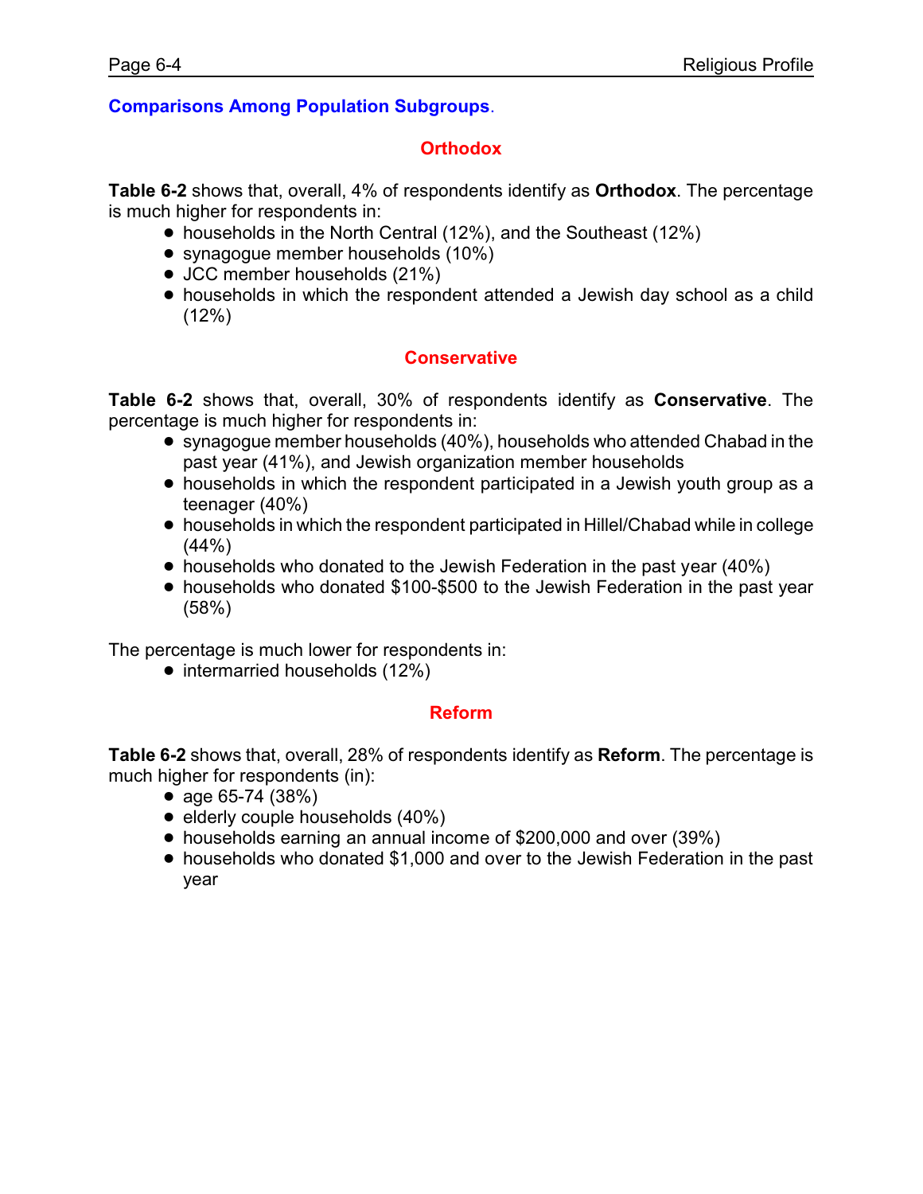## Comparisons Among Population Subgroups.

### Orthodox

**Table 6-2** shows that, overall, 4% of respondents identify as **Orthodox**. The percentage is much higher for respondents in:

- households in the North Central (12%), and the Southeast (12%)
- synagogue member households (10%)
- JCC member households (21%)
- households in which the respondent attended a Jewish day school as a child (12%)

### Conservative

**Table 6-2** shows that, overall, 30% of respondents identify as **Conservative**. The percentage is much higher for respondents in:

- synagogue member households (40%), households who attended Chabad in the past year (41%), and Jewish organization member households
- households in which the respondent participated in a Jewish youth group as a teenager (40%)
- households in which the respondent participated in Hillel/Chabad while in college (44%)
- households who donated to the Jewish Federation in the past year (40%)
- households who donated $100-$500 to the Jewish Federation in the past year (58%)

The percentage is much lower for respondents in:

- intermarried households (12%)

### Reform

**Table 6-2** shows that, overall, 28% of respondents identify as **Reform**. The percentage is much higher for respondents (in):

- age 65-74 (38%)
- elderly couple households (40%)
- households earning an annual income of $200,000 and over (39%)
- households who donated $1,000 and over to the Jewish Federation in the past year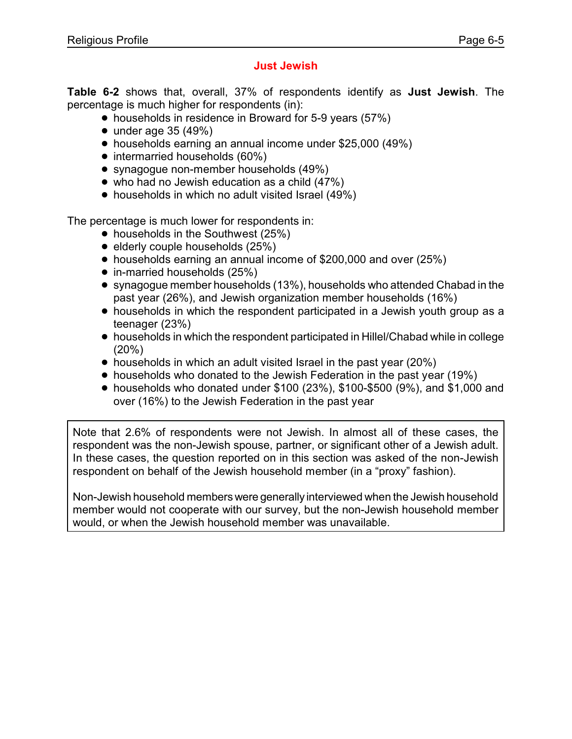## Just Jewish

**Table 6-2** shows that, overall, 37% of respondents identify as **Just Jewish**. The percentage is much higher for respondents (in):

- households in residence in Broward for 5-9 years (57%)
- under age 35 (49%)
- households earning an annual income under $25,000 (49%)
- intermarried households (60%)
- synagogue non-member households (49%)
- who had no Jewish education as a child (47%)
- households in which no adult visited Israel (49%)

The percentage is much lower for respondents in:

- households in the Southwest (25%)
- elderly couple households (25%)
- households earning an annual income of $200,000 and over (25%)
- in-married households (25%)
- synagogue member households (13%), households who attended Chabad in the past year (26%), and Jewish organization member households (16%)
- households in which the respondent participated in a Jewish youth group as a teenager (23%)
- households in which the respondent participated in Hillel/Chabad while in college (20%)
- households in which an adult visited Israel in the past year (20%)
- households who donated to the Jewish Federation in the past year (19%)
- households who donated under $100 (23%), $100-$500 (9%), and $1,000 and over (16%) to the Jewish Federation in the past year

> Note that 2.6% of respondents were not Jewish. In almost all of these cases, the respondent was the non-Jewish spouse, partner, or significant other of a Jewish adult. In these cases, the question reported on in this section was asked of the non-Jewish respondent on behalf of the Jewish household member (in a "proxy" fashion).
>
> Non-Jewish household members were generally interviewed when the Jewish household member would not cooperate with our survey, but the non-Jewish household member would, or when the Jewish household member was unavailable.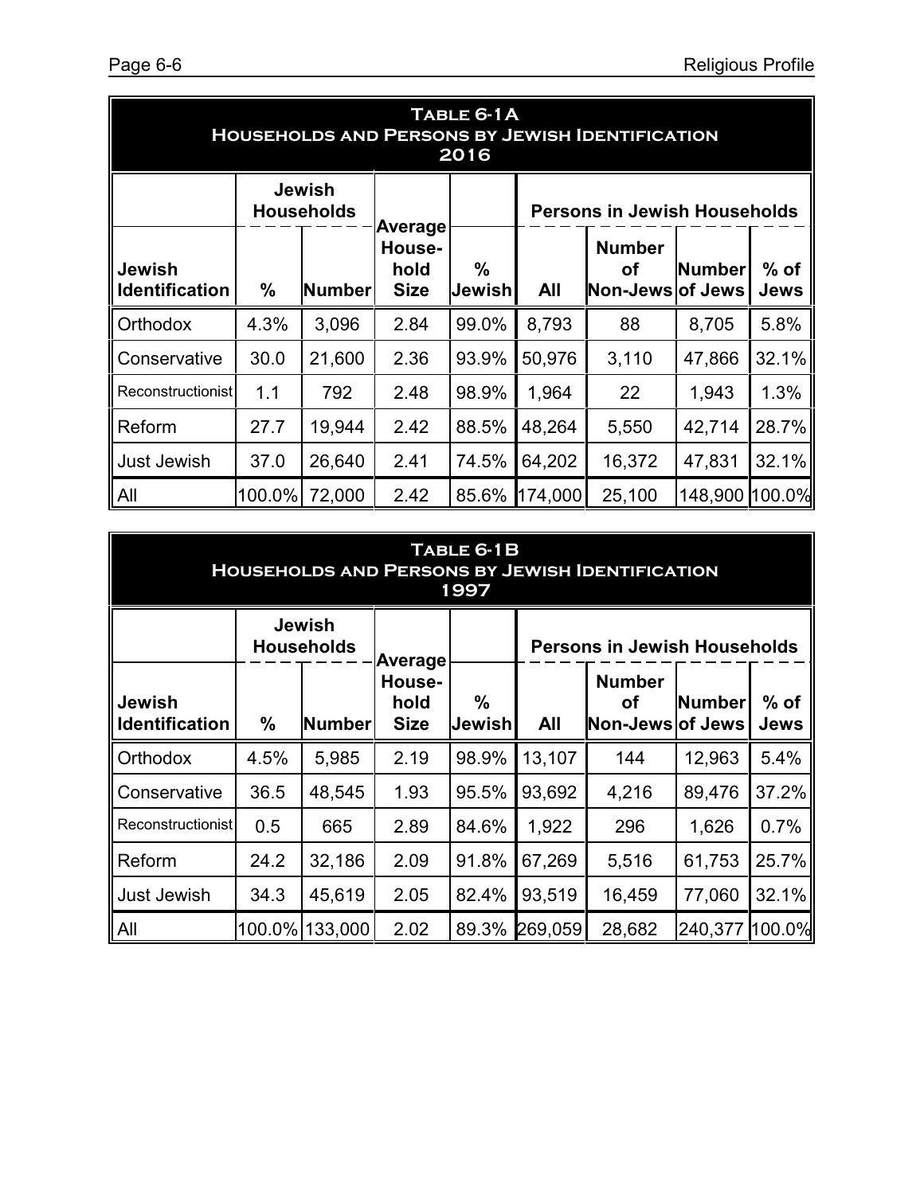**Table 6-1A**
**Households and Persons by Jewish Identification**
**2016**

| | Jewish Households | | Average Household Size | | Persons in Jewish Households | | | |
|---|---|---|---|---|---|---|---|---|
| **Jewish Identification** | **%** | **Number** | | **% Jewish** | **All** | **Number of Non-Jews** | **Number of Jews** | **% of Jews** |
| Orthodox | 4.3% | 3,096 | 2.84 | 99.0% | 8,793 | 88 | 8,705 | 5.8% |
| Conservative | 30.0 | 21,600 | 2.36 | 93.9% | 50,976 | 3,110 | 47,866 | 32.1% |
| Reconstructionist | 1.1 | 792 | 2.48 | 98.9% | 1,964 | 22 | 1,943 | 1.3% |
| Reform | 27.7 | 19,944 | 2.42 | 88.5% | 48,264 | 5,550 | 42,714 | 28.7% |
| Just Jewish | 37.0 | 26,640 | 2.41 | 74.5% | 64,202 | 16,372 | 47,831 | 32.1% |
| All | 100.0% | 72,000 | 2.42 | 85.6% | 174,000 | 25,100 | 148,900 | 100.0% |

**Table 6-1B**
**Households and Persons by Jewish Identification**
**1997**

| | Jewish Households | | Average Household Size | | Persons in Jewish Households | | | |
|---|---|---|---|---|---|---|---|---|
| **Jewish Identification** | **%** | **Number** | | **% Jewish** | **All** | **Number of Non-Jews** | **Number of Jews** | **% of Jews** |
| Orthodox | 4.5% | 5,985 | 2.19 | 98.9% | 13,107 | 144 | 12,963 | 5.4% |
| Conservative | 36.5 | 48,545 | 1.93 | 95.5% | 93,692 | 4,216 | 89,476 | 37.2% |
| Reconstructionist | 0.5 | 665 | 2.89 | 84.6% | 1,922 | 296 | 1,626 | 0.7% |
| Reform | 24.2 | 32,186 | 2.09 | 91.8% | 67,269 | 5,516 | 61,753 | 25.7% |
| Just Jewish | 34.3 | 45,619 | 2.05 | 82.4% | 93,519 | 16,459 | 77,060 | 32.1% |
| All | 100.0% | 133,000 | 2.02 | 89.3% | 269,059 | 28,682 | 240,377 | 100.0% |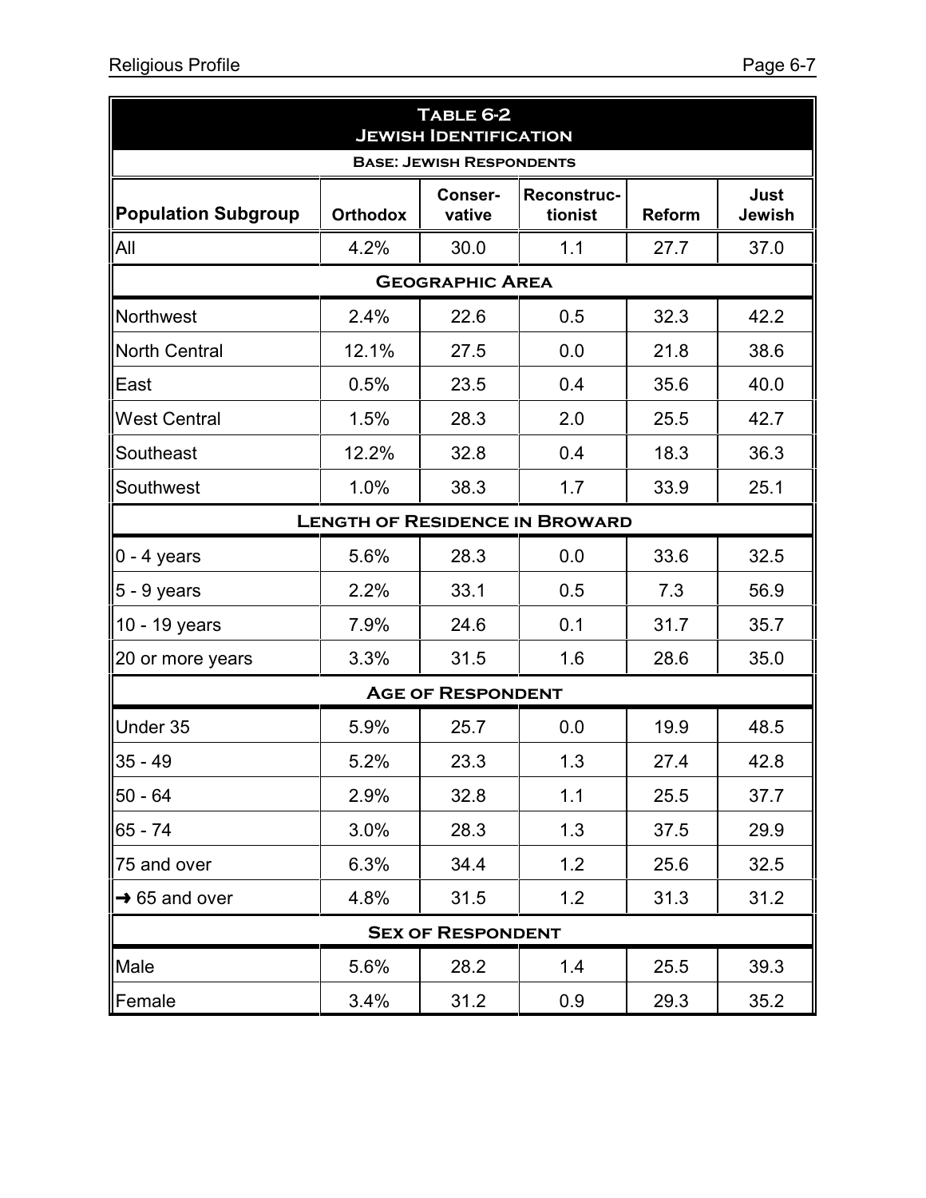| Table 6-2 Jewish Identification | | | | | |
|---|---|---|---|---|---|
| Base: Jewish Respondents | | | | | |
| **Population Subgroup** | **Orthodox** | **Conser-vative** | **Reconstruc-tionist** | **Reform** | **Just Jewish** |
| All | 4.2% | 30.0 | 1.1 | 27.7 | 37.0 |
| **Geographic Area** | | | | | |
| Northwest | 2.4% | 22.6 | 0.5 | 32.3 | 42.2 |
| North Central | 12.1% | 27.5 | 0.0 | 21.8 | 38.6 |
| East | 0.5% | 23.5 | 0.4 | 35.6 | 40.0 |
| West Central | 1.5% | 28.3 | 2.0 | 25.5 | 42.7 |
| Southeast | 12.2% | 32.8 | 0.4 | 18.3 | 36.3 |
| Southwest | 1.0% | 38.3 | 1.7 | 33.9 | 25.1 |
| **Length of Residence in Broward** | | | | | |
| 0 - 4 years | 5.6% | 28.3 | 0.0 | 33.6 | 32.5 |
| 5 - 9 years | 2.2% | 33.1 | 0.5 | 7.3 | 56.9 |
| 10 - 19 years | 7.9% | 24.6 | 0.1 | 31.7 | 35.7 |
| 20 or more years | 3.3% | 31.5 | 1.6 | 28.6 | 35.0 |
| **Age of Respondent** | | | | | |
| Under 35 | 5.9% | 25.7 | 0.0 | 19.9 | 48.5 |
| 35 - 49 | 5.2% | 23.3 | 1.3 | 27.4 | 42.8 |
| 50 - 64 | 2.9% | 32.8 | 1.1 | 25.5 | 37.7 |
| 65 - 74 | 3.0% | 28.3 | 1.3 | 37.5 | 29.9 |
| 75 and over | 6.3% | 34.4 | 1.2 | 25.6 | 32.5 |
| → 65 and over | 4.8% | 31.5 | 1.2 | 31.3 | 31.2 |
| **Sex of Respondent** | | | | | |
| Male | 5.6% | 28.2 | 1.4 | 25.5 | 39.3 |
| Female | 3.4% | 31.2 | 0.9 | 29.3 | 35.2 |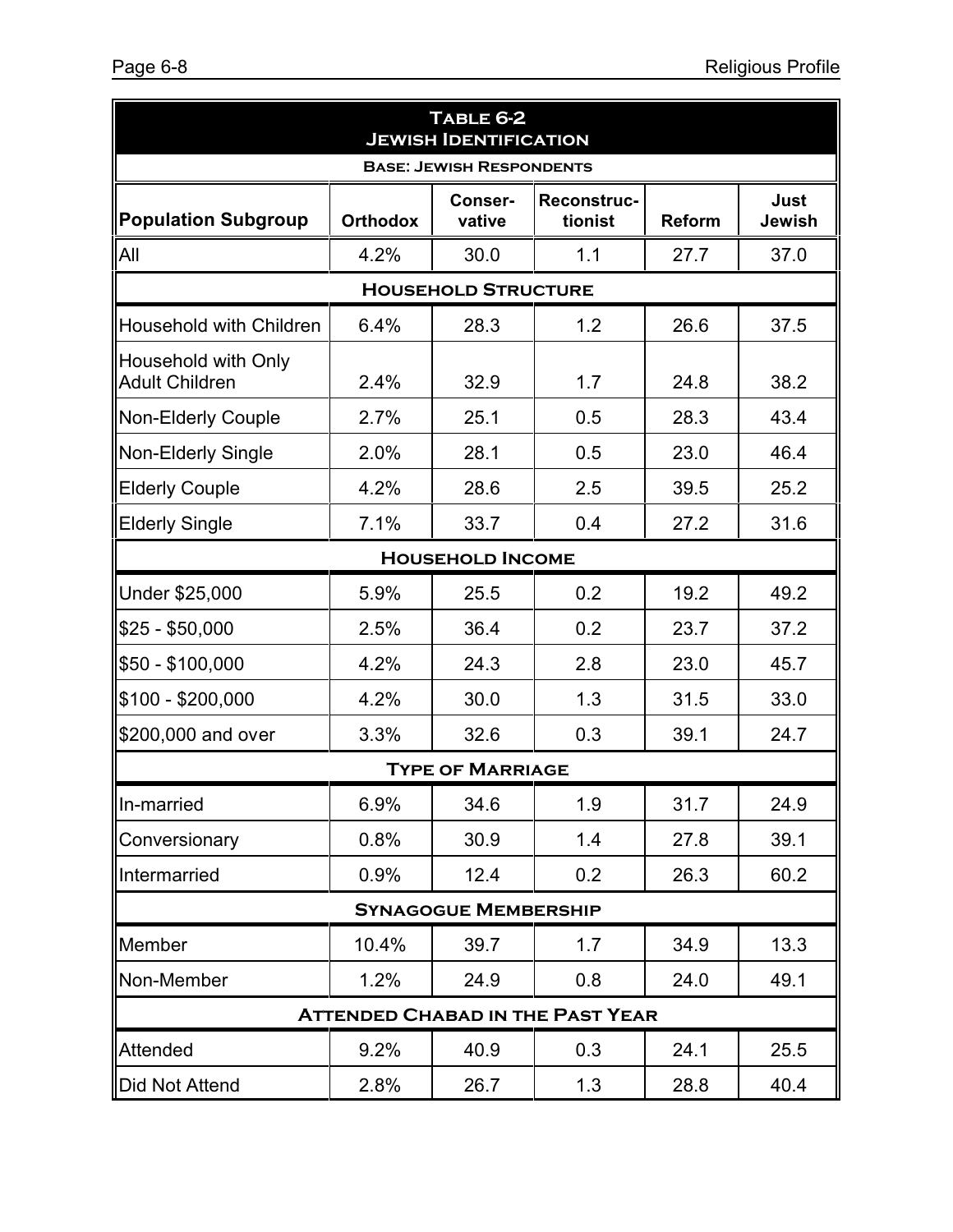| Table 6-2<br>Jewish Identification | | | | | |
|---|---|---|---|---|---|
| **Base: Jewish Respondents** | | | | | |
| **Population Subgroup** | **Orthodox** | **Conser-vative** | **Reconstruc-tionist** | **Reform** | **Just Jewish** |
| All | 4.2% | 30.0 | 1.1 | 27.7 | 37.0 |
| **Household Structure** | | | | | |
| Household with Children | 6.4% | 28.3 | 1.2 | 26.6 | 37.5 |
| Household with Only Adult Children | 2.4% | 32.9 | 1.7 | 24.8 | 38.2 |
| Non-Elderly Couple | 2.7% | 25.1 | 0.5 | 28.3 | 43.4 |
| Non-Elderly Single | 2.0% | 28.1 | 0.5 | 23.0 | 46.4 |
| Elderly Couple | 4.2% | 28.6 | 2.5 | 39.5 | 25.2 |
| Elderly Single | 7.1% | 33.7 | 0.4 | 27.2 | 31.6 |
| **Household Income** | | | | | |
| Under $25,000 | 5.9% | 25.5 | 0.2 | 19.2 | 49.2 |
| $25 - $50,000 | 2.5% | 36.4 | 0.2 | 23.7 | 37.2 |
| $50 - $100,000 | 4.2% | 24.3 | 2.8 | 23.0 | 45.7 |
| $100 - $200,000 | 4.2% | 30.0 | 1.3 | 31.5 | 33.0 |
| $200,000 and over | 3.3% | 32.6 | 0.3 | 39.1 | 24.7 |
| **Type of Marriage** | | | | | |
| In-married | 6.9% | 34.6 | 1.9 | 31.7 | 24.9 |
| Conversionary | 0.8% | 30.9 | 1.4 | 27.8 | 39.1 |
| Intermarried | 0.9% | 12.4 | 0.2 | 26.3 | 60.2 |
| **Synagogue Membership** | | | | | |
| Member | 10.4% | 39.7 | 1.7 | 34.9 | 13.3 |
| Non-Member | 1.2% | 24.9 | 0.8 | 24.0 | 49.1 |
| **Attended Chabad in the Past Year** | | | | | |
| Attended | 9.2% | 40.9 | 0.3 | 24.1 | 25.5 |
| Did Not Attend | 2.8% | 26.7 | 1.3 | 28.8 | 40.4 |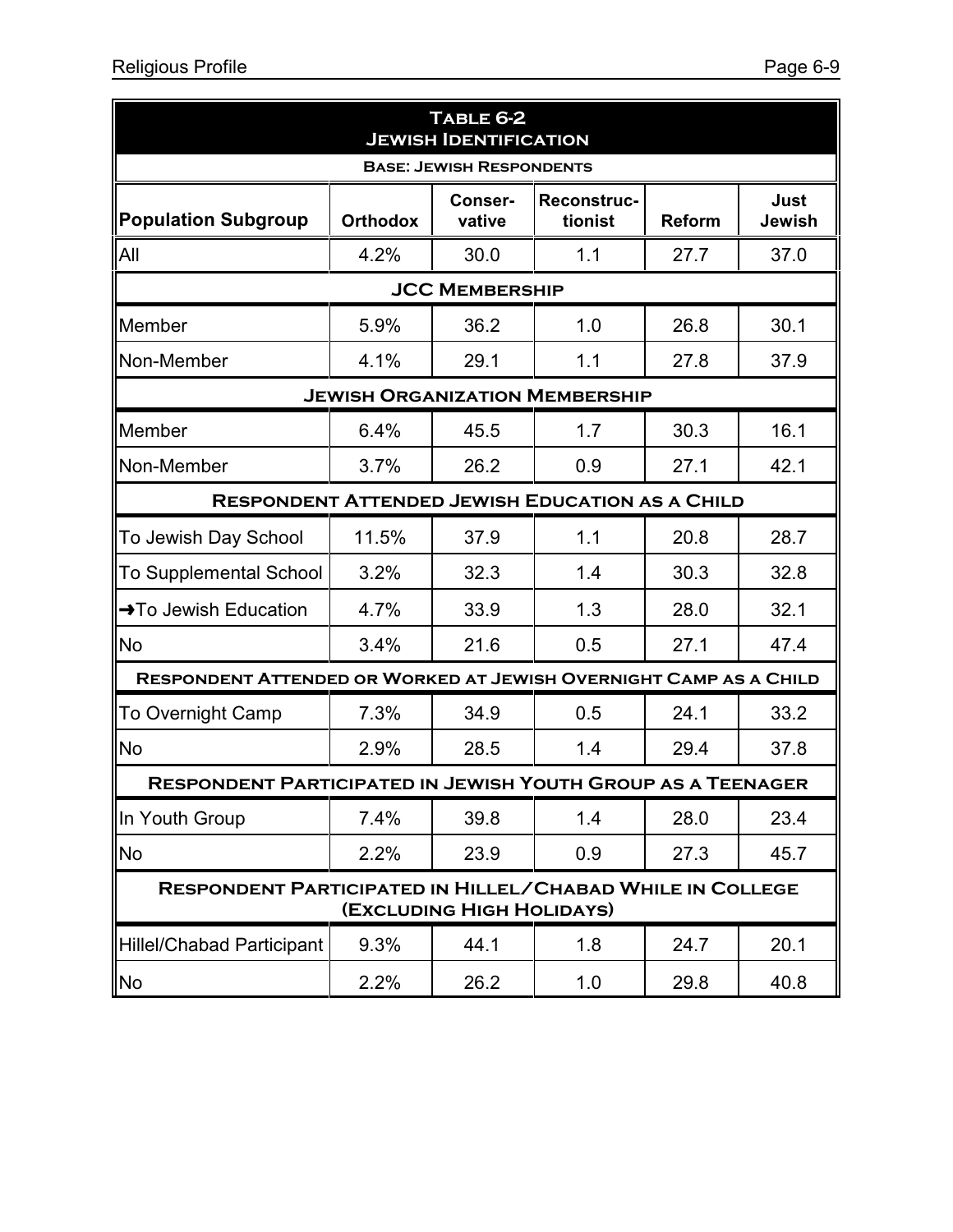**Table 6-2**
**Jewish Identification**

**Base: Jewish Respondents**

| Population Subgroup | Orthodox | Conser-vative | Reconstruc-tionist | Reform | Just Jewish |
|---|---|---|---|---|---|
| All | 4.2% | 30.0 | 1.1 | 27.7 | 37.0 |
| **JCC Membership** | | | | | |
| Member | 5.9% | 36.2 | 1.0 | 26.8 | 30.1 |
| Non-Member | 4.1% | 29.1 | 1.1 | 27.8 | 37.9 |
| **Jewish Organization Membership** | | | | | |
| Member | 6.4% | 45.5 | 1.7 | 30.3 | 16.1 |
| Non-Member | 3.7% | 26.2 | 0.9 | 27.1 | 42.1 |
| **Respondent Attended Jewish Education as a Child** | | | | | |
| To Jewish Day School | 11.5% | 37.9 | 1.1 | 20.8 | 28.7 |
| To Supplemental School | 3.2% | 32.3 | 1.4 | 30.3 | 32.8 |
| ➜To Jewish Education | 4.7% | 33.9 | 1.3 | 28.0 | 32.1 |
| No | 3.4% | 21.6 | 0.5 | 27.1 | 47.4 |
| **Respondent Attended or Worked at Jewish Overnight Camp as a Child** | | | | | |
| To Overnight Camp | 7.3% | 34.9 | 0.5 | 24.1 | 33.2 |
| No | 2.9% | 28.5 | 1.4 | 29.4 | 37.8 |
| **Respondent Participated in Jewish Youth Group as a Teenager** | | | | | |
| In Youth Group | 7.4% | 39.8 | 1.4 | 28.0 | 23.4 |
| No | 2.2% | 23.9 | 0.9 | 27.3 | 45.7 |
| **Respondent Participated in Hillel/Chabad While in College (Excluding High Holidays)** | | | | | |
| Hillel/Chabad Participant | 9.3% | 44.1 | 1.8 | 24.7 | 20.1 |
| No | 2.2% | 26.2 | 1.0 | 29.8 | 40.8 |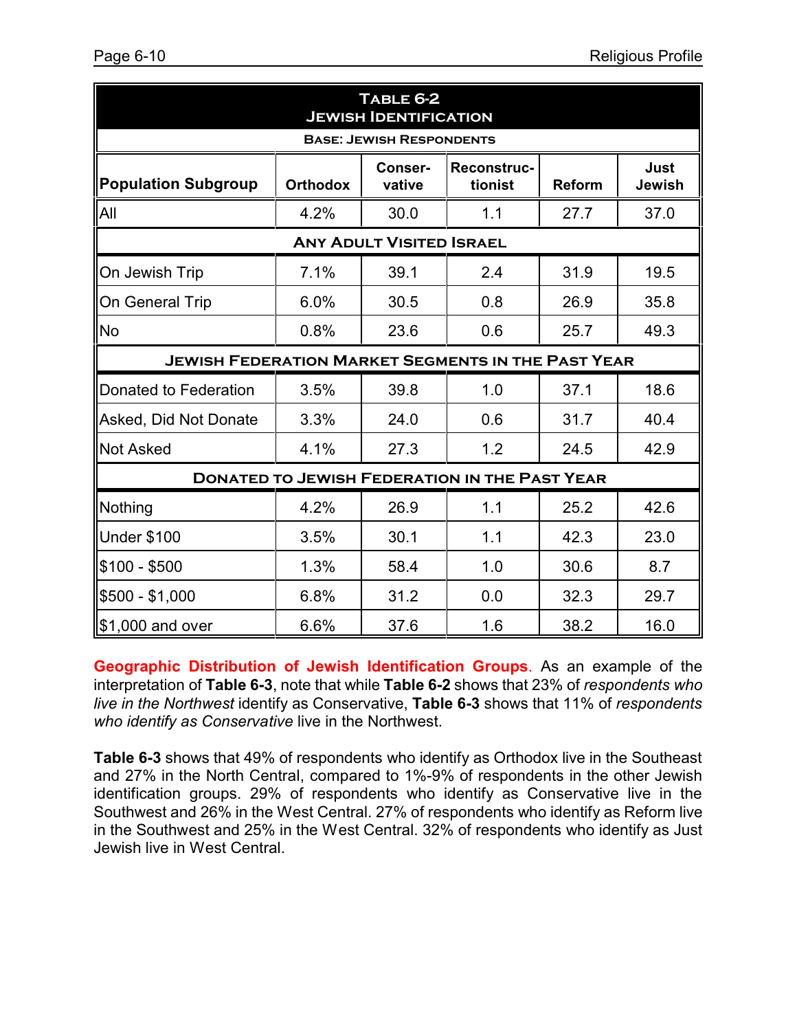| TABLE 6-2 JEWISH IDENTIFICATION | | | | | |
|---|---|---|---|---|---|
| BASE: JEWISH RESPONDENTS | | | | | |
| **Population Subgroup** | **Orthodox** | **Conser-vative** | **Reconstruc-tionist** | **Reform** | **Just Jewish** |
| All | 4.2% | 30.0 | 1.1 | 27.7 | 37.0 |
| **ANY ADULT VISITED ISRAEL** | | | | | |
| On Jewish Trip | 7.1% | 39.1 | 2.4 | 31.9 | 19.5 |
| On General Trip | 6.0% | 30.5 | 0.8 | 26.9 | 35.8 |
| No | 0.8% | 23.6 | 0.6 | 25.7 | 49.3 |
| **JEWISH FEDERATION MARKET SEGMENTS IN THE PAST YEAR** | | | | | |
| Donated to Federation | 3.5% | 39.8 | 1.0 | 37.1 | 18.6 |
| Asked, Did Not Donate | 3.3% | 24.0 | 0.6 | 31.7 | 40.4 |
| Not Asked | 4.1% | 27.3 | 1.2 | 24.5 | 42.9 |
| **DONATED TO JEWISH FEDERATION IN THE PAST YEAR** | | | | | |
| Nothing | 4.2% | 26.9 | 1.1 | 25.2 | 42.6 |
| Under $100 | 3.5% | 30.1 | 1.1 | 42.3 | 23.0 |
| $100 - $500 | 1.3% | 58.4 | 1.0 | 30.6 | 8.7 |
| $500 - $1,000 | 6.8% | 31.2 | 0.0 | 32.3 | 29.7 |
| $1,000 and over | 6.6% | 37.6 | 1.6 | 38.2 | 16.0 |

**Geographic Distribution of Jewish Identification Groups**. As an example of the interpretation of **Table 6-3**, note that while **Table 6-2** shows that 23% of *respondents who live in the Northwest* identify as Conservative, **Table 6-3** shows that 11% of *respondents who identify as Conservative* live in the Northwest.

**Table 6-3** shows that 49% of respondents who identify as Orthodox live in the Southeast and 27% in the North Central, compared to 1%-9% of respondents in the other Jewish identification groups. 29% of respondents who identify as Conservative live in the Southwest and 26% in the West Central. 27% of respondents who identify as Reform live in the Southwest and 25% in the West Central. 32% of respondents who identify as Just Jewish live in West Central.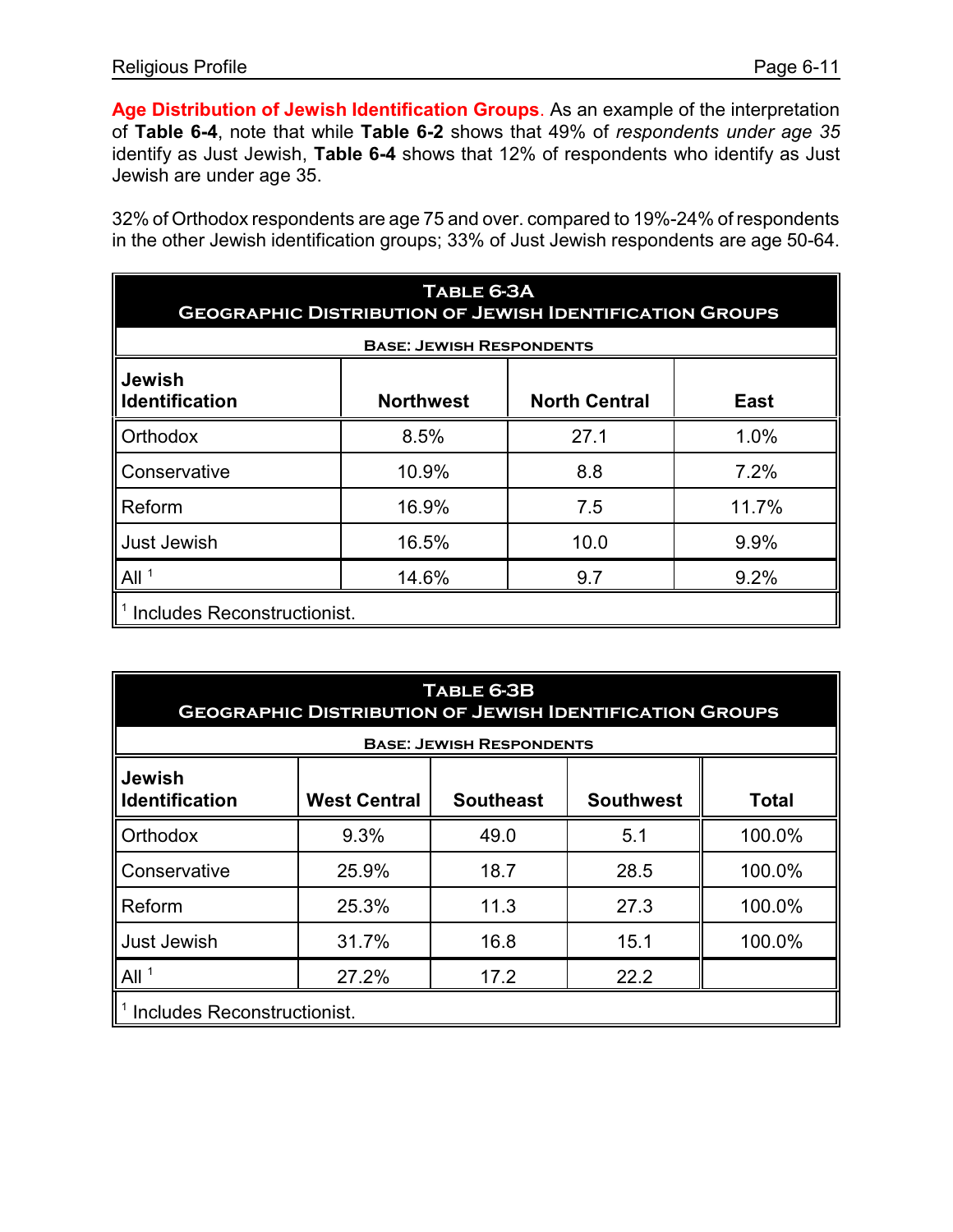**Age Distribution of Jewish Identification Groups**. As an example of the interpretation of **Table 6-4**, note that while **Table 6-2** shows that 49% of *respondents under age 35* identify as Just Jewish, **Table 6-4** shows that 12% of respondents who identify as Just Jewish are under age 35.

32% of Orthodox respondents are age 75 and over. compared to 19%-24% of respondents in the other Jewish identification groups; 33% of Just Jewish respondents are age 50-64.

**Table 6-3A**
**Geographic Distribution of Jewish Identification Groups**
**Base: Jewish Respondents**

| Jewish Identification | Northwest | North Central | East |
|---|---|---|---|
| Orthodox | 8.5% | 27.1 | 1.0% |
| Conservative | 10.9% | 8.8 | 7.2% |
| Reform | 16.9% | 7.5 | 11.7% |
| Just Jewish | 16.5% | 10.0 | 9.9% |
| All [1] | 14.6% | 9.7 | 9.2% |

[1] Includes Reconstructionist.

**Table 6-3B**
**Geographic Distribution of Jewish Identification Groups**
**Base: Jewish Respondents**

| Jewish Identification | West Central | Southeast | Southwest | Total |
|---|---|---|---|---|
| Orthodox | 9.3% | 49.0 | 5.1 | 100.0% |
| Conservative | 25.9% | 18.7 | 28.5 | 100.0% |
| Reform | 25.3% | 11.3 | 27.3 | 100.0% |
| Just Jewish | 31.7% | 16.8 | 15.1 | 100.0% |
| All [1] | 27.2% | 17.2 | 22.2 | |

[1] Includes Reconstructionist.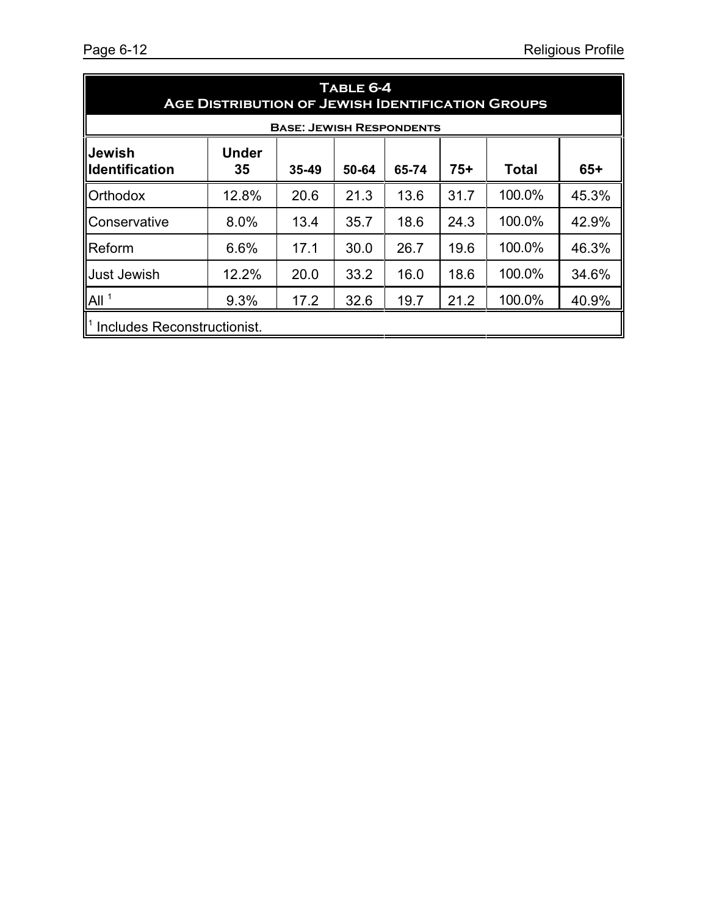**Table 6-4**
**Age Distribution of Jewish Identification Groups**

**Base: Jewish Respondents**

| Jewish Identification | Under 35 | 35-49 | 50-64 | 65-74 | 75+ | Total | 65+ |
|---|---|---|---|---|---|---|---|
| Orthodox | 12.8% | 20.6 | 21.3 | 13.6 | 31.7 | 100.0% | 45.3% |
| Conservative | 8.0% | 13.4 | 35.7 | 18.6 | 24.3 | 100.0% | 42.9% |
| Reform | 6.6% | 17.1 | 30.0 | 26.7 | 19.6 | 100.0% | 46.3% |
| Just Jewish | 12.2% | 20.0 | 33.2 | 16.0 | 18.6 | 100.0% | 34.6% |
| All [1] | 9.3% | 17.2 | 32.6 | 19.7 | 21.2 | 100.0% | 40.9% |

[1] Includes Reconstructionist.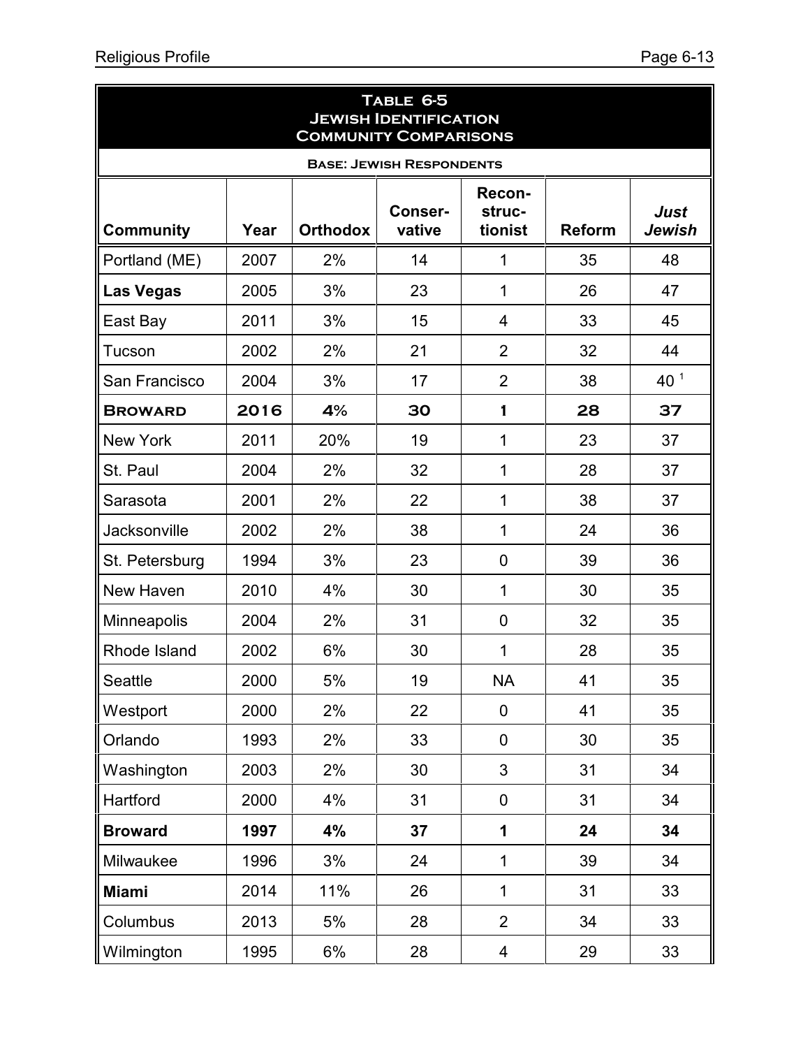**Table 6-5**
**Jewish Identification**
**Community Comparisons**

**Base: Jewish Respondents**

| Community | Year | Orthodox | Conser-vative | Recon-struc-tionist | Reform | *Just Jewish* |
|---|---|---|---|---|---|---|
| Portland (ME) | 2007 | 2% | 14 | 1 | 35 | 48 |
| **Las Vegas** | 2005 | 3% | 23 | 1 | 26 | 47 |
| East Bay | 2011 | 3% | 15 | 4 | 33 | 45 |
| Tucson | 2002 | 2% | 21 | 2 | 32 | 44 |
| San Francisco | 2004 | 3% | 17 | 2 | 38 | 40 [1] |
| **Broward** | **2016** | **4%** | **30** | **1** | **28** | **37** |
| New York | 2011 | 20% | 19 | 1 | 23 | 37 |
| St. Paul | 2004 | 2% | 32 | 1 | 28 | 37 |
| Sarasota | 2001 | 2% | 22 | 1 | 38 | 37 |
| Jacksonville | 2002 | 2% | 38 | 1 | 24 | 36 |
| St. Petersburg | 1994 | 3% | 23 | 0 | 39 | 36 |
| New Haven | 2010 | 4% | 30 | 1 | 30 | 35 |
| Minneapolis | 2004 | 2% | 31 | 0 | 32 | 35 |
| Rhode Island | 2002 | 6% | 30 | 1 | 28 | 35 |
| Seattle | 2000 | 5% | 19 | NA | 41 | 35 |
| Westport | 2000 | 2% | 22 | 0 | 41 | 35 |
| Orlando | 1993 | 2% | 33 | 0 | 30 | 35 |
| Washington | 2003 | 2% | 30 | 3 | 31 | 34 |
| Hartford | 2000 | 4% | 31 | 0 | 31 | 34 |
| **Broward** | **1997** | **4%** | **37** | **1** | **24** | **34** |
| Milwaukee | 1996 | 3% | 24 | 1 | 39 | 34 |
| **Miami** | 2014 | 11% | 26 | 1 | 31 | 33 |
| Columbus | 2013 | 5% | 28 | 2 | 34 | 33 |
| Wilmington | 1995 | 6% | 28 | 4 | 29 | 33 |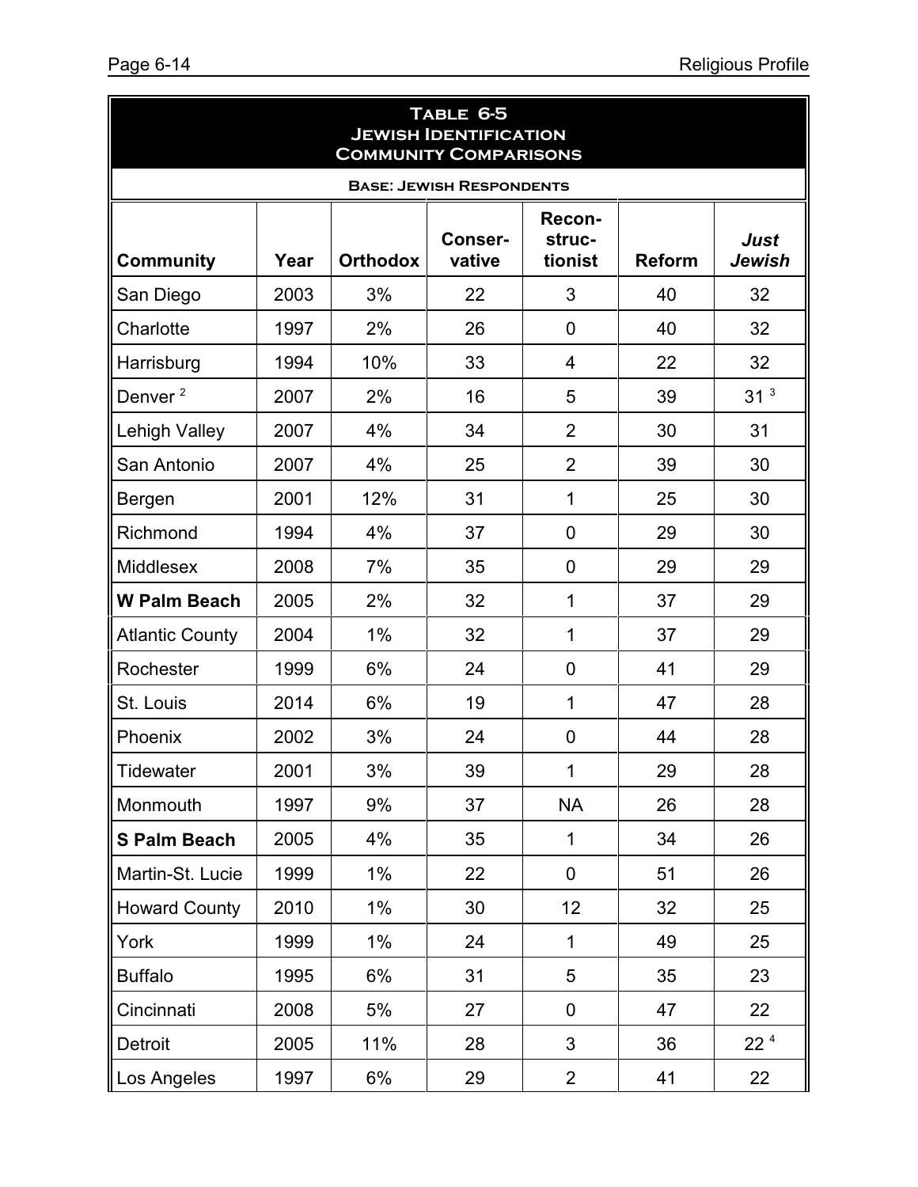## Table 6-5
### Jewish Identification
### Community Comparisons

**Base: Jewish Respondents**

| Community | Year | Orthodox | Conser-vative | Recon-struc-tionist | Reform | *Just Jewish* |
|---|---|---|---|---|---|---|
| San Diego | 2003 | 3% | 22 | 3 | 40 | 32 |
| Charlotte | 1997 | 2% | 26 | 0 | 40 | 32 |
| Harrisburg | 1994 | 10% | 33 | 4 | 22 | 32 |
| Denver [2] | 2007 | 2% | 16 | 5 | 39 | 31 [3] |
| Lehigh Valley | 2007 | 4% | 34 | 2 | 30 | 31 |
| San Antonio | 2007 | 4% | 25 | 2 | 39 | 30 |
| Bergen | 2001 | 12% | 31 | 1 | 25 | 30 |
| Richmond | 1994 | 4% | 37 | 0 | 29 | 30 |
| Middlesex | 2008 | 7% | 35 | 0 | 29 | 29 |
| **W Palm Beach** | 2005 | 2% | 32 | 1 | 37 | 29 |
| Atlantic County | 2004 | 1% | 32 | 1 | 37 | 29 |
| Rochester | 1999 | 6% | 24 | 0 | 41 | 29 |
| St. Louis | 2014 | 6% | 19 | 1 | 47 | 28 |
| Phoenix | 2002 | 3% | 24 | 0 | 44 | 28 |
| Tidewater | 2001 | 3% | 39 | 1 | 29 | 28 |
| Monmouth | 1997 | 9% | 37 | NA | 26 | 28 |
| **S Palm Beach** | 2005 | 4% | 35 | 1 | 34 | 26 |
| Martin-St. Lucie | 1999 | 1% | 22 | 0 | 51 | 26 |
| Howard County | 2010 | 1% | 30 | 12 | 32 | 25 |
| York | 1999 | 1% | 24 | 1 | 49 | 25 |
| Buffalo | 1995 | 6% | 31 | 5 | 35 | 23 |
| Cincinnati | 2008 | 5% | 27 | 0 | 47 | 22 |
| Detroit | 2005 | 11% | 28 | 3 | 36 | 22 [4] |
| Los Angeles | 1997 | 6% | 29 | 2 | 41 | 22 |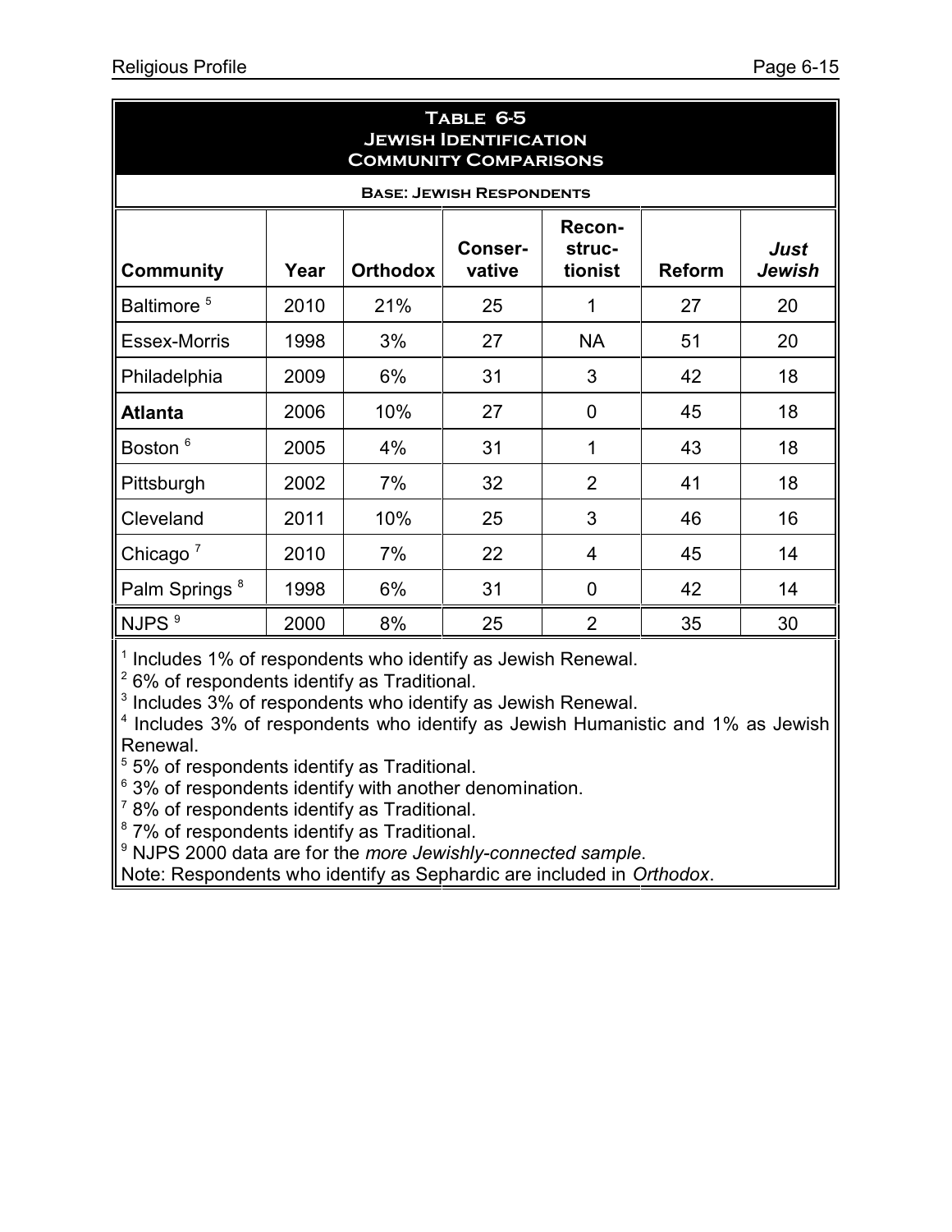## Table 6-5
### Jewish Identification
### Community Comparisons

**Base: Jewish Respondents**

| Community | Year | Orthodox | Conser-vative | Recon-struc-tionist | Reform | *Just Jewish* |
|---|---|---|---|---|---|---|
| Baltimore [5] | 2010 | 21% | 25 | 1 | 27 | 20 |
| Essex-Morris | 1998 | 3% | 27 | NA | 51 | 20 |
| Philadelphia | 2009 | 6% | 31 | 3 | 42 | 18 |
| **Atlanta** | 2006 | 10% | 27 | 0 | 45 | 18 |
| Boston [6] | 2005 | 4% | 31 | 1 | 43 | 18 |
| Pittsburgh | 2002 | 7% | 32 | 2 | 41 | 18 |
| Cleveland | 2011 | 10% | 25 | 3 | 46 | 16 |
| Chicago [7] | 2010 | 7% | 22 | 4 | 45 | 14 |
| Palm Springs [8] | 1998 | 6% | 31 | 0 | 42 | 14 |
| NJPS [9] | 2000 | 8% | 25 | 2 | 35 | 30 |

[1] Includes 1% of respondents who identify as Jewish Renewal.
[2] 6% of respondents identify as Traditional.
[3] Includes 3% of respondents who identify as Jewish Renewal.
[4] Includes 3% of respondents who identify as Jewish Humanistic and 1% as Jewish Renewal.
[5] 5% of respondents identify as Traditional.
[6] 3% of respondents identify with another denomination.
[7] 8% of respondents identify as Traditional.
[8] 7% of respondents identify as Traditional.
[9] NJPS 2000 data are for the *more Jewishly-connected sample*.
Note: Respondents who identify as Sephardic are included in *Orthodox*.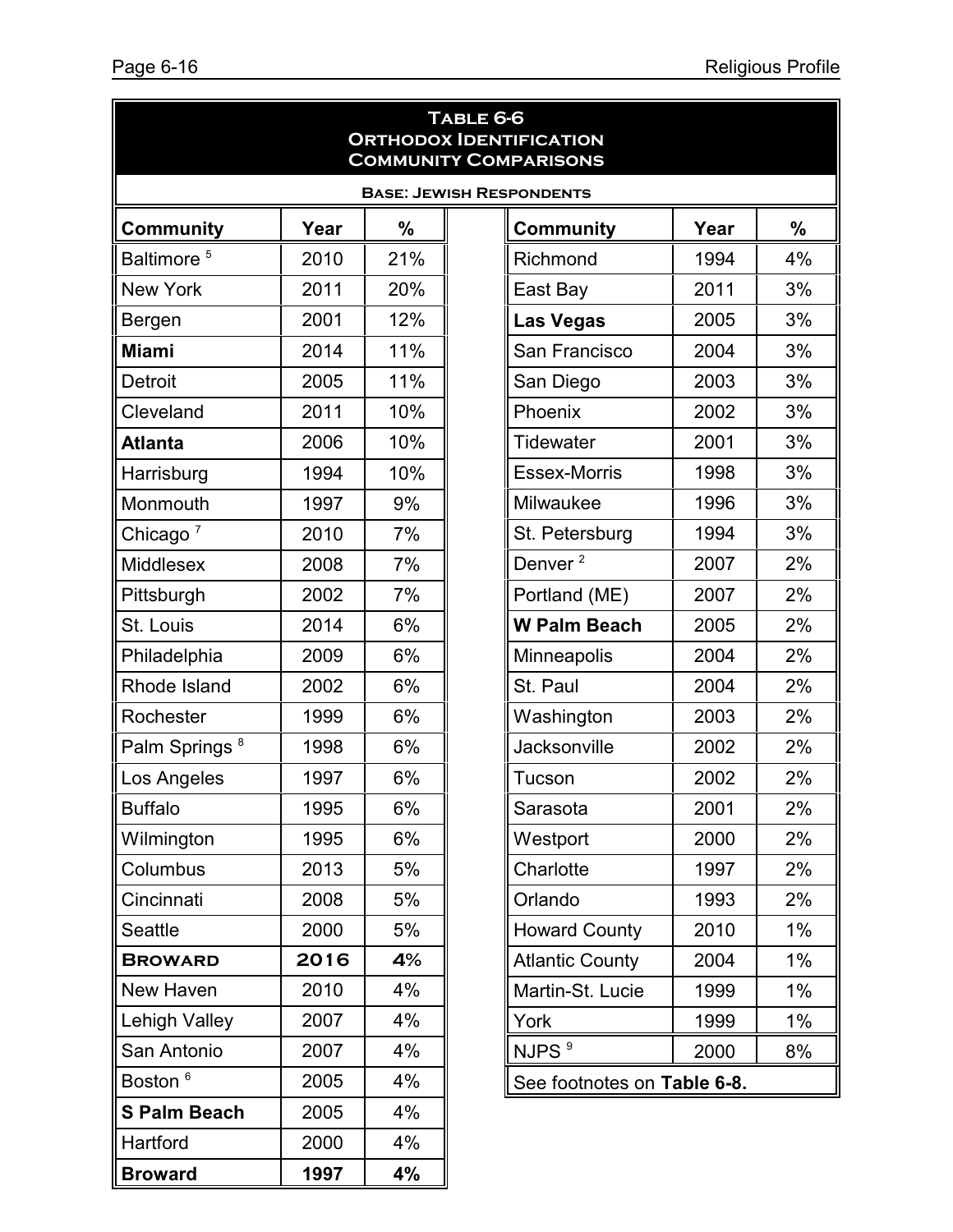## Table 6-6
## Orthodox Identification
## Community Comparisons

**Base: Jewish Respondents**

| Community | Year | % |
|---|---|---|
| Baltimore [5] | 2010 | 21% |
| New York | 2011 | 20% |
| Bergen | 2001 | 12% |
| **Miami** | 2014 | 11% |
| Detroit | 2005 | 11% |
| Cleveland | 2011 | 10% |
| **Atlanta** | 2006 | 10% |
| Harrisburg | 1994 | 10% |
| Monmouth | 1997 | 9% |
| Chicago [7] | 2010 | 7% |
| Middlesex | 2008 | 7% |
| Pittsburgh | 2002 | 7% |
| St. Louis | 2014 | 6% |
| Philadelphia | 2009 | 6% |
| Rhode Island | 2002 | 6% |
| Rochester | 1999 | 6% |
| Palm Springs [8] | 1998 | 6% |
| Los Angeles | 1997 | 6% |
| Buffalo | 1995 | 6% |
| Wilmington | 1995 | 6% |
| Columbus | 2013 | 5% |
| Cincinnati | 2008 | 5% |
| Seattle | 2000 | 5% |
| **BROWARD** | **2016** | **4%** |
| New Haven | 2010 | 4% |
| Lehigh Valley | 2007 | 4% |
| San Antonio | 2007 | 4% |
| Boston [6] | 2005 | 4% |
| **S Palm Beach** | 2005 | 4% |
| Hartford | 2000 | 4% |
| **Broward** | **1997** | **4%** |
| Richmond | 1994 | 4% |
| East Bay | 2011 | 3% |
| **Las Vegas** | 2005 | 3% |
| San Francisco | 2004 | 3% |
| San Diego | 2003 | 3% |
| Phoenix | 2002 | 3% |
| Tidewater | 2001 | 3% |
| Essex-Morris | 1998 | 3% |
| Milwaukee | 1996 | 3% |
| St. Petersburg | 1994 | 3% |
| Denver [2] | 2007 | 2% |
| Portland (ME) | 2007 | 2% |
| **W Palm Beach** | 2005 | 2% |
| Minneapolis | 2004 | 2% |
| St. Paul | 2004 | 2% |
| Washington | 2003 | 2% |
| Jacksonville | 2002 | 2% |
| Tucson | 2002 | 2% |
| Sarasota | 2001 | 2% |
| Westport | 2000 | 2% |
| Charlotte | 1997 | 2% |
| Orlando | 1993 | 2% |
| Howard County | 2010 | 1% |
| Atlantic County | 2004 | 1% |
| Martin-St. Lucie | 1999 | 1% |
| York | 1999 | 1% |
| NJPS [9] | 2000 | 8% |

See footnotes on **Table 6-8.**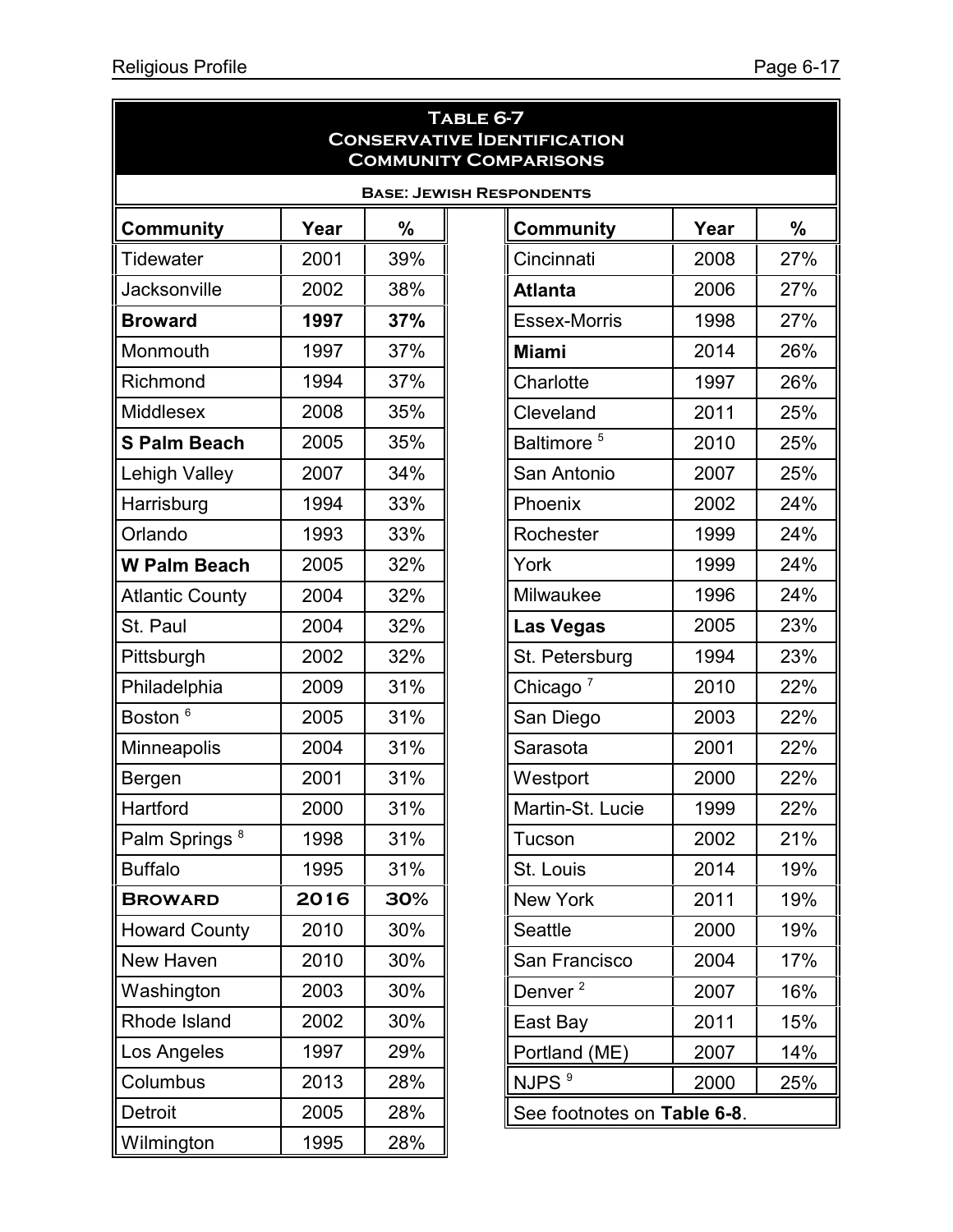## Table 6-7
## Conservative Identification
## Community Comparisons

**Base: Jewish Respondents**

| Community | Year | % | Community | Year | % |
|---|---|---|---|---|---|
| Tidewater | 2001 | 39% | Cincinnati | 2008 | 27% |
| Jacksonville | 2002 | 38% | **Atlanta** | 2006 | 27% |
| **Broward** | **1997** | **37%** | Essex-Morris | 1998 | 27% |
| Monmouth | 1997 | 37% | **Miami** | 2014 | 26% |
| Richmond | 1994 | 37% | Charlotte | 1997 | 26% |
| Middlesex | 2008 | 35% | Cleveland | 2011 | 25% |
| **S Palm Beach** | 2005 | 35% | Baltimore [5] | 2010 | 25% |
| Lehigh Valley | 2007 | 34% | San Antonio | 2007 | 25% |
| Harrisburg | 1994 | 33% | Phoenix | 2002 | 24% |
| Orlando | 1993 | 33% | Rochester | 1999 | 24% |
| **W Palm Beach** | 2005 | 32% | York | 1999 | 24% |
| Atlantic County | 2004 | 32% | Milwaukee | 1996 | 24% |
| St. Paul | 2004 | 32% | **Las Vegas** | 2005 | 23% |
| Pittsburgh | 2002 | 32% | St. Petersburg | 1994 | 23% |
| Philadelphia | 2009 | 31% | Chicago [7] | 2010 | 22% |
| Boston [6] | 2005 | 31% | San Diego | 2003 | 22% |
| Minneapolis | 2004 | 31% | Sarasota | 2001 | 22% |
| Bergen | 2001 | 31% | Westport | 2000 | 22% |
| Hartford | 2000 | 31% | Martin-St. Lucie | 1999 | 22% |
| Palm Springs [8] | 1998 | 31% | Tucson | 2002 | 21% |
| Buffalo | 1995 | 31% | St. Louis | 2014 | 19% |
| **Broward** | **2016** | **30%** | New York | 2011 | 19% |
| Howard County | 2010 | 30% | Seattle | 2000 | 19% |
| New Haven | 2010 | 30% | San Francisco | 2004 | 17% |
| Washington | 2003 | 30% | Denver [2] | 2007 | 16% |
| Rhode Island | 2002 | 30% | East Bay | 2011 | 15% |
| Los Angeles | 1997 | 29% | Portland (ME) | 2007 | 14% |
| Columbus | 2013 | 28% | NJPS [9] | 2000 | 25% |
| Detroit | 2005 | 28% | | | |
| Wilmington | 1995 | 28% | | | |

See footnotes on **Table 6-8**.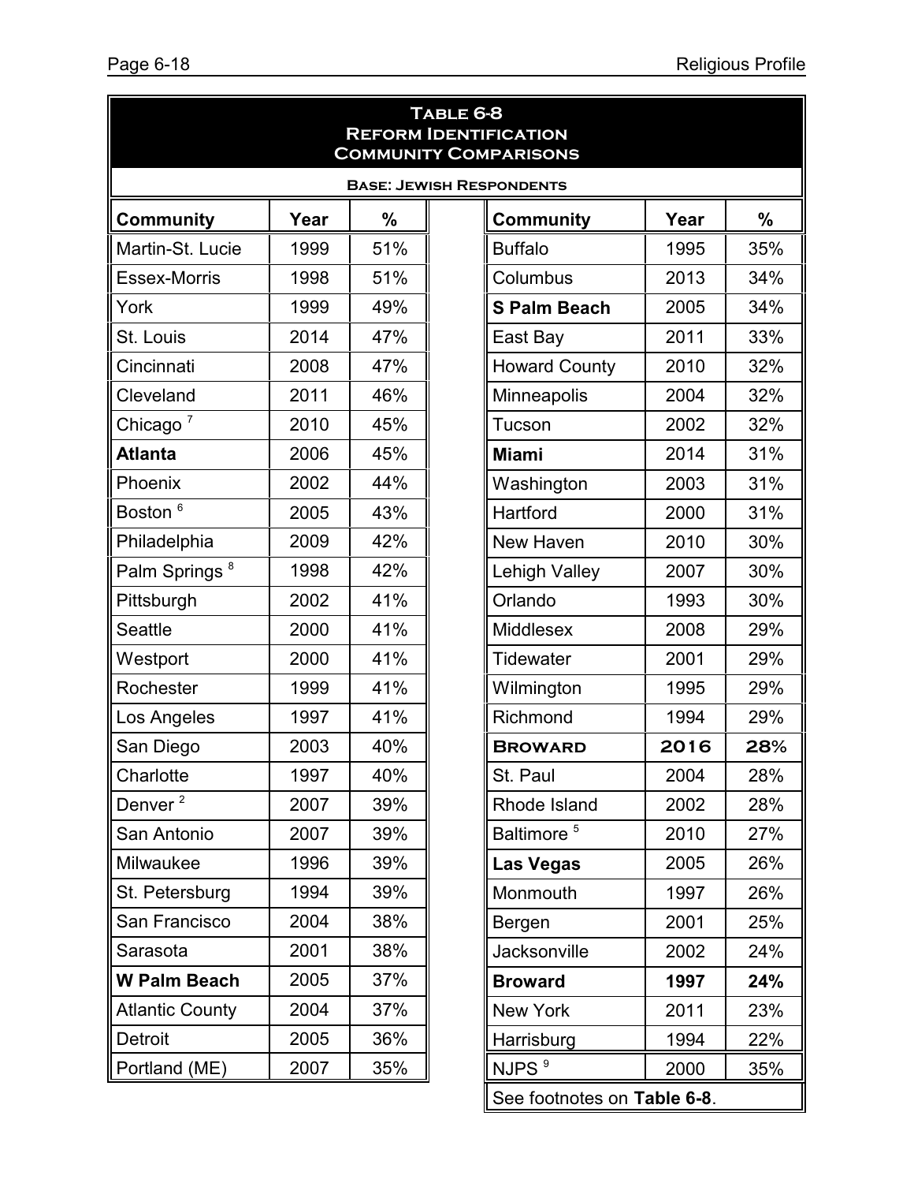## Table 6-8
## Reform Identification
## Community Comparisons

**Base: Jewish Respondents**

| Community | Year | % | Community | Year | % |
|---|---|---|---|---|---|
| Martin-St. Lucie | 1999 | 51% | Buffalo | 1995 | 35% |
| Essex-Morris | 1998 | 51% | Columbus | 2013 | 34% |
| York | 1999 | 49% | **S Palm Beach** | 2005 | 34% |
| St. Louis | 2014 | 47% | East Bay | 2011 | 33% |
| Cincinnati | 2008 | 47% | Howard County | 2010 | 32% |
| Cleveland | 2011 | 46% | Minneapolis | 2004 | 32% |
| Chicago [7] | 2010 | 45% | Tucson | 2002 | 32% |
| **Atlanta** | 2006 | 45% | **Miami** | 2014 | 31% |
| Phoenix | 2002 | 44% | Washington | 2003 | 31% |
| Boston [6] | 2005 | 43% | Hartford | 2000 | 31% |
| Philadelphia | 2009 | 42% | New Haven | 2010 | 30% |
| Palm Springs [8] | 1998 | 42% | Lehigh Valley | 2007 | 30% |
| Pittsburgh | 2002 | 41% | Orlando | 1993 | 30% |
| Seattle | 2000 | 41% | Middlesex | 2008 | 29% |
| Westport | 2000 | 41% | Tidewater | 2001 | 29% |
| Rochester | 1999 | 41% | Wilmington | 1995 | 29% |
| Los Angeles | 1997 | 41% | Richmond | 1994 | 29% |
| San Diego | 2003 | 40% | **BROWARD** | **2016** | **28%** |
| Charlotte | 1997 | 40% | St. Paul | 2004 | 28% |
| Denver [2] | 2007 | 39% | Rhode Island | 2002 | 28% |
| San Antonio | 2007 | 39% | Baltimore [5] | 2010 | 27% |
| Milwaukee | 1996 | 39% | **Las Vegas** | 2005 | 26% |
| St. Petersburg | 1994 | 39% | Monmouth | 1997 | 26% |
| San Francisco | 2004 | 38% | Bergen | 2001 | 25% |
| Sarasota | 2001 | 38% | Jacksonville | 2002 | 24% |
| **W Palm Beach** | 2005 | 37% | **Broward** | **1997** | **24%** |
| Atlantic County | 2004 | 37% | New York | 2011 | 23% |
| Detroit | 2005 | 36% | Harrisburg | 1994 | 22% |
| Portland (ME) | 2007 | 35% | NJPS [9] | 2000 | 35% |

See footnotes on **Table 6-8**.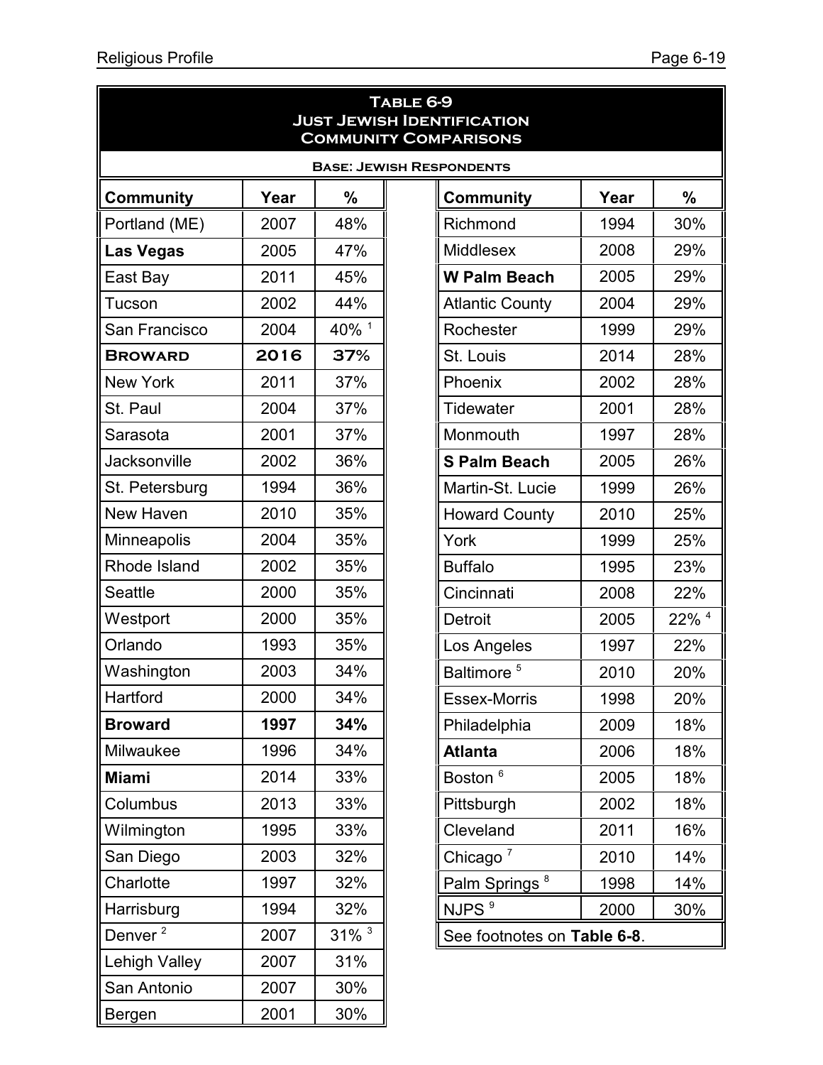# Table 6-9
## Just Jewish Identification
## Community Comparisons

**Base: Jewish Respondents**

| Community | Year | % |
|---|---|---|
| Portland (ME) | 2007 | 48% |
| **Las Vegas** | 2005 | 47% |
| East Bay | 2011 | 45% |
| Tucson | 2002 | 44% |
| San Francisco | 2004 | 40% [1] |
| **BROWARD** | **2016** | **37%** |
| New York | 2011 | 37% |
| St. Paul | 2004 | 37% |
| Sarasota | 2001 | 37% |
| Jacksonville | 2002 | 36% |
| St. Petersburg | 1994 | 36% |
| New Haven | 2010 | 35% |
| Minneapolis | 2004 | 35% |
| Rhode Island | 2002 | 35% |
| Seattle | 2000 | 35% |
| Westport | 2000 | 35% |
| Orlando | 1993 | 35% |
| Washington | 2003 | 34% |
| Hartford | 2000 | 34% |
| **Broward** | **1997** | **34%** |
| Milwaukee | 1996 | 34% |
| **Miami** | 2014 | 33% |
| Columbus | 2013 | 33% |
| Wilmington | 1995 | 33% |
| San Diego | 2003 | 32% |
| Charlotte | 1997 | 32% |
| Harrisburg | 1994 | 32% |
| Denver [2] | 2007 | 31% [3] |
| Lehigh Valley | 2007 | 31% |
| San Antonio | 2007 | 30% |
| Bergen | 2001 | 30% |
| Richmond | 1994 | 30% |
| Middlesex | 2008 | 29% |
| **W Palm Beach** | 2005 | 29% |
| Atlantic County | 2004 | 29% |
| Rochester | 1999 | 29% |
| St. Louis | 2014 | 28% |
| Phoenix | 2002 | 28% |
| Tidewater | 2001 | 28% |
| Monmouth | 1997 | 28% |
| **S Palm Beach** | 2005 | 26% |
| Martin-St. Lucie | 1999 | 26% |
| Howard County | 2010 | 25% |
| York | 1999 | 25% |
| Buffalo | 1995 | 23% |
| Cincinnati | 2008 | 22% |
| Detroit | 2005 | 22% [4] |
| Los Angeles | 1997 | 22% |
| Baltimore [5] | 2010 | 20% |
| Essex-Morris | 1998 | 20% |
| Philadelphia | 2009 | 18% |
| **Atlanta** | 2006 | 18% |
| Boston [6] | 2005 | 18% |
| Pittsburgh | 2002 | 18% |
| Cleveland | 2011 | 16% |
| Chicago [7] | 2010 | 14% |
| Palm Springs [8] | 1998 | 14% |
| NJPS [9] | 2000 | 30% |

See footnotes on **Table 6-8**.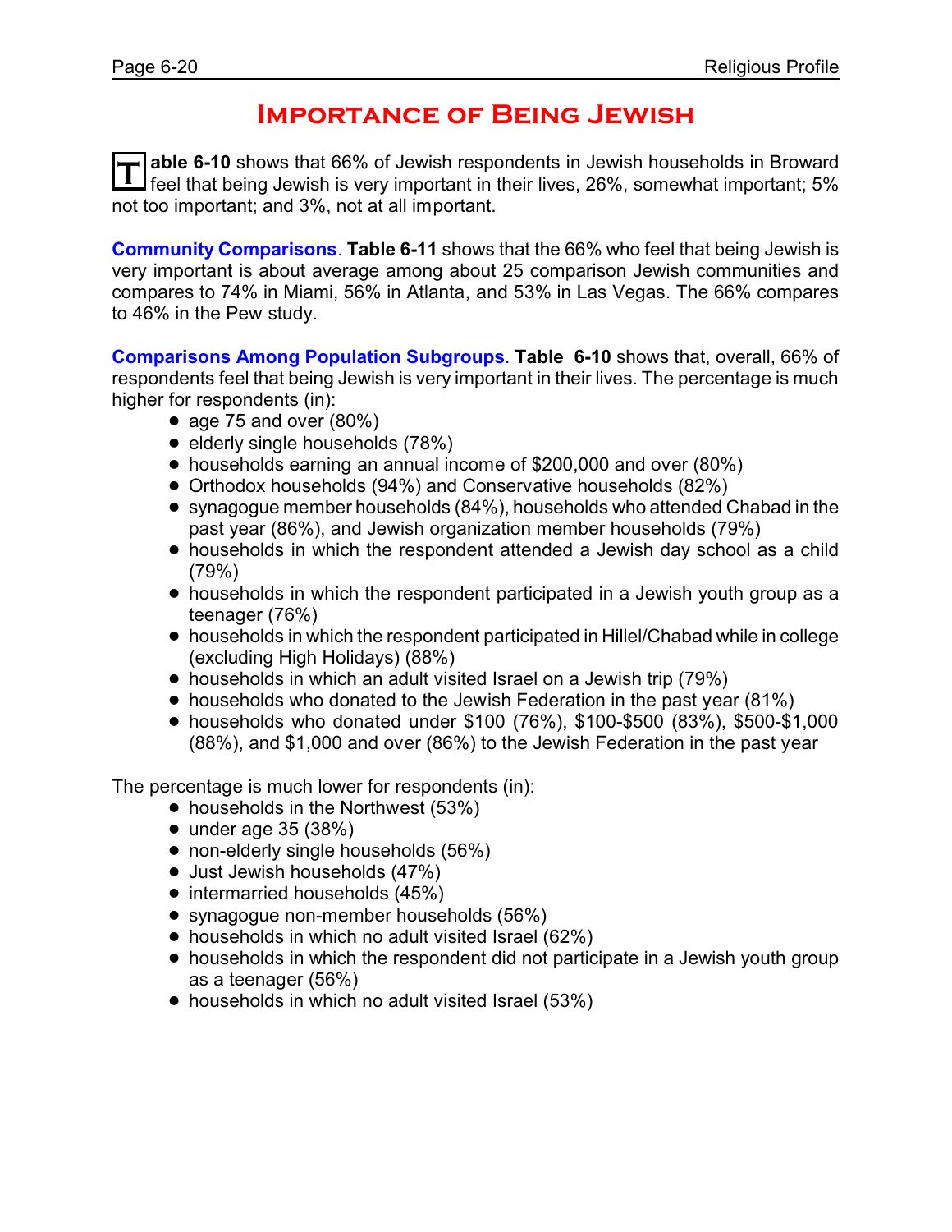# Importance of Being Jewish

**Table 6-10** shows that 66% of Jewish respondents in Jewish households in Broward feel that being Jewish is very important in their lives, 26%, somewhat important; 5% not too important; and 3%, not at all important.

**Community Comparisons**. **Table 6-11** shows that the 66% who feel that being Jewish is very important is about average among about 25 comparison Jewish communities and compares to 74% in Miami, 56% in Atlanta, and 53% in Las Vegas. The 66% compares to 46% in the Pew study.

**Comparisons Among Population Subgroups**. **Table 6-10** shows that, overall, 66% of respondents feel that being Jewish is very important in their lives. The percentage is much higher for respondents (in):

- age 75 and over (80%)
- elderly single households (78%)
- households earning an annual income of $200,000 and over (80%)
- Orthodox households (94%) and Conservative households (82%)
- synagogue member households (84%), households who attended Chabad in the past year (86%), and Jewish organization member households (79%)
- households in which the respondent attended a Jewish day school as a child (79%)
- households in which the respondent participated in a Jewish youth group as a teenager (76%)
- households in which the respondent participated in Hillel/Chabad while in college (excluding High Holidays) (88%)
- households in which an adult visited Israel on a Jewish trip (79%)
- households who donated to the Jewish Federation in the past year (81%)
- households who donated under $100 (76%), $100-$500 (83%), $500-$1,000 (88%), and $1,000 and over (86%) to the Jewish Federation in the past year

The percentage is much lower for respondents (in):

- households in the Northwest (53%)
- under age 35 (38%)
- non-elderly single households (56%)
- Just Jewish households (47%)
- intermarried households (45%)
- synagogue non-member households (56%)
- households in which no adult visited Israel (62%)
- households in which the respondent did not participate in a Jewish youth group as a teenager (56%)
- households in which no adult visited Israel (53%)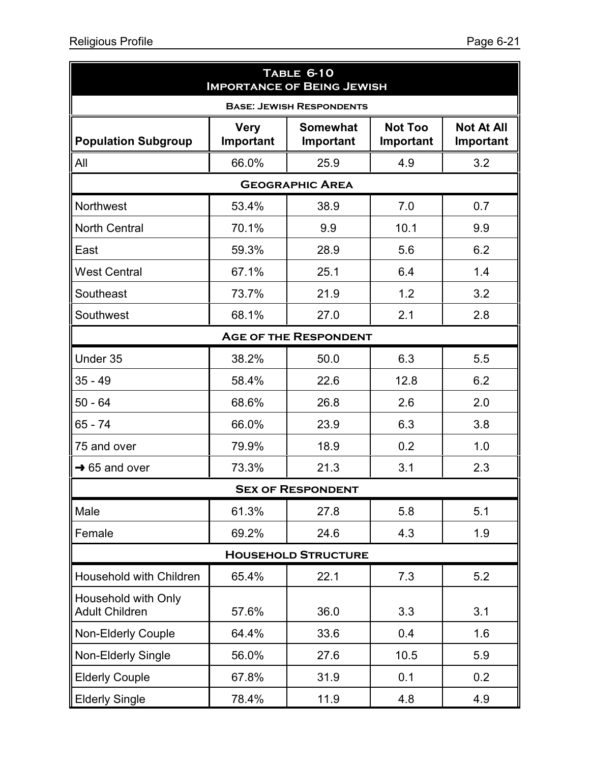## Table 6-10
## Importance of Being Jewish

**Base: Jewish Respondents**

| Population Subgroup | Very Important | Somewhat Important | Not Too Important | Not At All Important |
|---|---|---|---|---|
| All | 66.0% | 25.9 | 4.9 | 3.2 |
| **Geographic Area** | | | | |
| Northwest | 53.4% | 38.9 | 7.0 | 0.7 |
| North Central | 70.1% | 9.9 | 10.1 | 9.9 |
| East | 59.3% | 28.9 | 5.6 | 6.2 |
| West Central | 67.1% | 25.1 | 6.4 | 1.4 |
| Southeast | 73.7% | 21.9 | 1.2 | 3.2 |
| Southwest | 68.1% | 27.0 | 2.1 | 2.8 |
| **Age of the Respondent** | | | | |
| Under 35 | 38.2% | 50.0 | 6.3 | 5.5 |
| 35 - 49 | 58.4% | 22.6 | 12.8 | 6.2 |
| 50 - 64 | 68.6% | 26.8 | 2.6 | 2.0 |
| 65 - 74 | 66.0% | 23.9 | 6.3 | 3.8 |
| 75 and over | 79.9% | 18.9 | 0.2 | 1.0 |
| → 65 and over | 73.3% | 21.3 | 3.1 | 2.3 |
| **Sex of Respondent** | | | | |
| Male | 61.3% | 27.8 | 5.8 | 5.1 |
| Female | 69.2% | 24.6 | 4.3 | 1.9 |
| **Household Structure** | | | | |
| Household with Children | 65.4% | 22.1 | 7.3 | 5.2 |
| Household with Only Adult Children | 57.6% | 36.0 | 3.3 | 3.1 |
| Non-Elderly Couple | 64.4% | 33.6 | 0.4 | 1.6 |
| Non-Elderly Single | 56.0% | 27.6 | 10.5 | 5.9 |
| Elderly Couple | 67.8% | 31.9 | 0.1 | 0.2 |
| Elderly Single | 78.4% | 11.9 | 4.8 | 4.9 |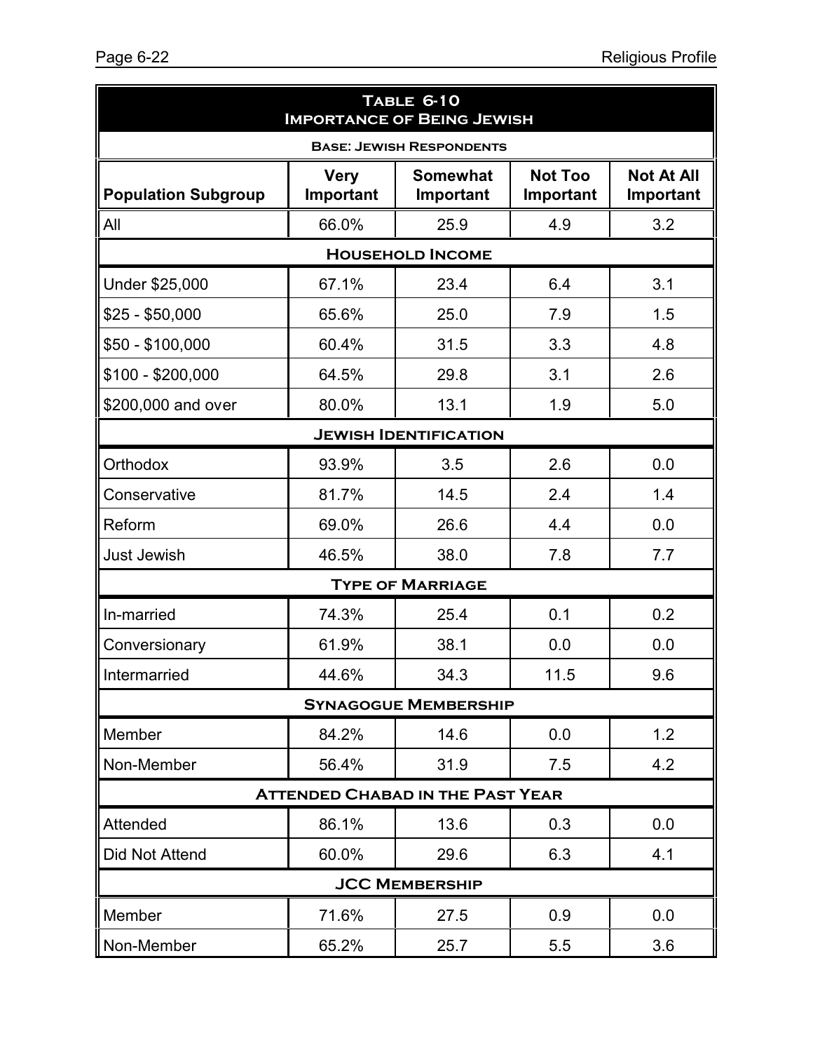## Table 6-10
## Importance of Being Jewish

Base: Jewish Respondents

| Population Subgroup | Very Important | Somewhat Important | Not Too Important | Not At All Important |
|---|---|---|---|---|
| All | 66.0% | 25.9 | 4.9 | 3.2 |
| **Household Income** | | | | |
| Under $25,000 | 67.1% | 23.4 | 6.4 | 3.1 |
| $25 - $50,000 | 65.6% | 25.0 | 7.9 | 1.5 |
| $50 - $100,000 | 60.4% | 31.5 | 3.3 | 4.8 |
| $100 - $200,000 | 64.5% | 29.8 | 3.1 | 2.6 |
| $200,000 and over | 80.0% | 13.1 | 1.9 | 5.0 |
| **Jewish Identification** | | | | |
| Orthodox | 93.9% | 3.5 | 2.6 | 0.0 |
| Conservative | 81.7% | 14.5 | 2.4 | 1.4 |
| Reform | 69.0% | 26.6 | 4.4 | 0.0 |
| Just Jewish | 46.5% | 38.0 | 7.8 | 7.7 |
| **Type of Marriage** | | | | |
| In-married | 74.3% | 25.4 | 0.1 | 0.2 |
| Conversionary | 61.9% | 38.1 | 0.0 | 0.0 |
| Intermarried | 44.6% | 34.3 | 11.5 | 9.6 |
| **Synagogue Membership** | | | | |
| Member | 84.2% | 14.6 | 0.0 | 1.2 |
| Non-Member | 56.4% | 31.9 | 7.5 | 4.2 |
| **Attended Chabad in the Past Year** | | | | |
| Attended | 86.1% | 13.6 | 0.3 | 0.0 |
| Did Not Attend | 60.0% | 29.6 | 6.3 | 4.1 |
| **JCC Membership** | | | | |
| Member | 71.6% | 27.5 | 0.9 | 0.0 |
| Non-Member | 65.2% | 25.7 | 5.5 | 3.6 |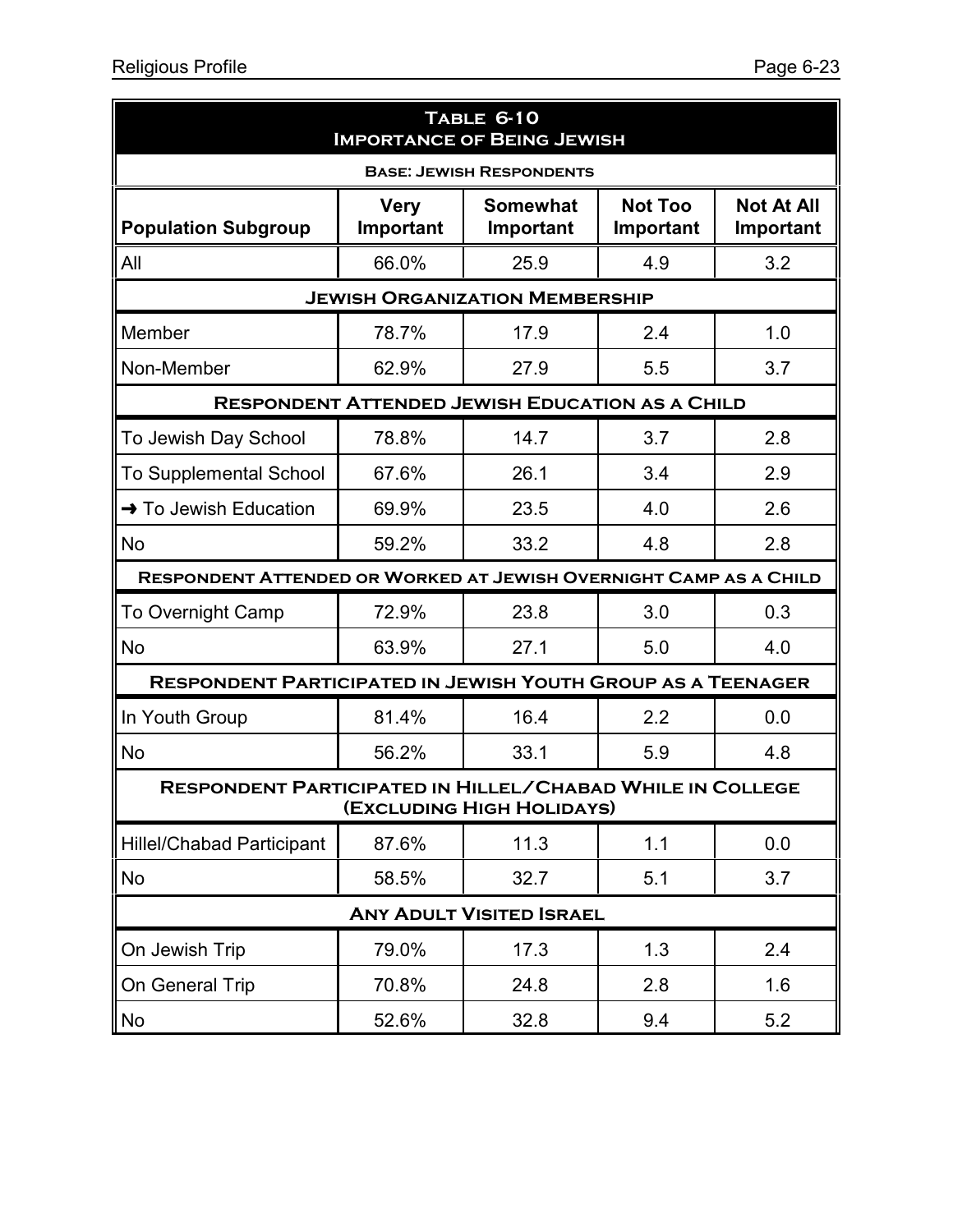## Table 6-10
## Importance of Being Jewish

**Base: Jewish Respondents**

| Population Subgroup | Very Important | Somewhat Important | Not Too Important | Not At All Important |
|---|---|---|---|---|
| All | 66.0% | 25.9 | 4.9 | 3.2 |
| **Jewish Organization Membership** | | | | |
| Member | 78.7% | 17.9 | 2.4 | 1.0 |
| Non-Member | 62.9% | 27.9 | 5.5 | 3.7 |
| **Respondent Attended Jewish Education as a Child** | | | | |
| To Jewish Day School | 78.8% | 14.7 | 3.7 | 2.8 |
| To Supplemental School | 67.6% | 26.1 | 3.4 | 2.9 |
| ➜ To Jewish Education | 69.9% | 23.5 | 4.0 | 2.6 |
| No | 59.2% | 33.2 | 4.8 | 2.8 |
| **Respondent Attended or Worked at Jewish Overnight Camp as a Child** | | | | |
| To Overnight Camp | 72.9% | 23.8 | 3.0 | 0.3 |
| No | 63.9% | 27.1 | 5.0 | 4.0 |
| **Respondent Participated in Jewish Youth Group as a Teenager** | | | | |
| In Youth Group | 81.4% | 16.4 | 2.2 | 0.0 |
| No | 56.2% | 33.1 | 5.9 | 4.8 |
| **Respondent Participated in Hillel/Chabad While in College (Excluding High Holidays)** | | | | |
| Hillel/Chabad Participant | 87.6% | 11.3 | 1.1 | 0.0 |
| No | 58.5% | 32.7 | 5.1 | 3.7 |
| **Any Adult Visited Israel** | | | | |
| On Jewish Trip | 79.0% | 17.3 | 1.3 | 2.4 |
| On General Trip | 70.8% | 24.8 | 2.8 | 1.6 |
| No | 52.6% | 32.8 | 9.4 | 5.2 |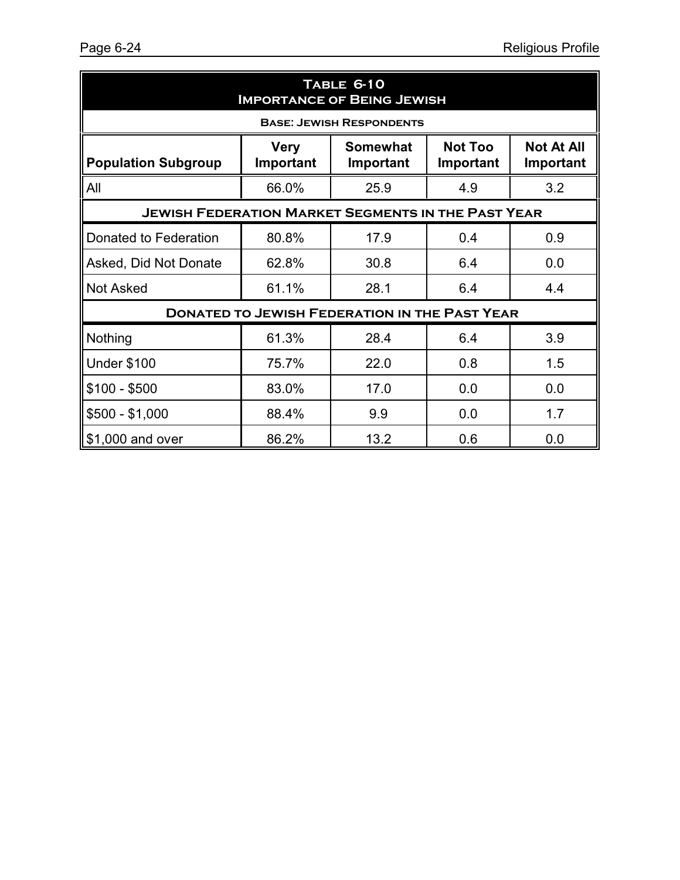## Table 6-10
## Importance of Being Jewish

**Base: Jewish Respondents**

| Population Subgroup | Very Important | Somewhat Important | Not Too Important | Not At All Important |
|---|---|---|---|---|
| All | 66.0% | 25.9 | 4.9 | 3.2 |
| **Jewish Federation Market Segments in the Past Year** | | | | |
| Donated to Federation | 80.8% | 17.9 | 0.4 | 0.9 |
| Asked, Did Not Donate | 62.8% | 30.8 | 6.4 | 0.0 |
| Not Asked | 61.1% | 28.1 | 6.4 | 4.4 |
| **Donated to Jewish Federation in the Past Year** | | | | |
| Nothing | 61.3% | 28.4 | 6.4 | 3.9 |
| Under $100 | 75.7% | 22.0 | 0.8 | 1.5 |
| $100 - $500 | 83.0% | 17.0 | 0.0 | 0.0 |
| $500 - $1,000 | 88.4% | 9.9 | 0.0 | 1.7 |
| $1,000 and over | 86.2% | 13.2 | 0.6 | 0.0 |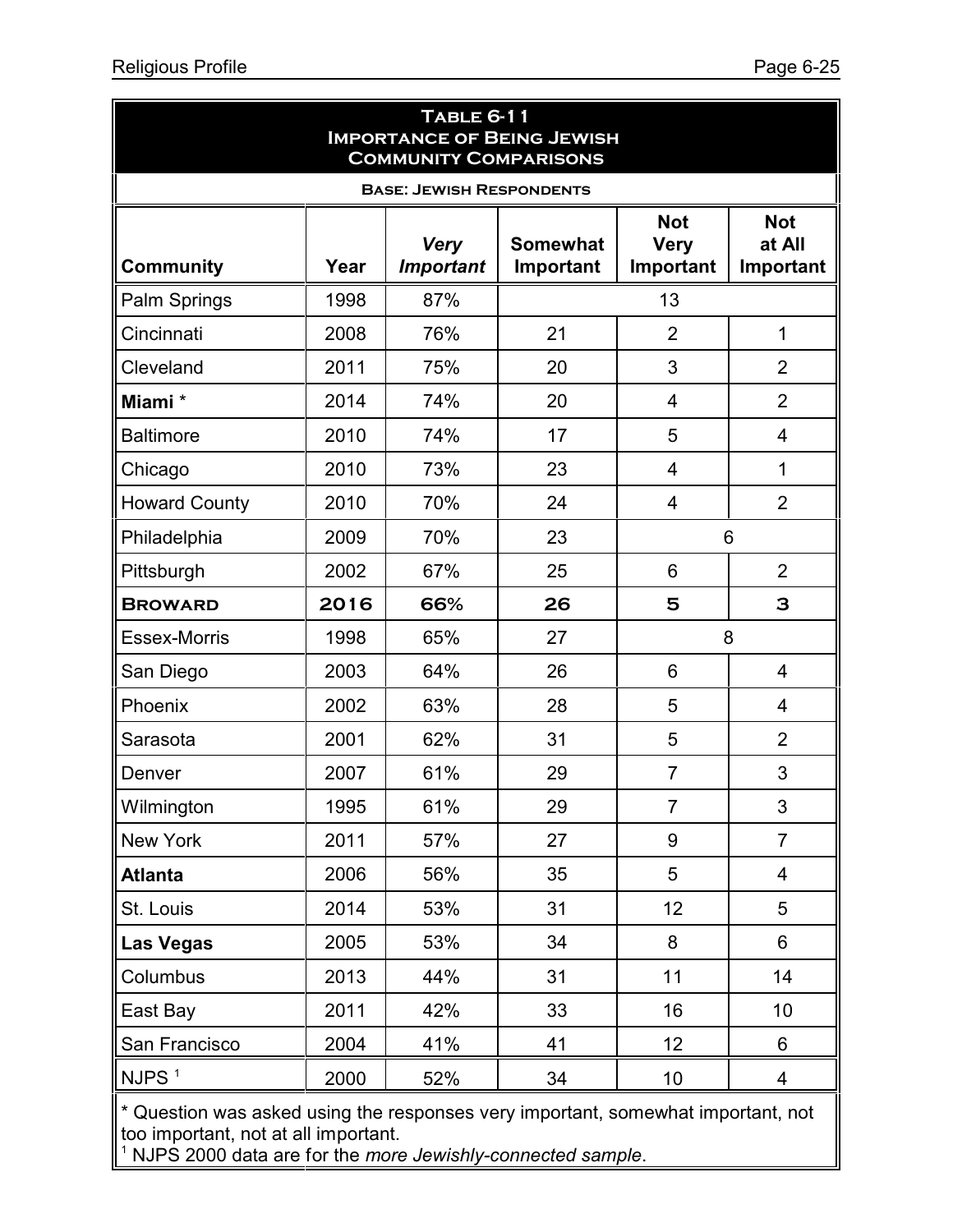**Table 6-11**
**Importance of Being Jewish**
**Community Comparisons**

**Base: Jewish Respondents**

| Community | Year | *Very Important* | Somewhat Important | Not Very Important | Not at All Important |
|---|---|---|---|---|---|
| Palm Springs | 1998 | 87% | 13 | | |
| Cincinnati | 2008 | 76% | 21 | 2 | 1 |
| Cleveland | 2011 | 75% | 20 | 3 | 2 |
| **Miami** * | 2014 | 74% | 20 | 4 | 2 |
| Baltimore | 2010 | 74% | 17 | 5 | 4 |
| Chicago | 2010 | 73% | 23 | 4 | 1 |
| Howard County | 2010 | 70% | 24 | 4 | 2 |
| Philadelphia | 2009 | 70% | 23 | 6 | |
| Pittsburgh | 2002 | 67% | 25 | 6 | 2 |
| **Broward** | **2016** | **66%** | **26** | **5** | **3** |
| Essex-Morris | 1998 | 65% | 27 | 8 | |
| San Diego | 2003 | 64% | 26 | 6 | 4 |
| Phoenix | 2002 | 63% | 28 | 5 | 4 |
| Sarasota | 2001 | 62% | 31 | 5 | 2 |
| Denver | 2007 | 61% | 29 | 7 | 3 |
| Wilmington | 1995 | 61% | 29 | 7 | 3 |
| New York | 2011 | 57% | 27 | 9 | 7 |
| **Atlanta** | 2006 | 56% | 35 | 5 | 4 |
| St. Louis | 2014 | 53% | 31 | 12 | 5 |
| **Las Vegas** | 2005 | 53% | 34 | 8 | 6 |
| Columbus | 2013 | 44% | 31 | 11 | 14 |
| East Bay | 2011 | 42% | 33 | 16 | 10 |
| San Francisco | 2004 | 41% | 41 | 12 | 6 |
| NJPS [1] | 2000 | 52% | 34 | 10 | 4 |

\* Question was asked using the responses very important, somewhat important, not too important, not at all important.

[1] NJPS 2000 data are for the *more Jewishly-connected sample*.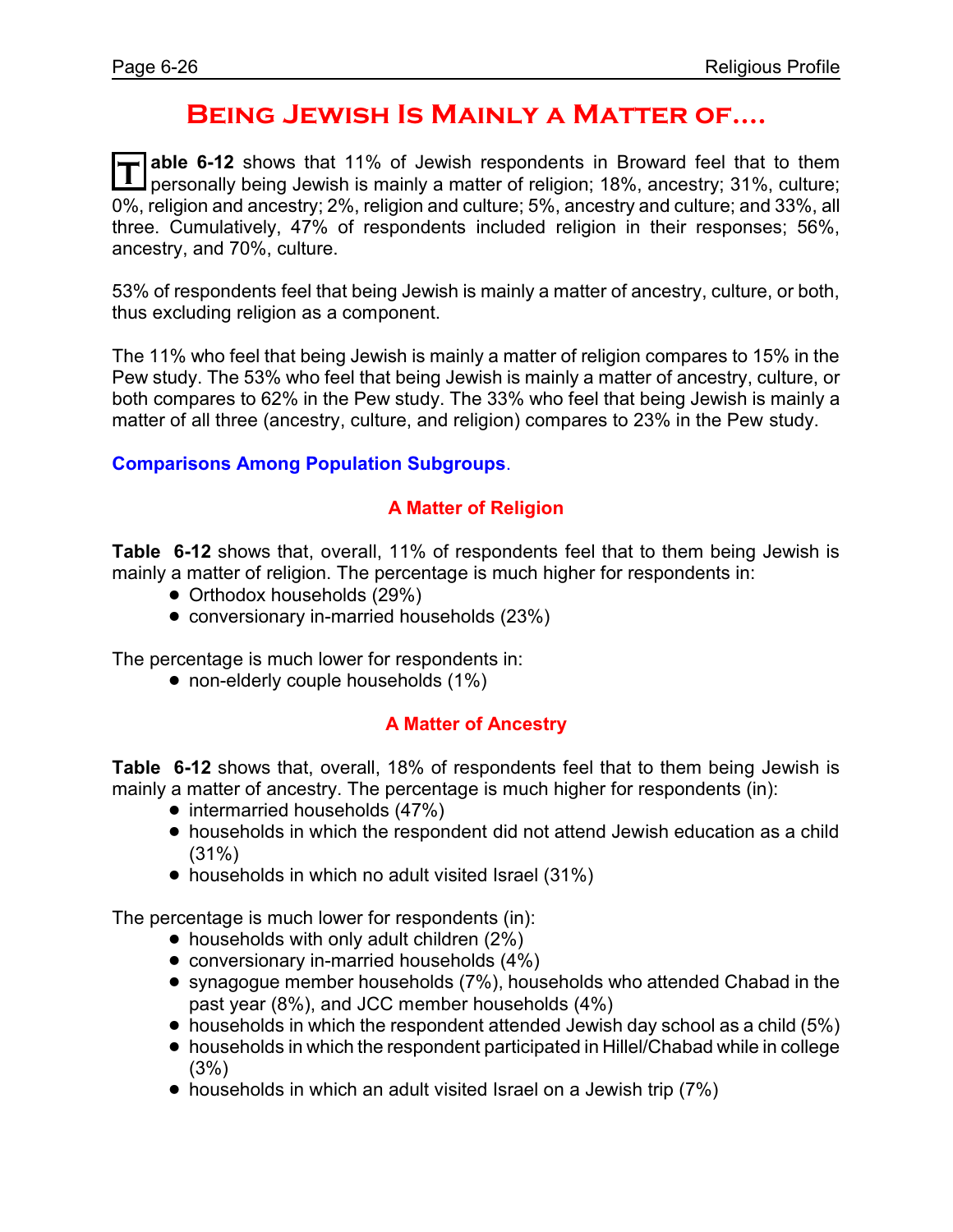# Being Jewish Is Mainly a Matter of....

**Table 6-12** shows that 11% of Jewish respondents in Broward feel that to them personally being Jewish is mainly a matter of religion; 18%, ancestry; 31%, culture; 0%, religion and ancestry; 2%, religion and culture; 5%, ancestry and culture; and 33%, all three. Cumulatively, 47% of respondents included religion in their responses; 56%, ancestry, and 70%, culture.

53% of respondents feel that being Jewish is mainly a matter of ancestry, culture, or both, thus excluding religion as a component.

The 11% who feel that being Jewish is mainly a matter of religion compares to 15% in the Pew study. The 53% who feel that being Jewish is mainly a matter of ancestry, culture, or both compares to 62% in the Pew study. The 33% who feel that being Jewish is mainly a matter of all three (ancestry, culture, and religion) compares to 23% in the Pew study.

**Comparisons Among Population Subgroups**.

### A Matter of Religion

**Table 6-12** shows that, overall, 11% of respondents feel that to them being Jewish is mainly a matter of religion. The percentage is much higher for respondents in:

- Orthodox households (29%)
- conversionary in-married households (23%)

The percentage is much lower for respondents in:

- non-elderly couple households (1%)

### A Matter of Ancestry

**Table 6-12** shows that, overall, 18% of respondents feel that to them being Jewish is mainly a matter of ancestry. The percentage is much higher for respondents (in):

- intermarried households (47%)
- households in which the respondent did not attend Jewish education as a child (31%)
- households in which no adult visited Israel (31%)

The percentage is much lower for respondents (in):

- households with only adult children (2%)
- conversionary in-married households (4%)
- synagogue member households (7%), households who attended Chabad in the past year (8%), and JCC member households (4%)
- households in which the respondent attended Jewish day school as a child (5%)
- households in which the respondent participated in Hillel/Chabad while in college (3%)
- households in which an adult visited Israel on a Jewish trip (7%)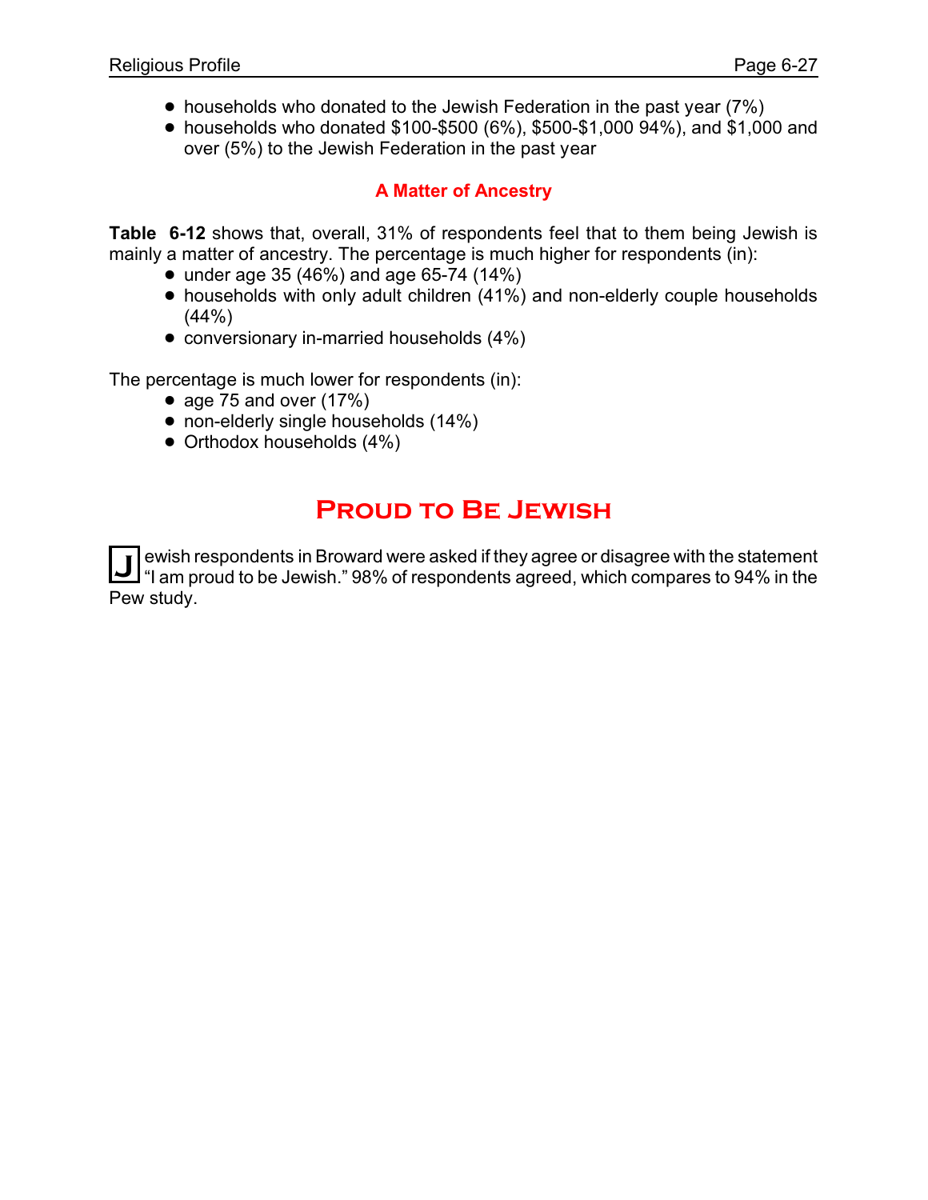- households who donated to the Jewish Federation in the past year (7%)
- households who donated $100-$500 (6%), $500-$1,000 94%), and $1,000 and over (5%) to the Jewish Federation in the past year

### A Matter of Ancestry

**Table 6-12** shows that, overall, 31% of respondents feel that to them being Jewish is mainly a matter of ancestry. The percentage is much higher for respondents (in):

- under age 35 (46%) and age 65-74 (14%)
- households with only adult children (41%) and non-elderly couple households (44%)
- conversionary in-married households (4%)

The percentage is much lower for respondents (in):

- age 75 and over (17%)
- non-elderly single households (14%)
- Orthodox households (4%)

## Proud to Be Jewish

Jewish respondents in Broward were asked if they agree or disagree with the statement "I am proud to be Jewish." 98% of respondents agreed, which compares to 94% in the Pew study.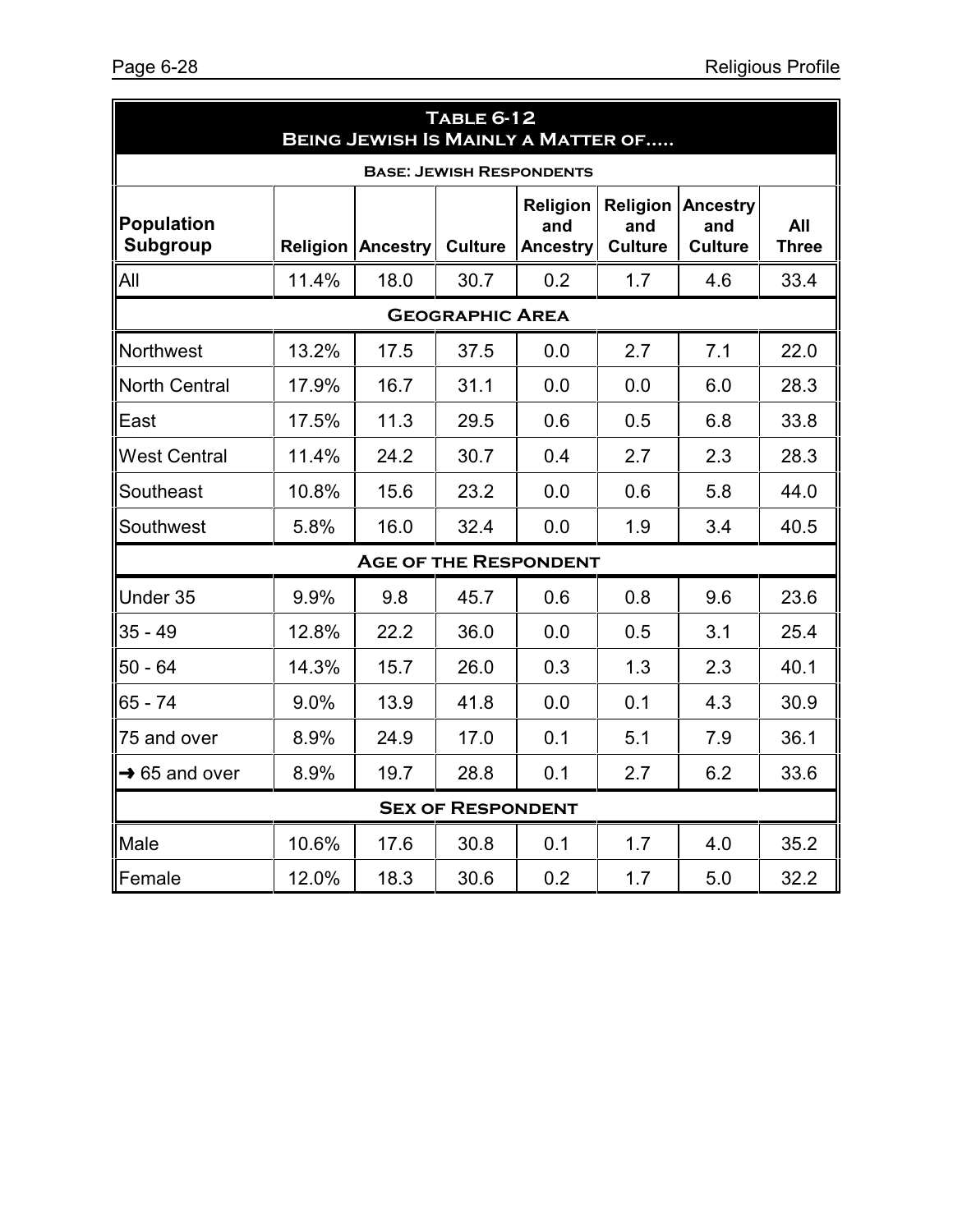## Table 6-12
## Being Jewish Is Mainly a Matter of.....

**Base: Jewish Respondents**

| Population Subgroup | Religion | Ancestry | Culture | Religion and Ancestry | Religion and Culture | Ancestry and Culture | All Three |
|---|---|---|---|---|---|---|---|
| All | 11.4% | 18.0 | 30.7 | 0.2 | 1.7 | 4.6 | 33.4 |
| **Geographic Area** | | | | | | | |
| Northwest | 13.2% | 17.5 | 37.5 | 0.0 | 2.7 | 7.1 | 22.0 |
| North Central | 17.9% | 16.7 | 31.1 | 0.0 | 0.0 | 6.0 | 28.3 |
| East | 17.5% | 11.3 | 29.5 | 0.6 | 0.5 | 6.8 | 33.8 |
| West Central | 11.4% | 24.2 | 30.7 | 0.4 | 2.7 | 2.3 | 28.3 |
| Southeast | 10.8% | 15.6 | 23.2 | 0.0 | 0.6 | 5.8 | 44.0 |
| Southwest | 5.8% | 16.0 | 32.4 | 0.0 | 1.9 | 3.4 | 40.5 |
| **Age of the Respondent** | | | | | | | |
| Under 35 | 9.9% | 9.8 | 45.7 | 0.6 | 0.8 | 9.6 | 23.6 |
| 35 - 49 | 12.8% | 22.2 | 36.0 | 0.0 | 0.5 | 3.1 | 25.4 |
| 50 - 64 | 14.3% | 15.7 | 26.0 | 0.3 | 1.3 | 2.3 | 40.1 |
| 65 - 74 | 9.0% | 13.9 | 41.8 | 0.0 | 0.1 | 4.3 | 30.9 |
| 75 and over | 8.9% | 24.9 | 17.0 | 0.1 | 5.1 | 7.9 | 36.1 |
| → 65 and over | 8.9% | 19.7 | 28.8 | 0.1 | 2.7 | 6.2 | 33.6 |
| **Sex of Respondent** | | | | | | | |
| Male | 10.6% | 17.6 | 30.8 | 0.1 | 1.7 | 4.0 | 35.2 |
| Female | 12.0% | 18.3 | 30.6 | 0.2 | 1.7 | 5.0 | 32.2 |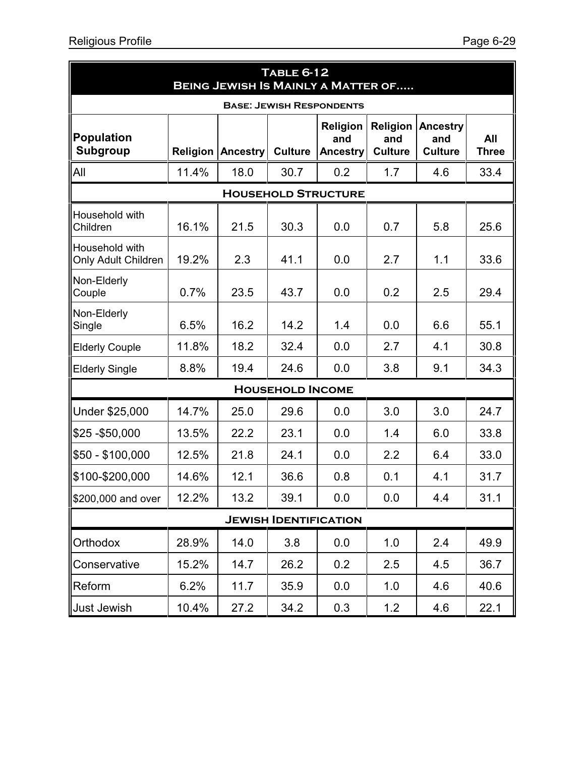## Table 6-12
## Being Jewish Is Mainly a Matter of.....

**Base: Jewish Respondents**

| Population Subgroup | Religion | Ancestry | Culture | Religion and Ancestry | Religion and Culture | Ancestry and Culture | All Three |
|---|---|---|---|---|---|---|---|
| All | 11.4% | 18.0 | 30.7 | 0.2 | 1.7 | 4.6 | 33.4 |
| **Household Structure** | | | | | | | |
| Household with Children | 16.1% | 21.5 | 30.3 | 0.0 | 0.7 | 5.8 | 25.6 |
| Household with Only Adult Children | 19.2% | 2.3 | 41.1 | 0.0 | 2.7 | 1.1 | 33.6 |
| Non-Elderly Couple | 0.7% | 23.5 | 43.7 | 0.0 | 0.2 | 2.5 | 29.4 |
| Non-Elderly Single | 6.5% | 16.2 | 14.2 | 1.4 | 0.0 | 6.6 | 55.1 |
| Elderly Couple | 11.8% | 18.2 | 32.4 | 0.0 | 2.7 | 4.1 | 30.8 |
| Elderly Single | 8.8% | 19.4 | 24.6 | 0.0 | 3.8 | 9.1 | 34.3 |
| **Household Income** | | | | | | | |
| Under $25,000 | 14.7% | 25.0 | 29.6 | 0.0 | 3.0 | 3.0 | 24.7 |
| $25 -$50,000 | 13.5% | 22.2 | 23.1 | 0.0 | 1.4 | 6.0 | 33.8 |
| $50 - $100,000 | 12.5% | 21.8 | 24.1 | 0.0 | 2.2 | 6.4 | 33.0 |
| $100-$200,000 | 14.6% | 12.1 | 36.6 | 0.8 | 0.1 | 4.1 | 31.7 |
| $200,000 and over | 12.2% | 13.2 | 39.1 | 0.0 | 0.0 | 4.4 | 31.1 |
| **Jewish Identification** | | | | | | | |
| Orthodox | 28.9% | 14.0 | 3.8 | 0.0 | 1.0 | 2.4 | 49.9 |
| Conservative | 15.2% | 14.7 | 26.2 | 0.2 | 2.5 | 4.5 | 36.7 |
| Reform | 6.2% | 11.7 | 35.9 | 0.0 | 1.0 | 4.6 | 40.6 |
| Just Jewish | 10.4% | 27.2 | 34.2 | 0.3 | 1.2 | 4.6 | 22.1 |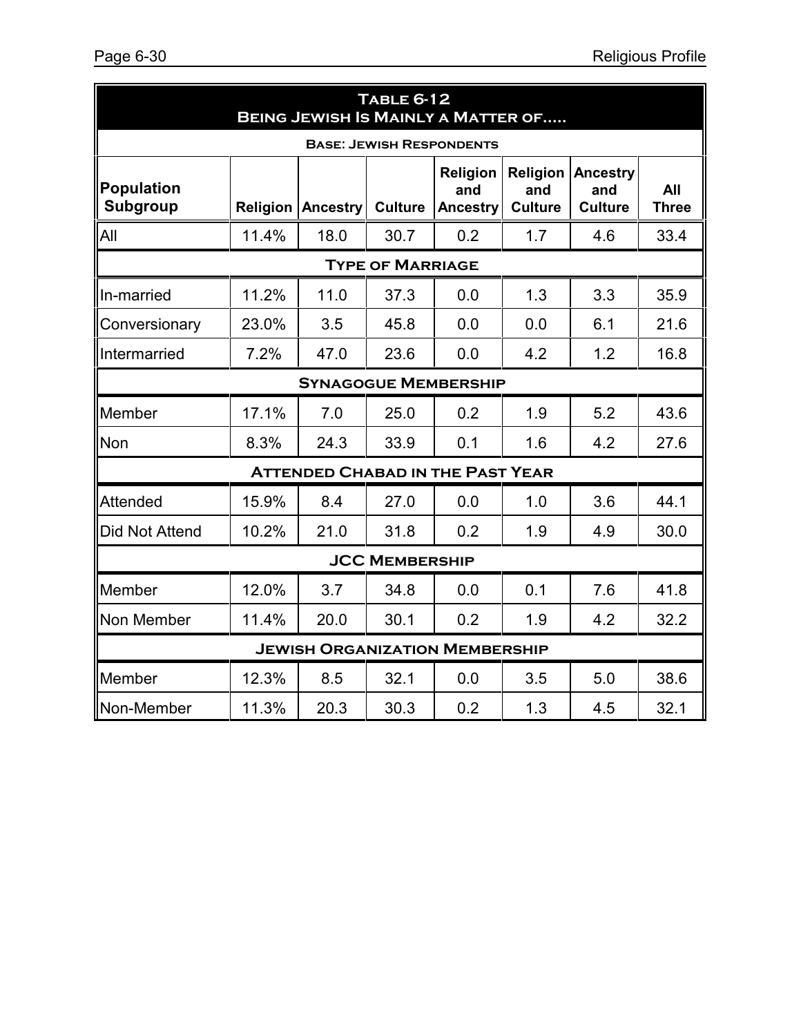## Table 6-12
## Being Jewish Is Mainly a Matter of.....

**Base: Jewish Respondents**

| Population Subgroup | Religion | Ancestry | Culture | Religion and Ancestry | Religion and Culture | Ancestry and Culture | All Three |
|---|---|---|---|---|---|---|---|
| All | 11.4% | 18.0 | 30.7 | 0.2 | 1.7 | 4.6 | 33.4 |
| **Type of Marriage** | | | | | | | |
| In-married | 11.2% | 11.0 | 37.3 | 0.0 | 1.3 | 3.3 | 35.9 |
| Conversionary | 23.0% | 3.5 | 45.8 | 0.0 | 0.0 | 6.1 | 21.6 |
| Intermarried | 7.2% | 47.0 | 23.6 | 0.0 | 4.2 | 1.2 | 16.8 |
| **Synagogue Membership** | | | | | | | |
| Member | 17.1% | 7.0 | 25.0 | 0.2 | 1.9 | 5.2 | 43.6 |
| Non | 8.3% | 24.3 | 33.9 | 0.1 | 1.6 | 4.2 | 27.6 |
| **Attended Chabad in the Past Year** | | | | | | | |
| Attended | 15.9% | 8.4 | 27.0 | 0.0 | 1.0 | 3.6 | 44.1 |
| Did Not Attend | 10.2% | 21.0 | 31.8 | 0.2 | 1.9 | 4.9 | 30.0 |
| **JCC Membership** | | | | | | | |
| Member | 12.0% | 3.7 | 34.8 | 0.0 | 0.1 | 7.6 | 41.8 |
| Non Member | 11.4% | 20.0 | 30.1 | 0.2 | 1.9 | 4.2 | 32.2 |
| **Jewish Organization Membership** | | | | | | | |
| Member | 12.3% | 8.5 | 32.1 | 0.0 | 3.5 | 5.0 | 38.6 |
| Non-Member | 11.3% | 20.3 | 30.3 | 0.2 | 1.3 | 4.5 | 32.1 |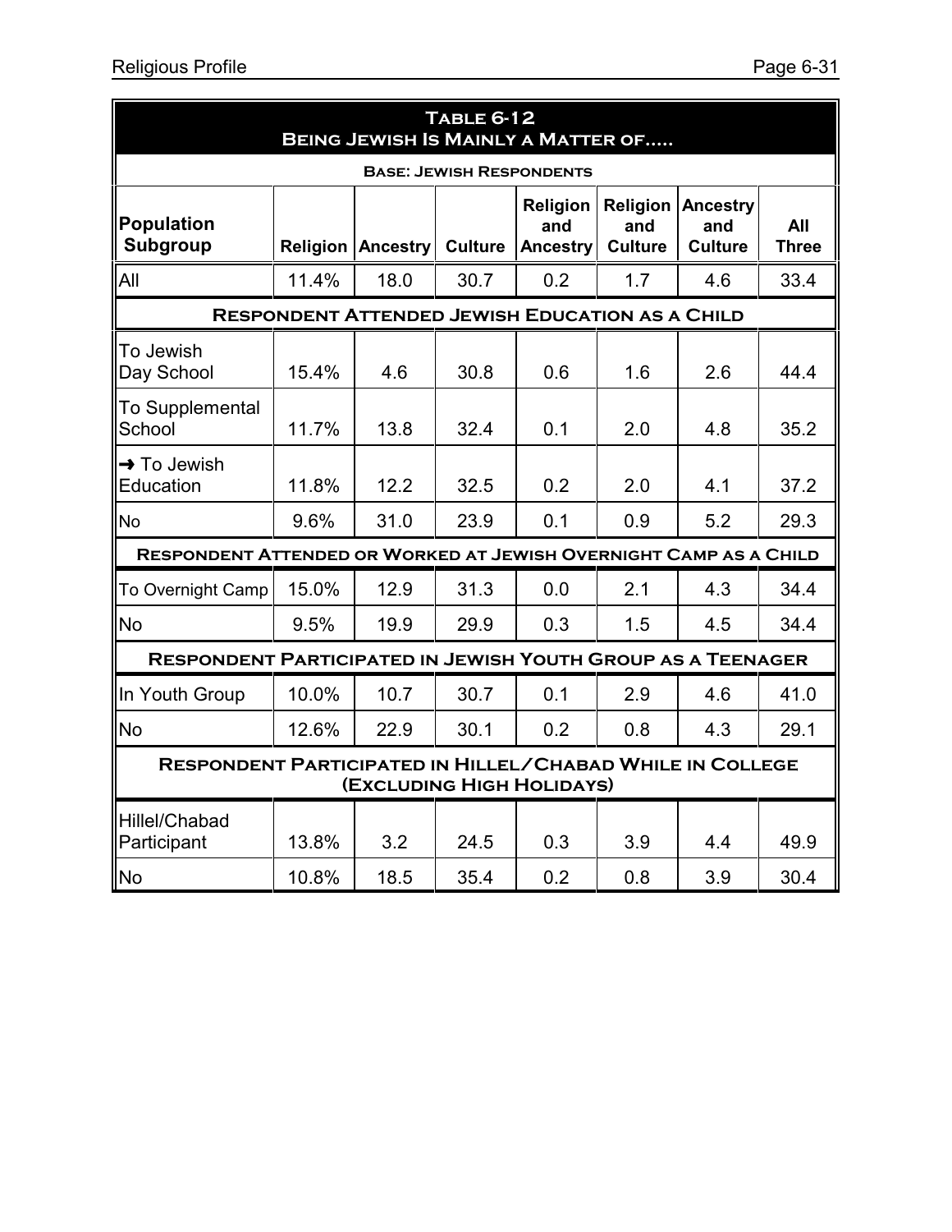## Table 6-12
## Being Jewish Is Mainly a Matter of.....

| Base: Jewish Respondents | | | | | | | |
|---|---|---|---|---|---|---|---|
| **Population Subgroup** | **Religion** | **Ancestry** | **Culture** | **Religion and Ancestry** | **Religion and Culture** | **Ancestry and Culture** | **All Three** |
| All | 11.4% | 18.0 | 30.7 | 0.2 | 1.7 | 4.6 | 33.4 |
| **Respondent Attended Jewish Education as a Child** | | | | | | | |
| To Jewish Day School | 15.4% | 4.6 | 30.8 | 0.6 | 1.6 | 2.6 | 44.4 |
| To Supplemental School | 11.7% | 13.8 | 32.4 | 0.1 | 2.0 | 4.8 | 35.2 |
| → To Jewish Education | 11.8% | 12.2 | 32.5 | 0.2 | 2.0 | 4.1 | 37.2 |
| No | 9.6% | 31.0 | 23.9 | 0.1 | 0.9 | 5.2 | 29.3 |
| **Respondent Attended or Worked at Jewish Overnight Camp as a Child** | | | | | | | |
| To Overnight Camp | 15.0% | 12.9 | 31.3 | 0.0 | 2.1 | 4.3 | 34.4 |
| No | 9.5% | 19.9 | 29.9 | 0.3 | 1.5 | 4.5 | 34.4 |
| **Respondent Participated in Jewish Youth Group as a Teenager** | | | | | | | |
| In Youth Group | 10.0% | 10.7 | 30.7 | 0.1 | 2.9 | 4.6 | 41.0 |
| No | 12.6% | 22.9 | 30.1 | 0.2 | 0.8 | 4.3 | 29.1 |
| **Respondent Participated in Hillel/Chabad While in College (Excluding High Holidays)** | | | | | | | |
| Hillel/Chabad Participant | 13.8% | 3.2 | 24.5 | 0.3 | 3.9 | 4.4 | 49.9 |
| No | 10.8% | 18.5 | 35.4 | 0.2 | 0.8 | 3.9 | 30.4 |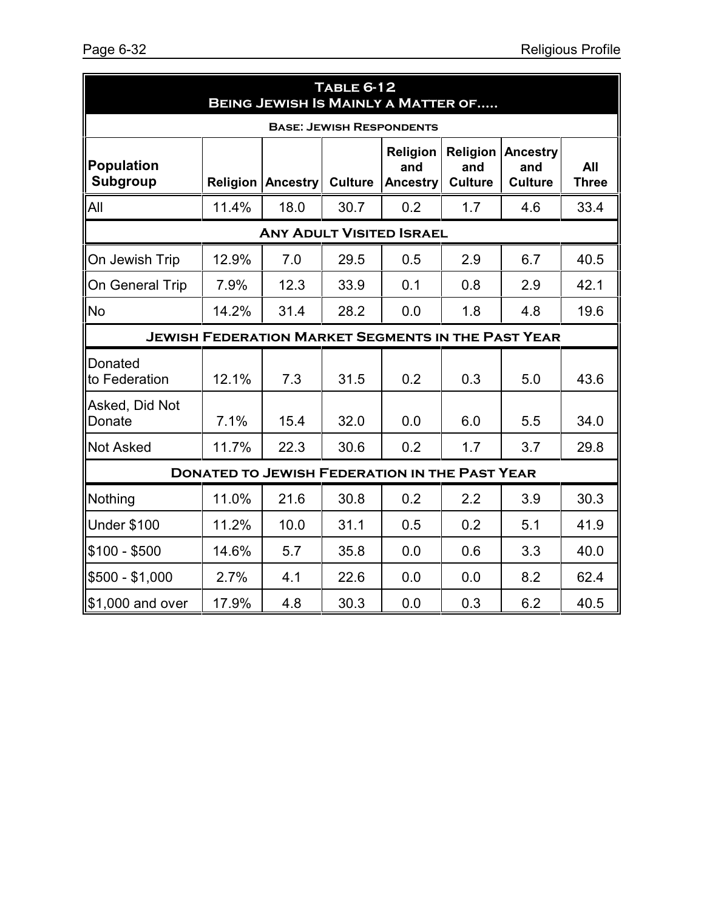## Table 6-12
## Being Jewish Is Mainly a Matter of.....

**Base: Jewish Respondents**

| Population Subgroup | Religion | Ancestry | Culture | Religion and Ancestry | Religion and Culture | Ancestry and Culture | All Three |
|---|---|---|---|---|---|---|---|
| All | 11.4% | 18.0 | 30.7 | 0.2 | 1.7 | 4.6 | 33.4 |
| **Any Adult Visited Israel** | | | | | | | |
| On Jewish Trip | 12.9% | 7.0 | 29.5 | 0.5 | 2.9 | 6.7 | 40.5 |
| On General Trip | 7.9% | 12.3 | 33.9 | 0.1 | 0.8 | 2.9 | 42.1 |
| No | 14.2% | 31.4 | 28.2 | 0.0 | 1.8 | 4.8 | 19.6 |
| **Jewish Federation Market Segments in the Past Year** | | | | | | | |
| Donated to Federation | 12.1% | 7.3 | 31.5 | 0.2 | 0.3 | 5.0 | 43.6 |
| Asked, Did Not Donate | 7.1% | 15.4 | 32.0 | 0.0 | 6.0 | 5.5 | 34.0 |
| Not Asked | 11.7% | 22.3 | 30.6 | 0.2 | 1.7 | 3.7 | 29.8 |
| **Donated to Jewish Federation in the Past Year** | | | | | | | |
| Nothing | 11.0% | 21.6 | 30.8 | 0.2 | 2.2 | 3.9 | 30.3 |
| Under $100 | 11.2% | 10.0 | 31.1 | 0.5 | 0.2 | 5.1 | 41.9 |
| $100 - $500 | 14.6% | 5.7 | 35.8 | 0.0 | 0.6 | 3.3 | 40.0 |
| $500 - $1,000 | 2.7% | 4.1 | 22.6 | 0.0 | 0.0 | 8.2 | 62.4 |
| $1,000 and over | 17.9% | 4.8 | 30.3 | 0.0 | 0.3 | 6.2 | 40.5 |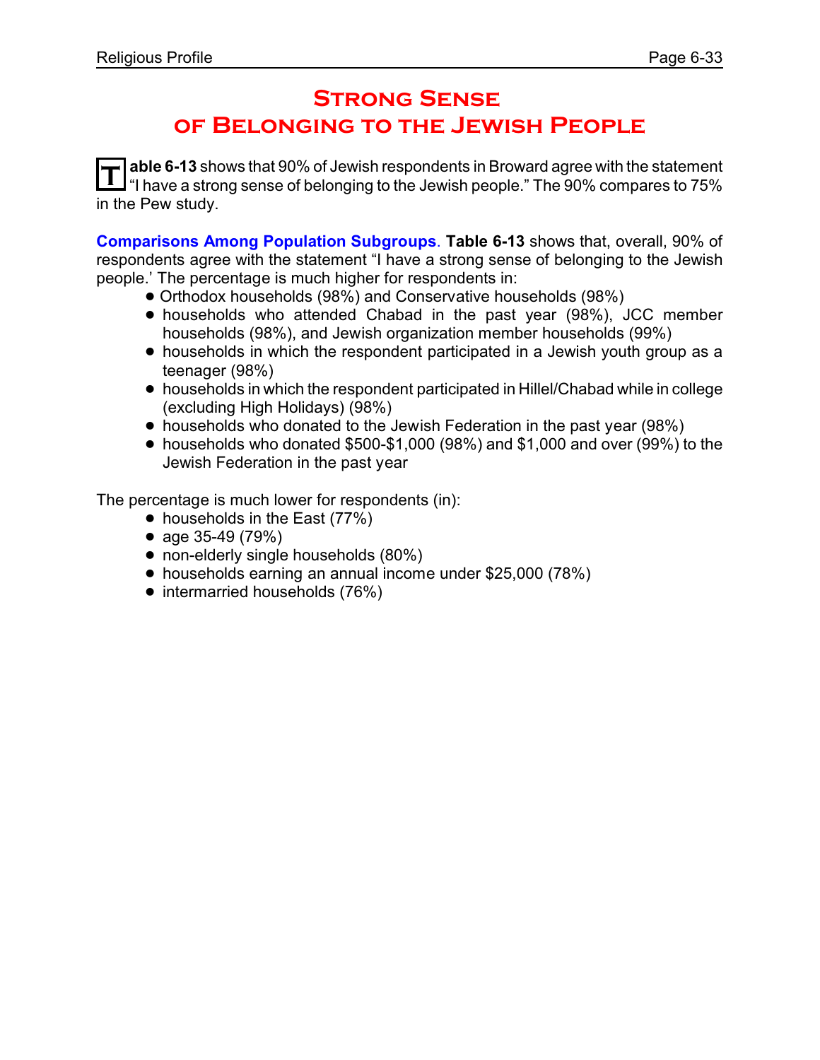# Strong Sense of Belonging to the Jewish People

**Table 6-13** shows that 90% of Jewish respondents in Broward agree with the statement "I have a strong sense of belonging to the Jewish people." The 90% compares to 75% in the Pew study.

**Comparisons Among Population Subgroups**. **Table 6-13** shows that, overall, 90% of respondents agree with the statement "I have a strong sense of belonging to the Jewish people.' The percentage is much higher for respondents in:

- Orthodox households (98%) and Conservative households (98%)
- households who attended Chabad in the past year (98%), JCC member households (98%), and Jewish organization member households (99%)
- households in which the respondent participated in a Jewish youth group as a teenager (98%)
- households in which the respondent participated in Hillel/Chabad while in college (excluding High Holidays) (98%)
- households who donated to the Jewish Federation in the past year (98%)
- households who donated $500-$1,000 (98%) and $1,000 and over (99%) to the Jewish Federation in the past year

The percentage is much lower for respondents (in):

- households in the East (77%)
- age 35-49 (79%)
- non-elderly single households (80%)
- households earning an annual income under $25,000 (78%)
- intermarried households (76%)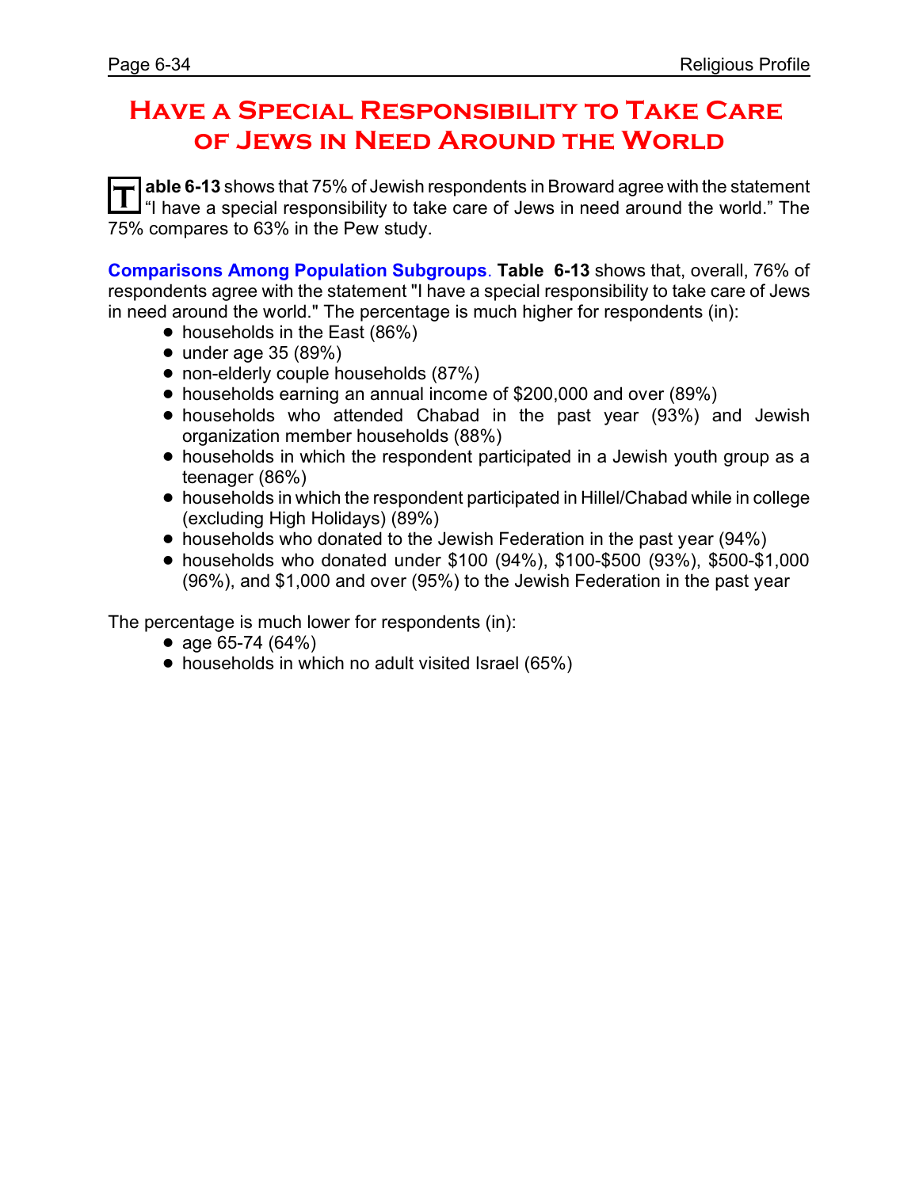# Have a Special Responsibility to Take Care of Jews in Need Around the World

**Table 6-13** shows that 75% of Jewish respondents in Broward agree with the statement "I have a special responsibility to take care of Jews in need around the world." The 75% compares to 63% in the Pew study.

**Comparisons Among Population Subgroups**. **Table 6-13** shows that, overall, 76% of respondents agree with the statement "I have a special responsibility to take care of Jews in need around the world." The percentage is much higher for respondents (in):

- households in the East (86%)
- under age 35 (89%)
- non-elderly couple households (87%)
- households earning an annual income of $200,000 and over (89%)
- households who attended Chabad in the past year (93%) and Jewish organization member households (88%)
- households in which the respondent participated in a Jewish youth group as a teenager (86%)
- households in which the respondent participated in Hillel/Chabad while in college (excluding High Holidays) (89%)
- households who donated to the Jewish Federation in the past year (94%)
- households who donated under $100 (94%), $100-$500 (93%), $500-$1,000 (96%), and $1,000 and over (95%) to the Jewish Federation in the past year

The percentage is much lower for respondents (in):

- age 65-74 (64%)
- households in which no adult visited Israel (65%)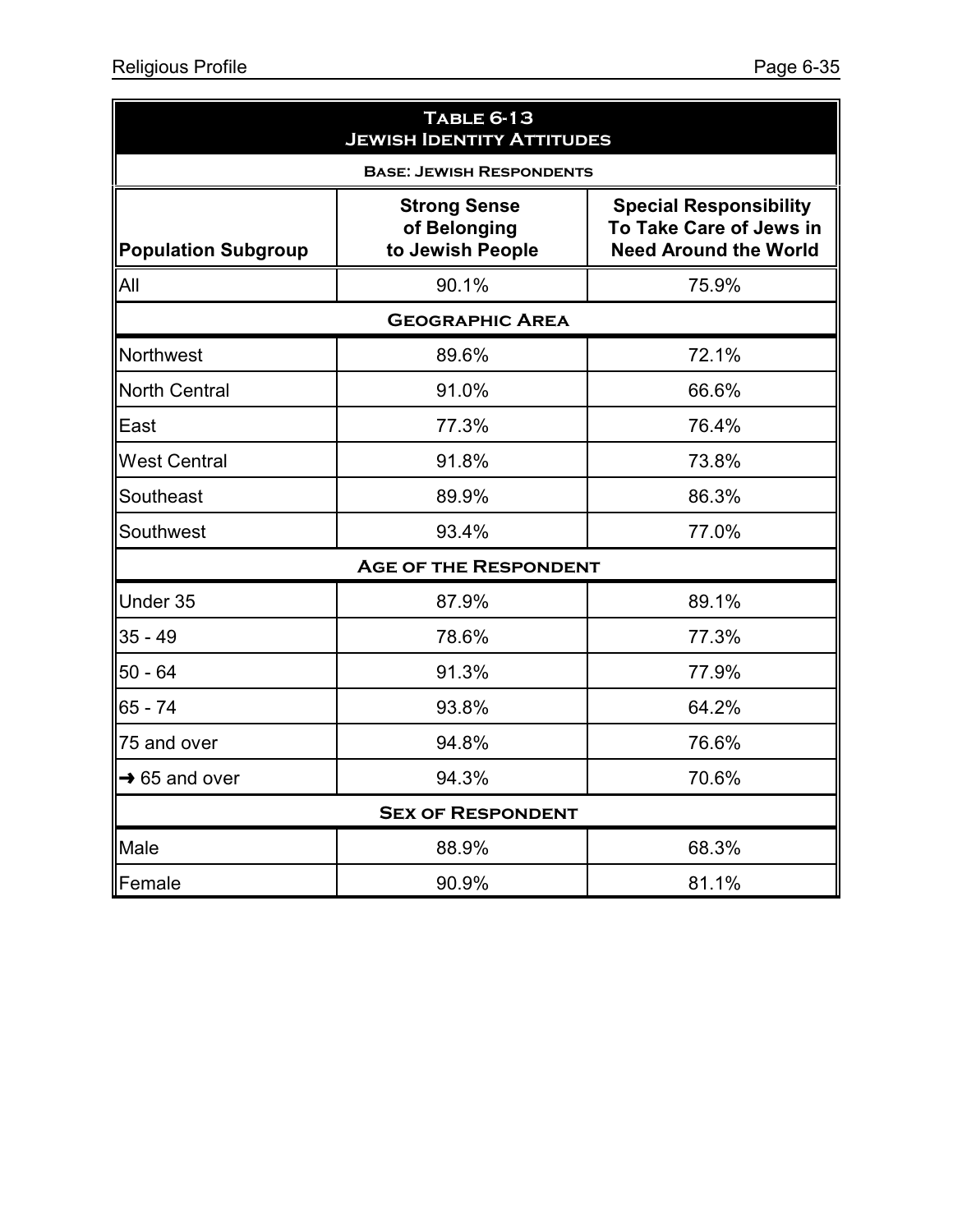## Table 6-13
## Jewish Identity Attitudes

**Base: Jewish Respondents**

| Population Subgroup | Strong Sense of Belonging to Jewish People | Special Responsibility To Take Care of Jews in Need Around the World |
|---|---|---|
| All | 90.1% | 75.9% |
| **Geographic Area** | | |
| Northwest | 89.6% | 72.1% |
| North Central | 91.0% | 66.6% |
| East | 77.3% | 76.4% |
| West Central | 91.8% | 73.8% |
| Southeast | 89.9% | 86.3% |
| Southwest | 93.4% | 77.0% |
| **Age of the Respondent** | | |
| Under 35 | 87.9% | 89.1% |
| 35 - 49 | 78.6% | 77.3% |
| 50 - 64 | 91.3% | 77.9% |
| 65 - 74 | 93.8% | 64.2% |
| 75 and over | 94.8% | 76.6% |
| → 65 and over | 94.3% | 70.6% |
| **Sex of Respondent** | | |
| Male | 88.9% | 68.3% |
| Female | 90.9% | 81.1% |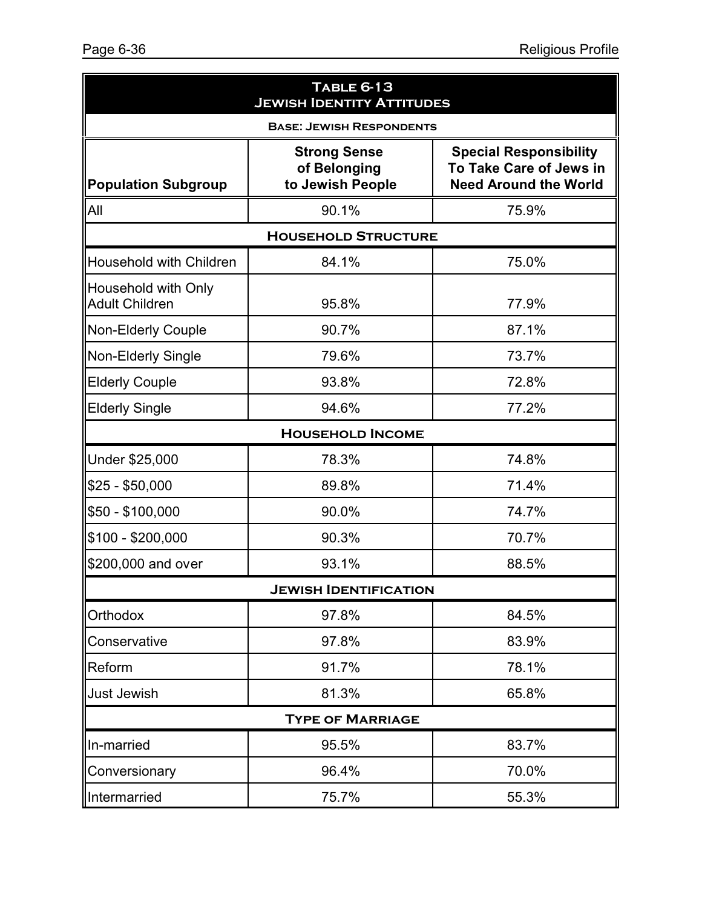## Table 6-13
## Jewish Identity Attitudes

**Base: Jewish Respondents**

| Population Subgroup | Strong Sense of Belonging to Jewish People | Special Responsibility To Take Care of Jews in Need Around the World |
|---|---|---|
| All | 90.1% | 75.9% |
| **Household Structure** | | |
| Household with Children | 84.1% | 75.0% |
| Household with Only Adult Children | 95.8% | 77.9% |
| Non-Elderly Couple | 90.7% | 87.1% |
| Non-Elderly Single | 79.6% | 73.7% |
| Elderly Couple | 93.8% | 72.8% |
| Elderly Single | 94.6% | 77.2% |
| **Household Income** | | |
| Under $25,000 | 78.3% | 74.8% |
| $25 - $50,000 | 89.8% | 71.4% |
| $50 - $100,000 | 90.0% | 74.7% |
| $100 - $200,000 | 90.3% | 70.7% |
| $200,000 and over | 93.1% | 88.5% |
| **Jewish Identification** | | |
| Orthodox | 97.8% | 84.5% |
| Conservative | 97.8% | 83.9% |
| Reform | 91.7% | 78.1% |
| Just Jewish | 81.3% | 65.8% |
| **Type of Marriage** | | |
| In-married | 95.5% | 83.7% |
| Conversionary | 96.4% | 70.0% |
| Intermarried | 75.7% | 55.3% |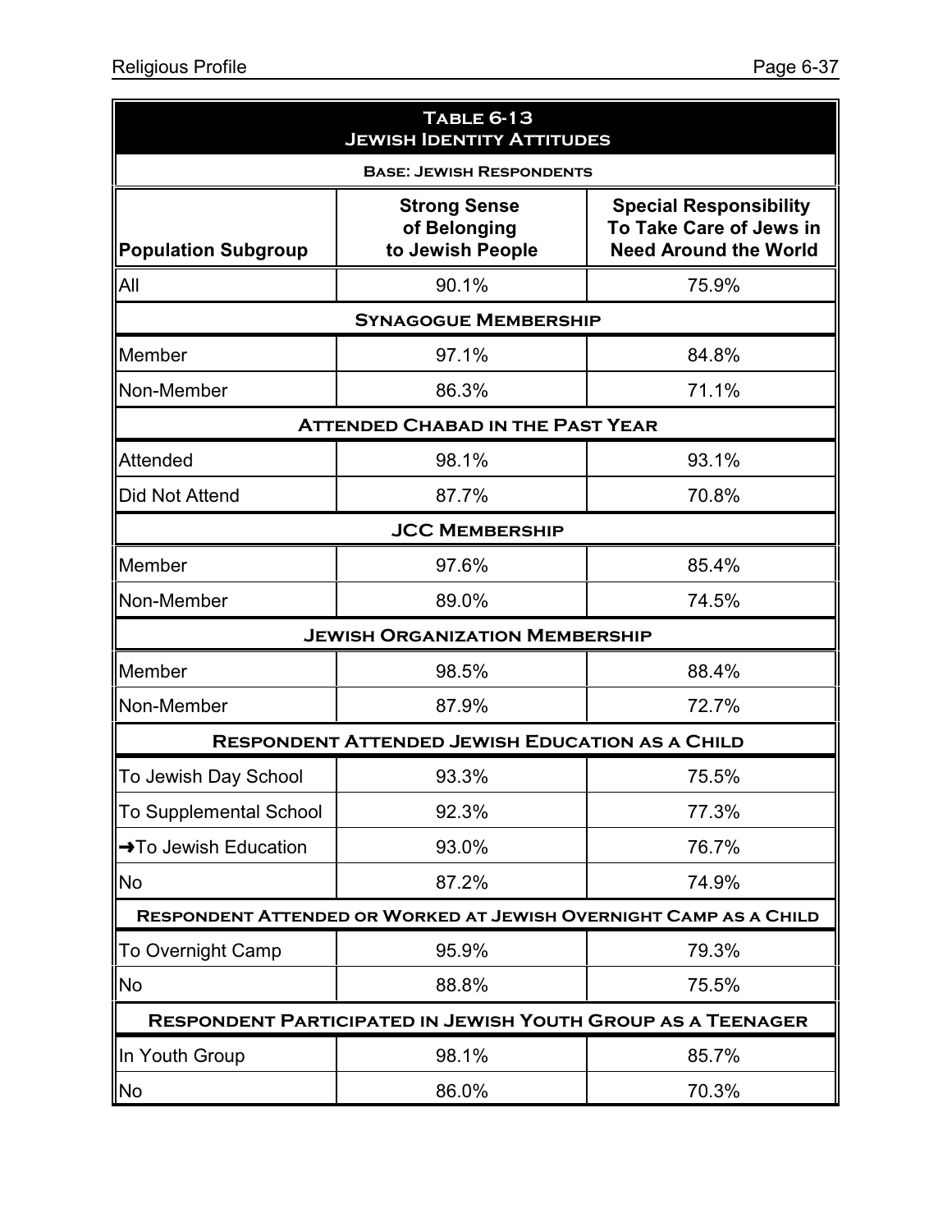**Table 6-13**
**Jewish Identity Attitudes**

**Base: Jewish Respondents**

| Population Subgroup | Strong Sense of Belonging to Jewish People | Special Responsibility To Take Care of Jews in Need Around the World |
|---|---|---|
| All | 90.1% | 75.9% |
| **Synagogue Membership** | | |
| Member | 97.1% | 84.8% |
| Non-Member | 86.3% | 71.1% |
| **Attended Chabad in the Past Year** | | |
| Attended | 98.1% | 93.1% |
| Did Not Attend | 87.7% | 70.8% |
| **JCC Membership** | | |
| Member | 97.6% | 85.4% |
| Non-Member | 89.0% | 74.5% |
| **Jewish Organization Membership** | | |
| Member | 98.5% | 88.4% |
| Non-Member | 87.9% | 72.7% |
| **Respondent Attended Jewish Education as a Child** | | |
| To Jewish Day School | 93.3% | 75.5% |
| To Supplemental School | 92.3% | 77.3% |
| ➜To Jewish Education | 93.0% | 76.7% |
| No | 87.2% | 74.9% |
| **Respondent Attended or Worked at Jewish Overnight Camp as a Child** | | |
| To Overnight Camp | 95.9% | 79.3% |
| No | 88.8% | 75.5% |
| **Respondent Participated in Jewish Youth Group as a Teenager** | | |
| In Youth Group | 98.1% | 85.7% |
| No | 86.0% | 70.3% |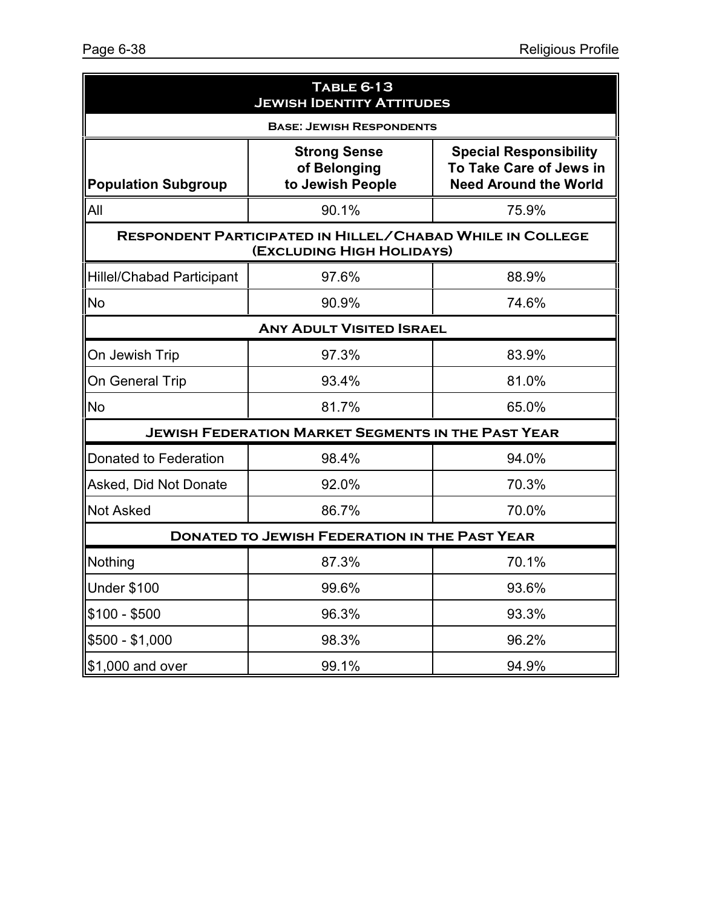| Table 6-13<br>Jewish Identity Attitudes | | |
|---|---|---|
| **Base: Jewish Respondents** | | |
| **Population Subgroup** | **Strong Sense of Belonging to Jewish People** | **Special Responsibility To Take Care of Jews in Need Around the World** |
| All | 90.1% | 75.9% |
| **Respondent Participated in Hillel/Chabad While in College (Excluding High Holidays)** | | |
| Hillel/Chabad Participant | 97.6% | 88.9% |
| No | 90.9% | 74.6% |
| **Any Adult Visited Israel** | | |
| On Jewish Trip | 97.3% | 83.9% |
| On General Trip | 93.4% | 81.0% |
| No | 81.7% | 65.0% |
| **Jewish Federation Market Segments in the Past Year** | | |
| Donated to Federation | 98.4% | 94.0% |
| Asked, Did Not Donate | 92.0% | 70.3% |
| Not Asked | 86.7% | 70.0% |
| **Donated to Jewish Federation in the Past Year** | | |
| Nothing | 87.3% | 70.1% |
| Under $100 | 99.6% | 93.6% |
| $100 - $500 | 96.3% | 93.3% |
| $500 - $1,000 | 98.3% | 96.2% |
| $1,000 and over | 99.1% | 94.9% |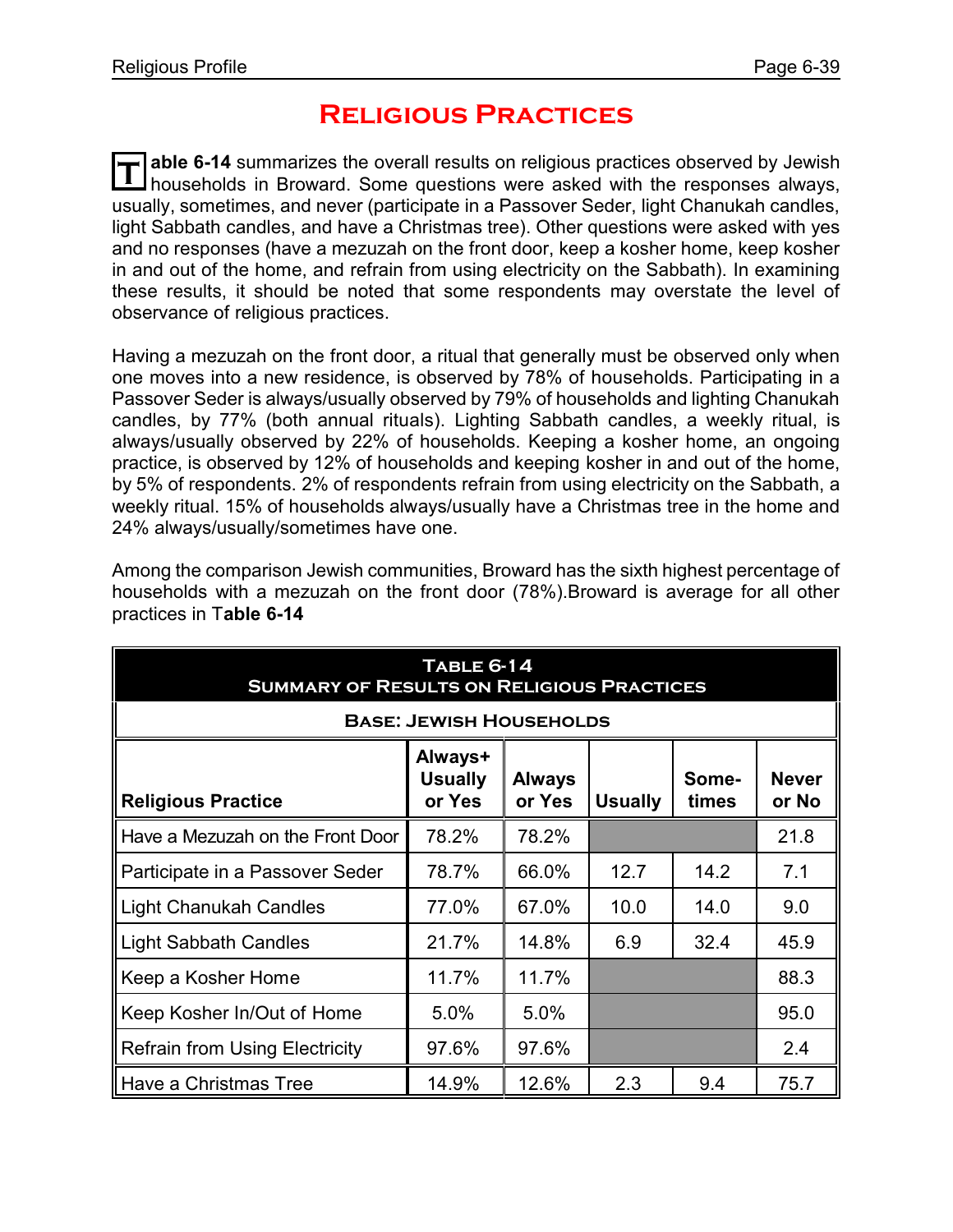# Religious Practices

**Table 6-14** summarizes the overall results on religious practices observed by Jewish households in Broward. Some questions were asked with the responses always, usually, sometimes, and never (participate in a Passover Seder, light Chanukah candles, light Sabbath candles, and have a Christmas tree). Other questions were asked with yes and no responses (have a mezuzah on the front door, keep a kosher home, keep kosher in and out of the home, and refrain from using electricity on the Sabbath). In examining these results, it should be noted that some respondents may overstate the level of observance of religious practices.

Having a mezuzah on the front door, a ritual that generally must be observed only when one moves into a new residence, is observed by 78% of households. Participating in a Passover Seder is always/usually observed by 79% of households and lighting Chanukah candles, by 77% (both annual rituals). Lighting Sabbath candles, a weekly ritual, is always/usually observed by 22% of households. Keeping a kosher home, an ongoing practice, is observed by 12% of households and keeping kosher in and out of the home, by 5% of respondents. 2% of respondents refrain from using electricity on the Sabbath, a weekly ritual. 15% of households always/usually have a Christmas tree in the home and 24% always/usually/sometimes have one.

Among the comparison Jewish communities, Broward has the sixth highest percentage of households with a mezuzah on the front door (78%).Broward is average for all other practices in T**able 6-14**

**Table 6-14**
**Summary of Results on Religious Practices**
**Base: Jewish Households**

| Religious Practice | Always+ Usually or Yes | Always or Yes | Usually | Some-times | Never or No |
|---|---|---|---|---|---|
| Have a Mezuzah on the Front Door | 78.2% | 78.2% | | | 21.8 |
| Participate in a Passover Seder | 78.7% | 66.0% | 12.7 | 14.2 | 7.1 |
| Light Chanukah Candles | 77.0% | 67.0% | 10.0 | 14.0 | 9.0 |
| Light Sabbath Candles | 21.7% | 14.8% | 6.9 | 32.4 | 45.9 |
| Keep a Kosher Home | 11.7% | 11.7% | | | 88.3 |
| Keep Kosher In/Out of Home | 5.0% | 5.0% | | | 95.0 |
| Refrain from Using Electricity | 97.6% | 97.6% | | | 2.4 |
| Have a Christmas Tree | 14.9% | 12.6% | 2.3 | 9.4 | 75.7 |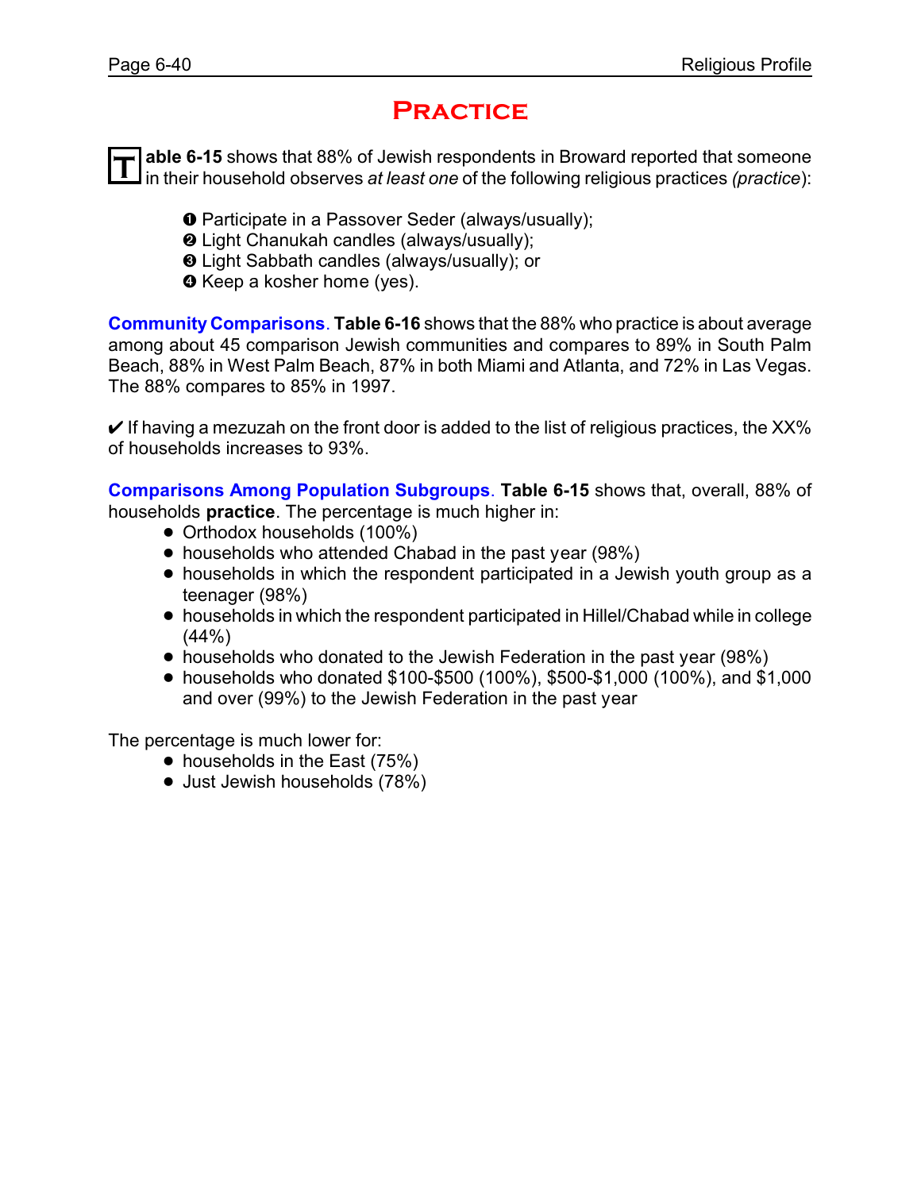# Practice

**Table 6-15** shows that 88% of Jewish respondents in Broward reported that someone in their household observes *at least one* of the following religious practices *(practice)*:

❶ Participate in a Passover Seder (always/usually);
❷ Light Chanukah candles (always/usually);
❸ Light Sabbath candles (always/usually); or
❹ Keep a kosher home (yes).

**Community Comparisons**. **Table 6-16** shows that the 88% who practice is about average among about 45 comparison Jewish communities and compares to 89% in South Palm Beach, 88% in West Palm Beach, 87% in both Miami and Atlanta, and 72% in Las Vegas. The 88% compares to 85% in 1997.

✔ If having a mezuzah on the front door is added to the list of religious practices, the XX% of households increases to 93%.

**Comparisons Among Population Subgroups**. **Table 6-15** shows that, overall, 88% of households **practice**. The percentage is much higher in:

- Orthodox households (100%)
- households who attended Chabad in the past year (98%)
- households in which the respondent participated in a Jewish youth group as a teenager (98%)
- households in which the respondent participated in Hillel/Chabad while in college (44%)
- households who donated to the Jewish Federation in the past year (98%)
- households who donated $100-$500 (100%), $500-$1,000 (100%), and $1,000 and over (99%) to the Jewish Federation in the past year

The percentage is much lower for:

- households in the East (75%)
- Just Jewish households (78%)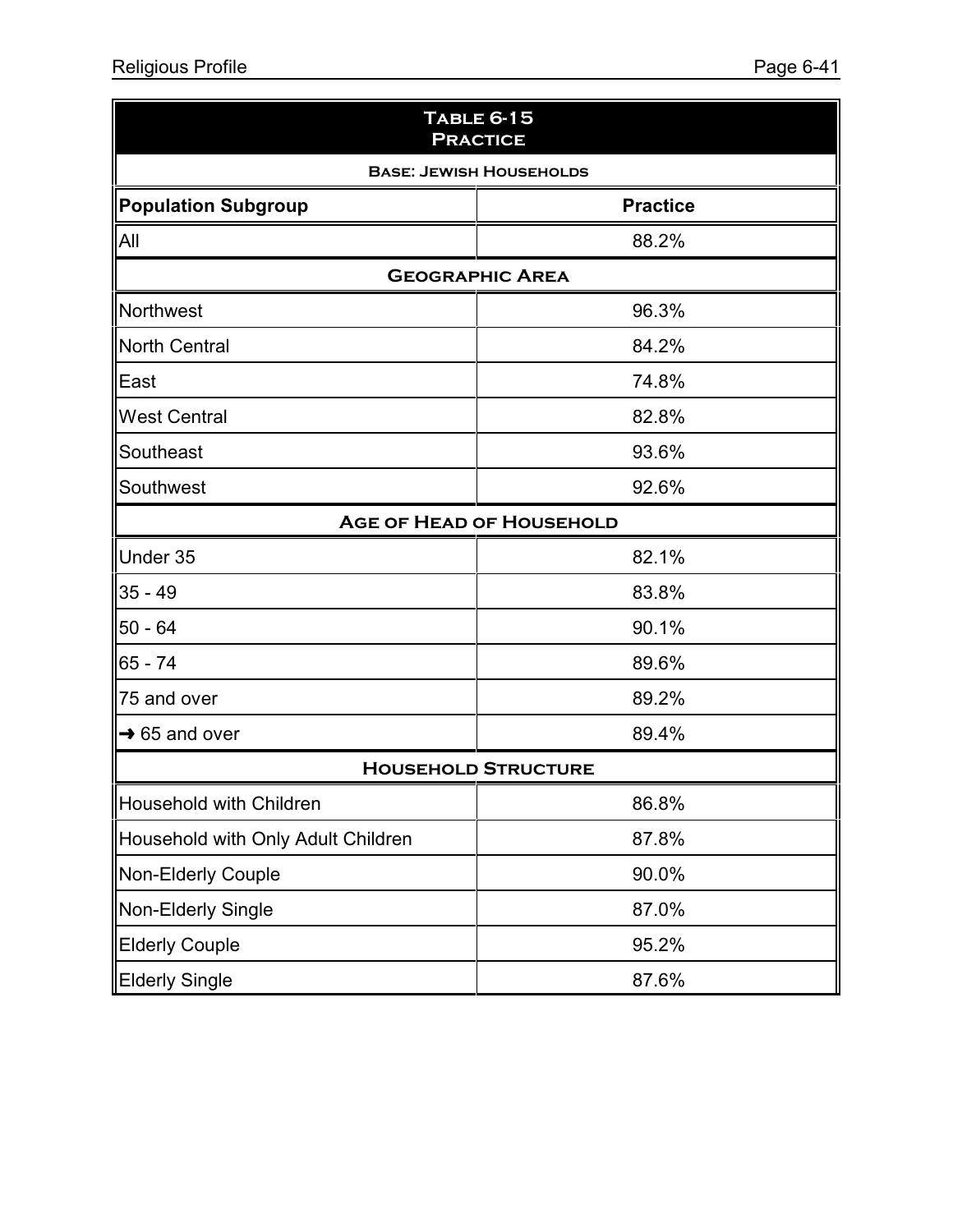## Table 6-15
## Practice

**Base: Jewish Households**

| Population Subgroup | Practice |
|---|---|
| All | 88.2% |
| **Geographic Area** | |
| Northwest | 96.3% |
| North Central | 84.2% |
| East | 74.8% |
| West Central | 82.8% |
| Southeast | 93.6% |
| Southwest | 92.6% |
| **Age of Head of Household** | |
| Under 35 | 82.1% |
| 35 - 49 | 83.8% |
| 50 - 64 | 90.1% |
| 65 - 74 | 89.6% |
| 75 and over | 89.2% |
| ➜ 65 and over | 89.4% |
| **Household Structure** | |
| Household with Children | 86.8% |
| Household with Only Adult Children | 87.8% |
| Non-Elderly Couple | 90.0% |
| Non-Elderly Single | 87.0% |
| Elderly Couple | 95.2% |
| Elderly Single | 87.6% |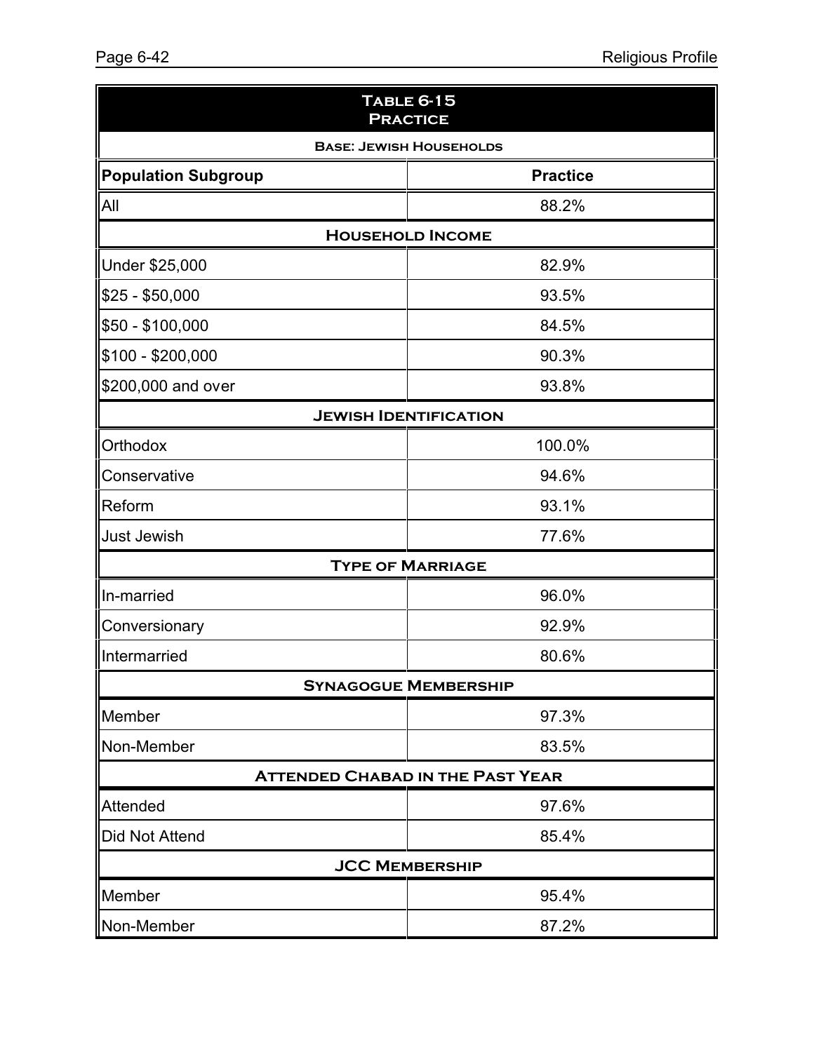| Table 6-15 Practice | |
|---|---|
| **Base: Jewish Households** | |
| **Population Subgroup** | **Practice** |
| All | 88.2% |
| **Household Income** | |
| Under $25,000 | 82.9% |
| $25 - $50,000 | 93.5% |
| $50 - $100,000 | 84.5% |
| $100 - $200,000 | 90.3% |
| $200,000 and over | 93.8% |
| **Jewish Identification** | |
| Orthodox | 100.0% |
| Conservative | 94.6% |
| Reform | 93.1% |
| Just Jewish | 77.6% |
| **Type of Marriage** | |
| In-married | 96.0% |
| Conversionary | 92.9% |
| Intermarried | 80.6% |
| **Synagogue Membership** | |
| Member | 97.3% |
| Non-Member | 83.5% |
| **Attended Chabad in the Past Year** | |
| Attended | 97.6% |
| Did Not Attend | 85.4% |
| **JCC Membership** | |
| Member | 95.4% |
| Non-Member | 87.2% |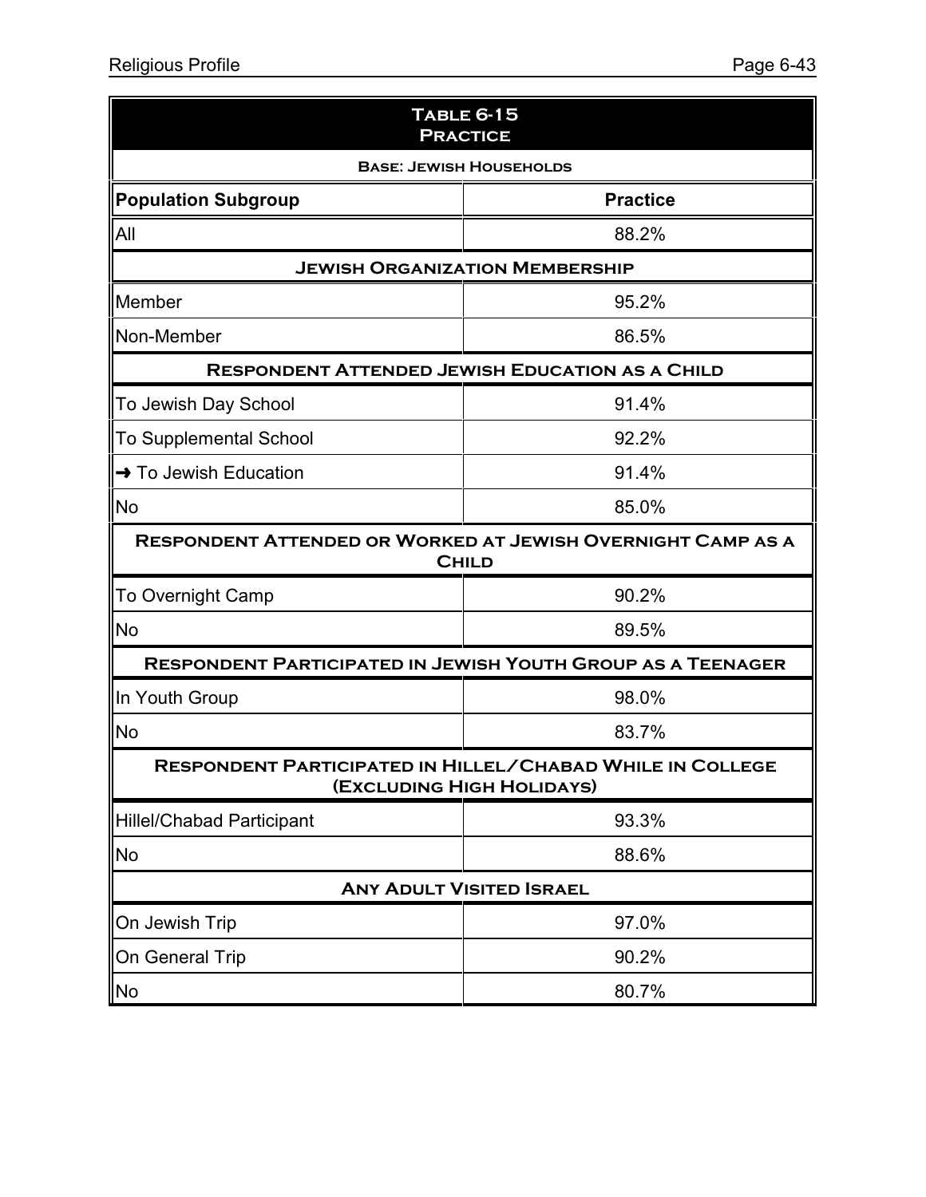| Table 6-15 Practice | |
|---|---|
| Base: Jewish Households | |
| **Population Subgroup** | **Practice** |
| All | 88.2% |
| **Jewish Organization Membership** | |
| Member | 95.2% |
| Non-Member | 86.5% |
| **Respondent Attended Jewish Education as a Child** | |
| To Jewish Day School | 91.4% |
| To Supplemental School | 92.2% |
| ➜ To Jewish Education | 91.4% |
| No | 85.0% |
| **Respondent Attended or Worked at Jewish Overnight Camp as a Child** | |
| To Overnight Camp | 90.2% |
| No | 89.5% |
| **Respondent Participated in Jewish Youth Group as a Teenager** | |
| In Youth Group | 98.0% |
| No | 83.7% |
| **Respondent Participated in Hillel/Chabad While in College (Excluding High Holidays)** | |
| Hillel/Chabad Participant | 93.3% |
| No | 88.6% |
| **Any Adult Visited Israel** | |
| On Jewish Trip | 97.0% |
| On General Trip | 90.2% |
| No | 80.7% |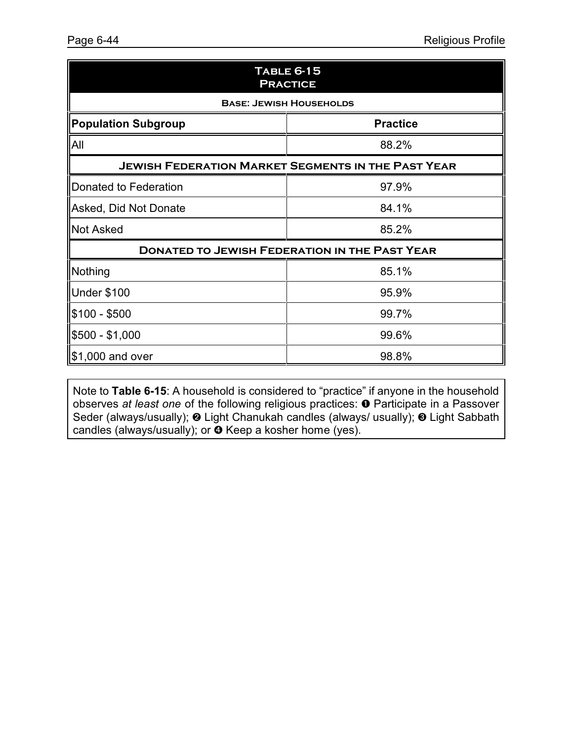## Table 6-15
## Practice

**Base: Jewish Households**

| Population Subgroup | Practice |
|---|---|
| All | 88.2% |
| **Jewish Federation Market Segments in the Past Year** | |
| Donated to Federation | 97.9% |
| Asked, Did Not Donate | 84.1% |
| Not Asked | 85.2% |
| **Donated to Jewish Federation in the Past Year** | |
| Nothing | 85.1% |
| Under $100 | 95.9% |
| $100 - $500 | 99.7% |
| $500 - $1,000 | 99.6% |
| $1,000 and over | 98.8% |

Note to **Table 6-15**: A household is considered to "practice" if anyone in the household observes *at least one* of the following religious practices: ❶ Participate in a Passover Seder (always/usually); ❷ Light Chanukah candles (always/ usually); ❸ Light Sabbath candles (always/usually); or ❹ Keep a kosher home (yes).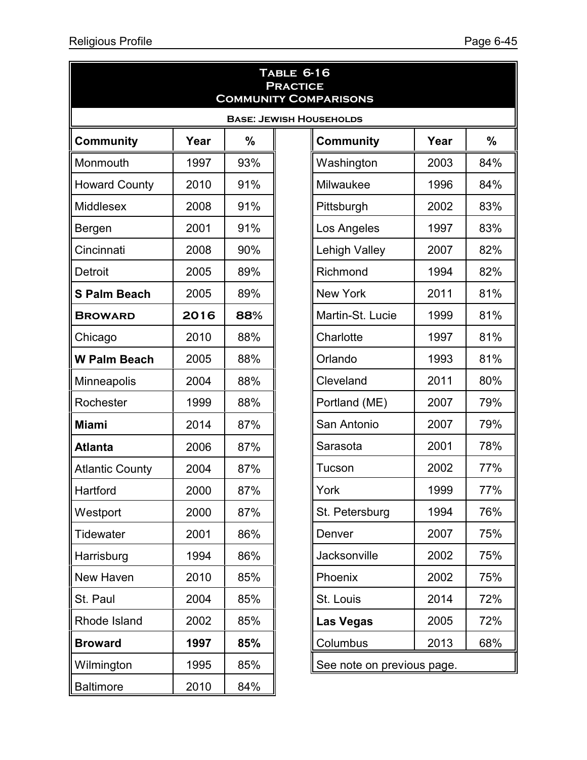## Table 6-16
### Practice
### Community Comparisons

**Base: Jewish Households**

| Community | Year | % | Community | Year | % |
|---|---|---|---|---|---|
| Monmouth | 1997 | 93% | Washington | 2003 | 84% |
| Howard County | 2010 | 91% | Milwaukee | 1996 | 84% |
| Middlesex | 2008 | 91% | Pittsburgh | 2002 | 83% |
| Bergen | 2001 | 91% | Los Angeles | 1997 | 83% |
| Cincinnati | 2008 | 90% | Lehigh Valley | 2007 | 82% |
| Detroit | 2005 | 89% | Richmond | 1994 | 82% |
| **S Palm Beach** | 2005 | 89% | New York | 2011 | 81% |
| **BROWARD** | **2016** | **88%** | Martin-St. Lucie | 1999 | 81% |
| Chicago | 2010 | 88% | Charlotte | 1997 | 81% |
| **W Palm Beach** | 2005 | 88% | Orlando | 1993 | 81% |
| Minneapolis | 2004 | 88% | Cleveland | 2011 | 80% |
| Rochester | 1999 | 88% | Portland (ME) | 2007 | 79% |
| **Miami** | 2014 | 87% | San Antonio | 2007 | 79% |
| **Atlanta** | 2006 | 87% | Sarasota | 2001 | 78% |
| Atlantic County | 2004 | 87% | Tucson | 2002 | 77% |
| Hartford | 2000 | 87% | York | 1999 | 77% |
| Westport | 2000 | 87% | St. Petersburg | 1994 | 76% |
| Tidewater | 2001 | 86% | Denver | 2007 | 75% |
| Harrisburg | 1994 | 86% | Jacksonville | 2002 | 75% |
| New Haven | 2010 | 85% | Phoenix | 2002 | 75% |
| St. Paul | 2004 | 85% | St. Louis | 2014 | 72% |
| Rhode Island | 2002 | 85% | **Las Vegas** | 2005 | 72% |
| **Broward** | **1997** | **85%** | Columbus | 2013 | 68% |
| Wilmington | 1995 | 85% | See note on previous page. | | |
| Baltimore | 2010 | 84% | | | |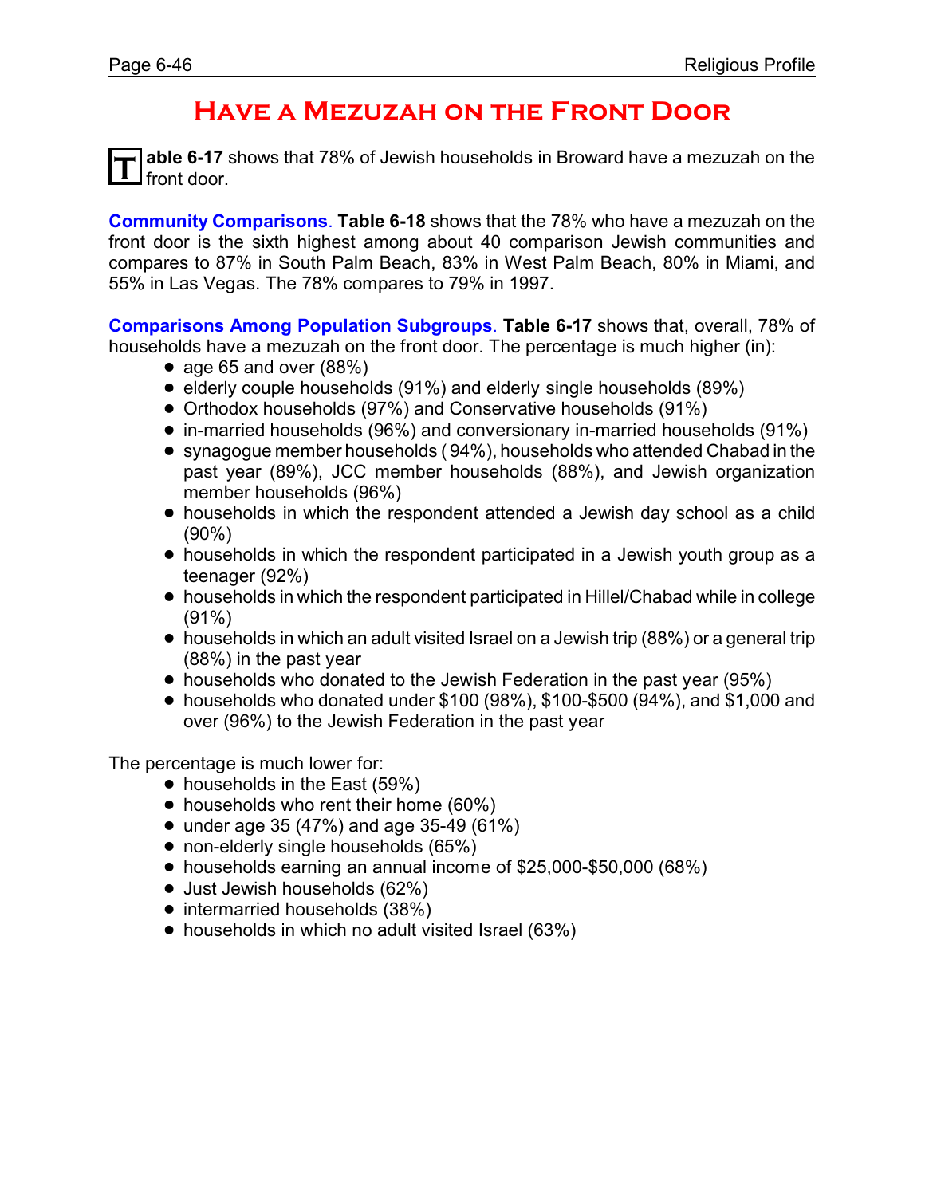# Have a Mezuzah on the Front Door

**Table 6-17** shows that 78% of Jewish households in Broward have a mezuzah on the front door.

**Community Comparisons**. **Table 6-18** shows that the 78% who have a mezuzah on the front door is the sixth highest among about 40 comparison Jewish communities and compares to 87% in South Palm Beach, 83% in West Palm Beach, 80% in Miami, and 55% in Las Vegas. The 78% compares to 79% in 1997.

**Comparisons Among Population Subgroups**. **Table 6-17** shows that, overall, 78% of households have a mezuzah on the front door. The percentage is much higher (in):

- age 65 and over (88%)
- elderly couple households (91%) and elderly single households (89%)
- Orthodox households (97%) and Conservative households (91%)
- in-married households (96%) and conversionary in-married households (91%)
- synagogue member households ( 94%), households who attended Chabad in the past year (89%), JCC member households (88%), and Jewish organization member households (96%)
- households in which the respondent attended a Jewish day school as a child (90%)
- households in which the respondent participated in a Jewish youth group as a teenager (92%)
- households in which the respondent participated in Hillel/Chabad while in college (91%)
- households in which an adult visited Israel on a Jewish trip (88%) or a general trip (88%) in the past year
- households who donated to the Jewish Federation in the past year (95%)
- households who donated under $100 (98%), $100-$500 (94%), and $1,000 and over (96%) to the Jewish Federation in the past year

The percentage is much lower for:

- households in the East (59%)
- households who rent their home (60%)
- under age 35 (47%) and age 35-49 (61%)
- non-elderly single households (65%)
- households earning an annual income of $25,000-$50,000 (68%)
- Just Jewish households (62%)
- intermarried households (38%)
- households in which no adult visited Israel (63%)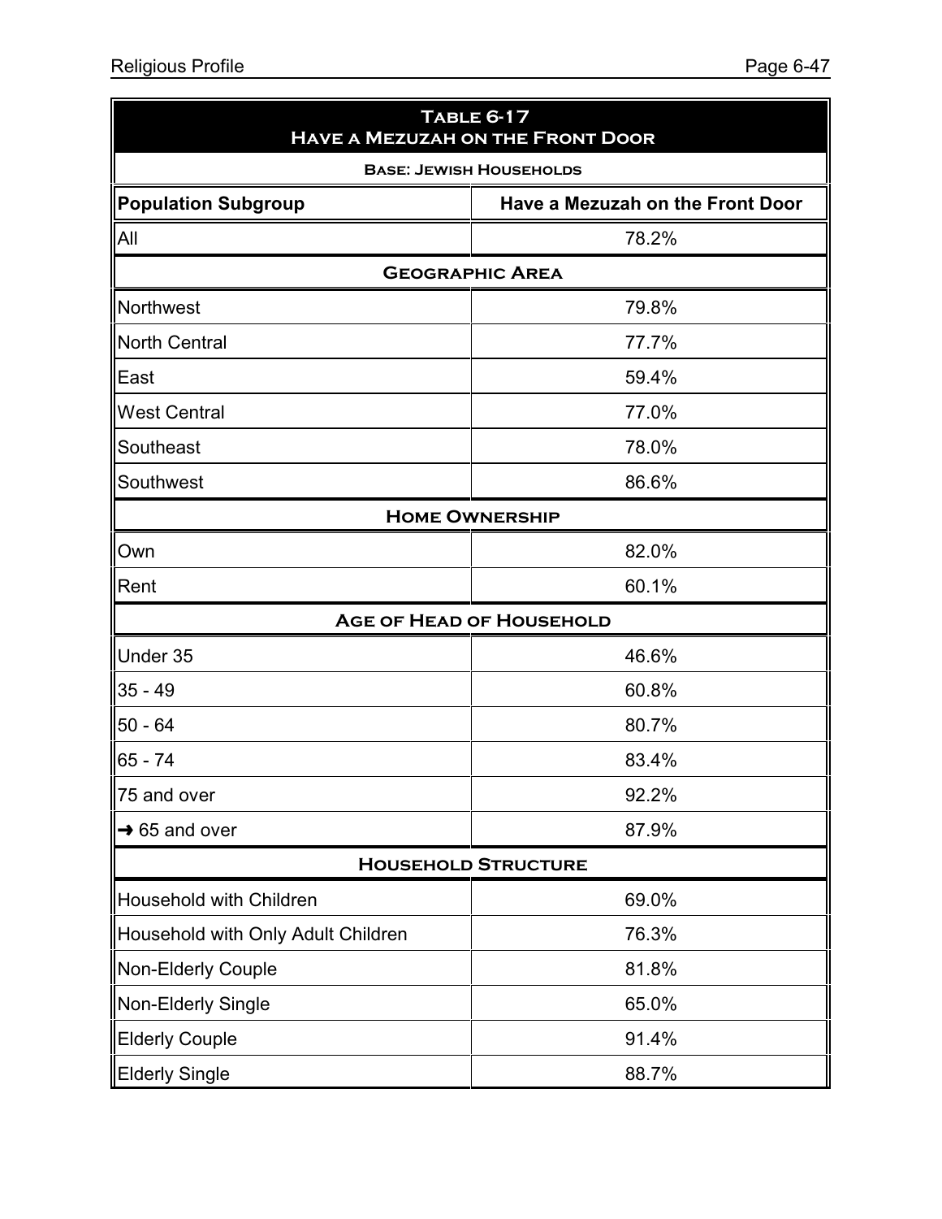| Table 6-17<br>Have a Mezuzah on the Front Door | |
|---|---|
| **Base: Jewish Households** | |
| **Population Subgroup** | **Have a Mezuzah on the Front Door** |
| All | 78.2% |
| **Geographic Area** | |
| Northwest | 79.8% |
| North Central | 77.7% |
| East | 59.4% |
| West Central | 77.0% |
| Southeast | 78.0% |
| Southwest | 86.6% |
| **Home Ownership** | |
| Own | 82.0% |
| Rent | 60.1% |
| **Age of Head of Household** | |
| Under 35 | 46.6% |
| 35 - 49 | 60.8% |
| 50 - 64 | 80.7% |
| 65 - 74 | 83.4% |
| 75 and over | 92.2% |
| → 65 and over | 87.9% |
| **Household Structure** | |
| Household with Children | 69.0% |
| Household with Only Adult Children | 76.3% |
| Non-Elderly Couple | 81.8% |
| Non-Elderly Single | 65.0% |
| Elderly Couple | 91.4% |
| Elderly Single | 88.7% |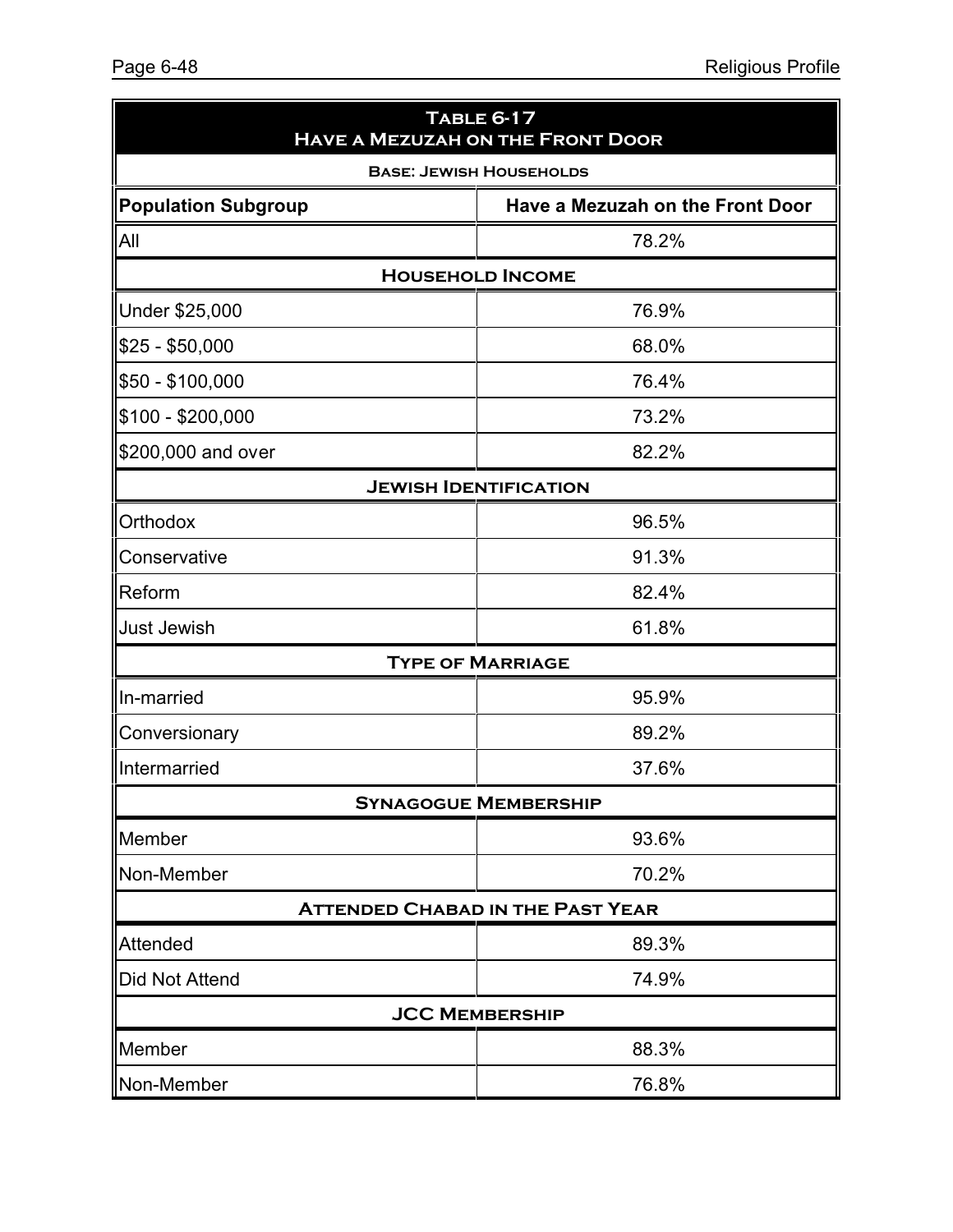**Table 6-17**
**Have a Mezuzah on the Front Door**

**Base: Jewish Households**

| Population Subgroup | Have a Mezuzah on the Front Door |
|---|---|
| All | 78.2% |
| **Household Income** | |
| Under $25,000 | 76.9% |
| $25 - $50,000 | 68.0% |
| $50 - $100,000 | 76.4% |
| $100 - $200,000 | 73.2% |
| $200,000 and over | 82.2% |
| **Jewish Identification** | |
| Orthodox | 96.5% |
| Conservative | 91.3% |
| Reform | 82.4% |
| Just Jewish | 61.8% |
| **Type of Marriage** | |
| In-married | 95.9% |
| Conversionary | 89.2% |
| Intermarried | 37.6% |
| **Synagogue Membership** | |
| Member | 93.6% |
| Non-Member | 70.2% |
| **Attended Chabad in the Past Year** | |
| Attended | 89.3% |
| Did Not Attend | 74.9% |
| **JCC Membership** | |
| Member | 88.3% |
| Non-Member | 76.8% |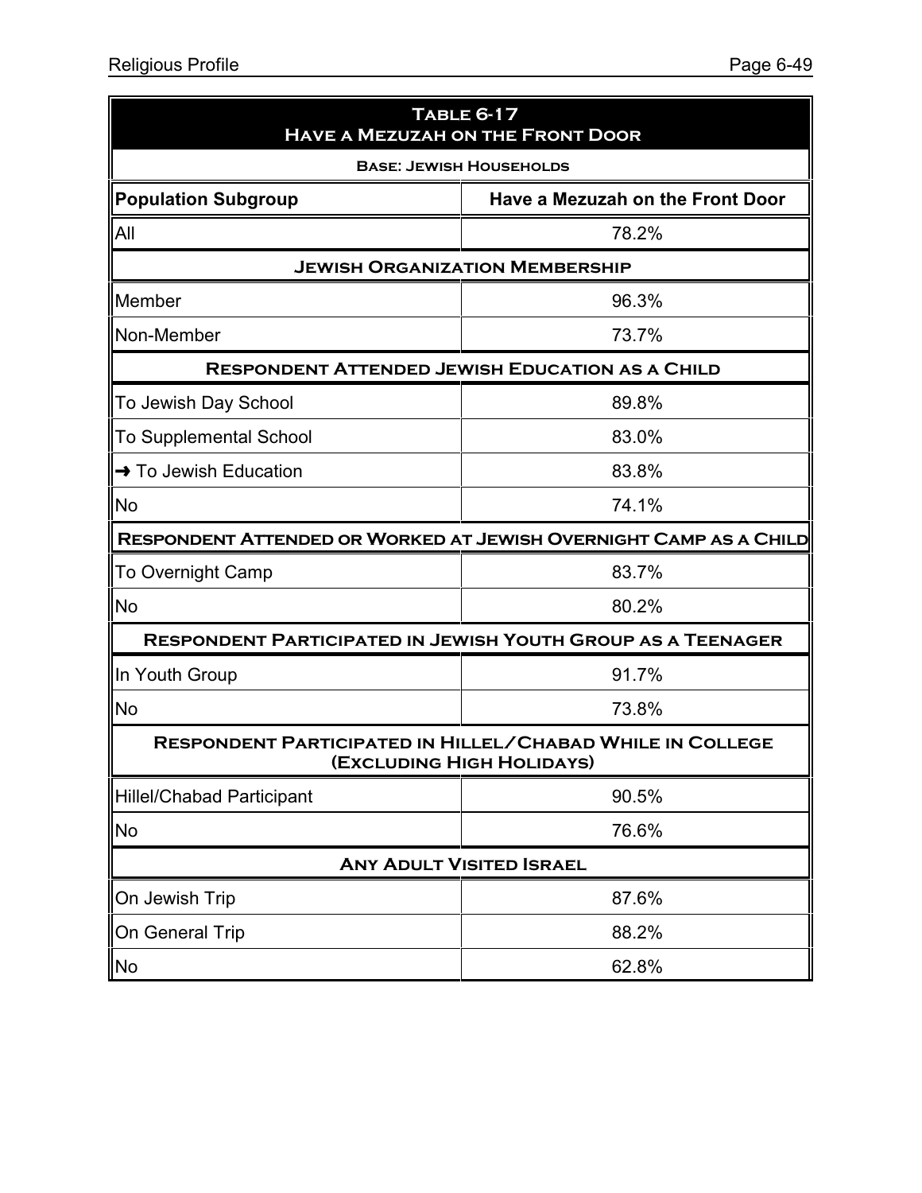| Table 6-17<br>Have a Mezuzah on the Front Door | |
|---|---|
| **Base: Jewish Households** | |
| **Population Subgroup** | **Have a Mezuzah on the Front Door** |
| All | 78.2% |
| **Jewish Organization Membership** | |
| Member | 96.3% |
| Non-Member | 73.7% |
| **Respondent Attended Jewish Education as a Child** | |
| To Jewish Day School | 89.8% |
| To Supplemental School | 83.0% |
| ➜ To Jewish Education | 83.8% |
| No | 74.1% |
| **Respondent Attended or Worked at Jewish Overnight Camp as a Child** | |
| To Overnight Camp | 83.7% |
| No | 80.2% |
| **Respondent Participated in Jewish Youth Group as a Teenager** | |
| In Youth Group | 91.7% |
| No | 73.8% |
| **Respondent Participated in Hillel/Chabad While in College (Excluding High Holidays)** | |
| Hillel/Chabad Participant | 90.5% |
| No | 76.6% |
| **Any Adult Visited Israel** | |
| On Jewish Trip | 87.6% |
| On General Trip | 88.2% |
| No | 62.8% |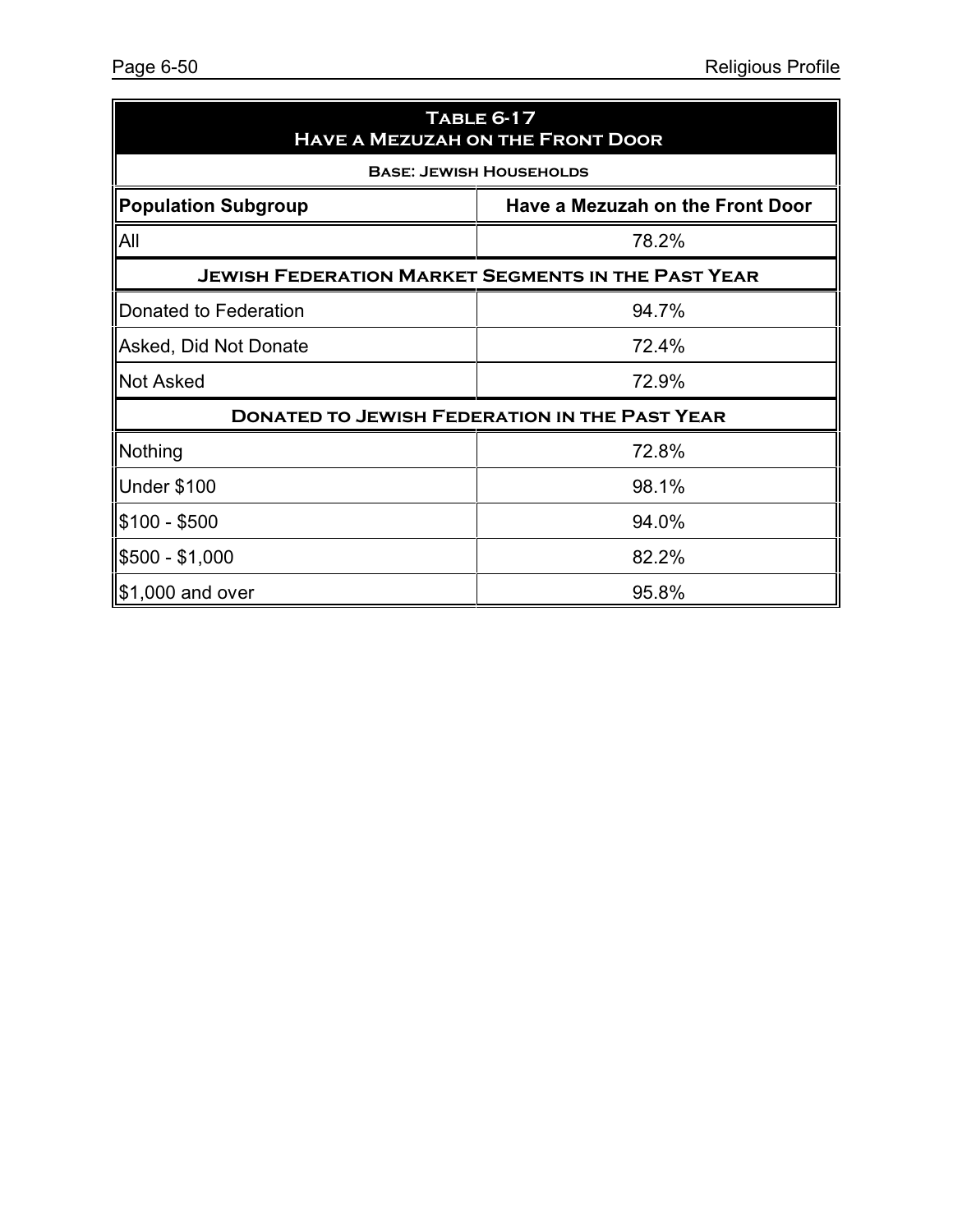| Table 6-17<br>Have a Mezuzah on the Front Door | |
|---|---|
| Base: Jewish Households | |
| **Population Subgroup** | **Have a Mezuzah on the Front Door** |
| All | 78.2% |
| **Jewish Federation Market Segments in the Past Year** | |
| Donated to Federation | 94.7% |
| Asked, Did Not Donate | 72.4% |
| Not Asked | 72.9% |
| **Donated to Jewish Federation in the Past Year** | |
| Nothing | 72.8% |
| Under $100 | 98.1% |
| $100 - $500 | 94.0% |
| $500 - $1,000 | 82.2% |
| $1,000 and over | 95.8% |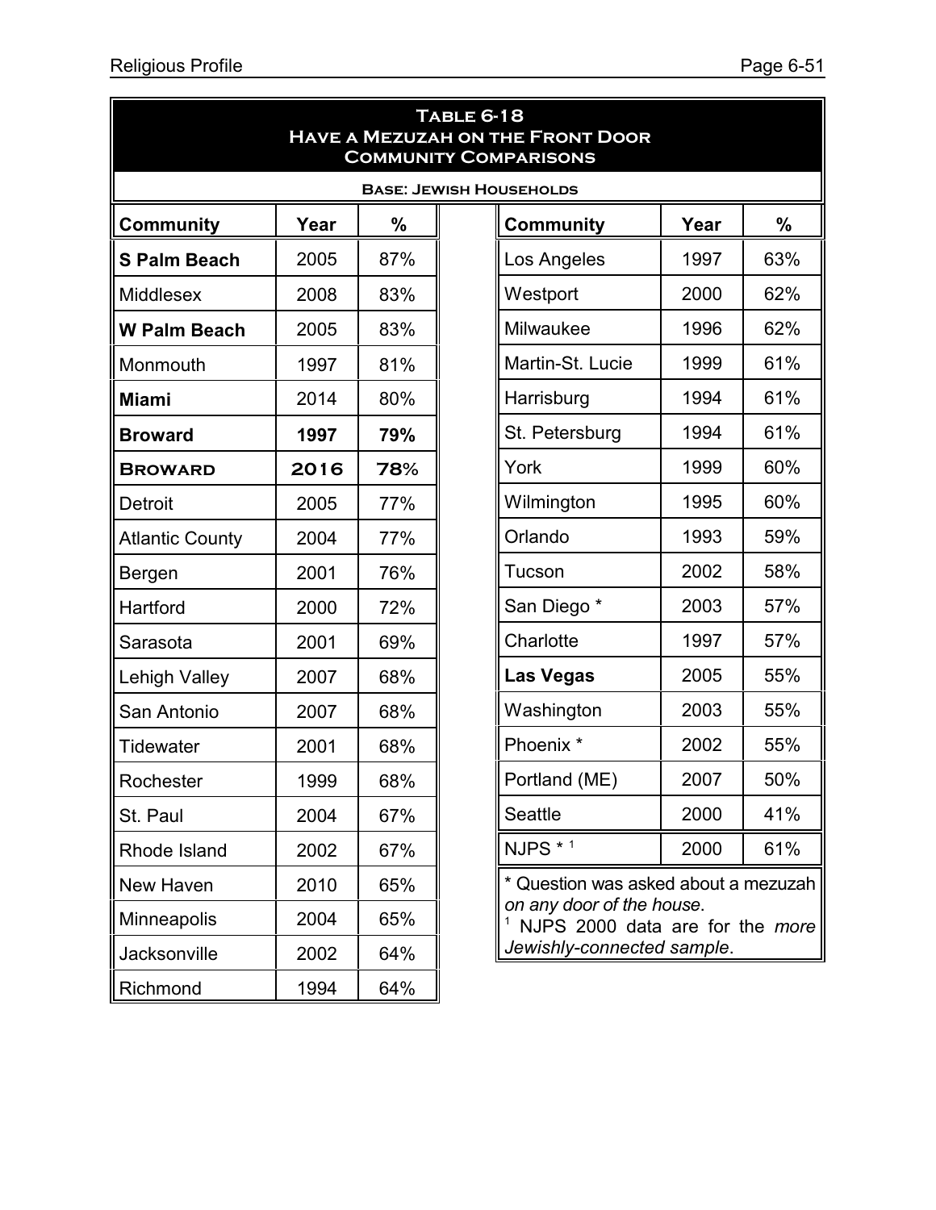## Table 6-18
## Have a Mezuzah on the Front Door
## Community Comparisons

**Base: Jewish Households**

| Community | Year | % | Community | Year | % |
|---|---|---|---|---|---|
| **S Palm Beach** | 2005 | 87% | Los Angeles | 1997 | 63% |
| Middlesex | 2008 | 83% | Westport | 2000 | 62% |
| **W Palm Beach** | 2005 | 83% | Milwaukee | 1996 | 62% |
| Monmouth | 1997 | 81% | Martin-St. Lucie | 1999 | 61% |
| **Miami** | 2014 | 80% | Harrisburg | 1994 | 61% |
| **Broward** | **1997** | **79%** | St. Petersburg | 1994 | 61% |
| **Broward** | **2016** | **78%** | York | 1999 | 60% |
| Detroit | 2005 | 77% | Wilmington | 1995 | 60% |
| Atlantic County | 2004 | 77% | Orlando | 1993 | 59% |
| Bergen | 2001 | 76% | Tucson | 2002 | 58% |
| Hartford | 2000 | 72% | San Diego * | 2003 | 57% |
| Sarasota | 2001 | 69% | Charlotte | 1997 | 57% |
| Lehigh Valley | 2007 | 68% | **Las Vegas** | 2005 | 55% |
| San Antonio | 2007 | 68% | Washington | 2003 | 55% |
| Tidewater | 2001 | 68% | Phoenix * | 2002 | 55% |
| Rochester | 1999 | 68% | Portland (ME) | 2007 | 50% |
| St. Paul | 2004 | 67% | Seattle | 2000 | 41% |
| Rhode Island | 2002 | 67% | NJPS * [1] | 2000 | 61% |
| New Haven | 2010 | 65% | | | |
| Minneapolis | 2004 | 65% | | | |
| Jacksonville | 2002 | 64% | | | |
| Richmond | 1994 | 64% | | | |

\* Question was asked about a mezuzah *on any door of the house*.

[1] NJPS 2000 data are for the *more Jewishly-connected sample*.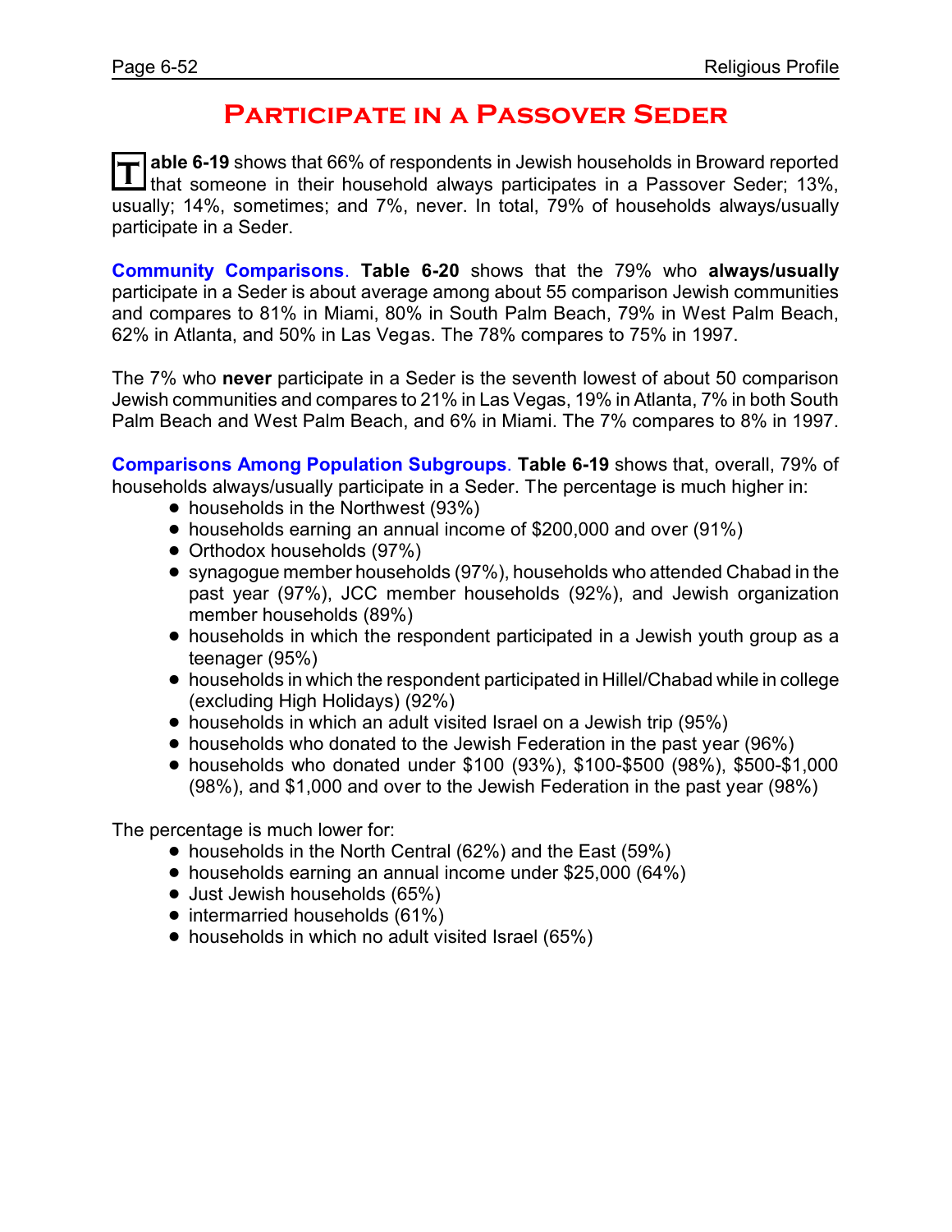# Participate in a Passover Seder

**Table 6-19** shows that 66% of respondents in Jewish households in Broward reported that someone in their household always participates in a Passover Seder; 13%, usually; 14%, sometimes; and 7%, never. In total, 79% of households always/usually participate in a Seder.

**Community Comparisons**. **Table 6-20** shows that the 79% who **always/usually** participate in a Seder is about average among about 55 comparison Jewish communities and compares to 81% in Miami, 80% in South Palm Beach, 79% in West Palm Beach, 62% in Atlanta, and 50% in Las Vegas. The 78% compares to 75% in 1997.

The 7% who **never** participate in a Seder is the seventh lowest of about 50 comparison Jewish communities and compares to 21% in Las Vegas, 19% in Atlanta, 7% in both South Palm Beach and West Palm Beach, and 6% in Miami. The 7% compares to 8% in 1997.

**Comparisons Among Population Subgroups**. **Table 6-19** shows that, overall, 79% of households always/usually participate in a Seder. The percentage is much higher in:

- households in the Northwest (93%)
- households earning an annual income of $200,000 and over (91%)
- Orthodox households (97%)
- synagogue member households (97%), households who attended Chabad in the past year (97%), JCC member households (92%), and Jewish organization member households (89%)
- households in which the respondent participated in a Jewish youth group as a teenager (95%)
- households in which the respondent participated in Hillel/Chabad while in college (excluding High Holidays) (92%)
- households in which an adult visited Israel on a Jewish trip (95%)
- households who donated to the Jewish Federation in the past year (96%)
- households who donated under $100 (93%), $100-$500 (98%), $500-$1,000 (98%), and $1,000 and over to the Jewish Federation in the past year (98%)

The percentage is much lower for:

- households in the North Central (62%) and the East (59%)
- households earning an annual income under $25,000 (64%)
- Just Jewish households (65%)
- intermarried households (61%)
- households in which no adult visited Israel (65%)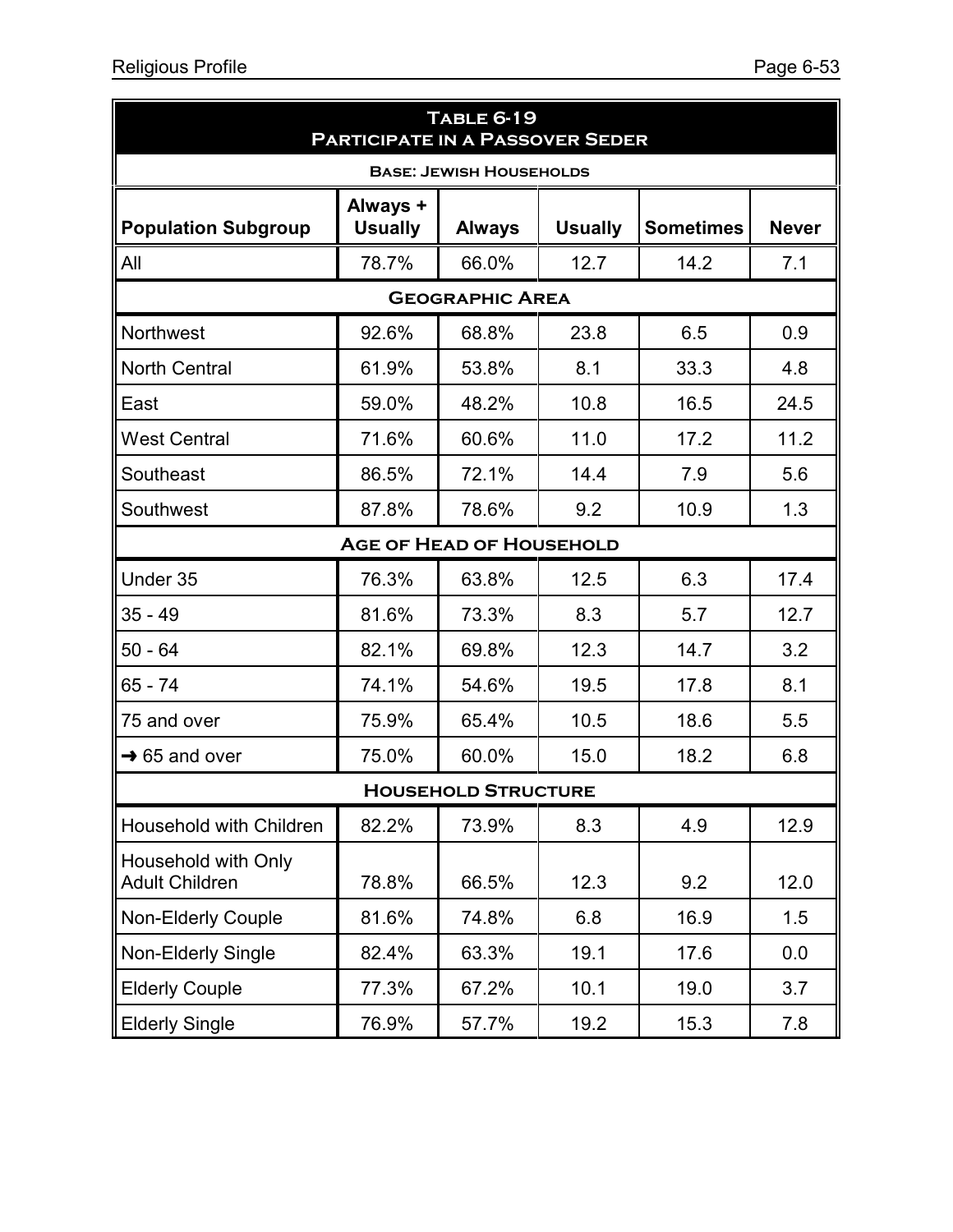| Table 6-19 Participate in a Passover Seder | | | | | |
|---|---|---|---|---|---|
| Base: Jewish Households | | | | | |
| Population Subgroup | Always + Usually | Always | Usually | Sometimes | Never |
| All | 78.7% | 66.0% | 12.7 | 14.2 | 7.1 |
| **Geographic Area** | | | | | |
| Northwest | 92.6% | 68.8% | 23.8 | 6.5 | 0.9 |
| North Central | 61.9% | 53.8% | 8.1 | 33.3 | 4.8 |
| East | 59.0% | 48.2% | 10.8 | 16.5 | 24.5 |
| West Central | 71.6% | 60.6% | 11.0 | 17.2 | 11.2 |
| Southeast | 86.5% | 72.1% | 14.4 | 7.9 | 5.6 |
| Southwest | 87.8% | 78.6% | 9.2 | 10.9 | 1.3 |
| **Age of Head of Household** | | | | | |
| Under 35 | 76.3% | 63.8% | 12.5 | 6.3 | 17.4 |
| 35 - 49 | 81.6% | 73.3% | 8.3 | 5.7 | 12.7 |
| 50 - 64 | 82.1% | 69.8% | 12.3 | 14.7 | 3.2 |
| 65 - 74 | 74.1% | 54.6% | 19.5 | 17.8 | 8.1 |
| 75 and over | 75.9% | 65.4% | 10.5 | 18.6 | 5.5 |
| ➜ 65 and over | 75.0% | 60.0% | 15.0 | 18.2 | 6.8 |
| **Household Structure** | | | | | |
| Household with Children | 82.2% | 73.9% | 8.3 | 4.9 | 12.9 |
| Household with Only Adult Children | 78.8% | 66.5% | 12.3 | 9.2 | 12.0 |
| Non-Elderly Couple | 81.6% | 74.8% | 6.8 | 16.9 | 1.5 |
| Non-Elderly Single | 82.4% | 63.3% | 19.1 | 17.6 | 0.0 |
| Elderly Couple | 77.3% | 67.2% | 10.1 | 19.0 | 3.7 |
| Elderly Single | 76.9% | 57.7% | 19.2 | 15.3 | 7.8 |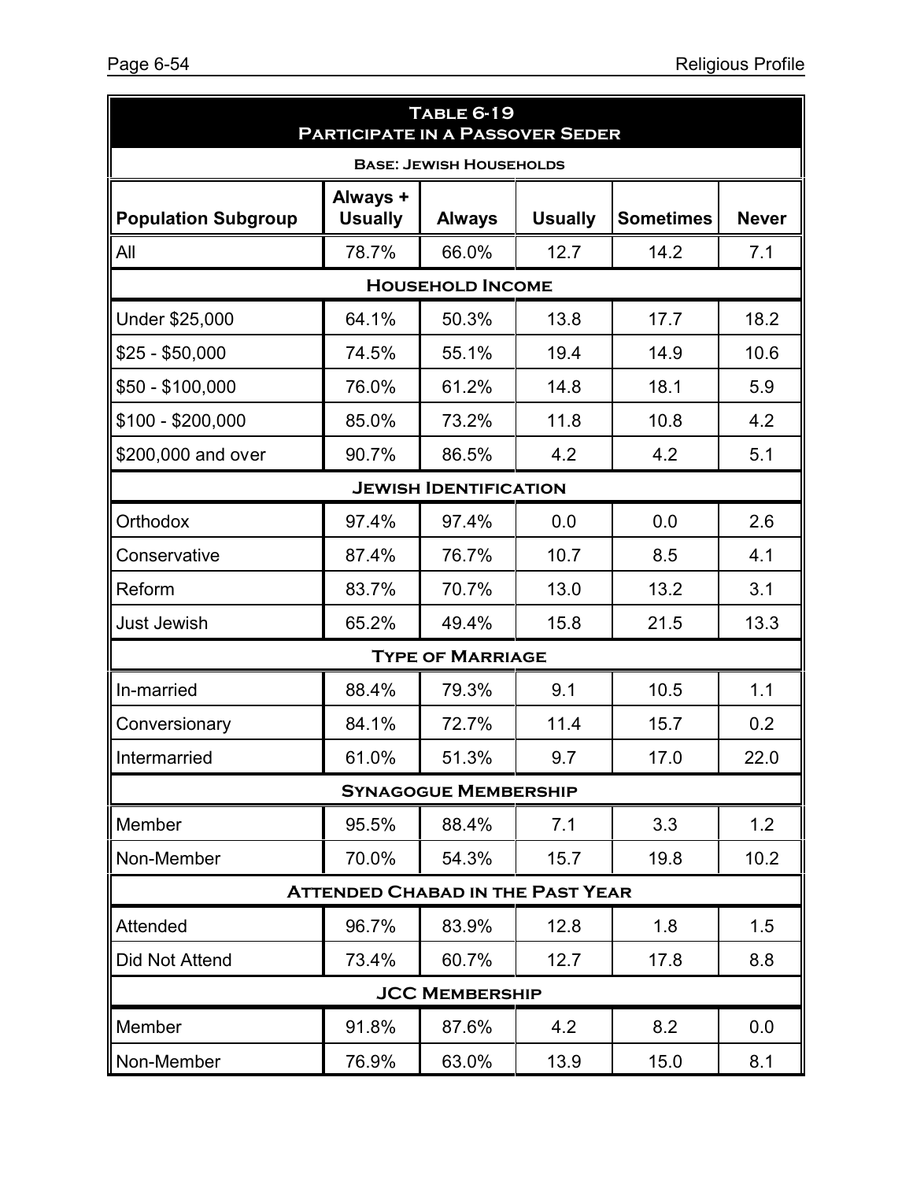## Table 6-19
## Participate in a Passover Seder

**Base: Jewish Households**

| Population Subgroup | Always + Usually | Always | Usually | Sometimes | Never |
|---|---|---|---|---|---|
| All | 78.7% | 66.0% | 12.7 | 14.2 | 7.1 |
| **Household Income** | | | | | |
| Under $25,000 | 64.1% | 50.3% | 13.8 | 17.7 | 18.2 |
| $25 - $50,000 | 74.5% | 55.1% | 19.4 | 14.9 | 10.6 |
| $50 - $100,000 | 76.0% | 61.2% | 14.8 | 18.1 | 5.9 |
| $100 - $200,000 | 85.0% | 73.2% | 11.8 | 10.8 | 4.2 |
| $200,000 and over | 90.7% | 86.5% | 4.2 | 4.2 | 5.1 |
| **Jewish Identification** | | | | | |
| Orthodox | 97.4% | 97.4% | 0.0 | 0.0 | 2.6 |
| Conservative | 87.4% | 76.7% | 10.7 | 8.5 | 4.1 |
| Reform | 83.7% | 70.7% | 13.0 | 13.2 | 3.1 |
| Just Jewish | 65.2% | 49.4% | 15.8 | 21.5 | 13.3 |
| **Type of Marriage** | | | | | |
| In-married | 88.4% | 79.3% | 9.1 | 10.5 | 1.1 |
| Conversionary | 84.1% | 72.7% | 11.4 | 15.7 | 0.2 |
| Intermarried | 61.0% | 51.3% | 9.7 | 17.0 | 22.0 |
| **Synagogue Membership** | | | | | |
| Member | 95.5% | 88.4% | 7.1 | 3.3 | 1.2 |
| Non-Member | 70.0% | 54.3% | 15.7 | 19.8 | 10.2 |
| **Attended Chabad in the Past Year** | | | | | |
| Attended | 96.7% | 83.9% | 12.8 | 1.8 | 1.5 |
| Did Not Attend | 73.4% | 60.7% | 12.7 | 17.8 | 8.8 |
| **JCC Membership** | | | | | |
| Member | 91.8% | 87.6% | 4.2 | 8.2 | 0.0 |
| Non-Member | 76.9% | 63.0% | 13.9 | 15.0 | 8.1 |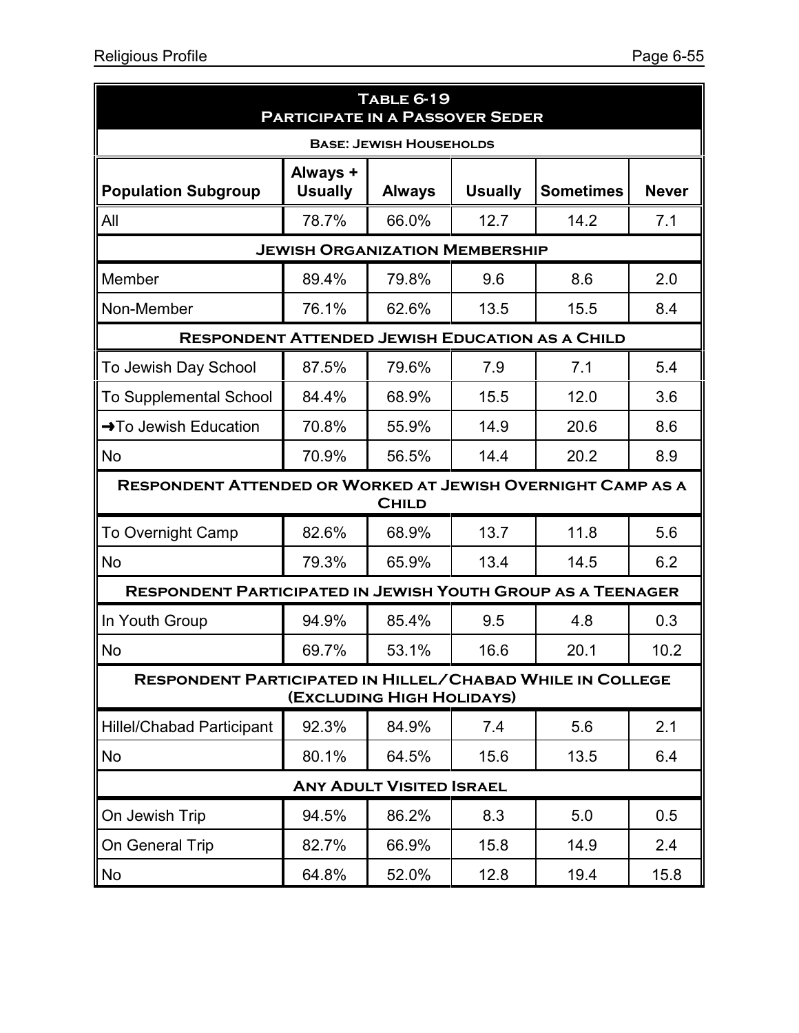## Table 6-19
## Participate in a Passover Seder

**Base: Jewish Households**

| Population Subgroup | Always + Usually | Always | Usually | Sometimes | Never |
|---|---|---|---|---|---|
| All | 78.7% | 66.0% | 12.7 | 14.2 | 7.1 |
| **Jewish Organization Membership** | | | | | |
| Member | 89.4% | 79.8% | 9.6 | 8.6 | 2.0 |
| Non-Member | 76.1% | 62.6% | 13.5 | 15.5 | 8.4 |
| **Respondent Attended Jewish Education as a Child** | | | | | |
| To Jewish Day School | 87.5% | 79.6% | 7.9 | 7.1 | 5.4 |
| To Supplemental School | 84.4% | 68.9% | 15.5 | 12.0 | 3.6 |
| →To Jewish Education | 70.8% | 55.9% | 14.9 | 20.6 | 8.6 |
| No | 70.9% | 56.5% | 14.4 | 20.2 | 8.9 |
| **Respondent Attended or Worked at Jewish Overnight Camp as a Child** | | | | | |
| To Overnight Camp | 82.6% | 68.9% | 13.7 | 11.8 | 5.6 |
| No | 79.3% | 65.9% | 13.4 | 14.5 | 6.2 |
| **Respondent Participated in Jewish Youth Group as a Teenager** | | | | | |
| In Youth Group | 94.9% | 85.4% | 9.5 | 4.8 | 0.3 |
| No | 69.7% | 53.1% | 16.6 | 20.1 | 10.2 |
| **Respondent Participated in Hillel/Chabad While in College (Excluding High Holidays)** | | | | | |
| Hillel/Chabad Participant | 92.3% | 84.9% | 7.4 | 5.6 | 2.1 |
| No | 80.1% | 64.5% | 15.6 | 13.5 | 6.4 |
| **Any Adult Visited Israel** | | | | | |
| On Jewish Trip | 94.5% | 86.2% | 8.3 | 5.0 | 0.5 |
| On General Trip | 82.7% | 66.9% | 15.8 | 14.9 | 2.4 |
| No | 64.8% | 52.0% | 12.8 | 19.4 | 15.8 |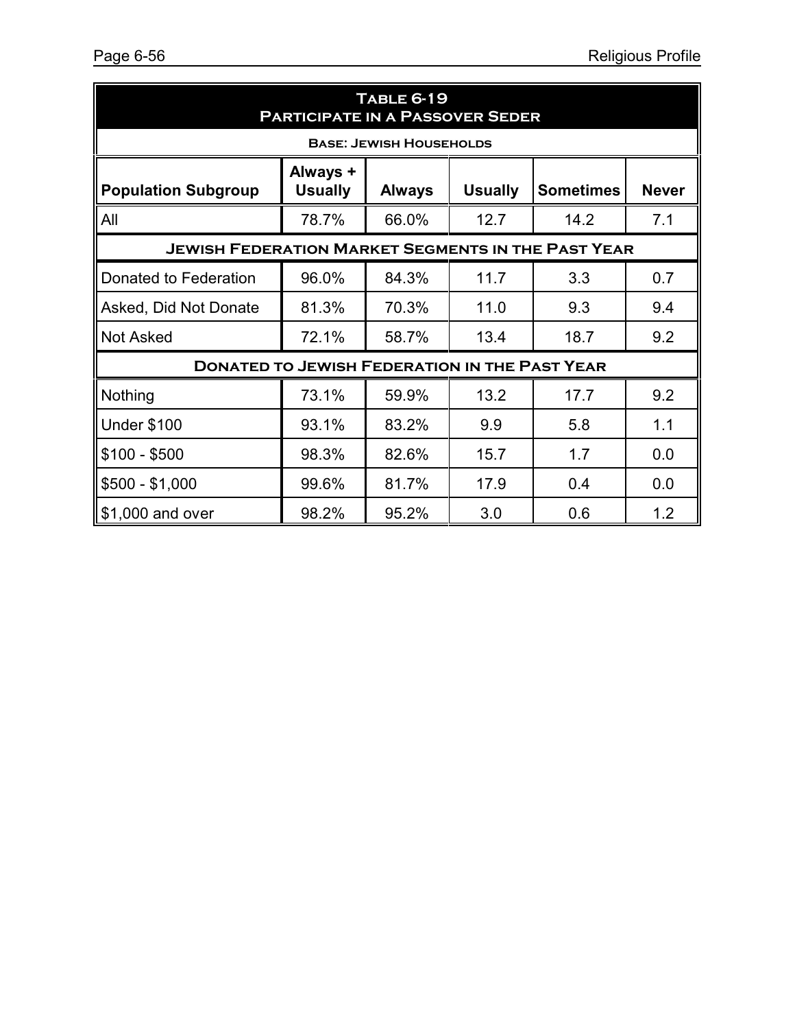## Table 6-19
## Participate in a Passover Seder

**Base: Jewish Households**

| Population Subgroup | Always + Usually | Always | Usually | Sometimes | Never |
|---|---|---|---|---|---|
| All | 78.7% | 66.0% | 12.7 | 14.2 | 7.1 |
| **Jewish Federation Market Segments in the Past Year** | | | | | |
| Donated to Federation | 96.0% | 84.3% | 11.7 | 3.3 | 0.7 |
| Asked, Did Not Donate | 81.3% | 70.3% | 11.0 | 9.3 | 9.4 |
| Not Asked | 72.1% | 58.7% | 13.4 | 18.7 | 9.2 |
| **Donated to Jewish Federation in the Past Year** | | | | | |
| Nothing | 73.1% | 59.9% | 13.2 | 17.7 | 9.2 |
| Under $100 | 93.1% | 83.2% | 9.9 | 5.8 | 1.1 |
| $100 - $500 | 98.3% | 82.6% | 15.7 | 1.7 | 0.0 |
| $500 - $1,000 | 99.6% | 81.7% | 17.9 | 0.4 | 0.0 |
| $1,000 and over | 98.2% | 95.2% | 3.0 | 0.6 | 1.2 |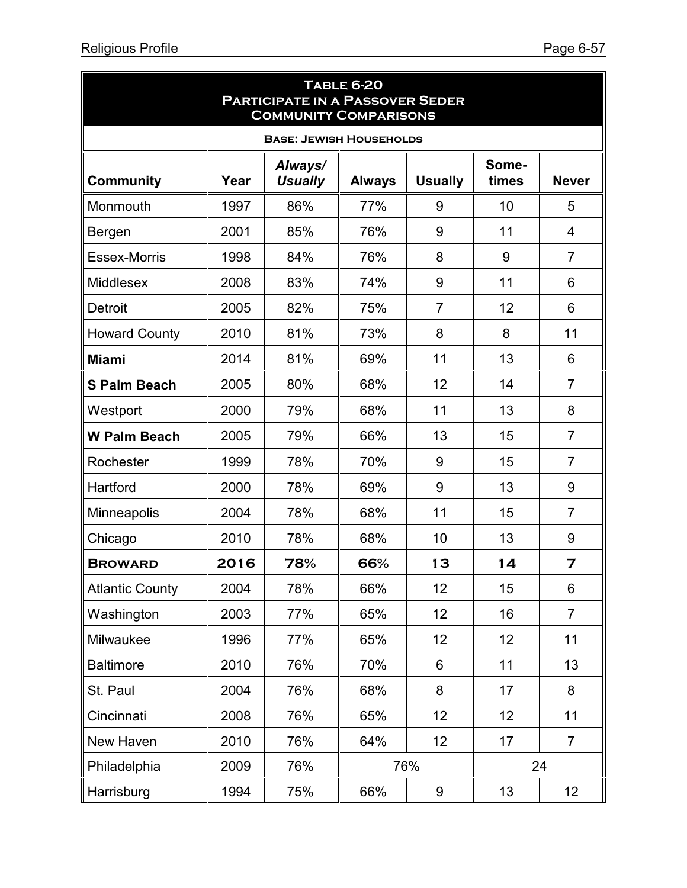**Table 6-20**
**Participate in a Passover Seder**
**Community Comparisons**

Base: Jewish Households

| Community | Year | *Always/ Usually* | Always | Usually | Some-times | Never |
|---|---|---|---|---|---|---|
| Monmouth | 1997 | 86% | 77% | 9 | 10 | 5 |
| Bergen | 2001 | 85% | 76% | 9 | 11 | 4 |
| Essex-Morris | 1998 | 84% | 76% | 8 | 9 | 7 |
| Middlesex | 2008 | 83% | 74% | 9 | 11 | 6 |
| Detroit | 2005 | 82% | 75% | 7 | 12 | 6 |
| Howard County | 2010 | 81% | 73% | 8 | 8 | 11 |
| **Miami** | 2014 | 81% | 69% | 11 | 13 | 6 |
| **S Palm Beach** | 2005 | 80% | 68% | 12 | 14 | 7 |
| Westport | 2000 | 79% | 68% | 11 | 13 | 8 |
| **W Palm Beach** | 2005 | 79% | 66% | 13 | 15 | 7 |
| Rochester | 1999 | 78% | 70% | 9 | 15 | 7 |
| Hartford | 2000 | 78% | 69% | 9 | 13 | 9 |
| Minneapolis | 2004 | 78% | 68% | 11 | 15 | 7 |
| Chicago | 2010 | 78% | 68% | 10 | 13 | 9 |
| **Broward** | **2016** | **78%** | **66%** | **13** | **14** | **7** |
| Atlantic County | 2004 | 78% | 66% | 12 | 15 | 6 |
| Washington | 2003 | 77% | 65% | 12 | 16 | 7 |
| Milwaukee | 1996 | 77% | 65% | 12 | 12 | 11 |
| Baltimore | 2010 | 76% | 70% | 6 | 11 | 13 |
| St. Paul | 2004 | 76% | 68% | 8 | 17 | 8 |
| Cincinnati | 2008 | 76% | 65% | 12 | 12 | 11 |
| New Haven | 2010 | 76% | 64% | 12 | 17 | 7 |
| Philadelphia | 2009 | 76% | 76% | | 24 | |
| Harrisburg | 1994 | 75% | 66% | 9 | 13 | 12 |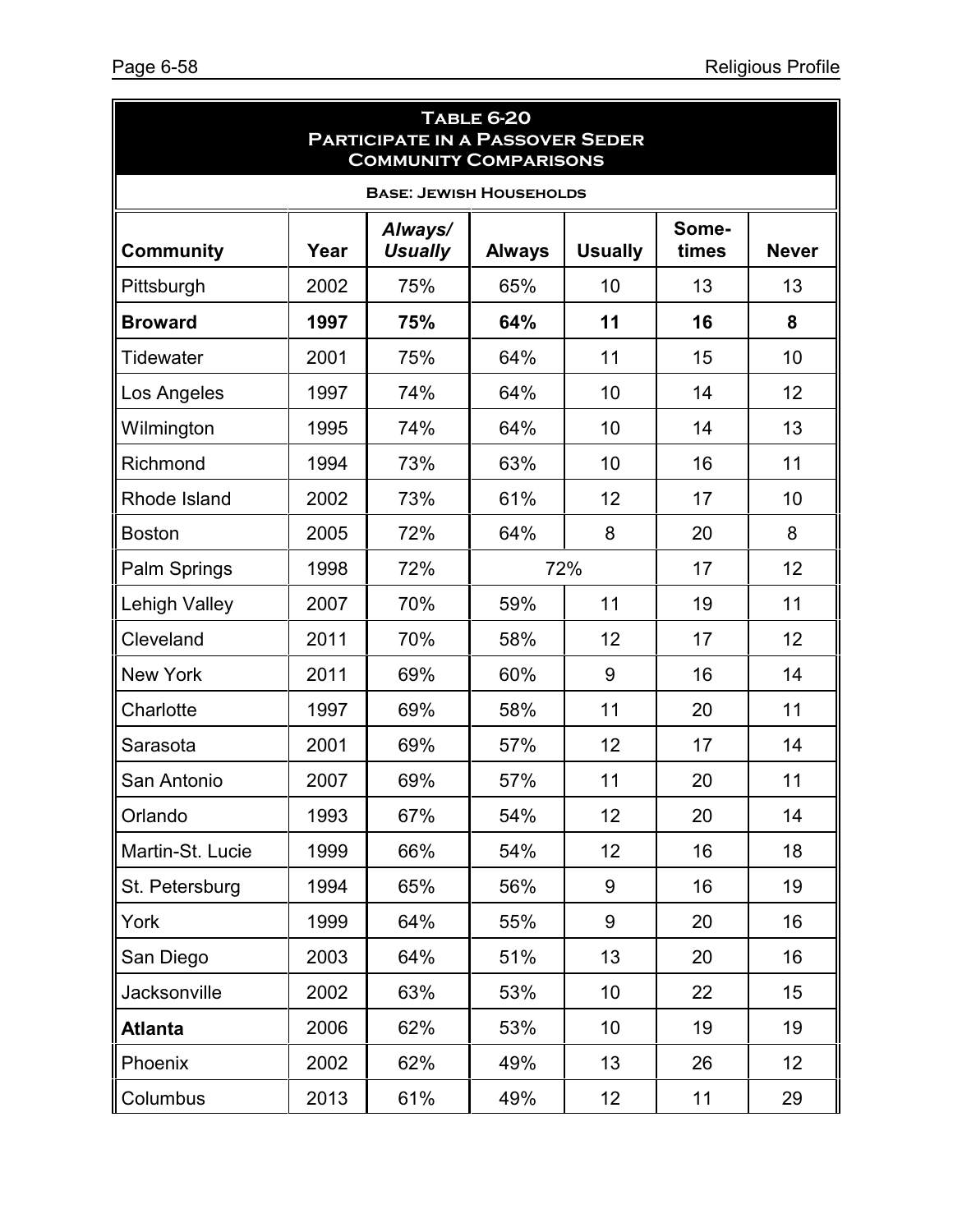| **Table 6-20** | | | | | | |
|---|---|---|---|---|---|---|
| **Participate in a Passover Seder** | | | | | | |
| **Community Comparisons** | | | | | | |
| **Base: Jewish Households** | | | | | | |
| **Community** | **Year** | ***Always/ Usually*** | **Always** | **Usually** | **Some-times** | **Never** |
| Pittsburgh | 2002 | 75% | 65% | 10 | 13 | 13 |
| **Broward** | **1997** | **75%** | **64%** | **11** | **16** | **8** |
| Tidewater | 2001 | 75% | 64% | 11 | 15 | 10 |
| Los Angeles | 1997 | 74% | 64% | 10 | 14 | 12 |
| Wilmington | 1995 | 74% | 64% | 10 | 14 | 13 |
| Richmond | 1994 | 73% | 63% | 10 | 16 | 11 |
| Rhode Island | 2002 | 73% | 61% | 12 | 17 | 10 |
| Boston | 2005 | 72% | 64% | 8 | 20 | 8 |
| Palm Springs | 1998 | 72% | 72% | | 17 | 12 |
| Lehigh Valley | 2007 | 70% | 59% | 11 | 19 | 11 |
| Cleveland | 2011 | 70% | 58% | 12 | 17 | 12 |
| New York | 2011 | 69% | 60% | 9 | 16 | 14 |
| Charlotte | 1997 | 69% | 58% | 11 | 20 | 11 |
| Sarasota | 2001 | 69% | 57% | 12 | 17 | 14 |
| San Antonio | 2007 | 69% | 57% | 11 | 20 | 11 |
| Orlando | 1993 | 67% | 54% | 12 | 20 | 14 |
| Martin-St. Lucie | 1999 | 66% | 54% | 12 | 16 | 18 |
| St. Petersburg | 1994 | 65% | 56% | 9 | 16 | 19 |
| York | 1999 | 64% | 55% | 9 | 20 | 16 |
| San Diego | 2003 | 64% | 51% | 13 | 20 | 16 |
| Jacksonville | 2002 | 63% | 53% | 10 | 22 | 15 |
| **Atlanta** | 2006 | 62% | 53% | 10 | 19 | 19 |
| Phoenix | 2002 | 62% | 49% | 13 | 26 | 12 |
| Columbus | 2013 | 61% | 49% | 12 | 11 | 29 |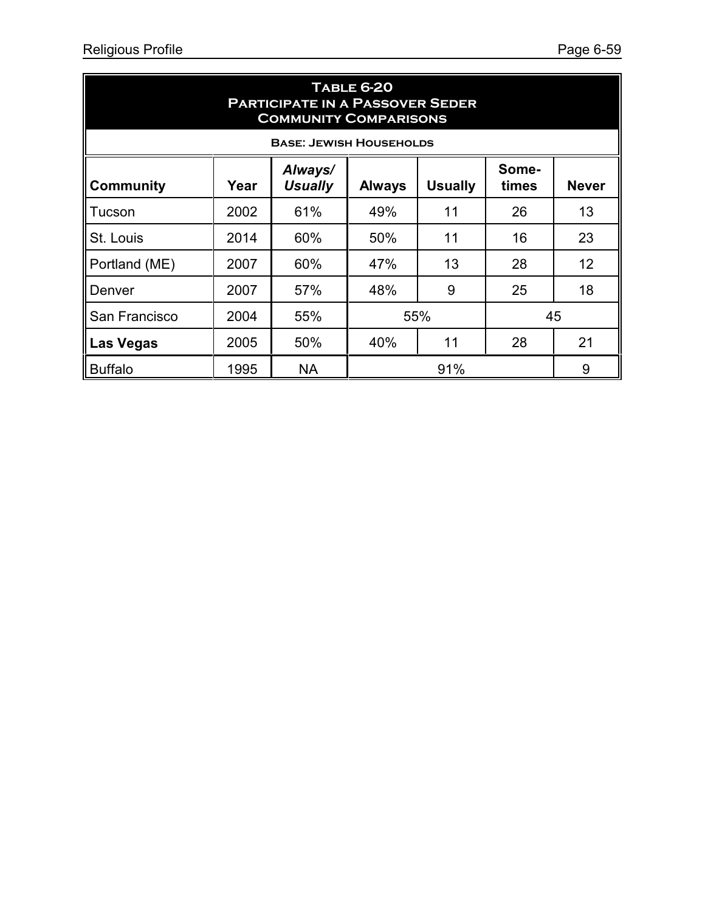### Table 6-20
### Participate in a Passover Seder
### Community Comparisons

**Base: Jewish Households**

| Community | Year | *Always/ Usually* | Always | Usually | Some-times | Never |
|---|---|---|---|---|---|---|
| Tucson | 2002 | 61% | 49% | 11 | 26 | 13 |
| St. Louis | 2014 | 60% | 50% | 11 | 16 | 23 |
| Portland (ME) | 2007 | 60% | 47% | 13 | 28 | 12 |
| Denver | 2007 | 57% | 48% | 9 | 25 | 18 |
| San Francisco | 2004 | 55% | 55% | | 45 | |
| **Las Vegas** | 2005 | 50% | 40% | 11 | 28 | 21 |
| Buffalo | 1995 | NA | 91% | | | 9 |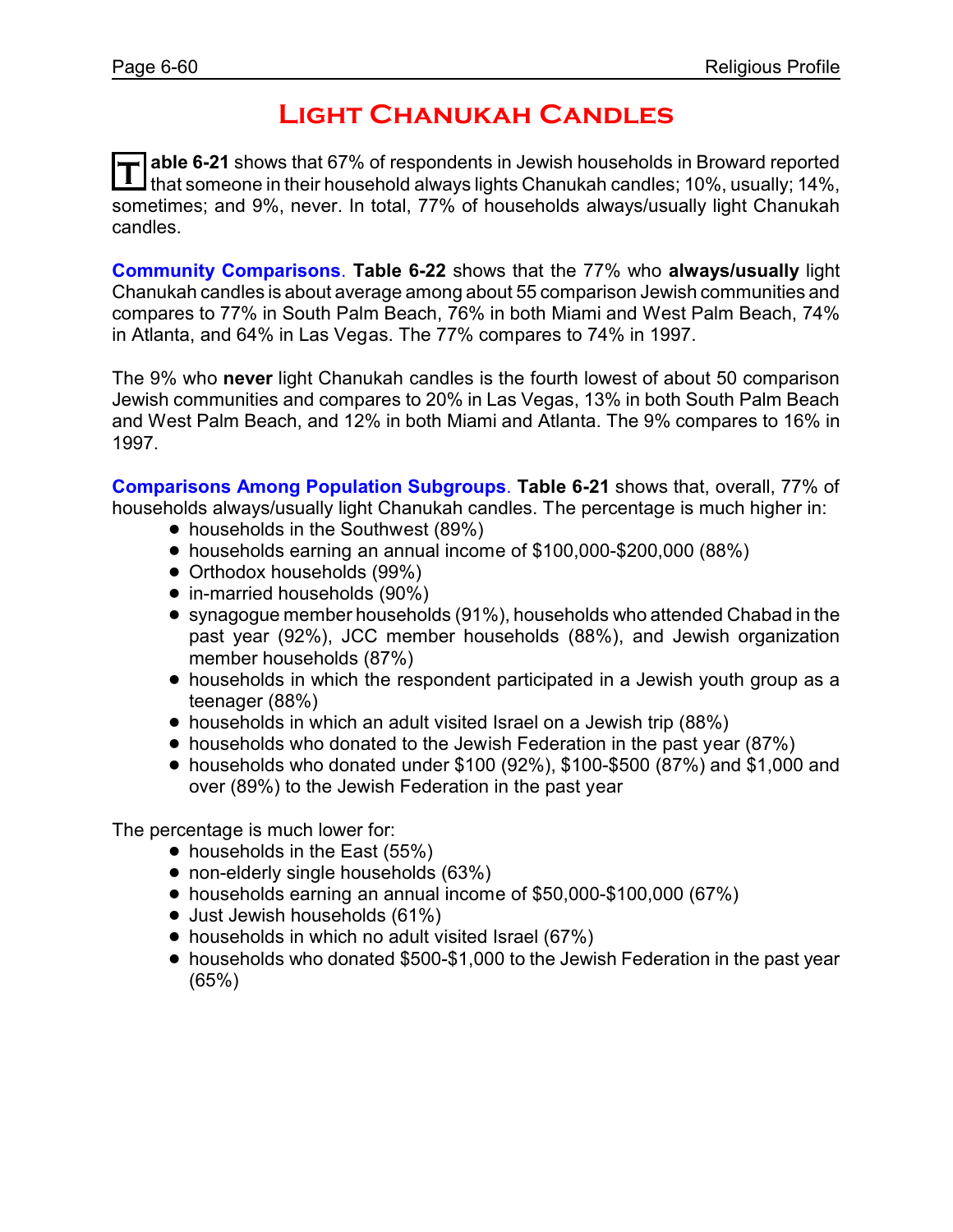# Light Chanukah Candles

**Table 6-21** shows that 67% of respondents in Jewish households in Broward reported that someone in their household always lights Chanukah candles; 10%, usually; 14%, sometimes; and 9%, never. In total, 77% of households always/usually light Chanukah candles.

**Community Comparisons**. **Table 6-22** shows that the 77% who **always/usually** light Chanukah candles is about average among about 55 comparison Jewish communities and compares to 77% in South Palm Beach, 76% in both Miami and West Palm Beach, 74% in Atlanta, and 64% in Las Vegas. The 77% compares to 74% in 1997.

The 9% who **never** light Chanukah candles is the fourth lowest of about 50 comparison Jewish communities and compares to 20% in Las Vegas, 13% in both South Palm Beach and West Palm Beach, and 12% in both Miami and Atlanta. The 9% compares to 16% in 1997.

**Comparisons Among Population Subgroups**. **Table 6-21** shows that, overall, 77% of households always/usually light Chanukah candles. The percentage is much higher in:

- households in the Southwest (89%)
- households earning an annual income of $100,000-$200,000 (88%)
- Orthodox households (99%)
- in-married households (90%)
- synagogue member households (91%), households who attended Chabad in the past year (92%), JCC member households (88%), and Jewish organization member households (87%)
- households in which the respondent participated in a Jewish youth group as a teenager (88%)
- households in which an adult visited Israel on a Jewish trip (88%)
- households who donated to the Jewish Federation in the past year (87%)
- households who donated under $100 (92%), $100-$500 (87%) and $1,000 and over (89%) to the Jewish Federation in the past year

The percentage is much lower for:

- households in the East (55%)
- non-elderly single households (63%)
- households earning an annual income of $50,000-$100,000 (67%)
- Just Jewish households (61%)
- households in which no adult visited Israel (67%)
- households who donated $500-$1,000 to the Jewish Federation in the past year (65%)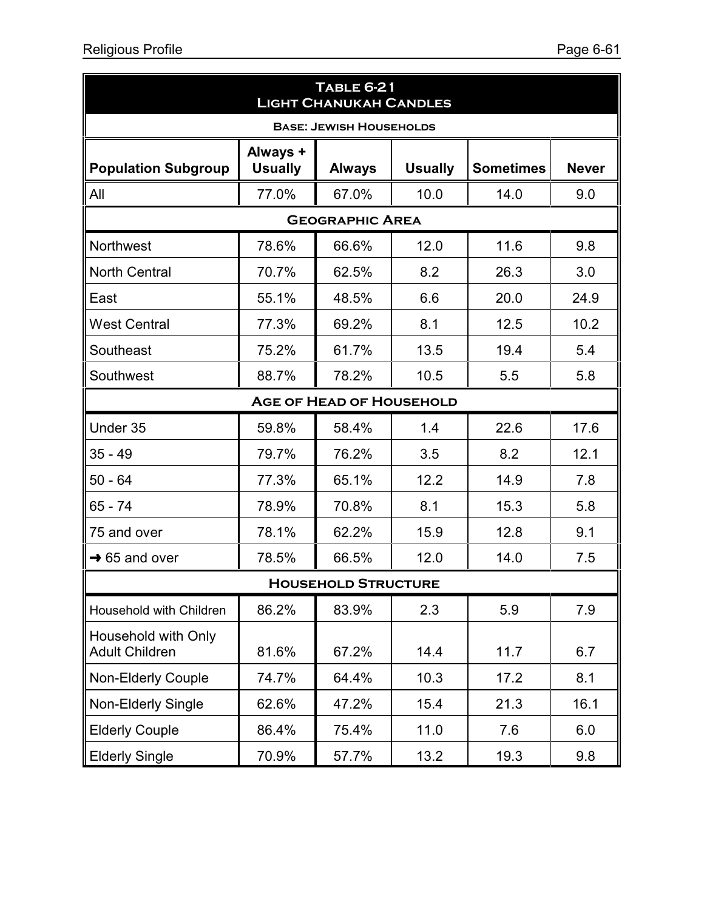| Table 6-21 Light Chanukah Candles | | | | | |
|---|---|---|---|---|---|
| Base: Jewish Households | | | | | |
| **Population Subgroup** | **Always + Usually** | **Always** | **Usually** | **Sometimes** | **Never** |
| All | 77.0% | 67.0% | 10.0 | 14.0 | 9.0 |
| **Geographic Area** | | | | | |
| Northwest | 78.6% | 66.6% | 12.0 | 11.6 | 9.8 |
| North Central | 70.7% | 62.5% | 8.2 | 26.3 | 3.0 |
| East | 55.1% | 48.5% | 6.6 | 20.0 | 24.9 |
| West Central | 77.3% | 69.2% | 8.1 | 12.5 | 10.2 |
| Southeast | 75.2% | 61.7% | 13.5 | 19.4 | 5.4 |
| Southwest | 88.7% | 78.2% | 10.5 | 5.5 | 5.8 |
| **Age of Head of Household** | | | | | |
| Under 35 | 59.8% | 58.4% | 1.4 | 22.6 | 17.6 |
| 35 - 49 | 79.7% | 76.2% | 3.5 | 8.2 | 12.1 |
| 50 - 64 | 77.3% | 65.1% | 12.2 | 14.9 | 7.8 |
| 65 - 74 | 78.9% | 70.8% | 8.1 | 15.3 | 5.8 |
| 75 and over | 78.1% | 62.2% | 15.9 | 12.8 | 9.1 |
| → 65 and over | 78.5% | 66.5% | 12.0 | 14.0 | 7.5 |
| **Household Structure** | | | | | |
| Household with Children | 86.2% | 83.9% | 2.3 | 5.9 | 7.9 |
| Household with Only Adult Children | 81.6% | 67.2% | 14.4 | 11.7 | 6.7 |
| Non-Elderly Couple | 74.7% | 64.4% | 10.3 | 17.2 | 8.1 |
| Non-Elderly Single | 62.6% | 47.2% | 15.4 | 21.3 | 16.1 |
| Elderly Couple | 86.4% | 75.4% | 11.0 | 7.6 | 6.0 |
| Elderly Single | 70.9% | 57.7% | 13.2 | 19.3 | 9.8 |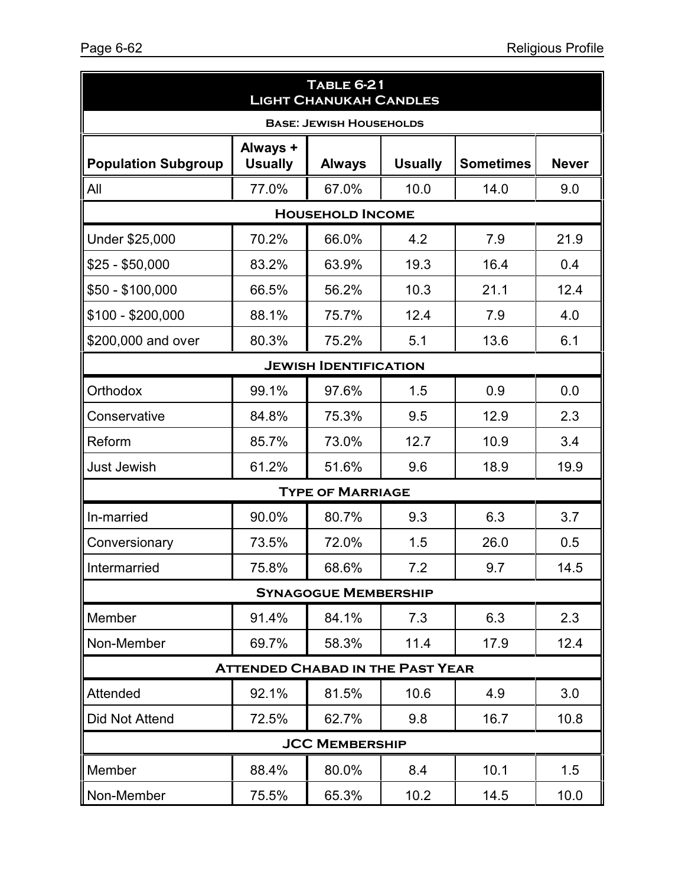| Table 6-21<br>Light Chanukah Candles | | | | | |
|---|---|---|---|---|---|
| Base: Jewish Households | | | | | |
| **Population Subgroup** | **Always + Usually** | **Always** | **Usually** | **Sometimes** | **Never** |
| All | 77.0% | 67.0% | 10.0 | 14.0 | 9.0 |
| **Household Income** | | | | | |
| Under $25,000 | 70.2% | 66.0% | 4.2 | 7.9 | 21.9 |
| $25 - $50,000 | 83.2% | 63.9% | 19.3 | 16.4 | 0.4 |
| $50 - $100,000 | 66.5% | 56.2% | 10.3 | 21.1 | 12.4 |
| $100 - $200,000 | 88.1% | 75.7% | 12.4 | 7.9 | 4.0 |
| $200,000 and over | 80.3% | 75.2% | 5.1 | 13.6 | 6.1 |
| **Jewish Identification** | | | | | |
| Orthodox | 99.1% | 97.6% | 1.5 | 0.9 | 0.0 |
| Conservative | 84.8% | 75.3% | 9.5 | 12.9 | 2.3 |
| Reform | 85.7% | 73.0% | 12.7 | 10.9 | 3.4 |
| Just Jewish | 61.2% | 51.6% | 9.6 | 18.9 | 19.9 |
| **Type of Marriage** | | | | | |
| In-married | 90.0% | 80.7% | 9.3 | 6.3 | 3.7 |
| Conversionary | 73.5% | 72.0% | 1.5 | 26.0 | 0.5 |
| Intermarried | 75.8% | 68.6% | 7.2 | 9.7 | 14.5 |
| **Synagogue Membership** | | | | | |
| Member | 91.4% | 84.1% | 7.3 | 6.3 | 2.3 |
| Non-Member | 69.7% | 58.3% | 11.4 | 17.9 | 12.4 |
| **Attended Chabad in the Past Year** | | | | | |
| Attended | 92.1% | 81.5% | 10.6 | 4.9 | 3.0 |
| Did Not Attend | 72.5% | 62.7% | 9.8 | 16.7 | 10.8 |
| **JCC Membership** | | | | | |
| Member | 88.4% | 80.0% | 8.4 | 10.1 | 1.5 |
| Non-Member | 75.5% | 65.3% | 10.2 | 14.5 | 10.0 |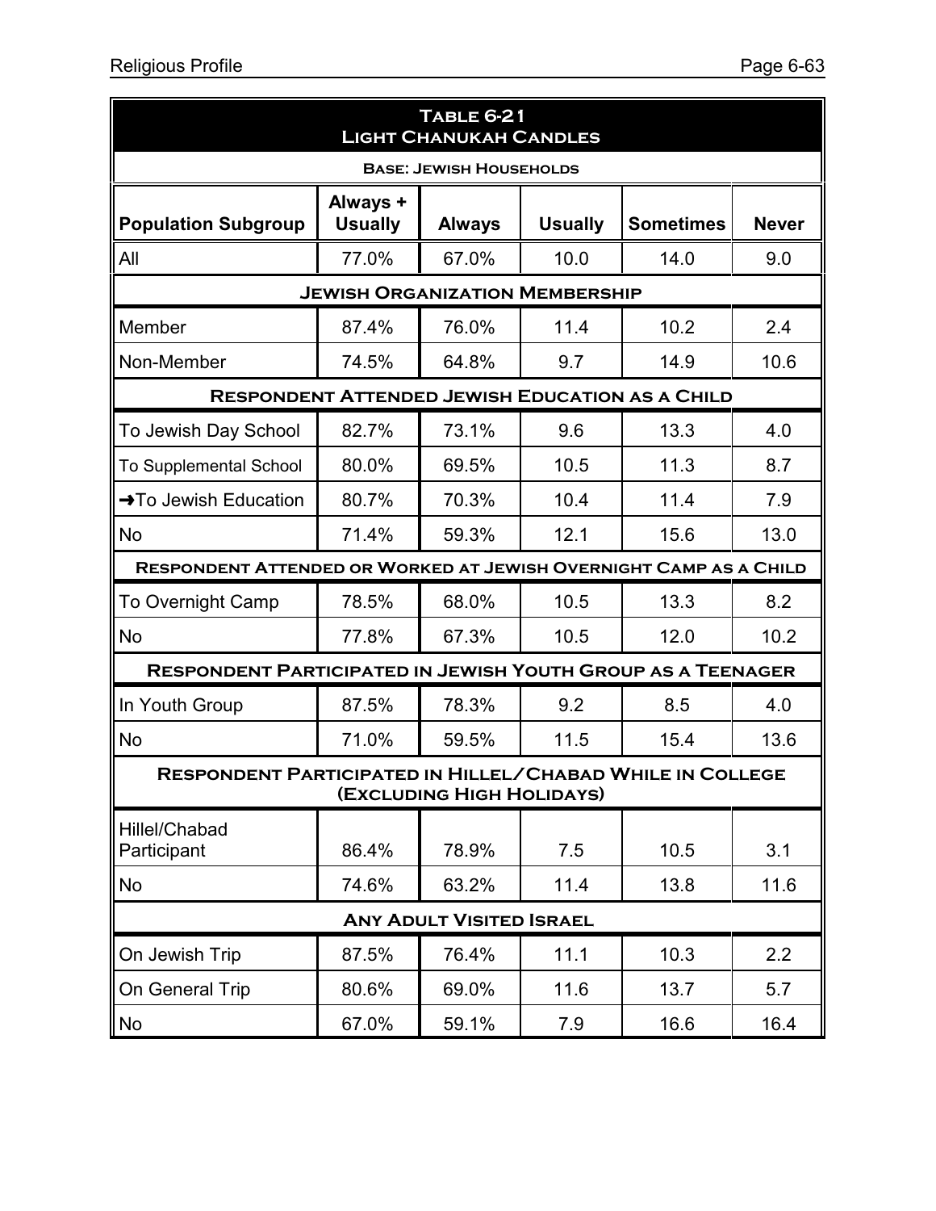| Table 6-21<br>Light Chanukah Candles | | | | | |
|---|---|---|---|---|---|
| **Base: Jewish Households** | | | | | |
| **Population Subgroup** | **Always + Usually** | **Always** | **Usually** | **Sometimes** | **Never** |
| All | 77.0% | 67.0% | 10.0 | 14.0 | 9.0 |
| **Jewish Organization Membership** | | | | | |
| Member | 87.4% | 76.0% | 11.4 | 10.2 | 2.4 |
| Non-Member | 74.5% | 64.8% | 9.7 | 14.9 | 10.6 |
| **Respondent Attended Jewish Education as a Child** | | | | | |
| To Jewish Day School | 82.7% | 73.1% | 9.6 | 13.3 | 4.0 |
| To Supplemental School | 80.0% | 69.5% | 10.5 | 11.3 | 8.7 |
| ➜To Jewish Education | 80.7% | 70.3% | 10.4 | 11.4 | 7.9 |
| No | 71.4% | 59.3% | 12.1 | 15.6 | 13.0 |
| **Respondent Attended or Worked at Jewish Overnight Camp as a Child** | | | | | |
| To Overnight Camp | 78.5% | 68.0% | 10.5 | 13.3 | 8.2 |
| No | 77.8% | 67.3% | 10.5 | 12.0 | 10.2 |
| **Respondent Participated in Jewish Youth Group as a Teenager** | | | | | |
| In Youth Group | 87.5% | 78.3% | 9.2 | 8.5 | 4.0 |
| No | 71.0% | 59.5% | 11.5 | 15.4 | 13.6 |
| **Respondent Participated in Hillel/Chabad While in College (Excluding High Holidays)** | | | | | |
| Hillel/Chabad Participant | 86.4% | 78.9% | 7.5 | 10.5 | 3.1 |
| No | 74.6% | 63.2% | 11.4 | 13.8 | 11.6 |
| **Any Adult Visited Israel** | | | | | |
| On Jewish Trip | 87.5% | 76.4% | 11.1 | 10.3 | 2.2 |
| On General Trip | 80.6% | 69.0% | 11.6 | 13.7 | 5.7 |
| No | 67.0% | 59.1% | 7.9 | 16.6 | 16.4 |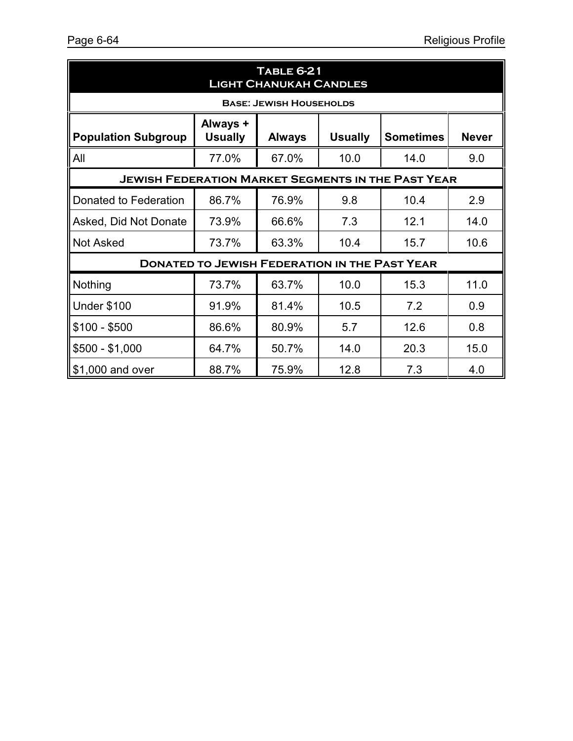## Table 6-21
### Light Chanukah Candles

**Base: Jewish Households**

| Population Subgroup | Always + Usually | Always | Usually | Sometimes | Never |
|---|---|---|---|---|---|
| All | 77.0% | 67.0% | 10.0 | 14.0 | 9.0 |
| **Jewish Federation Market Segments in the Past Year** | | | | | |
| Donated to Federation | 86.7% | 76.9% | 9.8 | 10.4 | 2.9 |
| Asked, Did Not Donate | 73.9% | 66.6% | 7.3 | 12.1 | 14.0 |
| Not Asked | 73.7% | 63.3% | 10.4 | 15.7 | 10.6 |
| **Donated to Jewish Federation in the Past Year** | | | | | |
| Nothing | 73.7% | 63.7% | 10.0 | 15.3 | 11.0 |
| Under $100 | 91.9% | 81.4% | 10.5 | 7.2 | 0.9 |
| $100 - $500 | 86.6% | 80.9% | 5.7 | 12.6 | 0.8 |
| $500 - $1,000 | 64.7% | 50.7% | 14.0 | 20.3 | 15.0 |
| $1,000 and over | 88.7% | 75.9% | 12.8 | 7.3 | 4.0 |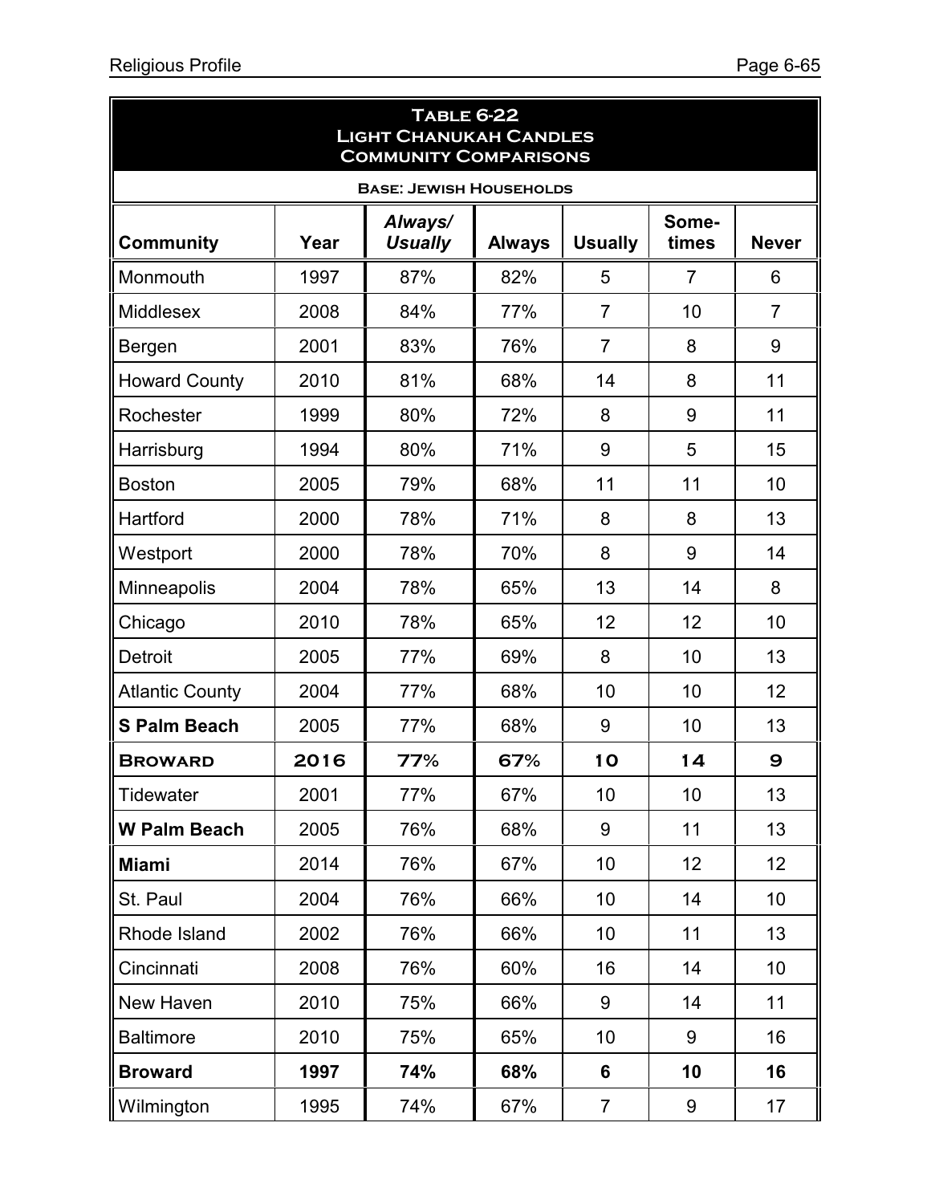| **Table 6-22**<br>**Light Chanukah Candles**<br>**Community Comparisons** | | | | | | |
|---|---|---|---|---|---|---|
| **Base: Jewish Households** | | | | | | |
| **Community** | **Year** | ***Always/ Usually*** | **Always** | **Usually** | **Some-times** | **Never** |
| Monmouth | 1997 | 87% | 82% | 5 | 7 | 6 |
| Middlesex | 2008 | 84% | 77% | 7 | 10 | 7 |
| Bergen | 2001 | 83% | 76% | 7 | 8 | 9 |
| Howard County | 2010 | 81% | 68% | 14 | 8 | 11 |
| Rochester | 1999 | 80% | 72% | 8 | 9 | 11 |
| Harrisburg | 1994 | 80% | 71% | 9 | 5 | 15 |
| Boston | 2005 | 79% | 68% | 11 | 11 | 10 |
| Hartford | 2000 | 78% | 71% | 8 | 8 | 13 |
| Westport | 2000 | 78% | 70% | 8 | 9 | 14 |
| Minneapolis | 2004 | 78% | 65% | 13 | 14 | 8 |
| Chicago | 2010 | 78% | 65% | 12 | 12 | 10 |
| Detroit | 2005 | 77% | 69% | 8 | 10 | 13 |
| Atlantic County | 2004 | 77% | 68% | 10 | 10 | 12 |
| **S Palm Beach** | 2005 | 77% | 68% | 9 | 10 | 13 |
| **BROWARD** | **2016** | **77%** | **67%** | **10** | **14** | **9** |
| Tidewater | 2001 | 77% | 67% | 10 | 10 | 13 |
| **W Palm Beach** | 2005 | 76% | 68% | 9 | 11 | 13 |
| **Miami** | 2014 | 76% | 67% | 10 | 12 | 12 |
| St. Paul | 2004 | 76% | 66% | 10 | 14 | 10 |
| Rhode Island | 2002 | 76% | 66% | 10 | 11 | 13 |
| Cincinnati | 2008 | 76% | 60% | 16 | 14 | 10 |
| New Haven | 2010 | 75% | 66% | 9 | 14 | 11 |
| Baltimore | 2010 | 75% | 65% | 10 | 9 | 16 |
| **Broward** | **1997** | **74%** | **68%** | **6** | **10** | **16** |
| Wilmington | 1995 | 74% | 67% | 7 | 9 | 17 |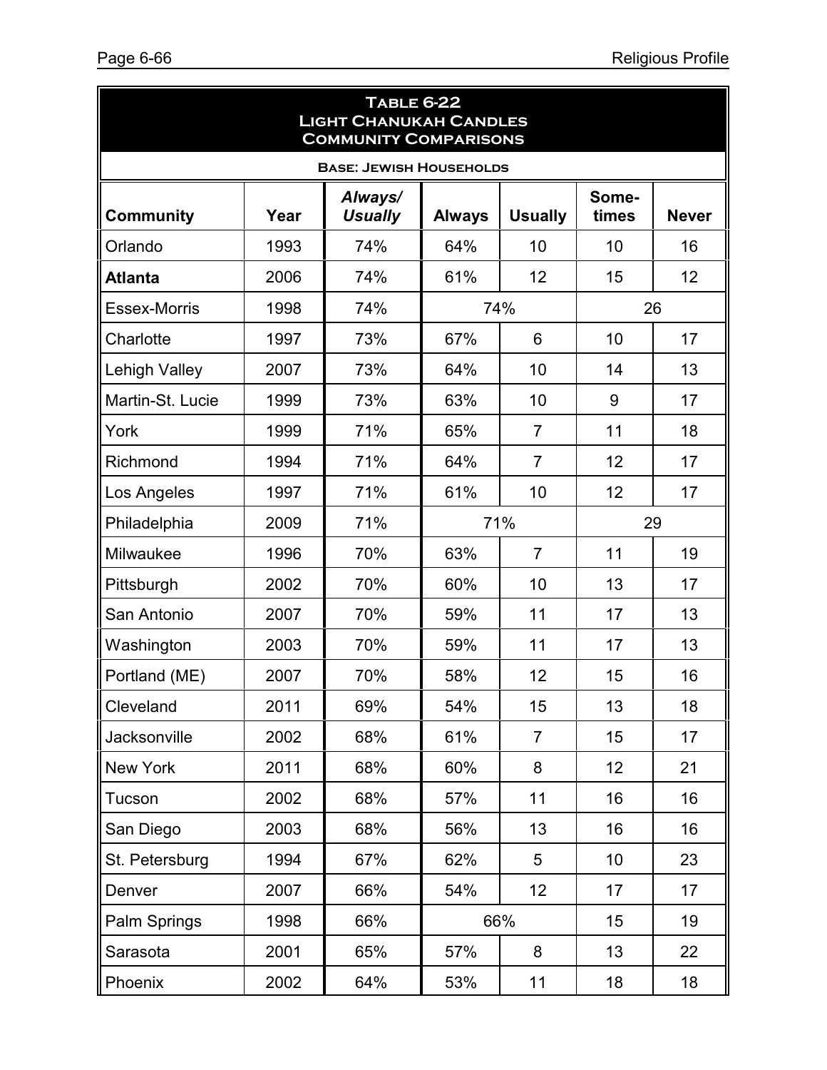## Table 6-22
## Light Chanukah Candles
## Community Comparisons

**Base: Jewish Households**

| Community | Year | *Always/ Usually* | Always | Usually | Some-times | Never |
|---|---|---|---|---|---|---|
| Orlando | 1993 | 74% | 64% | 10 | 10 | 16 |
| **Atlanta** | 2006 | 74% | 61% | 12 | 15 | 12 |
| Essex-Morris | 1998 | 74% | 74% | | 26 | |
| Charlotte | 1997 | 73% | 67% | 6 | 10 | 17 |
| Lehigh Valley | 2007 | 73% | 64% | 10 | 14 | 13 |
| Martin-St. Lucie | 1999 | 73% | 63% | 10 | 9 | 17 |
| York | 1999 | 71% | 65% | 7 | 11 | 18 |
| Richmond | 1994 | 71% | 64% | 7 | 12 | 17 |
| Los Angeles | 1997 | 71% | 61% | 10 | 12 | 17 |
| Philadelphia | 2009 | 71% | 71% | | 29 | |
| Milwaukee | 1996 | 70% | 63% | 7 | 11 | 19 |
| Pittsburgh | 2002 | 70% | 60% | 10 | 13 | 17 |
| San Antonio | 2007 | 70% | 59% | 11 | 17 | 13 |
| Washington | 2003 | 70% | 59% | 11 | 17 | 13 |
| Portland (ME) | 2007 | 70% | 58% | 12 | 15 | 16 |
| Cleveland | 2011 | 69% | 54% | 15 | 13 | 18 |
| Jacksonville | 2002 | 68% | 61% | 7 | 15 | 17 |
| New York | 2011 | 68% | 60% | 8 | 12 | 21 |
| Tucson | 2002 | 68% | 57% | 11 | 16 | 16 |
| San Diego | 2003 | 68% | 56% | 13 | 16 | 16 |
| St. Petersburg | 1994 | 67% | 62% | 5 | 10 | 23 |
| Denver | 2007 | 66% | 54% | 12 | 17 | 17 |
| Palm Springs | 1998 | 66% | 66% | | 15 | 19 |
| Sarasota | 2001 | 65% | 57% | 8 | 13 | 22 |
| Phoenix | 2002 | 64% | 53% | 11 | 18 | 18 |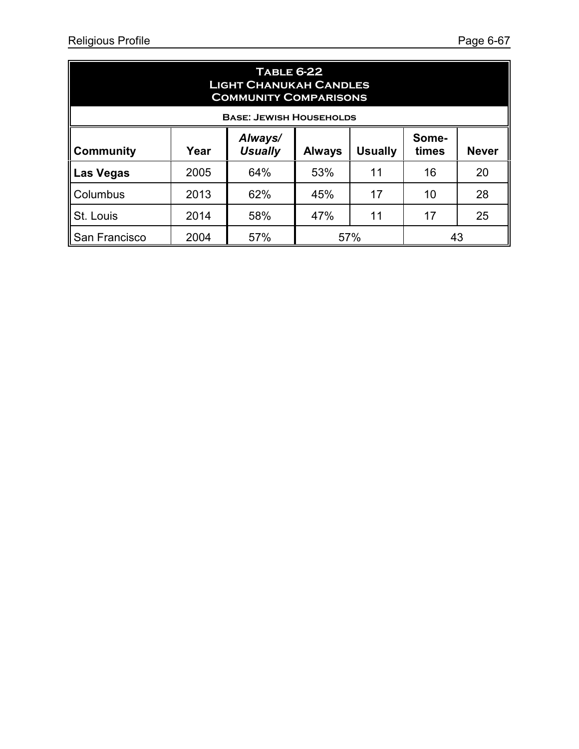## Table 6-22
## Light Chanukah Candles
## Community Comparisons

**Base: Jewish Households**

| Community | Year | *Always/ Usually* | Always | Usually | Some-times | Never |
|---|---|---|---|---|---|---|
| **Las Vegas** | 2005 | 64% | 53% | 11 | 16 | 20 |
| Columbus | 2013 | 62% | 45% | 17 | 10 | 28 |
| St. Louis | 2014 | 58% | 47% | 11 | 17 | 25 |
| San Francisco | 2004 | 57% | 57% | | 43 | |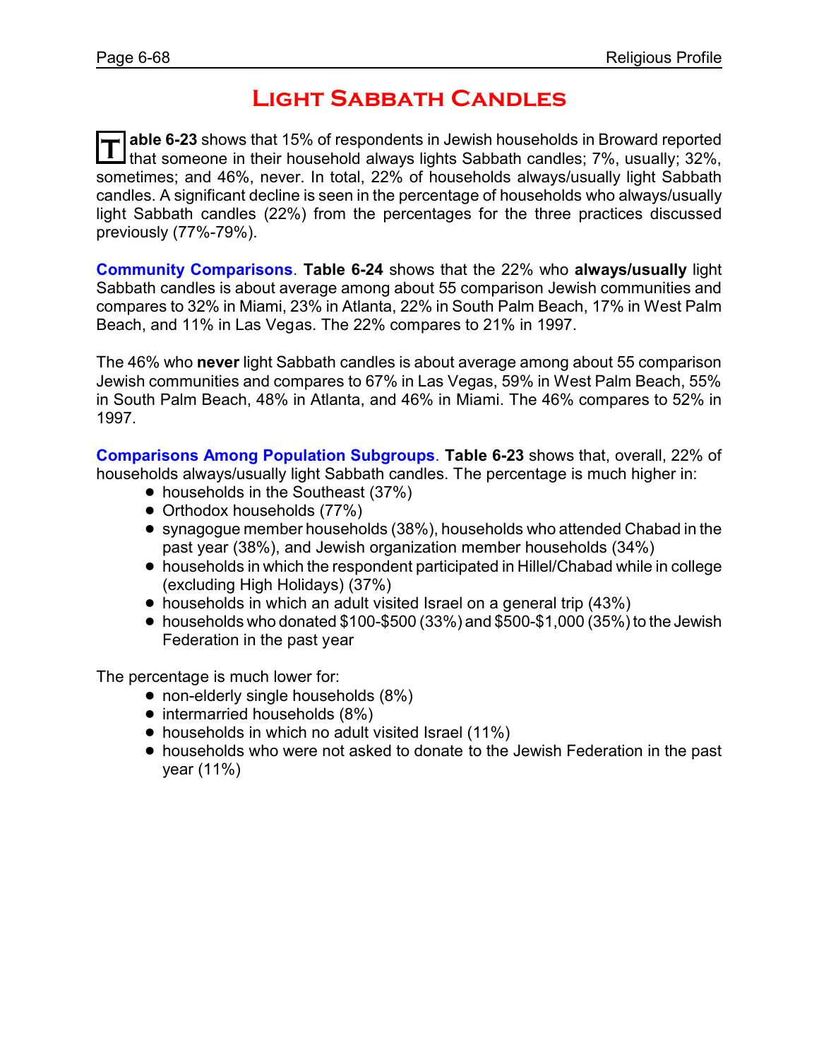# Light Sabbath Candles

**Table 6-23** shows that 15% of respondents in Jewish households in Broward reported that someone in their household always lights Sabbath candles; 7%, usually; 32%, sometimes; and 46%, never. In total, 22% of households always/usually light Sabbath candles. A significant decline is seen in the percentage of households who always/usually light Sabbath candles (22%) from the percentages for the three practices discussed previously (77%-79%).

**Community Comparisons**. **Table 6-24** shows that the 22% who **always/usually** light Sabbath candles is about average among about 55 comparison Jewish communities and compares to 32% in Miami, 23% in Atlanta, 22% in South Palm Beach, 17% in West Palm Beach, and 11% in Las Vegas. The 22% compares to 21% in 1997.

The 46% who **never** light Sabbath candles is about average among about 55 comparison Jewish communities and compares to 67% in Las Vegas, 59% in West Palm Beach, 55% in South Palm Beach, 48% in Atlanta, and 46% in Miami. The 46% compares to 52% in 1997.

**Comparisons Among Population Subgroups**. **Table 6-23** shows that, overall, 22% of households always/usually light Sabbath candles. The percentage is much higher in:

- households in the Southeast (37%)
- Orthodox households (77%)
- synagogue member households (38%), households who attended Chabad in the past year (38%), and Jewish organization member households (34%)
- households in which the respondent participated in Hillel/Chabad while in college (excluding High Holidays) (37%)
- households in which an adult visited Israel on a general trip (43%)
- households who donated $100-$500 (33%) and $500-$1,000 (35%) to the Jewish Federation in the past year

The percentage is much lower for:

- non-elderly single households (8%)
- intermarried households (8%)
- households in which no adult visited Israel (11%)
- households who were not asked to donate to the Jewish Federation in the past year (11%)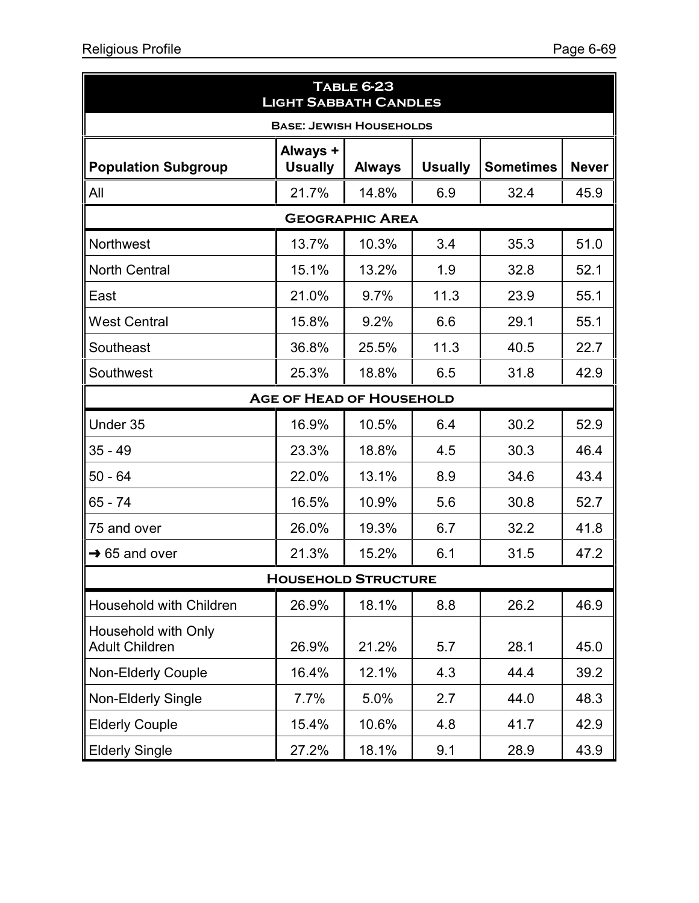| **Table 6-23<br>Light Sabbath Candles** | | | | | |
|---|---|---|---|---|---|
| **Base: Jewish Households** | | | | | |
| **Population Subgroup** | **Always + Usually** | **Always** | **Usually** | **Sometimes** | **Never** |
| All | 21.7% | 14.8% | 6.9 | 32.4 | 45.9 |
| **Geographic Area** | | | | | |
| Northwest | 13.7% | 10.3% | 3.4 | 35.3 | 51.0 |
| North Central | 15.1% | 13.2% | 1.9 | 32.8 | 52.1 |
| East | 21.0% | 9.7% | 11.3 | 23.9 | 55.1 |
| West Central | 15.8% | 9.2% | 6.6 | 29.1 | 55.1 |
| Southeast | 36.8% | 25.5% | 11.3 | 40.5 | 22.7 |
| Southwest | 25.3% | 18.8% | 6.5 | 31.8 | 42.9 |
| **Age of Head of Household** | | | | | |
| Under 35 | 16.9% | 10.5% | 6.4 | 30.2 | 52.9 |
| 35 - 49 | 23.3% | 18.8% | 4.5 | 30.3 | 46.4 |
| 50 - 64 | 22.0% | 13.1% | 8.9 | 34.6 | 43.4 |
| 65 - 74 | 16.5% | 10.9% | 5.6 | 30.8 | 52.7 |
| 75 and over | 26.0% | 19.3% | 6.7 | 32.2 | 41.8 |
| → 65 and over | 21.3% | 15.2% | 6.1 | 31.5 | 47.2 |
| **Household Structure** | | | | | |
| Household with Children | 26.9% | 18.1% | 8.8 | 26.2 | 46.9 |
| Household with Only Adult Children | 26.9% | 21.2% | 5.7 | 28.1 | 45.0 |
| Non-Elderly Couple | 16.4% | 12.1% | 4.3 | 44.4 | 39.2 |
| Non-Elderly Single | 7.7% | 5.0% | 2.7 | 44.0 | 48.3 |
| Elderly Couple | 15.4% | 10.6% | 4.8 | 41.7 | 42.9 |
| Elderly Single | 27.2% | 18.1% | 9.1 | 28.9 | 43.9 |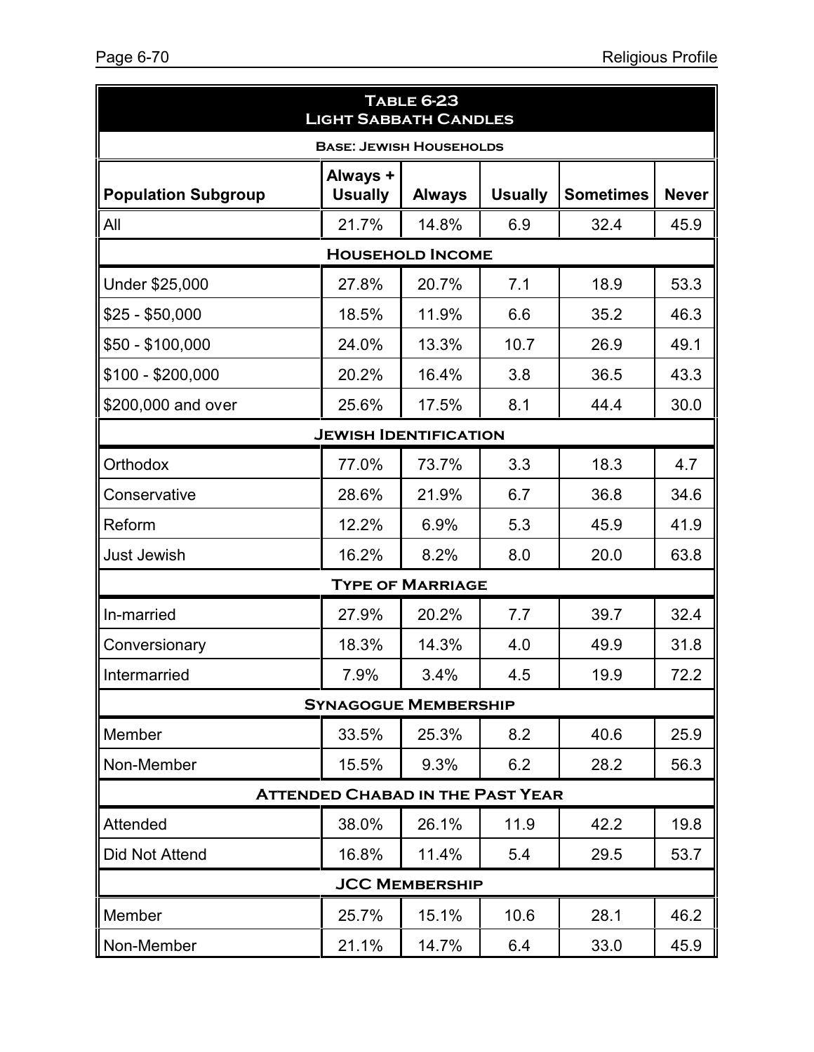## Table 6-23
## Light Sabbath Candles

**Base: Jewish Households**

| Population Subgroup | Always + Usually | Always | Usually | Sometimes | Never |
|---|---|---|---|---|---|
| All | 21.7% | 14.8% | 6.9 | 32.4 | 45.9 |
| **Household Income** | | | | | |
| Under $25,000 | 27.8% | 20.7% | 7.1 | 18.9 | 53.3 |
| $25 - $50,000 | 18.5% | 11.9% | 6.6 | 35.2 | 46.3 |
| $50 - $100,000 | 24.0% | 13.3% | 10.7 | 26.9 | 49.1 |
| $100 - $200,000 | 20.2% | 16.4% | 3.8 | 36.5 | 43.3 |
| $200,000 and over | 25.6% | 17.5% | 8.1 | 44.4 | 30.0 |
| **Jewish Identification** | | | | | |
| Orthodox | 77.0% | 73.7% | 3.3 | 18.3 | 4.7 |
| Conservative | 28.6% | 21.9% | 6.7 | 36.8 | 34.6 |
| Reform | 12.2% | 6.9% | 5.3 | 45.9 | 41.9 |
| Just Jewish | 16.2% | 8.2% | 8.0 | 20.0 | 63.8 |
| **Type of Marriage** | | | | | |
| In-married | 27.9% | 20.2% | 7.7 | 39.7 | 32.4 |
| Conversionary | 18.3% | 14.3% | 4.0 | 49.9 | 31.8 |
| Intermarried | 7.9% | 3.4% | 4.5 | 19.9 | 72.2 |
| **Synagogue Membership** | | | | | |
| Member | 33.5% | 25.3% | 8.2 | 40.6 | 25.9 |
| Non-Member | 15.5% | 9.3% | 6.2 | 28.2 | 56.3 |
| **Attended Chabad in the Past Year** | | | | | |
| Attended | 38.0% | 26.1% | 11.9 | 42.2 | 19.8 |
| Did Not Attend | 16.8% | 11.4% | 5.4 | 29.5 | 53.7 |
| **JCC Membership** | | | | | |
| Member | 25.7% | 15.1% | 10.6 | 28.1 | 46.2 |
| Non-Member | 21.1% | 14.7% | 6.4 | 33.0 | 45.9 |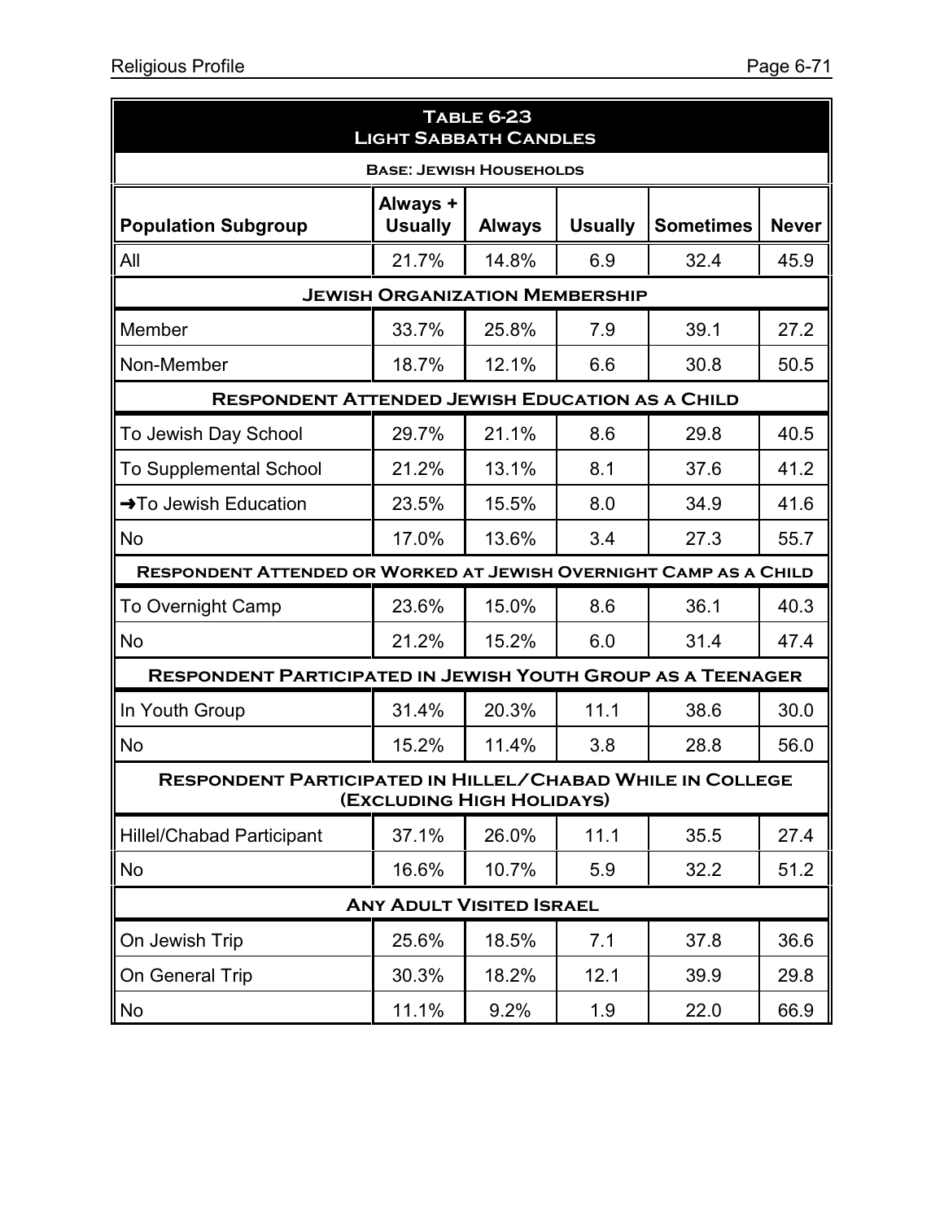**Table 6-23**
**Light Sabbath Candles**

**Base: Jewish Households**

| Population Subgroup | Always + Usually | Always | Usually | Sometimes | Never |
|---|---|---|---|---|---|
| All | 21.7% | 14.8% | 6.9 | 32.4 | 45.9 |
| **Jewish Organization Membership** | | | | | |
| Member | 33.7% | 25.8% | 7.9 | 39.1 | 27.2 |
| Non-Member | 18.7% | 12.1% | 6.6 | 30.8 | 50.5 |
| **Respondent Attended Jewish Education as a Child** | | | | | |
| To Jewish Day School | 29.7% | 21.1% | 8.6 | 29.8 | 40.5 |
| To Supplemental School | 21.2% | 13.1% | 8.1 | 37.6 | 41.2 |
| →To Jewish Education | 23.5% | 15.5% | 8.0 | 34.9 | 41.6 |
| No | 17.0% | 13.6% | 3.4 | 27.3 | 55.7 |
| **Respondent Attended or Worked at Jewish Overnight Camp as a Child** | | | | | |
| To Overnight Camp | 23.6% | 15.0% | 8.6 | 36.1 | 40.3 |
| No | 21.2% | 15.2% | 6.0 | 31.4 | 47.4 |
| **Respondent Participated in Jewish Youth Group as a Teenager** | | | | | |
| In Youth Group | 31.4% | 20.3% | 11.1 | 38.6 | 30.0 |
| No | 15.2% | 11.4% | 3.8 | 28.8 | 56.0 |
| **Respondent Participated in Hillel/Chabad While in College (Excluding High Holidays)** | | | | | |
| Hillel/Chabad Participant | 37.1% | 26.0% | 11.1 | 35.5 | 27.4 |
| No | 16.6% | 10.7% | 5.9 | 32.2 | 51.2 |
| **Any Adult Visited Israel** | | | | | |
| On Jewish Trip | 25.6% | 18.5% | 7.1 | 37.8 | 36.6 |
| On General Trip | 30.3% | 18.2% | 12.1 | 39.9 | 29.8 |
| No | 11.1% | 9.2% | 1.9 | 22.0 | 66.9 |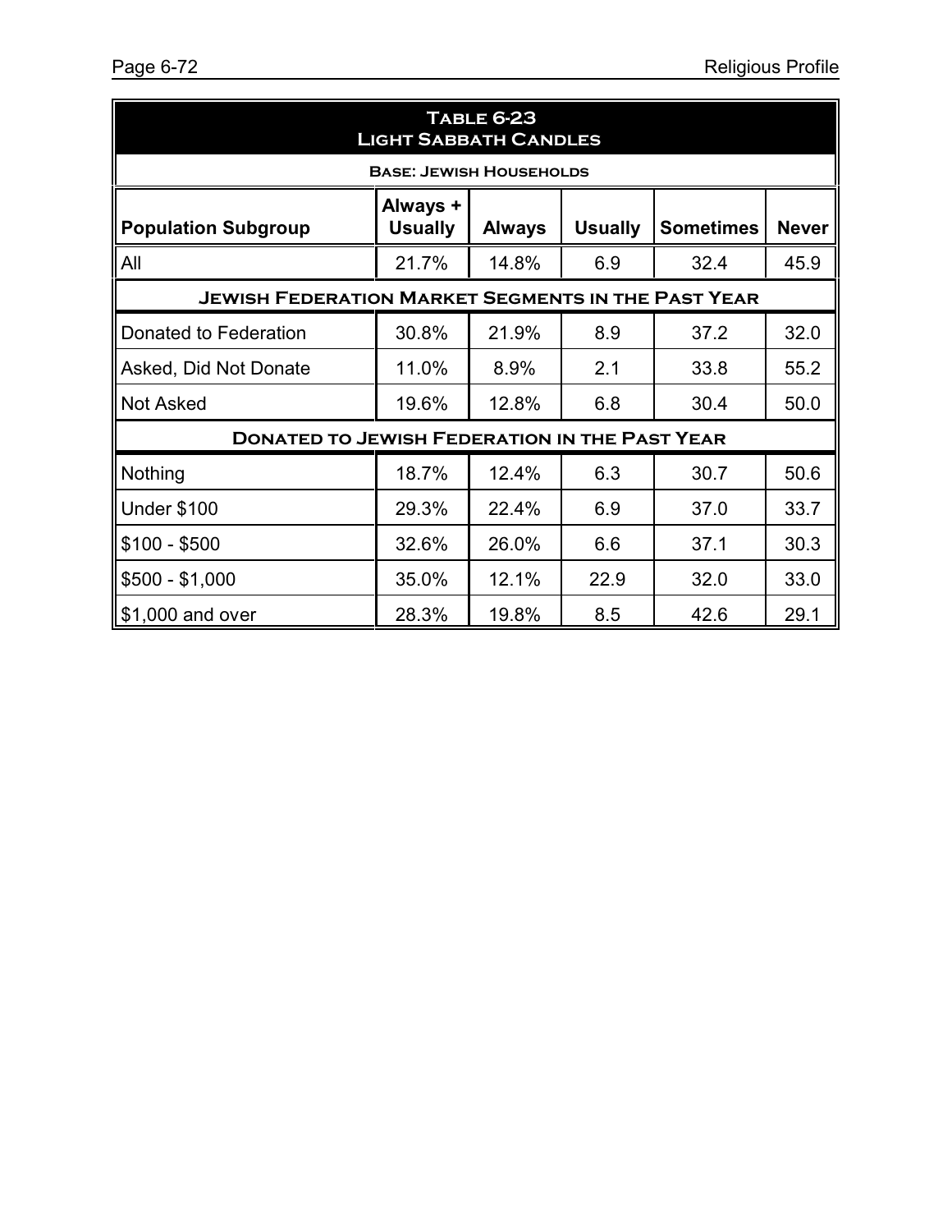## Table 6-23
## Light Sabbath Candles

| Base: Jewish Households | | | | | |
|---|---|---|---|---|---|
| **Population Subgroup** | **Always + Usually** | **Always** | **Usually** | **Sometimes** | **Never** |
| All | 21.7% | 14.8% | 6.9 | 32.4 | 45.9 |
| **Jewish Federation Market Segments in the Past Year** | | | | | |
| Donated to Federation | 30.8% | 21.9% | 8.9 | 37.2 | 32.0 |
| Asked, Did Not Donate | 11.0% | 8.9% | 2.1 | 33.8 | 55.2 |
| Not Asked | 19.6% | 12.8% | 6.8 | 30.4 | 50.0 |
| **Donated to Jewish Federation in the Past Year** | | | | | |
| Nothing | 18.7% | 12.4% | 6.3 | 30.7 | 50.6 |
| Under $100 | 29.3% | 22.4% | 6.9 | 37.0 | 33.7 |
| $100 - $500 | 32.6% | 26.0% | 6.6 | 37.1 | 30.3 |
| $500 - $1,000 | 35.0% | 12.1% | 22.9 | 32.0 | 33.0 |
| $1,000 and over | 28.3% | 19.8% | 8.5 | 42.6 | 29.1 |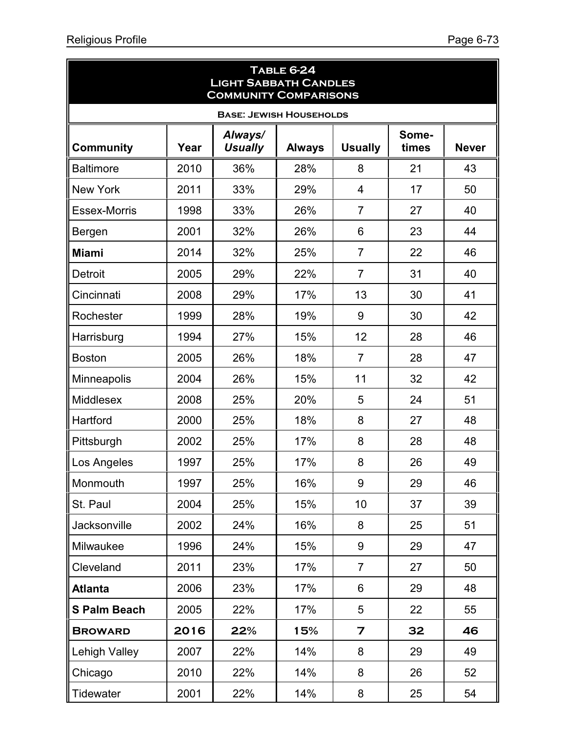**Table 6-24**
**Light Sabbath Candles**
**Community Comparisons**

**Base: Jewish Households**

| Community | Year | *Always/ Usually* | Always | Usually | Some-times | Never |
|---|---|---|---|---|---|---|
| Baltimore | 2010 | 36% | 28% | 8 | 21 | 43 |
| New York | 2011 | 33% | 29% | 4 | 17 | 50 |
| Essex-Morris | 1998 | 33% | 26% | 7 | 27 | 40 |
| Bergen | 2001 | 32% | 26% | 6 | 23 | 44 |
| **Miami** | 2014 | 32% | 25% | 7 | 22 | 46 |
| Detroit | 2005 | 29% | 22% | 7 | 31 | 40 |
| Cincinnati | 2008 | 29% | 17% | 13 | 30 | 41 |
| Rochester | 1999 | 28% | 19% | 9 | 30 | 42 |
| Harrisburg | 1994 | 27% | 15% | 12 | 28 | 46 |
| Boston | 2005 | 26% | 18% | 7 | 28 | 47 |
| Minneapolis | 2004 | 26% | 15% | 11 | 32 | 42 |
| Middlesex | 2008 | 25% | 20% | 5 | 24 | 51 |
| Hartford | 2000 | 25% | 18% | 8 | 27 | 48 |
| Pittsburgh | 2002 | 25% | 17% | 8 | 28 | 48 |
| Los Angeles | 1997 | 25% | 17% | 8 | 26 | 49 |
| Monmouth | 1997 | 25% | 16% | 9 | 29 | 46 |
| St. Paul | 2004 | 25% | 15% | 10 | 37 | 39 |
| Jacksonville | 2002 | 24% | 16% | 8 | 25 | 51 |
| Milwaukee | 1996 | 24% | 15% | 9 | 29 | 47 |
| Cleveland | 2011 | 23% | 17% | 7 | 27 | 50 |
| **Atlanta** | 2006 | 23% | 17% | 6 | 29 | 48 |
| **S Palm Beach** | 2005 | 22% | 17% | 5 | 22 | 55 |
| **Broward** | **2016** | **22%** | **15%** | **7** | **32** | **46** |
| Lehigh Valley | 2007 | 22% | 14% | 8 | 29 | 49 |
| Chicago | 2010 | 22% | 14% | 8 | 26 | 52 |
| Tidewater | 2001 | 22% | 14% | 8 | 25 | 54 |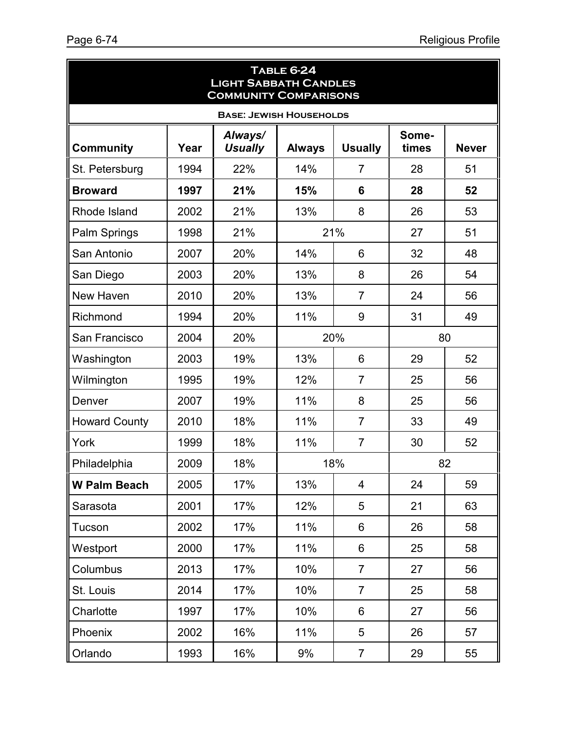## Table 6-24
## Light Sabbath Candles
## Community Comparisons

**Base: Jewish Households**

| Community | Year | *Always/ Usually* | Always | Usually | Some-times | Never |
|---|---|---|---|---|---|---|
| St. Petersburg | 1994 | 22% | 14% | 7 | 28 | 51 |
| **Broward** | **1997** | **21%** | **15%** | **6** | **28** | **52** |
| Rhode Island | 2002 | 21% | 13% | 8 | 26 | 53 |
| Palm Springs | 1998 | 21% | 21% | | 27 | 51 |
| San Antonio | 2007 | 20% | 14% | 6 | 32 | 48 |
| San Diego | 2003 | 20% | 13% | 8 | 26 | 54 |
| New Haven | 2010 | 20% | 13% | 7 | 24 | 56 |
| Richmond | 1994 | 20% | 11% | 9 | 31 | 49 |
| San Francisco | 2004 | 20% | 20% | | 80 | |
| Washington | 2003 | 19% | 13% | 6 | 29 | 52 |
| Wilmington | 1995 | 19% | 12% | 7 | 25 | 56 |
| Denver | 2007 | 19% | 11% | 8 | 25 | 56 |
| Howard County | 2010 | 18% | 11% | 7 | 33 | 49 |
| York | 1999 | 18% | 11% | 7 | 30 | 52 |
| Philadelphia | 2009 | 18% | 18% | | 82 | |
| **W Palm Beach** | 2005 | 17% | 13% | 4 | 24 | 59 |
| Sarasota | 2001 | 17% | 12% | 5 | 21 | 63 |
| Tucson | 2002 | 17% | 11% | 6 | 26 | 58 |
| Westport | 2000 | 17% | 11% | 6 | 25 | 58 |
| Columbus | 2013 | 17% | 10% | 7 | 27 | 56 |
| St. Louis | 2014 | 17% | 10% | 7 | 25 | 58 |
| Charlotte | 1997 | 17% | 10% | 6 | 27 | 56 |
| Phoenix | 2002 | 16% | 11% | 5 | 26 | 57 |
| Orlando | 1993 | 16% | 9% | 7 | 29 | 55 |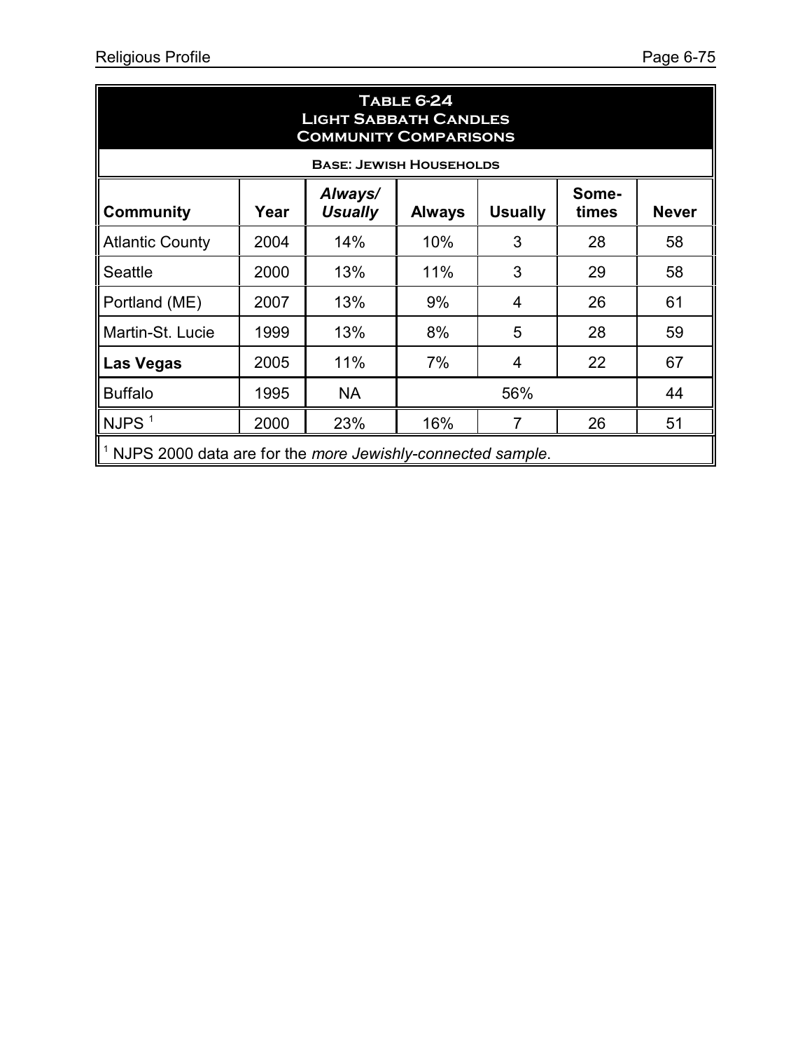**Table 6-24**
**Light Sabbath Candles**
**Community Comparisons**

**Base: Jewish Households**

| Community | Year | *Always/ Usually* | Always | Usually | Some-times | Never |
|---|---|---|---|---|---|---|
| Atlantic County | 2004 | 14% | 10% | 3 | 28 | 58 |
| Seattle | 2000 | 13% | 11% | 3 | 29 | 58 |
| Portland (ME) | 2007 | 13% | 9% | 4 | 26 | 61 |
| Martin-St. Lucie | 1999 | 13% | 8% | 5 | 28 | 59 |
| **Las Vegas** | 2005 | 11% | 7% | 4 | 22 | 67 |
| Buffalo | 1995 | NA | 56% | | | 44 |
| NJPS [1] | 2000 | 23% | 16% | 7 | 26 | 51 |

[1] NJPS 2000 data are for the *more Jewishly-connected sample*.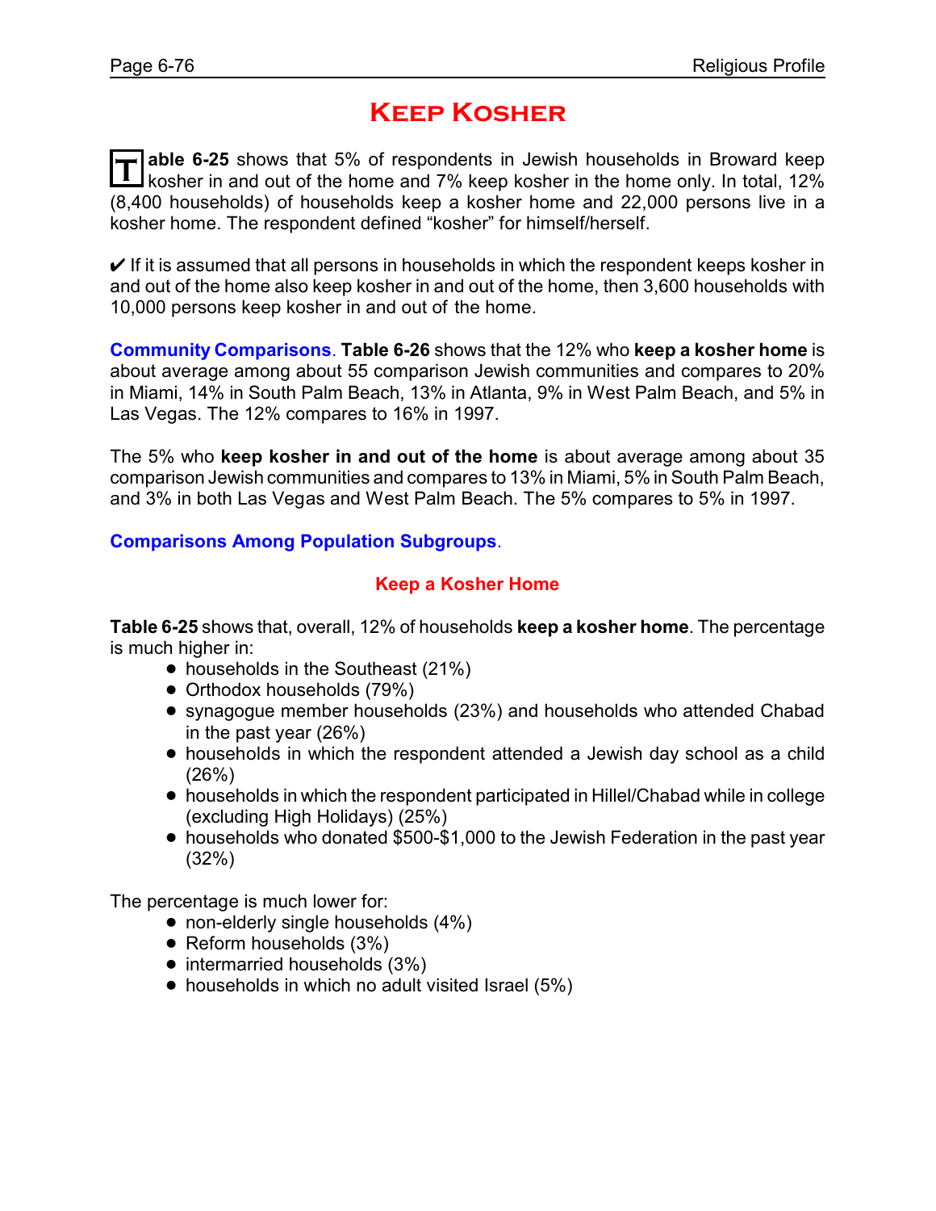# Keep Kosher

**Table 6-25** shows that 5% of respondents in Jewish households in Broward keep kosher in and out of the home and 7% keep kosher in the home only. In total, 12% (8,400 households) of households keep a kosher home and 22,000 persons live in a kosher home. The respondent defined "kosher" for himself/herself.

✔ If it is assumed that all persons in households in which the respondent keeps kosher in and out of the home also keep kosher in and out of the home, then 3,600 households with 10,000 persons keep kosher in and out of the home.

**Community Comparisons**. **Table 6-26** shows that the 12% who **keep a kosher home** is about average among about 55 comparison Jewish communities and compares to 20% in Miami, 14% in South Palm Beach, 13% in Atlanta, 9% in West Palm Beach, and 5% in Las Vegas. The 12% compares to 16% in 1997.

The 5% who **keep kosher in and out of the home** is about average among about 35 comparison Jewish communities and compares to 13% in Miami, 5% in South Palm Beach, and 3% in both Las Vegas and West Palm Beach. The 5% compares to 5% in 1997.

**Comparisons Among Population Subgroups**.

### Keep a Kosher Home

**Table 6-25** shows that, overall, 12% of households **keep a kosher home**. The percentage is much higher in:

- households in the Southeast (21%)
- Orthodox households (79%)
- synagogue member households (23%) and households who attended Chabad in the past year (26%)
- households in which the respondent attended a Jewish day school as a child (26%)
- households in which the respondent participated in Hillel/Chabad while in college (excluding High Holidays) (25%)
- households who donated $500-$1,000 to the Jewish Federation in the past year (32%)

The percentage is much lower for:

- non-elderly single households (4%)
- Reform households (3%)
- intermarried households (3%)
- households in which no adult visited Israel (5%)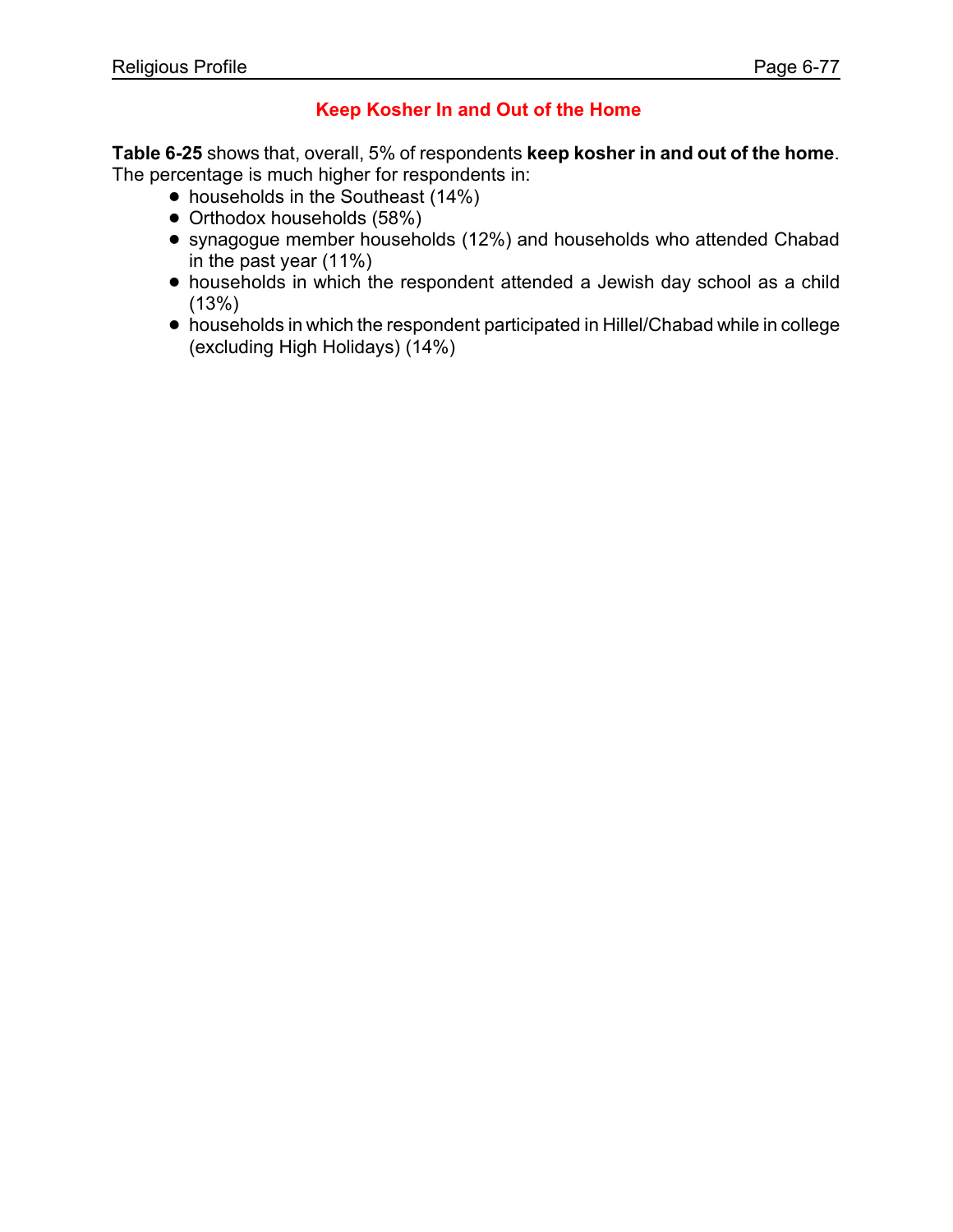## Keep Kosher In and Out of the Home

**Table 6-25** shows that, overall, 5% of respondents **keep kosher in and out of the home**. The percentage is much higher for respondents in:

- households in the Southeast (14%)
- Orthodox households (58%)
- synagogue member households (12%) and households who attended Chabad in the past year (11%)
- households in which the respondent attended a Jewish day school as a child (13%)
- households in which the respondent participated in Hillel/Chabad while in college (excluding High Holidays) (14%)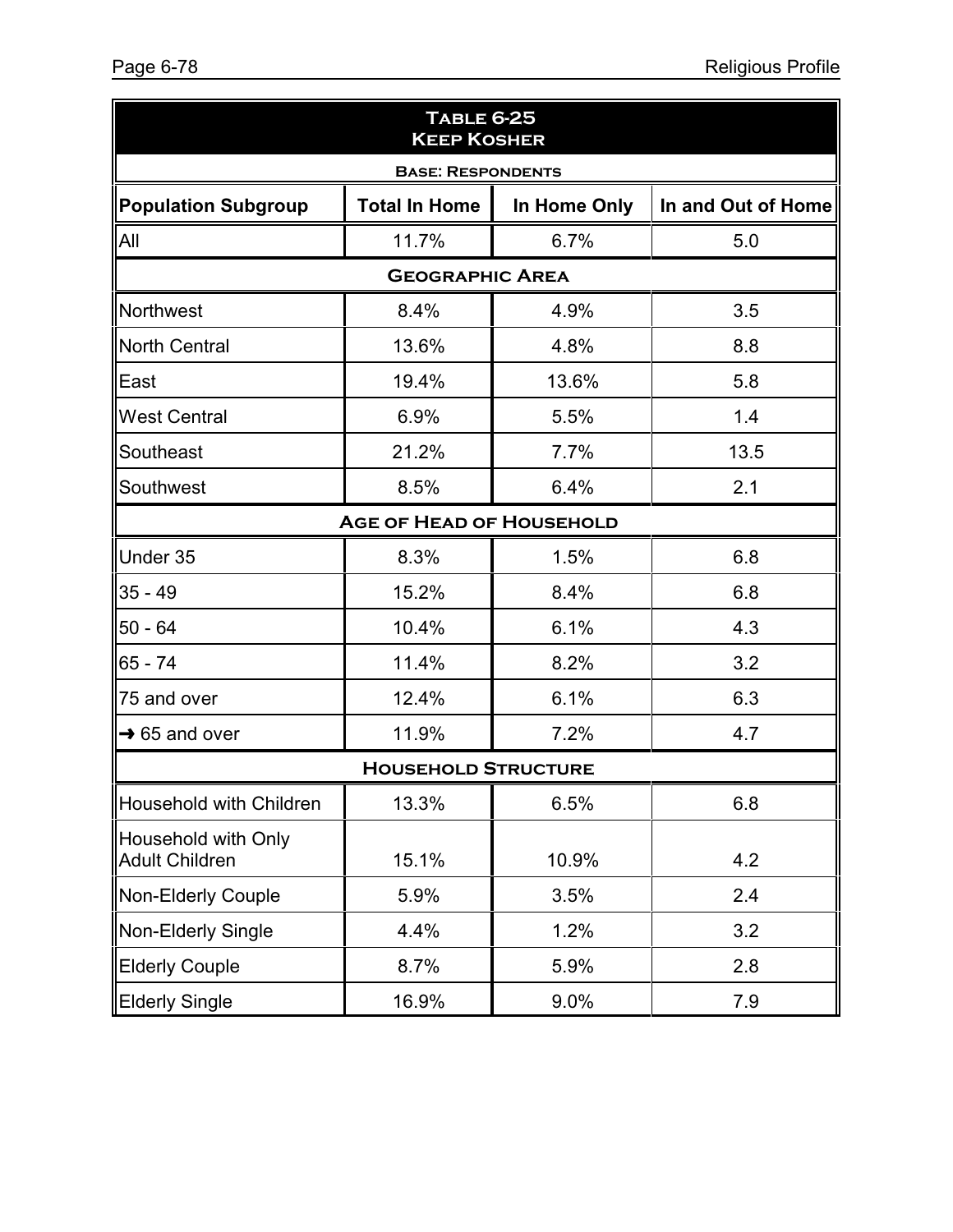| **Table 6-25**<br>**Keep Kosher** | | | |
|---|---|---|---|
| **Base: Respondents** | | | |
| **Population Subgroup** | **Total In Home** | **In Home Only** | **In and Out of Home** |
| All | 11.7% | 6.7% | 5.0 |
| **Geographic Area** | | | |
| Northwest | 8.4% | 4.9% | 3.5 |
| North Central | 13.6% | 4.8% | 8.8 |
| East | 19.4% | 13.6% | 5.8 |
| West Central | 6.9% | 5.5% | 1.4 |
| Southeast | 21.2% | 7.7% | 13.5 |
| Southwest | 8.5% | 6.4% | 2.1 |
| **Age of Head of Household** | | | |
| Under 35 | 8.3% | 1.5% | 6.8 |
| 35 - 49 | 15.2% | 8.4% | 6.8 |
| 50 - 64 | 10.4% | 6.1% | 4.3 |
| 65 - 74 | 11.4% | 8.2% | 3.2 |
| 75 and over | 12.4% | 6.1% | 6.3 |
| → 65 and over | 11.9% | 7.2% | 4.7 |
| **Household Structure** | | | |
| Household with Children | 13.3% | 6.5% | 6.8 |
| Household with Only Adult Children | 15.1% | 10.9% | 4.2 |
| Non-Elderly Couple | 5.9% | 3.5% | 2.4 |
| Non-Elderly Single | 4.4% | 1.2% | 3.2 |
| Elderly Couple | 8.7% | 5.9% | 2.8 |
| Elderly Single | 16.9% | 9.0% | 7.9 |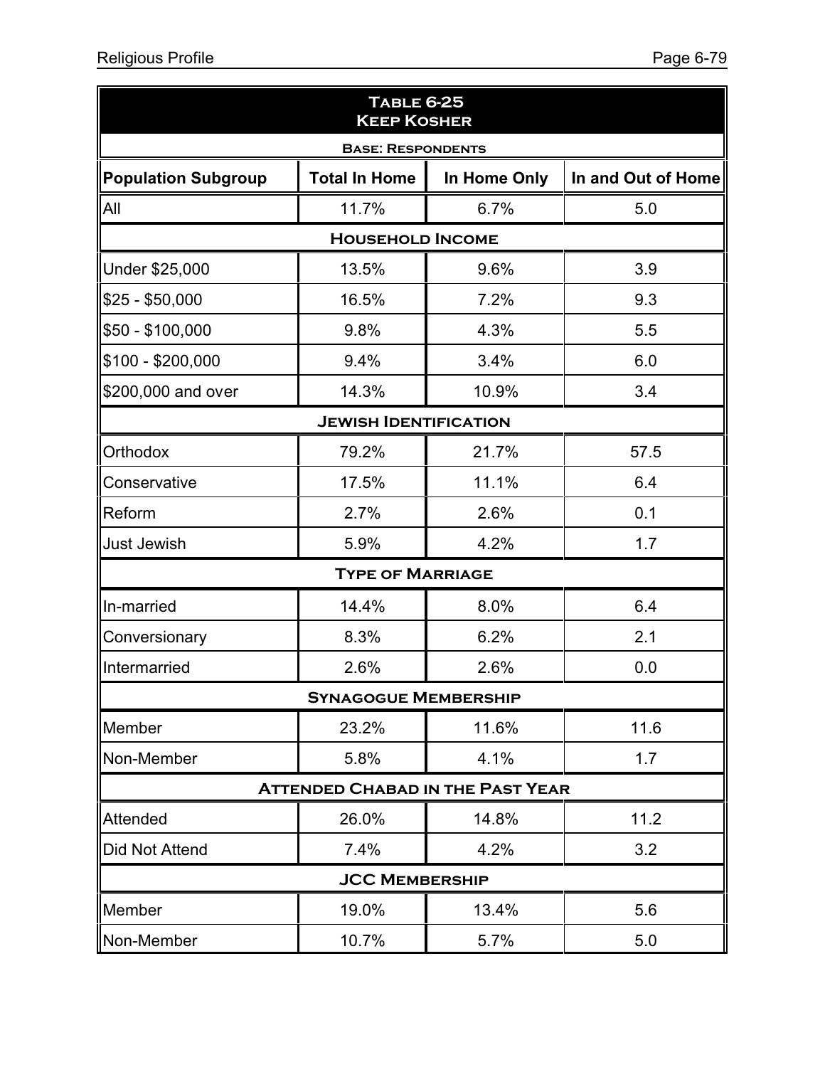| Table 6-25<br>Keep Kosher | | | |
|---|---|---|---|
| **Base: Respondents** | | | |
| **Population Subgroup** | **Total In Home** | **In Home Only** | **In and Out of Home** |
| All | 11.7% | 6.7% | 5.0 |
| **Household Income** | | | |
| Under $25,000 | 13.5% | 9.6% | 3.9 |
| $25 - $50,000 | 16.5% | 7.2% | 9.3 |
| $50 - $100,000 | 9.8% | 4.3% | 5.5 |
| $100 - $200,000 | 9.4% | 3.4% | 6.0 |
| $200,000 and over | 14.3% | 10.9% | 3.4 |
| **Jewish Identification** | | | |
| Orthodox | 79.2% | 21.7% | 57.5 |
| Conservative | 17.5% | 11.1% | 6.4 |
| Reform | 2.7% | 2.6% | 0.1 |
| Just Jewish | 5.9% | 4.2% | 1.7 |
| **Type of Marriage** | | | |
| In-married | 14.4% | 8.0% | 6.4 |
| Conversionary | 8.3% | 6.2% | 2.1 |
| Intermarried | 2.6% | 2.6% | 0.0 |
| **Synagogue Membership** | | | |
| Member | 23.2% | 11.6% | 11.6 |
| Non-Member | 5.8% | 4.1% | 1.7 |
| **Attended Chabad in the Past Year** | | | |
| Attended | 26.0% | 14.8% | 11.2 |
| Did Not Attend | 7.4% | 4.2% | 3.2 |
| **JCC Membership** | | | |
| Member | 19.0% | 13.4% | 5.6 |
| Non-Member | 10.7% | 5.7% | 5.0 |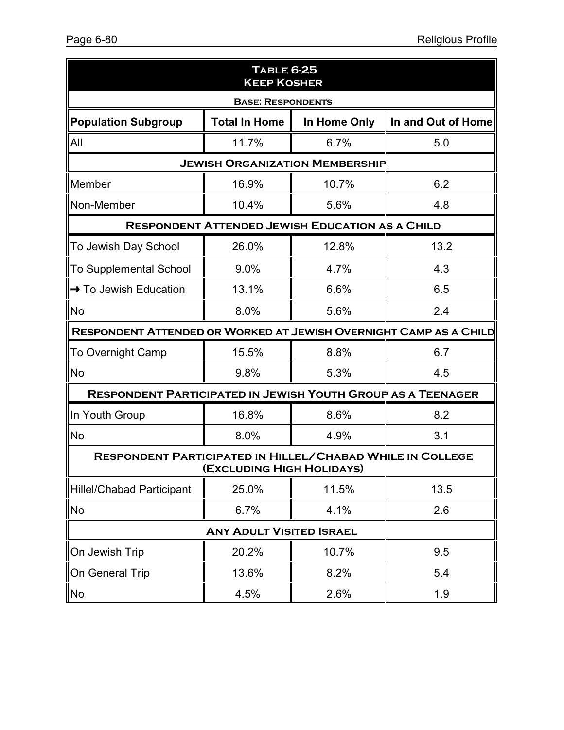| **Table 6-25**<br>**Keep Kosher** | | | |
|---|---|---|---|
| **Base: Respondents** | | | |
| **Population Subgroup** | **Total In Home** | **In Home Only** | **In and Out of Home** |
| All | 11.7% | 6.7% | 5.0 |
| **Jewish Organization Membership** | | | |
| Member | 16.9% | 10.7% | 6.2 |
| Non-Member | 10.4% | 5.6% | 4.8 |
| **Respondent Attended Jewish Education as a Child** | | | |
| To Jewish Day School | 26.0% | 12.8% | 13.2 |
| To Supplemental School | 9.0% | 4.7% | 4.3 |
| → To Jewish Education | 13.1% | 6.6% | 6.5 |
| No | 8.0% | 5.6% | 2.4 |
| **Respondent Attended or Worked at Jewish Overnight Camp as a Child** | | | |
| To Overnight Camp | 15.5% | 8.8% | 6.7 |
| No | 9.8% | 5.3% | 4.5 |
| **Respondent Participated in Jewish Youth Group as a Teenager** | | | |
| In Youth Group | 16.8% | 8.6% | 8.2 |
| No | 8.0% | 4.9% | 3.1 |
| **Respondent Participated in Hillel/Chabad While in College (Excluding High Holidays)** | | | |
| Hillel/Chabad Participant | 25.0% | 11.5% | 13.5 |
| No | 6.7% | 4.1% | 2.6 |
| **Any Adult Visited Israel** | | | |
| On Jewish Trip | 20.2% | 10.7% | 9.5 |
| On General Trip | 13.6% | 8.2% | 5.4 |
| No | 4.5% | 2.6% | 1.9 |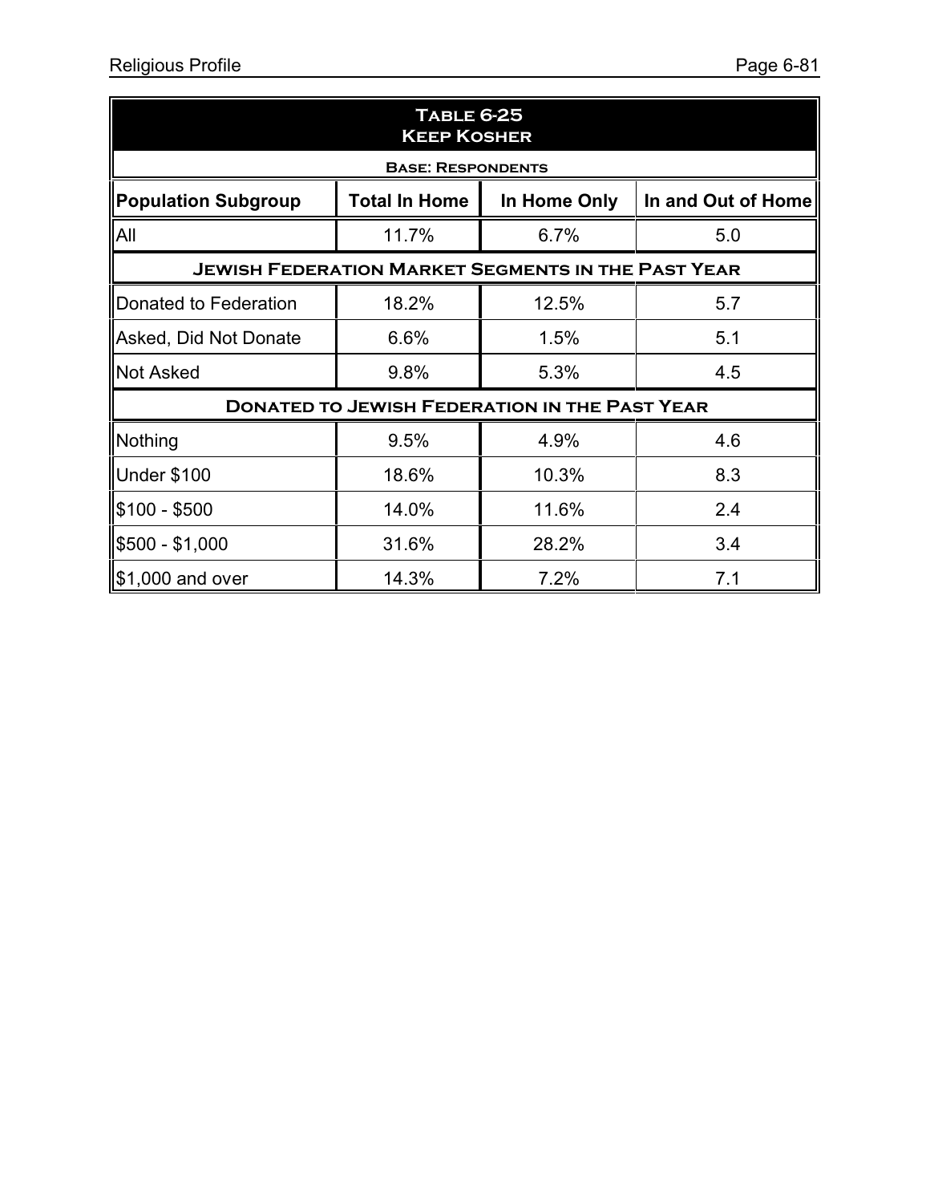| Table 6-25 Keep Kosher | | | |
|---|---|---|---|
| Base: Respondents | | | |
| Population Subgroup | Total In Home | In Home Only | In and Out of Home |
| All | 11.7% | 6.7% | 5.0 |
| **Jewish Federation Market Segments in the Past Year** | | | |
| Donated to Federation | 18.2% | 12.5% | 5.7 |
| Asked, Did Not Donate | 6.6% | 1.5% | 5.1 |
| Not Asked | 9.8% | 5.3% | 4.5 |
| **Donated to Jewish Federation in the Past Year** | | | |
| Nothing | 9.5% | 4.9% | 4.6 |
| Under $100 | 18.6% | 10.3% | 8.3 |
| $100 - $500 | 14.0% | 11.6% | 2.4 |
| $500 - $1,000 | 31.6% | 28.2% | 3.4 |
| $1,000 and over | 14.3% | 7.2% | 7.1 |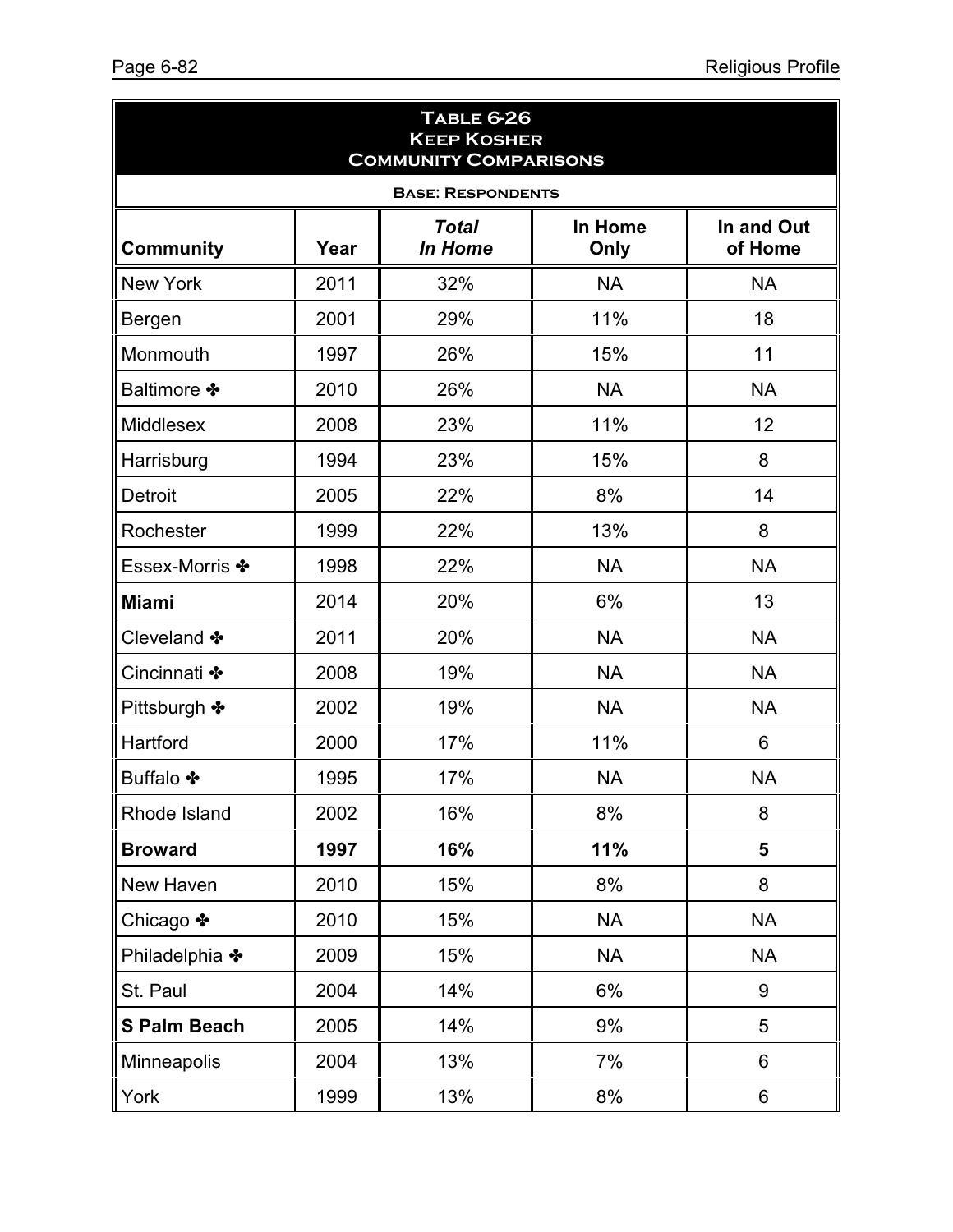| **Table 6-26<br>Keep Kosher<br>Community Comparisons** | | | | |
|---|---|---|---|---|
| **Base: Respondents** | | | | |
| **Community** | **Year** | ***Total In Home*** | **In Home Only** | **In and Out of Home** |
| New York | 2011 | 32% | NA | NA |
| Bergen | 2001 | 29% | 11% | 18 |
| Monmouth | 1997 | 26% | 15% | 11 |
| Baltimore ✤ | 2010 | 26% | NA | NA |
| Middlesex | 2008 | 23% | 11% | 12 |
| Harrisburg | 1994 | 23% | 15% | 8 |
| Detroit | 2005 | 22% | 8% | 14 |
| Rochester | 1999 | 22% | 13% | 8 |
| Essex-Morris ✤ | 1998 | 22% | NA | NA |
| **Miami** | 2014 | 20% | 6% | 13 |
| Cleveland ✤ | 2011 | 20% | NA | NA |
| Cincinnati ✤ | 2008 | 19% | NA | NA |
| Pittsburgh ✤ | 2002 | 19% | NA | NA |
| Hartford | 2000 | 17% | 11% | 6 |
| Buffalo ✤ | 1995 | 17% | NA | NA |
| Rhode Island | 2002 | 16% | 8% | 8 |
| **Broward** | **1997** | **16%** | **11%** | **5** |
| New Haven | 2010 | 15% | 8% | 8 |
| Chicago ✤ | 2010 | 15% | NA | NA |
| Philadelphia ✤ | 2009 | 15% | NA | NA |
| St. Paul | 2004 | 14% | 6% | 9 |
| **S Palm Beach** | 2005 | 14% | 9% | 5 |
| Minneapolis | 2004 | 13% | 7% | 6 |
| York | 1999 | 13% | 8% | 6 |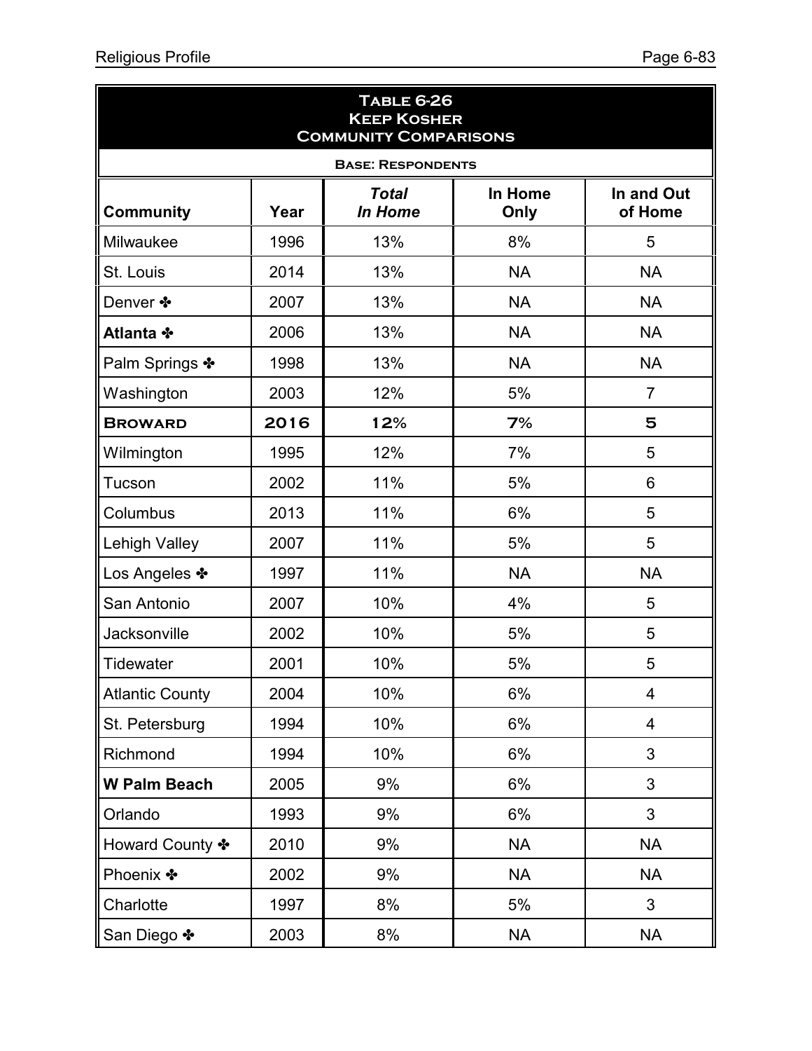| **Table 6-26<br>Keep Kosher<br>Community Comparisons** | | | | |
|---|---|---|---|---|
| **Base: Respondents** | | | | |
| **Community** | **Year** | ***Total In Home*** | **In Home Only** | **In and Out of Home** |
| Milwaukee | 1996 | 13% | 8% | 5 |
| St. Louis | 2014 | 13% | NA | NA |
| Denver ✤ | 2007 | 13% | NA | NA |
| **Atlanta ✤** | 2006 | 13% | NA | NA |
| Palm Springs ✤ | 1998 | 13% | NA | NA |
| Washington | 2003 | 12% | 5% | 7 |
| **BROWARD** | **2016** | **12%** | **7%** | **5** |
| Wilmington | 1995 | 12% | 7% | 5 |
| Tucson | 2002 | 11% | 5% | 6 |
| Columbus | 2013 | 11% | 6% | 5 |
| Lehigh Valley | 2007 | 11% | 5% | 5 |
| Los Angeles ✤ | 1997 | 11% | NA | NA |
| San Antonio | 2007 | 10% | 4% | 5 |
| Jacksonville | 2002 | 10% | 5% | 5 |
| Tidewater | 2001 | 10% | 5% | 5 |
| Atlantic County | 2004 | 10% | 6% | 4 |
| St. Petersburg | 1994 | 10% | 6% | 4 |
| Richmond | 1994 | 10% | 6% | 3 |
| **W Palm Beach** | 2005 | 9% | 6% | 3 |
| Orlando | 1993 | 9% | 6% | 3 |
| Howard County ✤ | 2010 | 9% | NA | NA |
| Phoenix ✤ | 2002 | 9% | NA | NA |
| Charlotte | 1997 | 8% | 5% | 3 |
| San Diego ✤ | 2003 | 8% | NA | NA |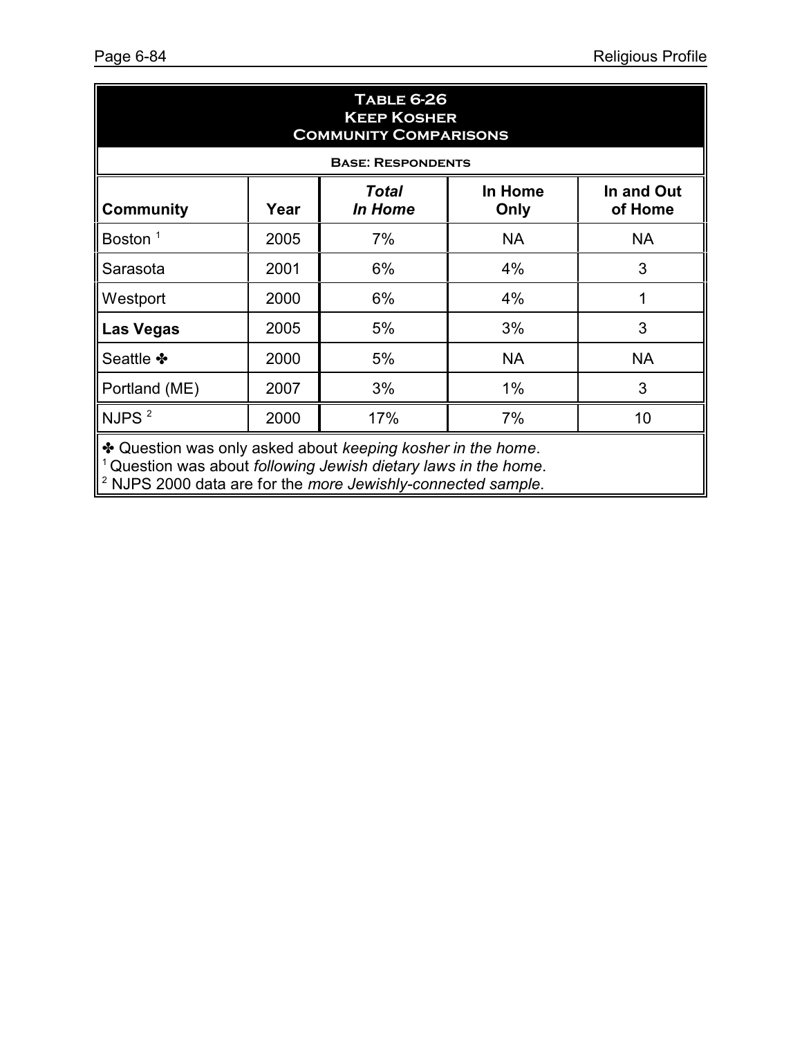**Table 6-26**
**Keep Kosher**
**Community Comparisons**

**Base: Respondents**

| Community | Year | ***Total In Home*** | In Home Only | In and Out of Home |
|---|---|---|---|---|
| Boston [1] | 2005 | 7% | NA | NA |
| Sarasota | 2001 | 6% | 4% | 3 |
| Westport | 2000 | 6% | 4% | 1 |
| **Las Vegas** | 2005 | 5% | 3% | 3 |
| Seattle ✤ | 2000 | 5% | NA | NA |
| Portland (ME) | 2007 | 3% | 1% | 3 |
| NJPS [2] | 2000 | 17% | 7% | 10 |

✤ Question was only asked about *keeping kosher in the home*.
[1] Question was about *following Jewish dietary laws in the home*.
[2] NJPS 2000 data are for the *more Jewishly-connected sample*.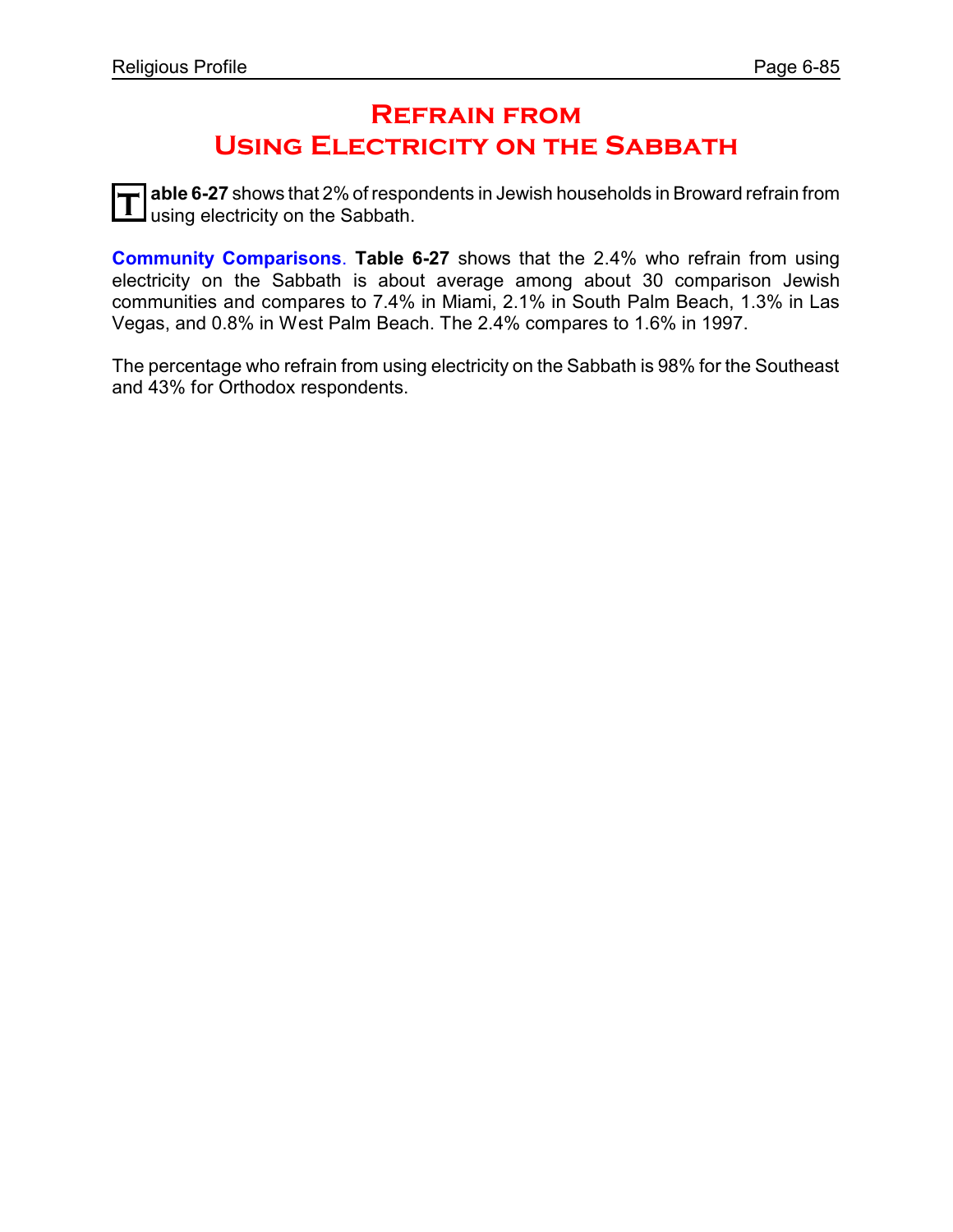# Refrain from Using Electricity on the Sabbath

**Table 6-27** shows that 2% of respondents in Jewish households in Broward refrain from using electricity on the Sabbath.

**Community Comparisons**. **Table 6-27** shows that the 2.4% who refrain from using electricity on the Sabbath is about average among about 30 comparison Jewish communities and compares to 7.4% in Miami, 2.1% in South Palm Beach, 1.3% in Las Vegas, and 0.8% in West Palm Beach. The 2.4% compares to 1.6% in 1997.

The percentage who refrain from using electricity on the Sabbath is 98% for the Southeast and 43% for Orthodox respondents.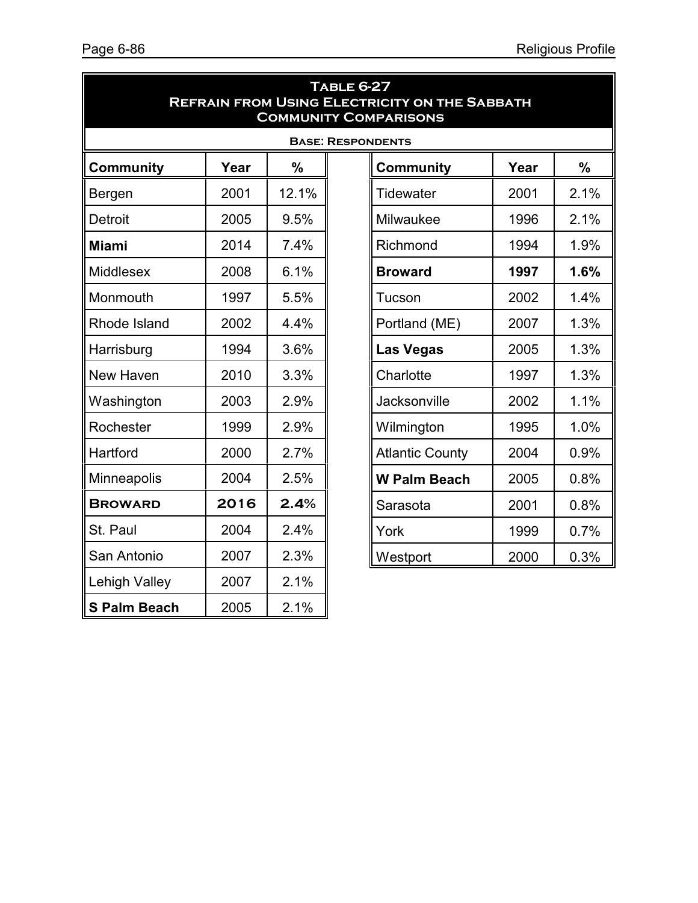**Table 6-27**
**Refrain from Using Electricity on the Sabbath**
**Community Comparisons**

**Base: Respondents**

| Community | Year | % |
|---|---|---|
| Bergen | 2001 | 12.1% |
| Detroit | 2005 | 9.5% |
| **Miami** | 2014 | 7.4% |
| Middlesex | 2008 | 6.1% |
| Monmouth | 1997 | 5.5% |
| Rhode Island | 2002 | 4.4% |
| Harrisburg | 1994 | 3.6% |
| New Haven | 2010 | 3.3% |
| Washington | 2003 | 2.9% |
| Rochester | 1999 | 2.9% |
| Hartford | 2000 | 2.7% |
| Minneapolis | 2004 | 2.5% |
| **BROWARD** | **2016** | **2.4%** |
| St. Paul | 2004 | 2.4% |
| San Antonio | 2007 | 2.3% |
| Lehigh Valley | 2007 | 2.1% |
| **S Palm Beach** | 2005 | 2.1% |
| Tidewater | 2001 | 2.1% |
| Milwaukee | 1996 | 2.1% |
| Richmond | 1994 | 1.9% |
| **Broward** | **1997** | **1.6%** |
| Tucson | 2002 | 1.4% |
| Portland (ME) | 2007 | 1.3% |
| **Las Vegas** | 2005 | 1.3% |
| Charlotte | 1997 | 1.3% |
| Jacksonville | 2002 | 1.1% |
| Wilmington | 1995 | 1.0% |
| Atlantic County | 2004 | 0.9% |
| **W Palm Beach** | 2005 | 0.8% |
| Sarasota | 2001 | 0.8% |
| York | 1999 | 0.7% |
| Westport | 2000 | 0.3% |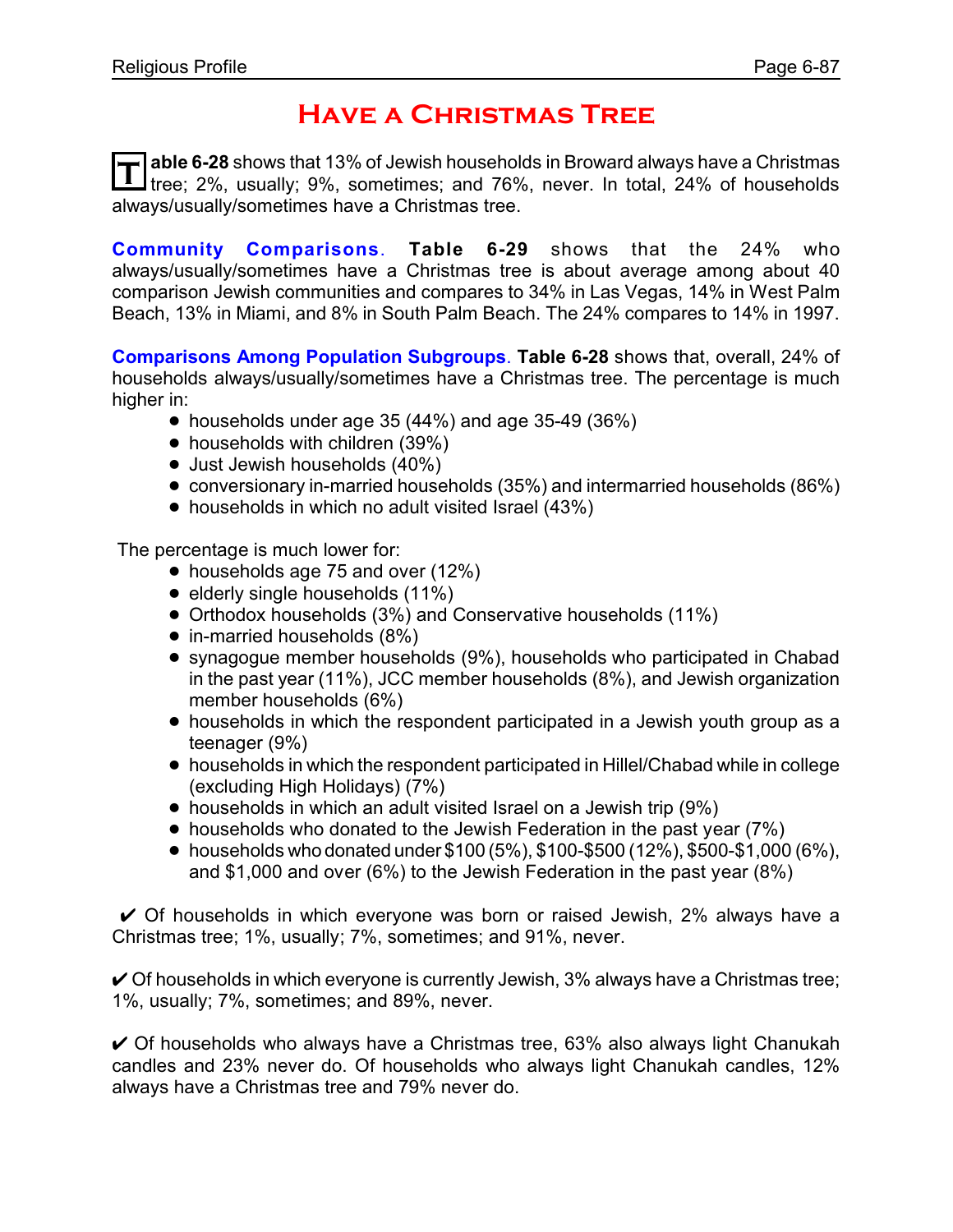# Have a Christmas Tree

**Table 6-28** shows that 13% of Jewish households in Broward always have a Christmas tree; 2%, usually; 9%, sometimes; and 76%, never. In total, 24% of households always/usually/sometimes have a Christmas tree.

**Community Comparisons**. **Table 6-29** shows that the 24% who always/usually/sometimes have a Christmas tree is about average among about 40 comparison Jewish communities and compares to 34% in Las Vegas, 14% in West Palm Beach, 13% in Miami, and 8% in South Palm Beach. The 24% compares to 14% in 1997.

**Comparisons Among Population Subgroups**. **Table 6-28** shows that, overall, 24% of households always/usually/sometimes have a Christmas tree. The percentage is much higher in:

- households under age 35 (44%) and age 35-49 (36%)
- households with children (39%)
- Just Jewish households (40%)
- conversionary in-married households (35%) and intermarried households (86%)
- households in which no adult visited Israel (43%)

The percentage is much lower for:

- households age 75 and over (12%)
- elderly single households (11%)
- Orthodox households (3%) and Conservative households (11%)
- in-married households (8%)
- synagogue member households (9%), households who participated in Chabad in the past year (11%), JCC member households (8%), and Jewish organization member households (6%)
- households in which the respondent participated in a Jewish youth group as a teenager (9%)
- households in which the respondent participated in Hillel/Chabad while in college (excluding High Holidays) (7%)
- households in which an adult visited Israel on a Jewish trip (9%)
- households who donated to the Jewish Federation in the past year (7%)
- households who donated under $100 (5%), $100-$500 (12%), $500-$1,000 (6%), and $1,000 and over (6%) to the Jewish Federation in the past year (8%)

✔ Of households in which everyone was born or raised Jewish, 2% always have a Christmas tree; 1%, usually; 7%, sometimes; and 91%, never.

✔ Of households in which everyone is currently Jewish, 3% always have a Christmas tree; 1%, usually; 7%, sometimes; and 89%, never.

✔ Of households who always have a Christmas tree, 63% also always light Chanukah candles and 23% never do. Of households who always light Chanukah candles, 12% always have a Christmas tree and 79% never do.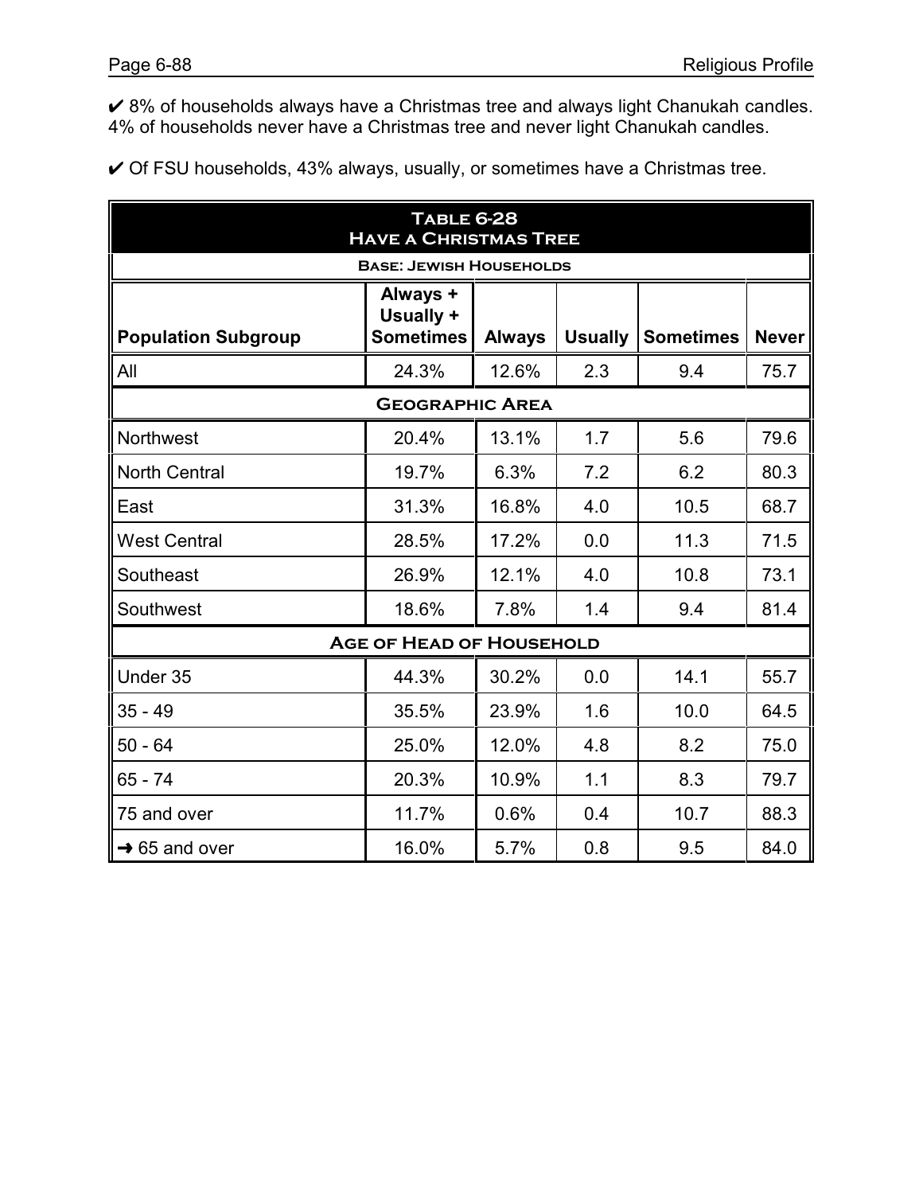✔ 8% of households always have a Christmas tree and always light Chanukah candles. 4% of households never have a Christmas tree and never light Chanukah candles.

✔ Of FSU households, 43% always, usually, or sometimes have a Christmas tree.

**Table 6-28**
**Have a Christmas Tree**
**Base: Jewish Households**

| Population Subgroup | Always + Usually + Sometimes | Always | Usually | Sometimes | Never |
|---|---|---|---|---|---|
| All | 24.3% | 12.6% | 2.3 | 9.4 | 75.7 |
| **Geographic Area** | | | | | |
| Northwest | 20.4% | 13.1% | 1.7 | 5.6 | 79.6 |
| North Central | 19.7% | 6.3% | 7.2 | 6.2 | 80.3 |
| East | 31.3% | 16.8% | 4.0 | 10.5 | 68.7 |
| West Central | 28.5% | 17.2% | 0.0 | 11.3 | 71.5 |
| Southeast | 26.9% | 12.1% | 4.0 | 10.8 | 73.1 |
| Southwest | 18.6% | 7.8% | 1.4 | 9.4 | 81.4 |
| **Age of Head of Household** | | | | | |
| Under 35 | 44.3% | 30.2% | 0.0 | 14.1 | 55.7 |
| 35 - 49 | 35.5% | 23.9% | 1.6 | 10.0 | 64.5 |
| 50 - 64 | 25.0% | 12.0% | 4.8 | 8.2 | 75.0 |
| 65 - 74 | 20.3% | 10.9% | 1.1 | 8.3 | 79.7 |
| 75 and over | 11.7% | 0.6% | 0.4 | 10.7 | 88.3 |
| ➜ 65 and over | 16.0% | 5.7% | 0.8 | 9.5 | 84.0 |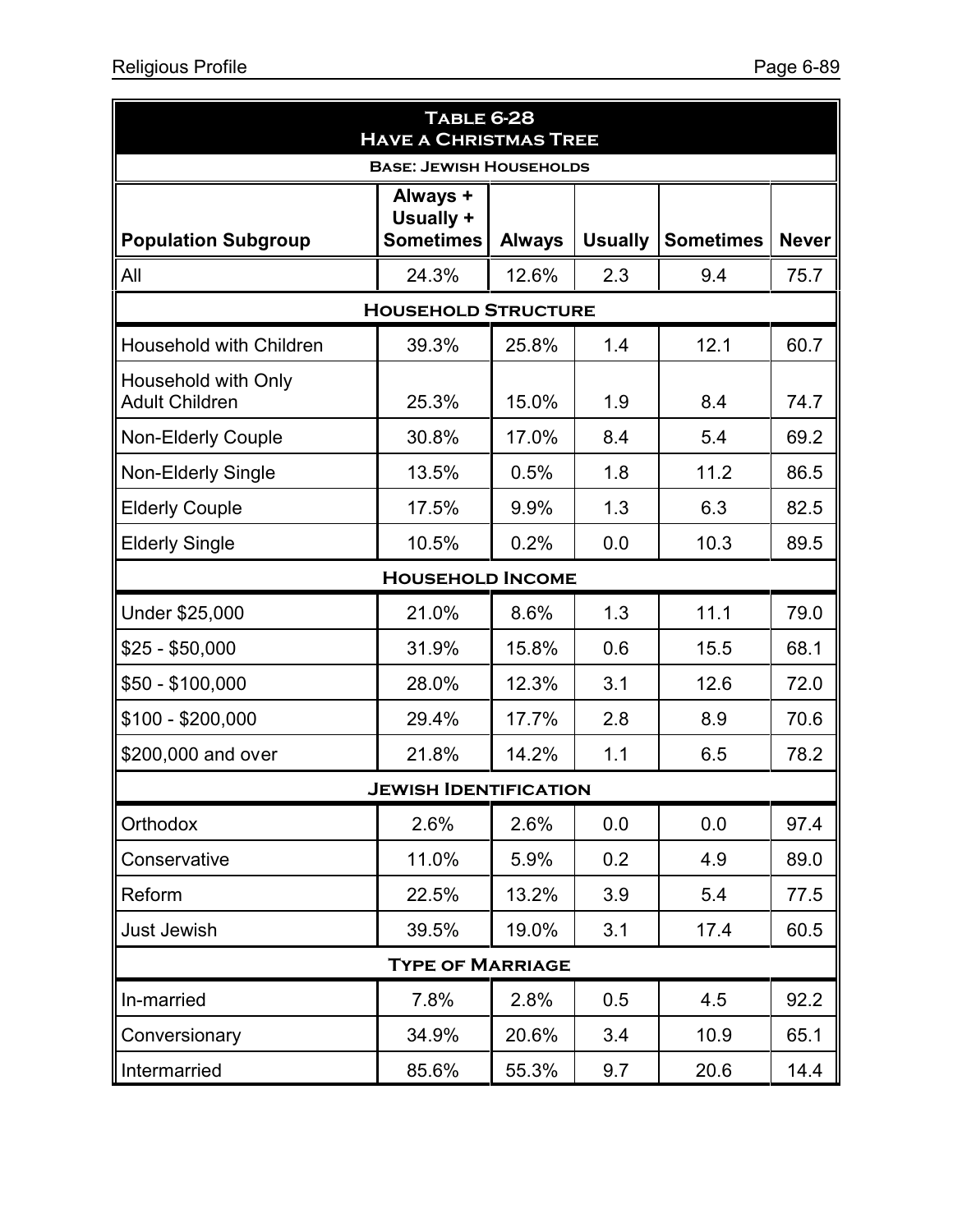**Table 6-28**
**Have a Christmas Tree**
**Base: Jewish Households**

| Population Subgroup | Always + Usually + Sometimes | Always | Usually | Sometimes | Never |
|---|---|---|---|---|---|
| All | 24.3% | 12.6% | 2.3 | 9.4 | 75.7 |
| **Household Structure** | | | | | |
| Household with Children | 39.3% | 25.8% | 1.4 | 12.1 | 60.7 |
| Household with Only Adult Children | 25.3% | 15.0% | 1.9 | 8.4 | 74.7 |
| Non-Elderly Couple | 30.8% | 17.0% | 8.4 | 5.4 | 69.2 |
| Non-Elderly Single | 13.5% | 0.5% | 1.8 | 11.2 | 86.5 |
| Elderly Couple | 17.5% | 9.9% | 1.3 | 6.3 | 82.5 |
| Elderly Single | 10.5% | 0.2% | 0.0 | 10.3 | 89.5 |
| **Household Income** | | | | | |
| Under $25,000 | 21.0% | 8.6% | 1.3 | 11.1 | 79.0 |
| $25 - $50,000 | 31.9% | 15.8% | 0.6 | 15.5 | 68.1 |
| $50 - $100,000 | 28.0% | 12.3% | 3.1 | 12.6 | 72.0 |
| $100 - $200,000 | 29.4% | 17.7% | 2.8 | 8.9 | 70.6 |
| $200,000 and over | 21.8% | 14.2% | 1.1 | 6.5 | 78.2 |
| **Jewish Identification** | | | | | |
| Orthodox | 2.6% | 2.6% | 0.0 | 0.0 | 97.4 |
| Conservative | 11.0% | 5.9% | 0.2 | 4.9 | 89.0 |
| Reform | 22.5% | 13.2% | 3.9 | 5.4 | 77.5 |
| Just Jewish | 39.5% | 19.0% | 3.1 | 17.4 | 60.5 |
| **Type of Marriage** | | | | | |
| In-married | 7.8% | 2.8% | 0.5 | 4.5 | 92.2 |
| Conversionary | 34.9% | 20.6% | 3.4 | 10.9 | 65.1 |
| Intermarried | 85.6% | 55.3% | 9.7 | 20.6 | 14.4 |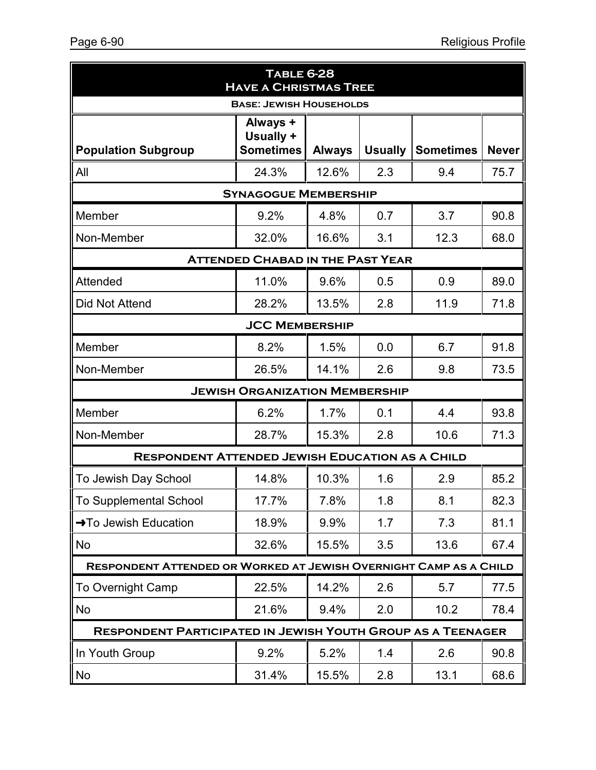## Table 6-28
## Have a Christmas Tree

**Base: Jewish Households**

| Population Subgroup | Always + Usually + Sometimes | Always | Usually | Sometimes | Never |
|---|---|---|---|---|---|
| All | 24.3% | 12.6% | 2.3 | 9.4 | 75.7 |
| **Synagogue Membership** | | | | | |
| Member | 9.2% | 4.8% | 0.7 | 3.7 | 90.8 |
| Non-Member | 32.0% | 16.6% | 3.1 | 12.3 | 68.0 |
| **Attended Chabad in the Past Year** | | | | | |
| Attended | 11.0% | 9.6% | 0.5 | 0.9 | 89.0 |
| Did Not Attend | 28.2% | 13.5% | 2.8 | 11.9 | 71.8 |
| **JCC Membership** | | | | | |
| Member | 8.2% | 1.5% | 0.0 | 6.7 | 91.8 |
| Non-Member | 26.5% | 14.1% | 2.6 | 9.8 | 73.5 |
| **Jewish Organization Membership** | | | | | |
| Member | 6.2% | 1.7% | 0.1 | 4.4 | 93.8 |
| Non-Member | 28.7% | 15.3% | 2.8 | 10.6 | 71.3 |
| **Respondent Attended Jewish Education as a Child** | | | | | |
| To Jewish Day School | 14.8% | 10.3% | 1.6 | 2.9 | 85.2 |
| To Supplemental School | 17.7% | 7.8% | 1.8 | 8.1 | 82.3 |
| →To Jewish Education | 18.9% | 9.9% | 1.7 | 7.3 | 81.1 |
| No | 32.6% | 15.5% | 3.5 | 13.6 | 67.4 |
| **Respondent Attended or Worked at Jewish Overnight Camp as a Child** | | | | | |
| To Overnight Camp | 22.5% | 14.2% | 2.6 | 5.7 | 77.5 |
| No | 21.6% | 9.4% | 2.0 | 10.2 | 78.4 |
| **Respondent Participated in Jewish Youth Group as a Teenager** | | | | | |
| In Youth Group | 9.2% | 5.2% | 1.4 | 2.6 | 90.8 |
| No | 31.4% | 15.5% | 2.8 | 13.1 | 68.6 |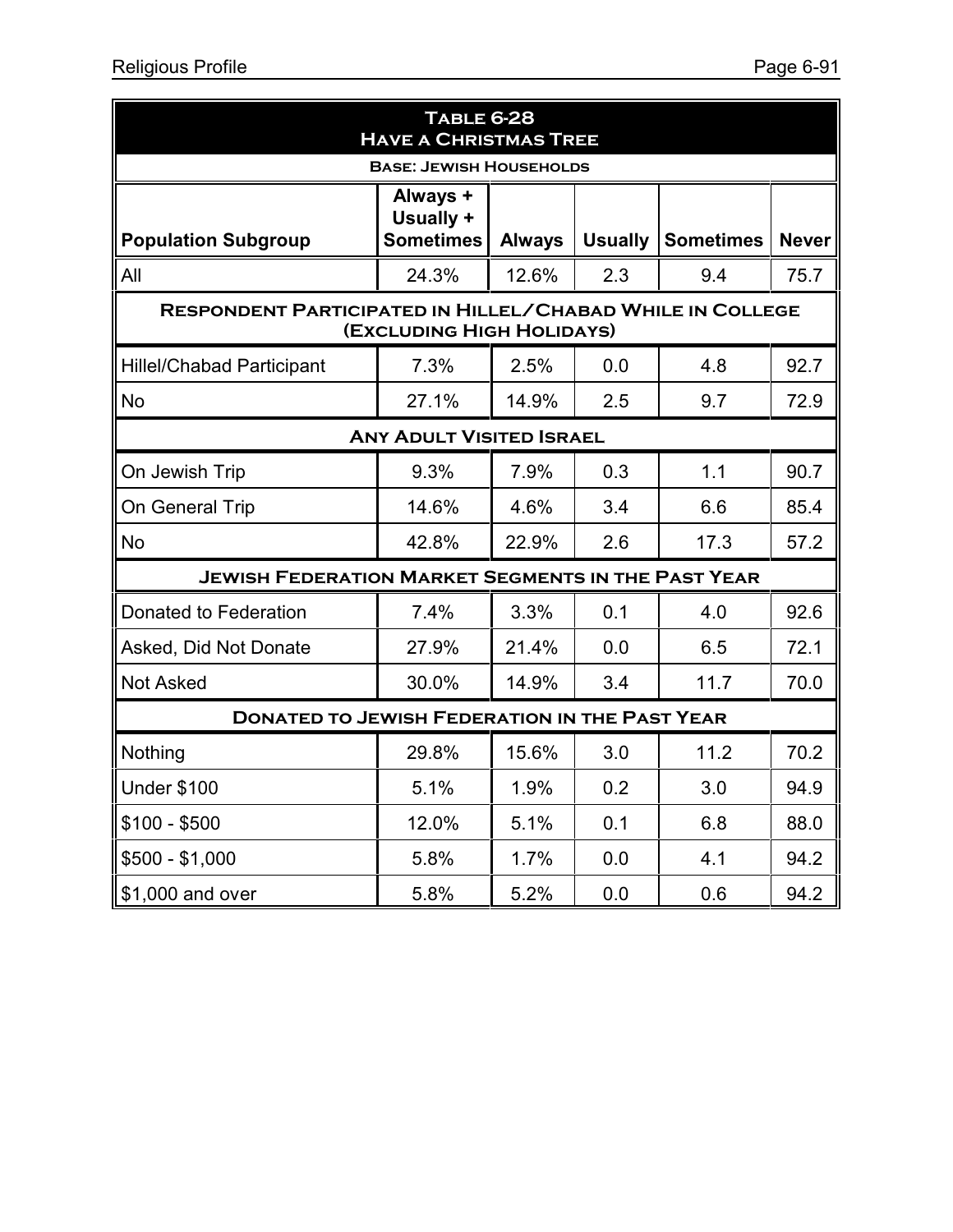## Table 6-28
## Have a Christmas Tree

**Base: Jewish Households**

| Population Subgroup | Always + Usually + Sometimes | Always | Usually | Sometimes | Never |
|---|---|---|---|---|---|
| All | 24.3% | 12.6% | 2.3 | 9.4 | 75.7 |
| **Respondent Participated in Hillel/Chabad While in College (Excluding High Holidays)** | | | | | |
| Hillel/Chabad Participant | 7.3% | 2.5% | 0.0 | 4.8 | 92.7 |
| No | 27.1% | 14.9% | 2.5 | 9.7 | 72.9 |
| **Any Adult Visited Israel** | | | | | |
| On Jewish Trip | 9.3% | 7.9% | 0.3 | 1.1 | 90.7 |
| On General Trip | 14.6% | 4.6% | 3.4 | 6.6 | 85.4 |
| No | 42.8% | 22.9% | 2.6 | 17.3 | 57.2 |
| **Jewish Federation Market Segments in the Past Year** | | | | | |
| Donated to Federation | 7.4% | 3.3% | 0.1 | 4.0 | 92.6 |
| Asked, Did Not Donate | 27.9% | 21.4% | 0.0 | 6.5 | 72.1 |
| Not Asked | 30.0% | 14.9% | 3.4 | 11.7 | 70.0 |
| **Donated to Jewish Federation in the Past Year** | | | | | |
| Nothing | 29.8% | 15.6% | 3.0 | 11.2 | 70.2 |
| Under $100 | 5.1% | 1.9% | 0.2 | 3.0 | 94.9 |
| $100 - $500 | 12.0% | 5.1% | 0.1 | 6.8 | 88.0 |
| $500 - $1,000 | 5.8% | 1.7% | 0.0 | 4.1 | 94.2 |
| $1,000 and over | 5.8% | 5.2% | 0.0 | 0.6 | 94.2 |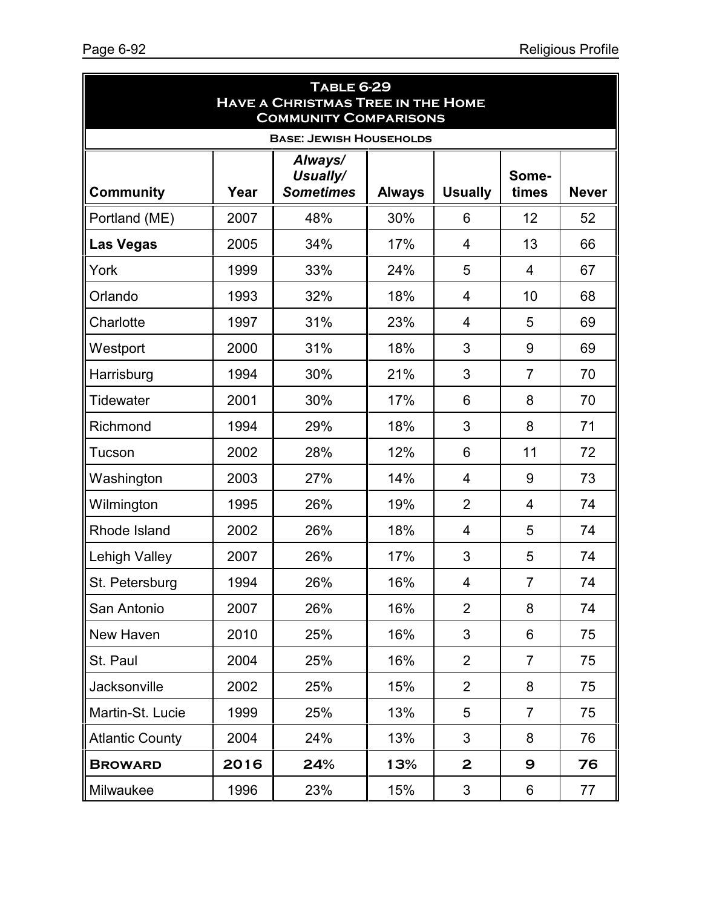**Table 6-29**
**Have a Christmas Tree in the Home**
**Community Comparisons**

**Base: Jewish Households**

| Community | Year | *Always/ Usually/ Sometimes* | Always | Usually | Some-times | Never |
|---|---|---|---|---|---|---|
| Portland (ME) | 2007 | 48% | 30% | 6 | 12 | 52 |
| **Las Vegas** | 2005 | 34% | 17% | 4 | 13 | 66 |
| York | 1999 | 33% | 24% | 5 | 4 | 67 |
| Orlando | 1993 | 32% | 18% | 4 | 10 | 68 |
| Charlotte | 1997 | 31% | 23% | 4 | 5 | 69 |
| Westport | 2000 | 31% | 18% | 3 | 9 | 69 |
| Harrisburg | 1994 | 30% | 21% | 3 | 7 | 70 |
| Tidewater | 2001 | 30% | 17% | 6 | 8 | 70 |
| Richmond | 1994 | 29% | 18% | 3 | 8 | 71 |
| Tucson | 2002 | 28% | 12% | 6 | 11 | 72 |
| Washington | 2003 | 27% | 14% | 4 | 9 | 73 |
| Wilmington | 1995 | 26% | 19% | 2 | 4 | 74 |
| Rhode Island | 2002 | 26% | 18% | 4 | 5 | 74 |
| Lehigh Valley | 2007 | 26% | 17% | 3 | 5 | 74 |
| St. Petersburg | 1994 | 26% | 16% | 4 | 7 | 74 |
| San Antonio | 2007 | 26% | 16% | 2 | 8 | 74 |
| New Haven | 2010 | 25% | 16% | 3 | 6 | 75 |
| St. Paul | 2004 | 25% | 16% | 2 | 7 | 75 |
| Jacksonville | 2002 | 25% | 15% | 2 | 8 | 75 |
| Martin-St. Lucie | 1999 | 25% | 13% | 5 | 7 | 75 |
| Atlantic County | 2004 | 24% | 13% | 3 | 8 | 76 |
| **Broward** | **2016** | **24%** | **13%** | **2** | **9** | **76** |
| Milwaukee | 1996 | 23% | 15% | 3 | 6 | 77 |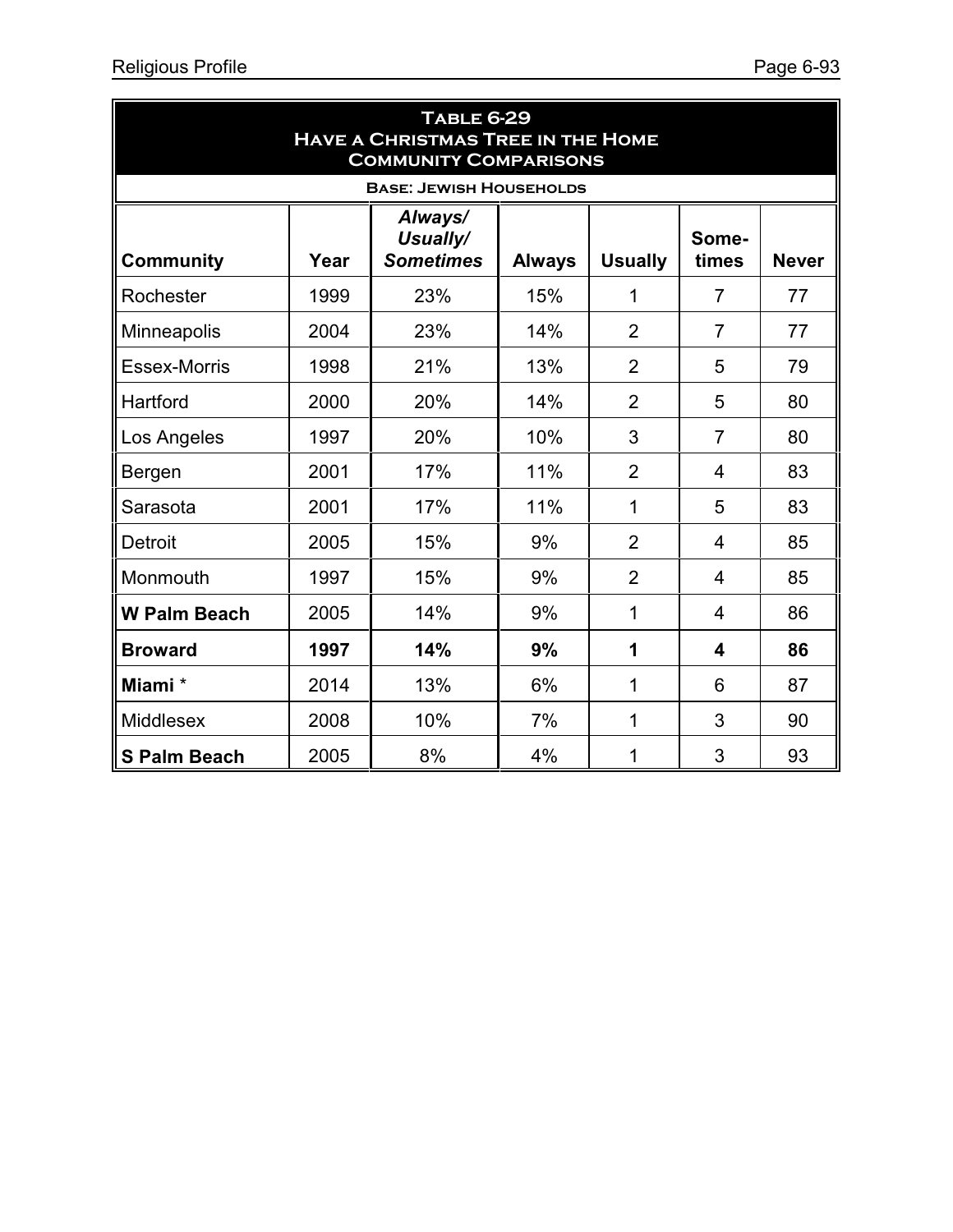| **Table 6-29** **Have a Christmas Tree in the Home** **Community Comparisons** | | | | | | |
|---|---|---|---|---|---|---|
| **Base: Jewish Households** | | | | | | |
| **Community** | **Year** | ***Always/ Usually/ Sometimes*** | **Always** | **Usually** | **Some-times** | **Never** |
| Rochester | 1999 | 23% | 15% | 1 | 7 | 77 |
| Minneapolis | 2004 | 23% | 14% | 2 | 7 | 77 |
| Essex-Morris | 1998 | 21% | 13% | 2 | 5 | 79 |
| Hartford | 2000 | 20% | 14% | 2 | 5 | 80 |
| Los Angeles | 1997 | 20% | 10% | 3 | 7 | 80 |
| Bergen | 2001 | 17% | 11% | 2 | 4 | 83 |
| Sarasota | 2001 | 17% | 11% | 1 | 5 | 83 |
| Detroit | 2005 | 15% | 9% | 2 | 4 | 85 |
| Monmouth | 1997 | 15% | 9% | 2 | 4 | 85 |
| **W Palm Beach** | 2005 | 14% | 9% | 1 | 4 | 86 |
| **Broward** | **1997** | **14%** | **9%** | **1** | **4** | **86** |
| **Miami** * | 2014 | 13% | 6% | 1 | 6 | 87 |
| Middlesex | 2008 | 10% | 7% | 1 | 3 | 90 |
| **S Palm Beach** | 2005 | 8% | 4% | 1 | 3 | 93 |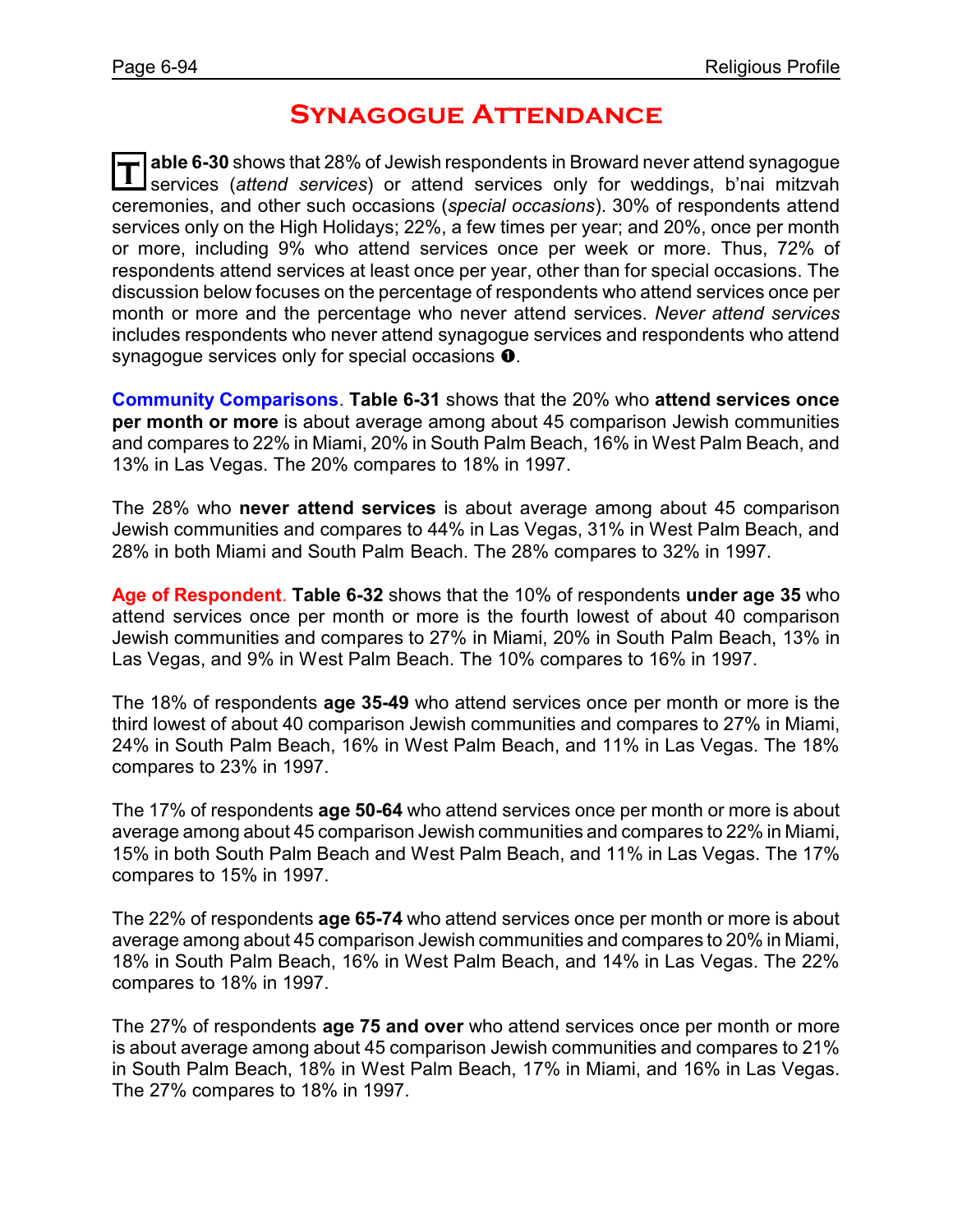# Synagogue Attendance

**Table 6-30** shows that 28% of Jewish respondents in Broward never attend synagogue services (*attend services*) or attend services only for weddings, b'nai mitzvah ceremonies, and other such occasions (*special occasions*). 30% of respondents attend services only on the High Holidays; 22%, a few times per year; and 20%, once per month or more, including 9% who attend services once per week or more. Thus, 72% of respondents attend services at least once per year, other than for special occasions. The discussion below focuses on the percentage of respondents who attend services once per month or more and the percentage who never attend services. *Never attend services* includes respondents who never attend synagogue services and respondents who attend synagogue services only for special occasions ❶.

**Community Comparisons**. **Table 6-31** shows that the 20% who **attend services once per month or more** is about average among about 45 comparison Jewish communities and compares to 22% in Miami, 20% in South Palm Beach, 16% in West Palm Beach, and 13% in Las Vegas. The 20% compares to 18% in 1997.

The 28% who **never attend services** is about average among about 45 comparison Jewish communities and compares to 44% in Las Vegas, 31% in West Palm Beach, and 28% in both Miami and South Palm Beach. The 28% compares to 32% in 1997.

**Age of Respondent**. **Table 6-32** shows that the 10% of respondents **under age 35** who attend services once per month or more is the fourth lowest of about 40 comparison Jewish communities and compares to 27% in Miami, 20% in South Palm Beach, 13% in Las Vegas, and 9% in West Palm Beach. The 10% compares to 16% in 1997.

The 18% of respondents **age 35-49** who attend services once per month or more is the third lowest of about 40 comparison Jewish communities and compares to 27% in Miami, 24% in South Palm Beach, 16% in West Palm Beach, and 11% in Las Vegas. The 18% compares to 23% in 1997.

The 17% of respondents **age 50-64** who attend services once per month or more is about average among about 45 comparison Jewish communities and compares to 22% in Miami, 15% in both South Palm Beach and West Palm Beach, and 11% in Las Vegas. The 17% compares to 15% in 1997.

The 22% of respondents **age 65-74** who attend services once per month or more is about average among about 45 comparison Jewish communities and compares to 20% in Miami, 18% in South Palm Beach, 16% in West Palm Beach, and 14% in Las Vegas. The 22% compares to 18% in 1997.

The 27% of respondents **age 75 and over** who attend services once per month or more is about average among about 45 comparison Jewish communities and compares to 21% in South Palm Beach, 18% in West Palm Beach, 17% in Miami, and 16% in Las Vegas. The 27% compares to 18% in 1997.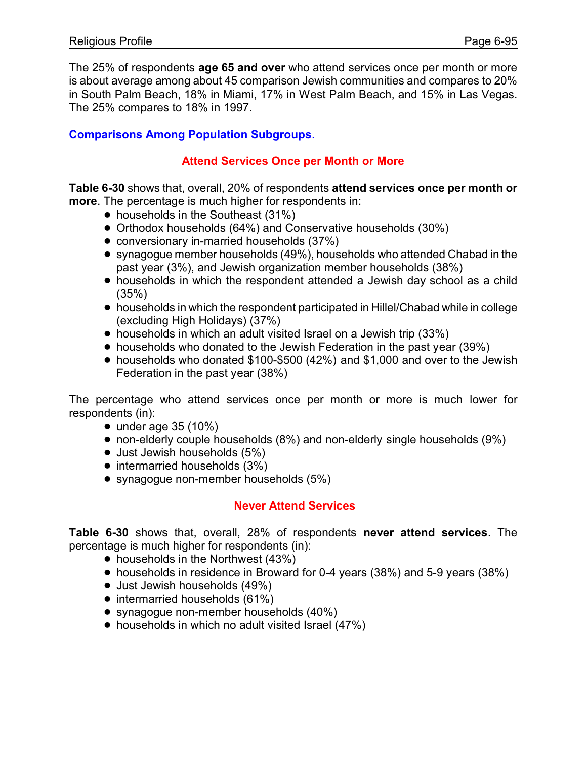The 25% of respondents **age 65 and over** who attend services once per month or more is about average among about 45 comparison Jewish communities and compares to 20% in South Palm Beach, 18% in Miami, 17% in West Palm Beach, and 15% in Las Vegas. The 25% compares to 18% in 1997.

## Comparisons Among Population Subgroups.

### Attend Services Once per Month or More

**Table 6-30** shows that, overall, 20% of respondents **attend services once per month or more**. The percentage is much higher for respondents in:

- households in the Southeast (31%)
- Orthodox households (64%) and Conservative households (30%)
- conversionary in-married households (37%)
- synagogue member households (49%), households who attended Chabad in the past year (3%), and Jewish organization member households (38%)
- households in which the respondent attended a Jewish day school as a child (35%)
- households in which the respondent participated in Hillel/Chabad while in college (excluding High Holidays) (37%)
- households in which an adult visited Israel on a Jewish trip (33%)
- households who donated to the Jewish Federation in the past year (39%)
- households who donated $100-$500 (42%) and $1,000 and over to the Jewish Federation in the past year (38%)

The percentage who attend services once per month or more is much lower for respondents (in):

- under age 35 (10%)
- non-elderly couple households (8%) and non-elderly single households (9%)
- Just Jewish households (5%)
- intermarried households (3%)
- synagogue non-member households (5%)

### Never Attend Services

**Table 6-30** shows that, overall, 28% of respondents **never attend services**. The percentage is much higher for respondents (in):

- households in the Northwest (43%)
- households in residence in Broward for 0-4 years (38%) and 5-9 years (38%)
- Just Jewish households (49%)
- intermarried households (61%)
- synagogue non-member households (40%)
- households in which no adult visited Israel (47%)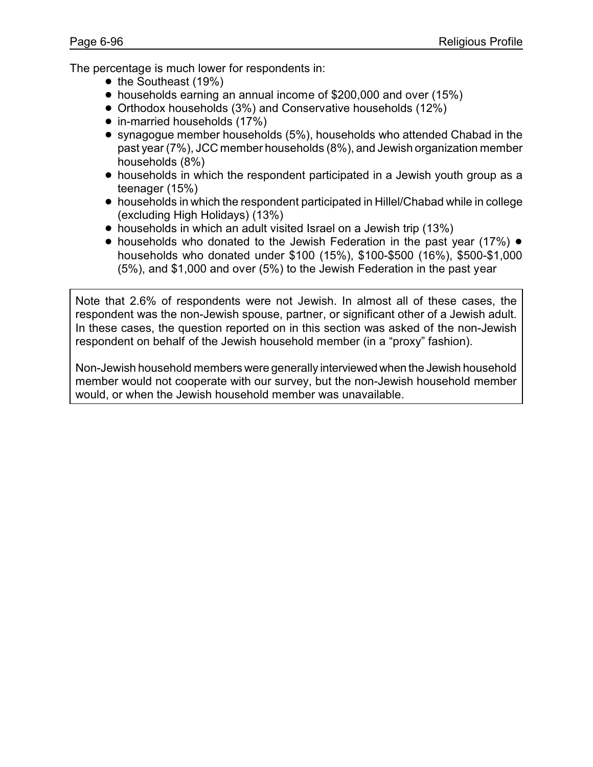The percentage is much lower for respondents in:

- the Southeast (19%)
- households earning an annual income of $200,000 and over (15%)
- Orthodox households (3%) and Conservative households (12%)
- in-married households (17%)
- synagogue member households (5%), households who attended Chabad in the past year (7%), JCC member households (8%), and Jewish organization member households (8%)
- households in which the respondent participated in a Jewish youth group as a teenager (15%)
- households in which the respondent participated in Hillel/Chabad while in college (excluding High Holidays) (13%)
- households in which an adult visited Israel on a Jewish trip (13%)
- households who donated to the Jewish Federation in the past year (17%) ● households who donated under $100 (15%), $100-$500 (16%), $500-$1,000 (5%), and $1,000 and over (5%) to the Jewish Federation in the past year

> Note that 2.6% of respondents were not Jewish. In almost all of these cases, the respondent was the non-Jewish spouse, partner, or significant other of a Jewish adult. In these cases, the question reported on in this section was asked of the non-Jewish respondent on behalf of the Jewish household member (in a "proxy" fashion).
>
> Non-Jewish household members were generally interviewed when the Jewish household member would not cooperate with our survey, but the non-Jewish household member would, or when the Jewish household member was unavailable.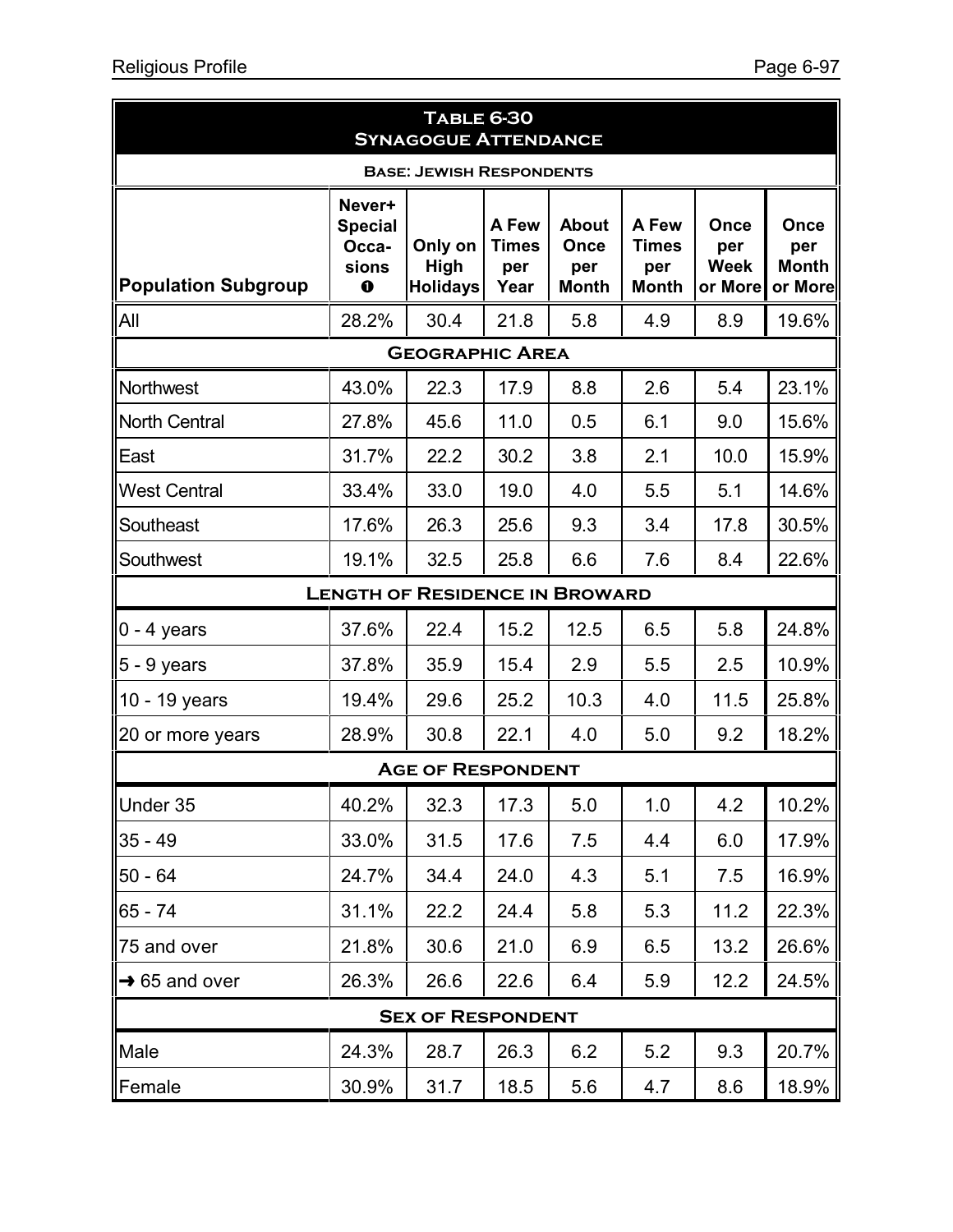## Table 6-30 Synagogue Attendance

**Base: Jewish Respondents**

| Population Subgroup | Never+ Special Occa-sions ❶ | Only on High Holidays | A Few Times per Year | About Once per Month | A Few Times per Month | Once per Week or More | Once per Month or More |
|---|---|---|---|---|---|---|---|
| All | 28.2% | 30.4 | 21.8 | 5.8 | 4.9 | 8.9 | 19.6% |
| **Geographic Area** | | | | | | | |
| Northwest | 43.0% | 22.3 | 17.9 | 8.8 | 2.6 | 5.4 | 23.1% |
| North Central | 27.8% | 45.6 | 11.0 | 0.5 | 6.1 | 9.0 | 15.6% |
| East | 31.7% | 22.2 | 30.2 | 3.8 | 2.1 | 10.0 | 15.9% |
| West Central | 33.4% | 33.0 | 19.0 | 4.0 | 5.5 | 5.1 | 14.6% |
| Southeast | 17.6% | 26.3 | 25.6 | 9.3 | 3.4 | 17.8 | 30.5% |
| Southwest | 19.1% | 32.5 | 25.8 | 6.6 | 7.6 | 8.4 | 22.6% |
| **Length of Residence in Broward** | | | | | | | |
| 0 - 4 years | 37.6% | 22.4 | 15.2 | 12.5 | 6.5 | 5.8 | 24.8% |
| 5 - 9 years | 37.8% | 35.9 | 15.4 | 2.9 | 5.5 | 2.5 | 10.9% |
| 10 - 19 years | 19.4% | 29.6 | 25.2 | 10.3 | 4.0 | 11.5 | 25.8% |
| 20 or more years | 28.9% | 30.8 | 22.1 | 4.0 | 5.0 | 9.2 | 18.2% |
| **Age of Respondent** | | | | | | | |
| Under 35 | 40.2% | 32.3 | 17.3 | 5.0 | 1.0 | 4.2 | 10.2% |
| 35 - 49 | 33.0% | 31.5 | 17.6 | 7.5 | 4.4 | 6.0 | 17.9% |
| 50 - 64 | 24.7% | 34.4 | 24.0 | 4.3 | 5.1 | 7.5 | 16.9% |
| 65 - 74 | 31.1% | 22.2 | 24.4 | 5.8 | 5.3 | 11.2 | 22.3% |
| 75 and over | 21.8% | 30.6 | 21.0 | 6.9 | 6.5 | 13.2 | 26.6% |
| → 65 and over | 26.3% | 26.6 | 22.6 | 6.4 | 5.9 | 12.2 | 24.5% |
| **Sex of Respondent** | | | | | | | |
| Male | 24.3% | 28.7 | 26.3 | 6.2 | 5.2 | 9.3 | 20.7% |
| Female | 30.9% | 31.7 | 18.5 | 5.6 | 4.7 | 8.6 | 18.9% |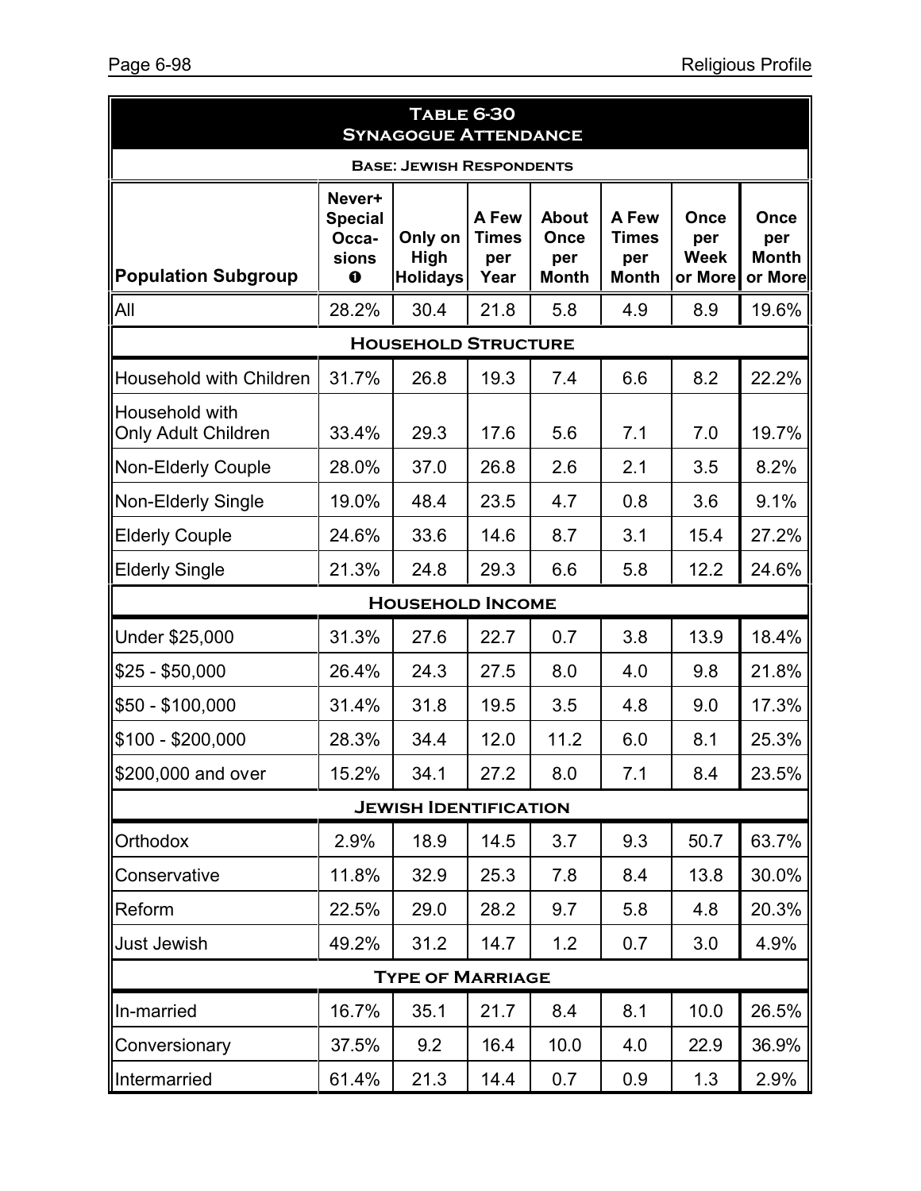## Table 6-30
## Synagogue Attendance

**Base: Jewish Respondents**

| Population Subgroup | Never+ Special Occa-sions ❶ | Only on High Holidays | A Few Times per Year | About Once per Month | A Few Times per Month | Once per Week or More | Once per Month or More |
|---|---|---|---|---|---|---|---|
| All | 28.2% | 30.4 | 21.8 | 5.8 | 4.9 | 8.9 | 19.6% |
| **Household Structure** | | | | | | | |
| Household with Children | 31.7% | 26.8 | 19.3 | 7.4 | 6.6 | 8.2 | 22.2% |
| Household with Only Adult Children | 33.4% | 29.3 | 17.6 | 5.6 | 7.1 | 7.0 | 19.7% |
| Non-Elderly Couple | 28.0% | 37.0 | 26.8 | 2.6 | 2.1 | 3.5 | 8.2% |
| Non-Elderly Single | 19.0% | 48.4 | 23.5 | 4.7 | 0.8 | 3.6 | 9.1% |
| Elderly Couple | 24.6% | 33.6 | 14.6 | 8.7 | 3.1 | 15.4 | 27.2% |
| Elderly Single | 21.3% | 24.8 | 29.3 | 6.6 | 5.8 | 12.2 | 24.6% |
| **Household Income** | | | | | | | |
| Under $25,000 | 31.3% | 27.6 | 22.7 | 0.7 | 3.8 | 13.9 | 18.4% |
| $25 - $50,000 | 26.4% | 24.3 | 27.5 | 8.0 | 4.0 | 9.8 | 21.8% |
| $50 - $100,000 | 31.4% | 31.8 | 19.5 | 3.5 | 4.8 | 9.0 | 17.3% |
| $100 - $200,000 | 28.3% | 34.4 | 12.0 | 11.2 | 6.0 | 8.1 | 25.3% |
| $200,000 and over | 15.2% | 34.1 | 27.2 | 8.0 | 7.1 | 8.4 | 23.5% |
| **Jewish Identification** | | | | | | | |
| Orthodox | 2.9% | 18.9 | 14.5 | 3.7 | 9.3 | 50.7 | 63.7% |
| Conservative | 11.8% | 32.9 | 25.3 | 7.8 | 8.4 | 13.8 | 30.0% |
| Reform | 22.5% | 29.0 | 28.2 | 9.7 | 5.8 | 4.8 | 20.3% |
| Just Jewish | 49.2% | 31.2 | 14.7 | 1.2 | 0.7 | 3.0 | 4.9% |
| **Type of Marriage** | | | | | | | |
| In-married | 16.7% | 35.1 | 21.7 | 8.4 | 8.1 | 10.0 | 26.5% |
| Conversionary | 37.5% | 9.2 | 16.4 | 10.0 | 4.0 | 22.9 | 36.9% |
| Intermarried | 61.4% | 21.3 | 14.4 | 0.7 | 0.9 | 1.3 | 2.9% |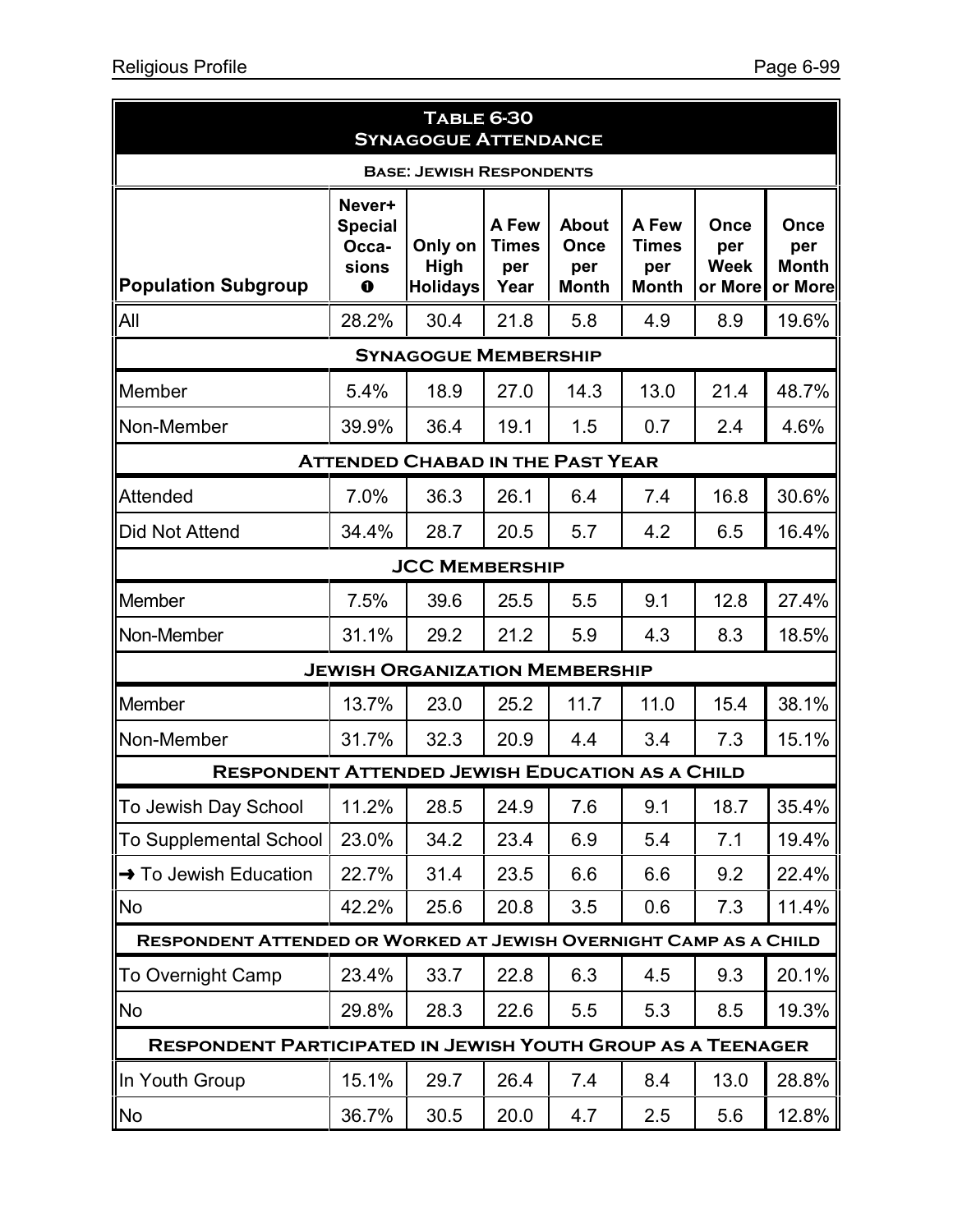## Table 6-30 Synagogue Attendance

**Base: Jewish Respondents**

| Population Subgroup | Never+ Special Occa-sions ❶ | Only on High Holidays | A Few Times per Year | About Once per Month | A Few Times per Month | Once per Week or More | Once per Month or More |
|---|---|---|---|---|---|---|---|
| All | 28.2% | 30.4 | 21.8 | 5.8 | 4.9 | 8.9 | 19.6% |
| **Synagogue Membership** | | | | | | | |
| Member | 5.4% | 18.9 | 27.0 | 14.3 | 13.0 | 21.4 | 48.7% |
| Non-Member | 39.9% | 36.4 | 19.1 | 1.5 | 0.7 | 2.4 | 4.6% |
| **Attended Chabad in the Past Year** | | | | | | | |
| Attended | 7.0% | 36.3 | 26.1 | 6.4 | 7.4 | 16.8 | 30.6% |
| Did Not Attend | 34.4% | 28.7 | 20.5 | 5.7 | 4.2 | 6.5 | 16.4% |
| **JCC Membership** | | | | | | | |
| Member | 7.5% | 39.6 | 25.5 | 5.5 | 9.1 | 12.8 | 27.4% |
| Non-Member | 31.1% | 29.2 | 21.2 | 5.9 | 4.3 | 8.3 | 18.5% |
| **Jewish Organization Membership** | | | | | | | |
| Member | 13.7% | 23.0 | 25.2 | 11.7 | 11.0 | 15.4 | 38.1% |
| Non-Member | 31.7% | 32.3 | 20.9 | 4.4 | 3.4 | 7.3 | 15.1% |
| **Respondent Attended Jewish Education as a Child** | | | | | | | |
| To Jewish Day School | 11.2% | 28.5 | 24.9 | 7.6 | 9.1 | 18.7 | 35.4% |
| To Supplemental School | 23.0% | 34.2 | 23.4 | 6.9 | 5.4 | 7.1 | 19.4% |
| → To Jewish Education | 22.7% | 31.4 | 23.5 | 6.6 | 6.6 | 9.2 | 22.4% |
| No | 42.2% | 25.6 | 20.8 | 3.5 | 0.6 | 7.3 | 11.4% |
| **Respondent Attended or Worked at Jewish Overnight Camp as a Child** | | | | | | | |
| To Overnight Camp | 23.4% | 33.7 | 22.8 | 6.3 | 4.5 | 9.3 | 20.1% |
| No | 29.8% | 28.3 | 22.6 | 5.5 | 5.3 | 8.5 | 19.3% |
| **Respondent Participated in Jewish Youth Group as a Teenager** | | | | | | | |
| In Youth Group | 15.1% | 29.7 | 26.4 | 7.4 | 8.4 | 13.0 | 28.8% |
| No | 36.7% | 30.5 | 20.0 | 4.7 | 2.5 | 5.6 | 12.8% |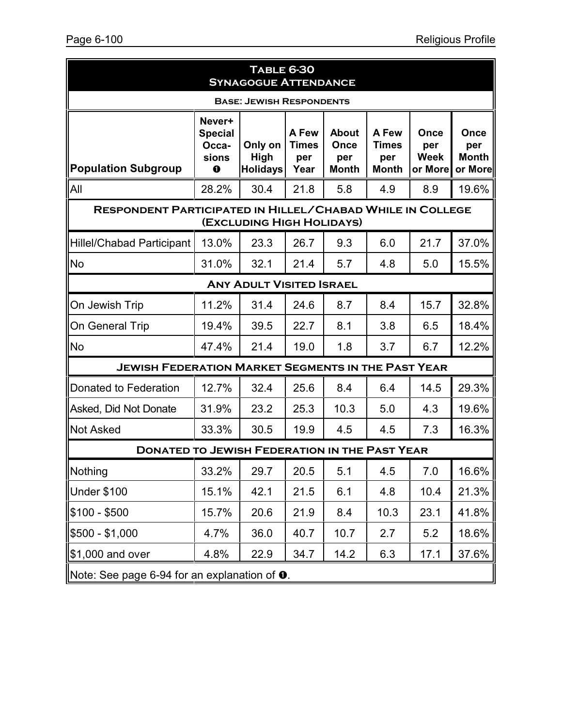## Table 6-30 Synagogue Attendance

**Base: Jewish Respondents**

| Population Subgroup | Never+ Special Occasions ❶ | Only on High Holidays | A Few Times per Year | About Once per Month | A Few Times per Month | Once per Week or More | Once per Month or More |
|---|---|---|---|---|---|---|---|
| All | 28.2% | 30.4 | 21.8 | 5.8 | 4.9 | 8.9 | 19.6% |
| **Respondent Participated in Hillel/Chabad While in College (Excluding High Holidays)** | | | | | | | |
| Hillel/Chabad Participant | 13.0% | 23.3 | 26.7 | 9.3 | 6.0 | 21.7 | 37.0% |
| No | 31.0% | 32.1 | 21.4 | 5.7 | 4.8 | 5.0 | 15.5% |
| **Any Adult Visited Israel** | | | | | | | |
| On Jewish Trip | 11.2% | 31.4 | 24.6 | 8.7 | 8.4 | 15.7 | 32.8% |
| On General Trip | 19.4% | 39.5 | 22.7 | 8.1 | 3.8 | 6.5 | 18.4% |
| No | 47.4% | 21.4 | 19.0 | 1.8 | 3.7 | 6.7 | 12.2% |
| **Jewish Federation Market Segments in the Past Year** | | | | | | | |
| Donated to Federation | 12.7% | 32.4 | 25.6 | 8.4 | 6.4 | 14.5 | 29.3% |
| Asked, Did Not Donate | 31.9% | 23.2 | 25.3 | 10.3 | 5.0 | 4.3 | 19.6% |
| Not Asked | 33.3% | 30.5 | 19.9 | 4.5 | 4.5 | 7.3 | 16.3% |
| **Donated to Jewish Federation in the Past Year** | | | | | | | |
| Nothing | 33.2% | 29.7 | 20.5 | 5.1 | 4.5 | 7.0 | 16.6% |
| Under $100 | 15.1% | 42.1 | 21.5 | 6.1 | 4.8 | 10.4 | 21.3% |
| $100 - $500 | 15.7% | 20.6 | 21.9 | 8.4 | 10.3 | 23.1 | 41.8% |
| $500 - $1,000 | 4.7% | 36.0 | 40.7 | 10.7 | 2.7 | 5.2 | 18.6% |
| $1,000 and over | 4.8% | 22.9 | 34.7 | 14.2 | 6.3 | 17.1 | 37.6% |

Note: See page 6-94 for an explanation of ❶.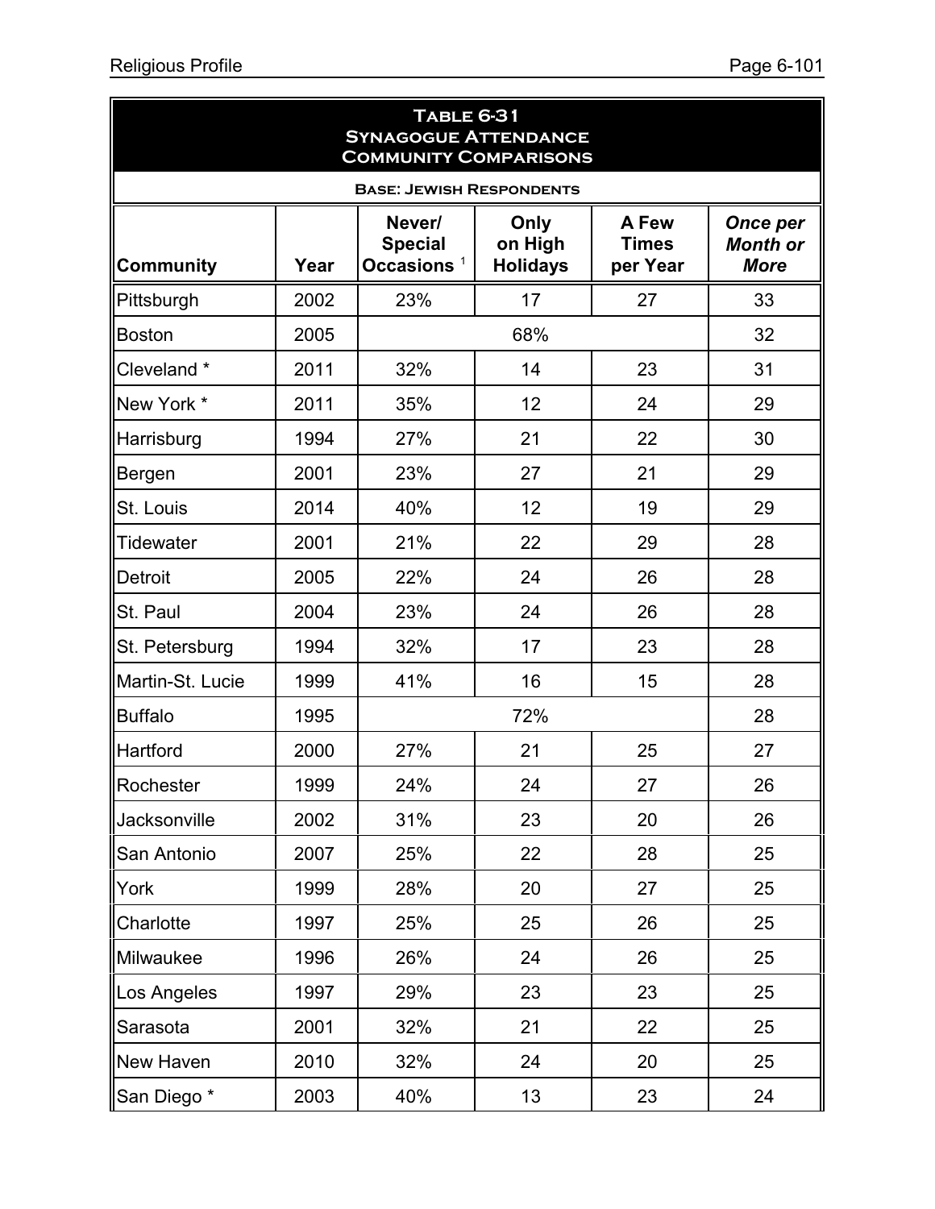**Table 6-31**
**Synagogue Attendance**
**Community Comparisons**

**Base: Jewish Respondents**

| Community | Year | Never/ Special Occasions [1] | Only on High Holidays | A Few Times per Year | *Once per Month or More* |
|---|---|---|---|---|---|
| Pittsburgh | 2002 | 23% | 17 | 27 | 33 |
| Boston | 2005 | | 68% | | 32 |
| Cleveland * | 2011 | 32% | 14 | 23 | 31 |
| New York * | 2011 | 35% | 12 | 24 | 29 |
| Harrisburg | 1994 | 27% | 21 | 22 | 30 |
| Bergen | 2001 | 23% | 27 | 21 | 29 |
| St. Louis | 2014 | 40% | 12 | 19 | 29 |
| Tidewater | 2001 | 21% | 22 | 29 | 28 |
| Detroit | 2005 | 22% | 24 | 26 | 28 |
| St. Paul | 2004 | 23% | 24 | 26 | 28 |
| St. Petersburg | 1994 | 32% | 17 | 23 | 28 |
| Martin-St. Lucie | 1999 | 41% | 16 | 15 | 28 |
| Buffalo | 1995 | | 72% | | 28 |
| Hartford | 2000 | 27% | 21 | 25 | 27 |
| Rochester | 1999 | 24% | 24 | 27 | 26 |
| Jacksonville | 2002 | 31% | 23 | 20 | 26 |
| San Antonio | 2007 | 25% | 22 | 28 | 25 |
| York | 1999 | 28% | 20 | 27 | 25 |
| Charlotte | 1997 | 25% | 25 | 26 | 25 |
| Milwaukee | 1996 | 26% | 24 | 26 | 25 |
| Los Angeles | 1997 | 29% | 23 | 23 | 25 |
| Sarasota | 2001 | 32% | 21 | 22 | 25 |
| New Haven | 2010 | 32% | 24 | 20 | 25 |
| San Diego * | 2003 | 40% | 13 | 23 | 24 |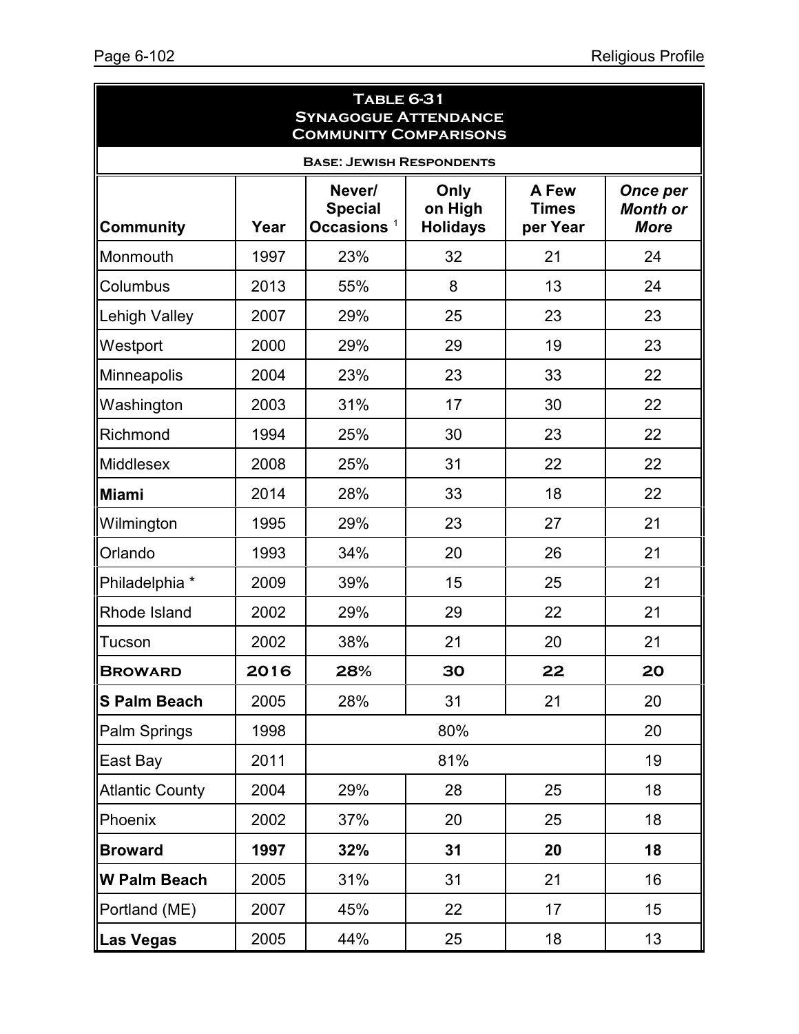## Table 6-31
## Synagogue Attendance
## Community Comparisons

**Base: Jewish Respondents**

| Community | Year | Never/ Special Occasions [1] | Only on High Holidays | A Few Times per Year | *Once per Month or More* |
|---|---|---|---|---|---|
| Monmouth | 1997 | 23% | 32 | 21 | 24 |
| Columbus | 2013 | 55% | 8 | 13 | 24 |
| Lehigh Valley | 2007 | 29% | 25 | 23 | 23 |
| Westport | 2000 | 29% | 29 | 19 | 23 |
| Minneapolis | 2004 | 23% | 23 | 33 | 22 |
| Washington | 2003 | 31% | 17 | 30 | 22 |
| Richmond | 1994 | 25% | 30 | 23 | 22 |
| Middlesex | 2008 | 25% | 31 | 22 | 22 |
| **Miami** | 2014 | 28% | 33 | 18 | 22 |
| Wilmington | 1995 | 29% | 23 | 27 | 21 |
| Orlando | 1993 | 34% | 20 | 26 | 21 |
| Philadelphia * | 2009 | 39% | 15 | 25 | 21 |
| Rhode Island | 2002 | 29% | 29 | 22 | 21 |
| Tucson | 2002 | 38% | 21 | 20 | 21 |
| **BROWARD** | **2016** | **28%** | **30** | **22** | **20** |
| **S Palm Beach** | 2005 | 28% | 31 | 21 | 20 |
| Palm Springs | 1998 | | 80% | | 20 |
| East Bay | 2011 | | 81% | | 19 |
| Atlantic County | 2004 | 29% | 28 | 25 | 18 |
| Phoenix | 2002 | 37% | 20 | 25 | 18 |
| **Broward** | **1997** | **32%** | **31** | **20** | **18** |
| **W Palm Beach** | 2005 | 31% | 31 | 21 | 16 |
| Portland (ME) | 2007 | 45% | 22 | 17 | 15 |
| **Las Vegas** | 2005 | 44% | 25 | 18 | 13 |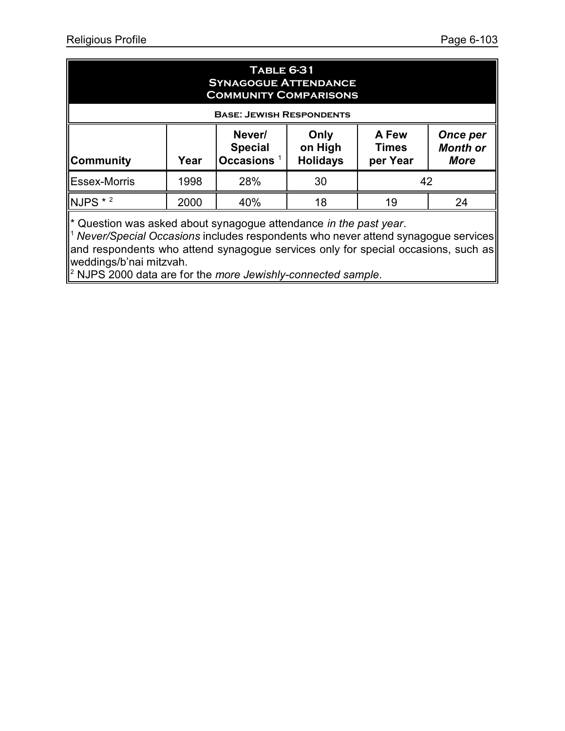**Table 6-31**
**Synagogue Attendance**
**Community Comparisons**

**Base: Jewish Respondents**

| Community | Year | Never/ Special Occasions [1] | Only on High Holidays | A Few Times per Year | *Once per Month or More* |
|---|---|---|---|---|---|
| Essex-Morris | 1998 | 28% | 30 | 42 | |
| NJPS * [2] | 2000 | 40% | 18 | 19 | 24 |

* Question was asked about synagogue attendance *in the past year*.

[1] *Never/Special Occasions* includes respondents who never attend synagogue services and respondents who attend synagogue services only for special occasions, such as weddings/b'nai mitzvah.

[2] NJPS 2000 data are for the *more Jewishly-connected sample*.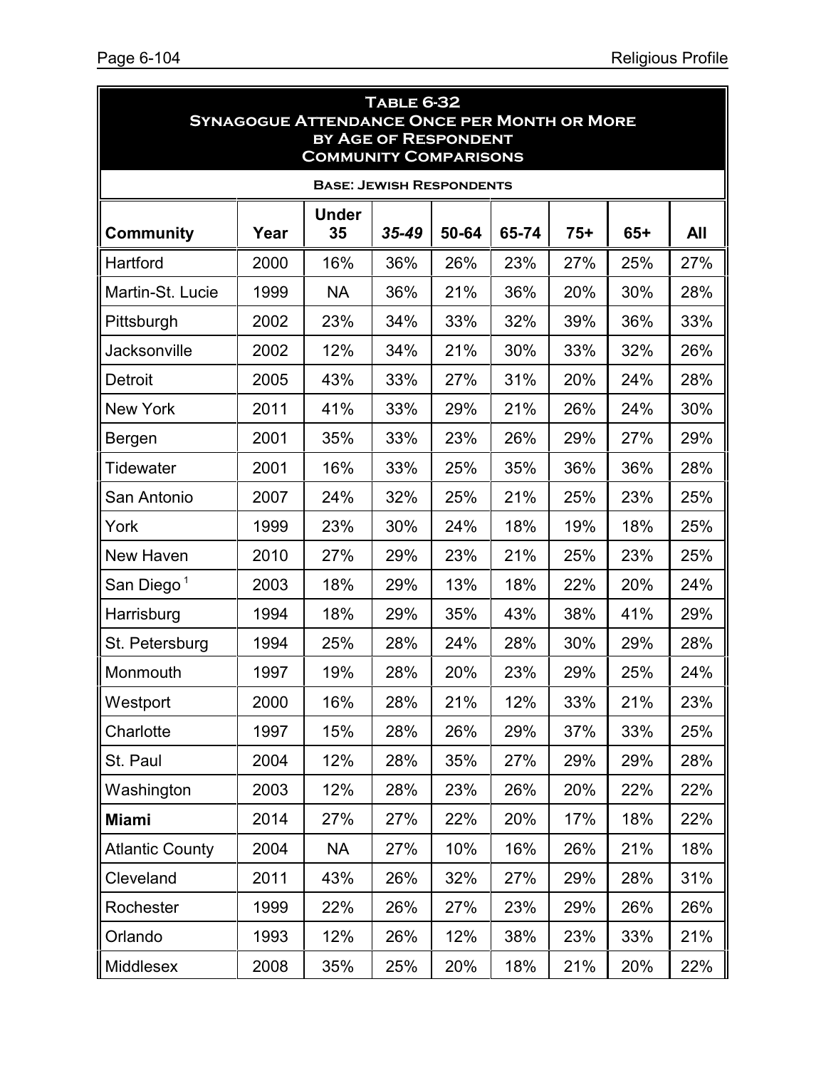**Table 6-32**
**Synagogue Attendance Once per Month or More by Age of Respondent**
**Community Comparisons**

**Base: Jewish Respondents**

| Community | Year | Under 35 | *35-49* | 50-64 | 65-74 | 75+ | 65+ | All |
|---|---|---|---|---|---|---|---|---|
| Hartford | 2000 | 16% | 36% | 26% | 23% | 27% | 25% | 27% |
| Martin-St. Lucie | 1999 | NA | 36% | 21% | 36% | 20% | 30% | 28% |
| Pittsburgh | 2002 | 23% | 34% | 33% | 32% | 39% | 36% | 33% |
| Jacksonville | 2002 | 12% | 34% | 21% | 30% | 33% | 32% | 26% |
| Detroit | 2005 | 43% | 33% | 27% | 31% | 20% | 24% | 28% |
| New York | 2011 | 41% | 33% | 29% | 21% | 26% | 24% | 30% |
| Bergen | 2001 | 35% | 33% | 23% | 26% | 29% | 27% | 29% |
| Tidewater | 2001 | 16% | 33% | 25% | 35% | 36% | 36% | 28% |
| San Antonio | 2007 | 24% | 32% | 25% | 21% | 25% | 23% | 25% |
| York | 1999 | 23% | 30% | 24% | 18% | 19% | 18% | 25% |
| New Haven | 2010 | 27% | 29% | 23% | 21% | 25% | 23% | 25% |
| San Diego [1] | 2003 | 18% | 29% | 13% | 18% | 22% | 20% | 24% |
| Harrisburg | 1994 | 18% | 29% | 35% | 43% | 38% | 41% | 29% |
| St. Petersburg | 1994 | 25% | 28% | 24% | 28% | 30% | 29% | 28% |
| Monmouth | 1997 | 19% | 28% | 20% | 23% | 29% | 25% | 24% |
| Westport | 2000 | 16% | 28% | 21% | 12% | 33% | 21% | 23% |
| Charlotte | 1997 | 15% | 28% | 26% | 29% | 37% | 33% | 25% |
| St. Paul | 2004 | 12% | 28% | 35% | 27% | 29% | 29% | 28% |
| Washington | 2003 | 12% | 28% | 23% | 26% | 20% | 22% | 22% |
| **Miami** | 2014 | 27% | 27% | 22% | 20% | 17% | 18% | 22% |
| Atlantic County | 2004 | NA | 27% | 10% | 16% | 26% | 21% | 18% |
| Cleveland | 2011 | 43% | 26% | 32% | 27% | 29% | 28% | 31% |
| Rochester | 1999 | 22% | 26% | 27% | 23% | 29% | 26% | 26% |
| Orlando | 1993 | 12% | 26% | 12% | 38% | 23% | 33% | 21% |
| Middlesex | 2008 | 35% | 25% | 20% | 18% | 21% | 20% | 22% |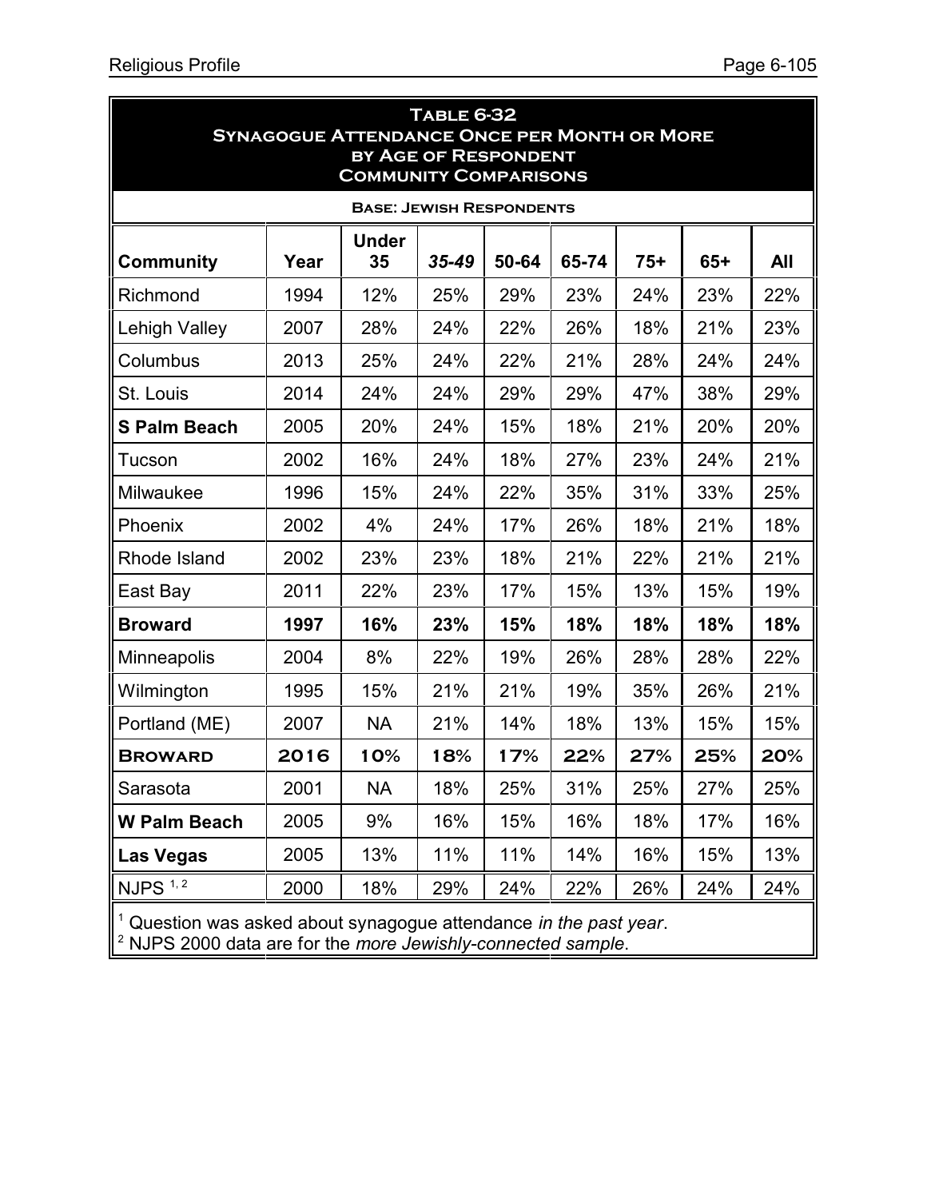**Table 6-32**
**Synagogue Attendance Once per Month or More by Age of Respondent**
**Community Comparisons**

**Base: Jewish Respondents**

| Community | Year | Under 35 | *35-49* | 50-64 | 65-74 | 75+ | 65+ | All |
|---|---|---|---|---|---|---|---|---|
| Richmond | 1994 | 12% | 25% | 29% | 23% | 24% | 23% | 22% |
| Lehigh Valley | 2007 | 28% | 24% | 22% | 26% | 18% | 21% | 23% |
| Columbus | 2013 | 25% | 24% | 22% | 21% | 28% | 24% | 24% |
| St. Louis | 2014 | 24% | 24% | 29% | 29% | 47% | 38% | 29% |
| **S Palm Beach** | 2005 | 20% | 24% | 15% | 18% | 21% | 20% | 20% |
| Tucson | 2002 | 16% | 24% | 18% | 27% | 23% | 24% | 21% |
| Milwaukee | 1996 | 15% | 24% | 22% | 35% | 31% | 33% | 25% |
| Phoenix | 2002 | 4% | 24% | 17% | 26% | 18% | 21% | 18% |
| Rhode Island | 2002 | 23% | 23% | 18% | 21% | 22% | 21% | 21% |
| East Bay | 2011 | 22% | 23% | 17% | 15% | 13% | 15% | 19% |
| **Broward** | **1997** | **16%** | **23%** | **15%** | **18%** | **18%** | **18%** | **18%** |
| Minneapolis | 2004 | 8% | 22% | 19% | 26% | 28% | 28% | 22% |
| Wilmington | 1995 | 15% | 21% | 21% | 19% | 35% | 26% | 21% |
| Portland (ME) | 2007 | NA | 21% | 14% | 18% | 13% | 15% | 15% |
| **Broward** | **2016** | **10%** | **18%** | **17%** | **22%** | **27%** | **25%** | **20%** |
| Sarasota | 2001 | NA | 18% | 25% | 31% | 25% | 27% | 25% |
| **W Palm Beach** | 2005 | 9% | 16% | 15% | 16% | 18% | 17% | 16% |
| **Las Vegas** | 2005 | 13% | 11% | 11% | 14% | 16% | 15% | 13% |
| NJPS [1,2] | 2000 | 18% | 29% | 24% | 22% | 26% | 24% | 24% |

[1] Question was asked about synagogue attendance *in the past year*.
[2] NJPS 2000 data are for the *more Jewishly-connected sample*.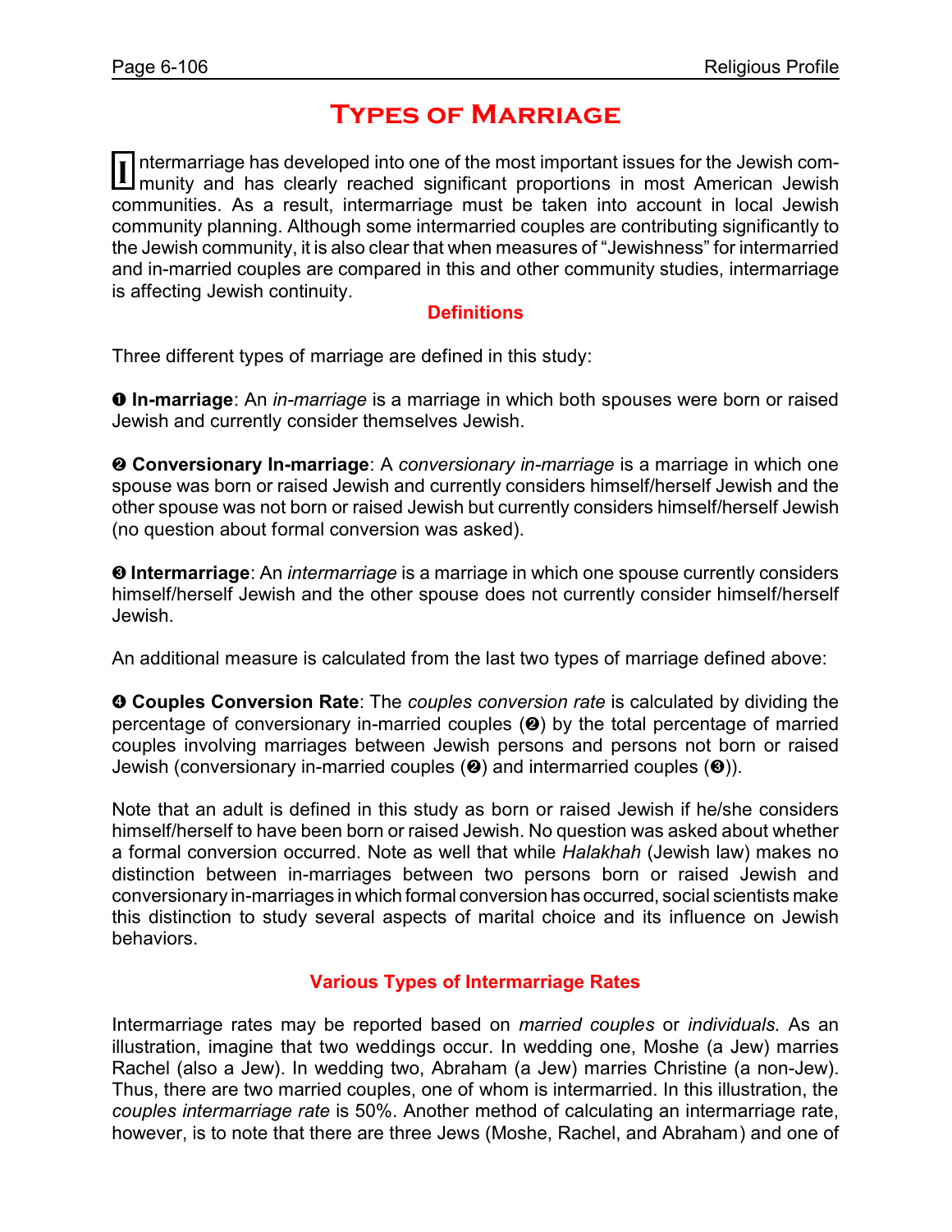# Types of Marriage

Intermarriage has developed into one of the most important issues for the Jewish community and has clearly reached significant proportions in most American Jewish communities. As a result, intermarriage must be taken into account in local Jewish community planning. Although some intermarried couples are contributing significantly to the Jewish community, it is also clear that when measures of "Jewishness" for intermarried and in-married couples are compared in this and other community studies, intermarriage is affecting Jewish continuity.

## Definitions

Three different types of marriage are defined in this study:

❶ **In-marriage**: An *in-marriage* is a marriage in which both spouses were born or raised Jewish and currently consider themselves Jewish.

❷ **Conversionary In-marriage**: A *conversionary in-marriage* is a marriage in which one spouse was born or raised Jewish and currently considers himself/herself Jewish and the other spouse was not born or raised Jewish but currently considers himself/herself Jewish (no question about formal conversion was asked).

❸ **Intermarriage**: An *intermarriage* is a marriage in which one spouse currently considers himself/herself Jewish and the other spouse does not currently consider himself/herself Jewish.

An additional measure is calculated from the last two types of marriage defined above:

❹ **Couples Conversion Rate**: The *couples conversion rate* is calculated by dividing the percentage of conversionary in-married couples (❷) by the total percentage of married couples involving marriages between Jewish persons and persons not born or raised Jewish (conversionary in-married couples (❷) and intermarried couples (❸)).

Note that an adult is defined in this study as born or raised Jewish if he/she considers himself/herself to have been born or raised Jewish. No question was asked about whether a formal conversion occurred. Note as well that while *Halakhah* (Jewish law) makes no distinction between in-marriages between two persons born or raised Jewish and conversionary in-marriages in which formal conversion has occurred, social scientists make this distinction to study several aspects of marital choice and its influence on Jewish behaviors.

## Various Types of Intermarriage Rates

Intermarriage rates may be reported based on *married couples* or *individuals.* As an illustration, imagine that two weddings occur. In wedding one, Moshe (a Jew) marries Rachel (also a Jew). In wedding two, Abraham (a Jew) marries Christine (a non-Jew). Thus, there are two married couples, one of whom is intermarried. In this illustration, the *couples intermarriage rate* is 50%. Another method of calculating an intermarriage rate, however, is to note that there are three Jews (Moshe, Rachel, and Abraham) and one of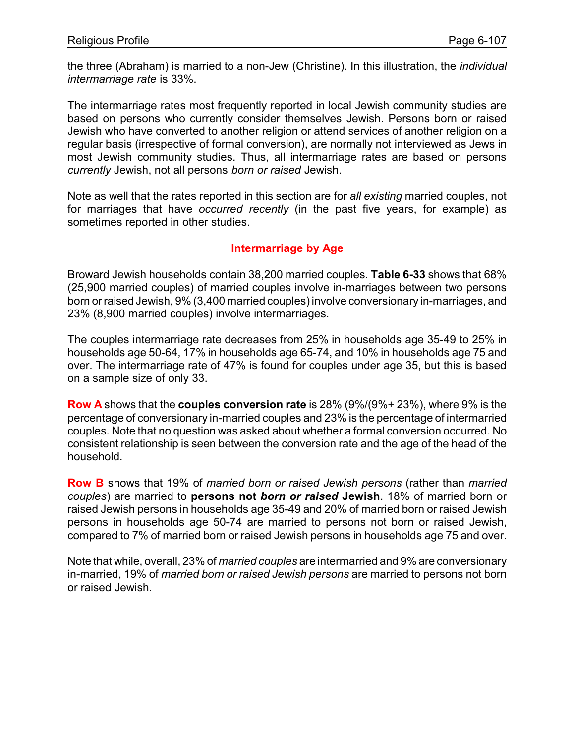the three (Abraham) is married to a non-Jew (Christine). In this illustration, the *individual intermarriage rate* is 33%.

The intermarriage rates most frequently reported in local Jewish community studies are based on persons who currently consider themselves Jewish. Persons born or raised Jewish who have converted to another religion or attend services of another religion on a regular basis (irrespective of formal conversion), are normally not interviewed as Jews in most Jewish community studies. Thus, all intermarriage rates are based on persons *currently* Jewish, not all persons *born or raised* Jewish.

Note as well that the rates reported in this section are for *all existing* married couples, not for marriages that have *occurred recently* (in the past five years, for example) as sometimes reported in other studies.

## Intermarriage by Age

Broward Jewish households contain 38,200 married couples. **Table 6-33** shows that 68% (25,900 married couples) of married couples involve in-marriages between two persons born or raised Jewish, 9% (3,400 married couples) involve conversionary in-marriages, and 23% (8,900 married couples) involve intermarriages.

The couples intermarriage rate decreases from 25% in households age 35-49 to 25% in households age 50-64, 17% in households age 65-74, and 10% in households age 75 and over. The intermarriage rate of 47% is found for couples under age 35, but this is based on a sample size of only 33.

**Row A** shows that the **couples conversion rate** is 28% (9%/(9%+ 23%), where 9% is the percentage of conversionary in-married couples and 23% is the percentage of intermarried couples. Note that no question was asked about whether a formal conversion occurred. No consistent relationship is seen between the conversion rate and the age of the head of the household.

**Row B** shows that 19% of *married born or raised Jewish persons* (rather than *married couples*) are married to **persons not *born or raised* Jewish**. 18% of married born or raised Jewish persons in households age 35-49 and 20% of married born or raised Jewish persons in households age 50-74 are married to persons not born or raised Jewish, compared to 7% of married born or raised Jewish persons in households age 75 and over.

Note that while, overall, 23% of *married couples* are intermarried and 9% are conversionary in-married, 19% of *married born or raised Jewish persons* are married to persons not born or raised Jewish.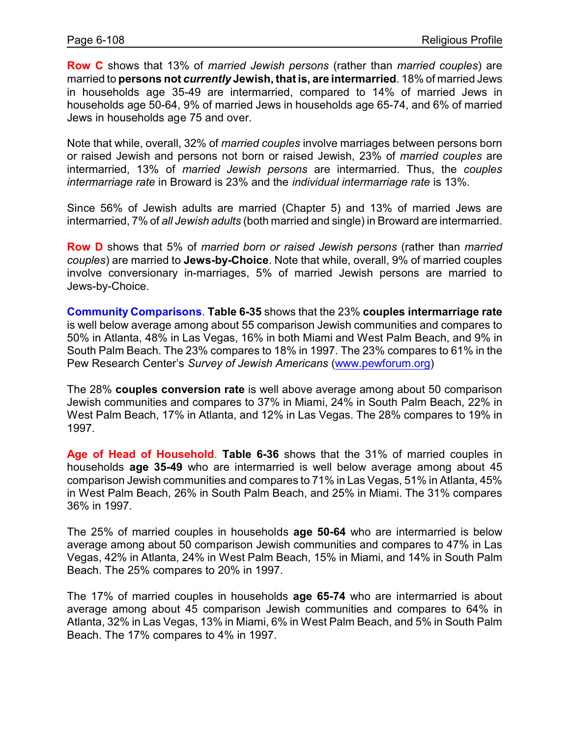**Row C** shows that 13% of *married Jewish persons* (rather than *married couples*) are married to **persons not *currently* Jewish, that is, are intermarried**. 18% of married Jews in households age 35-49 are intermarried, compared to 14% of married Jews in households age 50-64, 9% of married Jews in households age 65-74, and 6% of married Jews in households age 75 and over.

Note that while, overall, 32% of *married couples* involve marriages between persons born or raised Jewish and persons not born or raised Jewish, 23% of *married couples* are intermarried, 13% of *married Jewish persons* are intermarried. Thus, the *couples intermarriage rate* in Broward is 23% and the *individual intermarriage rate* is 13%.

Since 56% of Jewish adults are married (Chapter 5) and 13% of married Jews are intermarried, 7% of *all Jewish adults* (both married and single) in Broward are intermarried.

**Row D** shows that 5% of *married born or raised Jewish persons* (rather than *married couples*) are married to **Jews-by-Choice**. Note that while, overall, 9% of married couples involve conversionary in-marriages, 5% of married Jewish persons are married to Jews-by-Choice.

**Community Comparisons**. **Table 6-35** shows that the 23% **couples intermarriage rate** is well below average among about 55 comparison Jewish communities and compares to 50% in Atlanta, 48% in Las Vegas, 16% in both Miami and West Palm Beach, and 9% in South Palm Beach. The 23% compares to 18% in 1997. The 23% compares to 61% in the Pew Research Center's *Survey of Jewish Americans* (www.pewforum.org)

The 28% **couples conversion rate** is well above average among about 50 comparison Jewish communities and compares to 37% in Miami, 24% in South Palm Beach, 22% in West Palm Beach, 17% in Atlanta, and 12% in Las Vegas. The 28% compares to 19% in 1997.

**Age of Head of Household**. **Table 6-36** shows that the 31% of married couples in households **age 35-49** who are intermarried is well below average among about 45 comparison Jewish communities and compares to 71% in Las Vegas, 51% in Atlanta, 45% in West Palm Beach, 26% in South Palm Beach, and 25% in Miami. The 31% compares 36% in 1997.

The 25% of married couples in households **age 50-64** who are intermarried is below average among about 50 comparison Jewish communities and compares to 47% in Las Vegas, 42% in Atlanta, 24% in West Palm Beach, 15% in Miami, and 14% in South Palm Beach. The 25% compares to 20% in 1997.

The 17% of married couples in households **age 65-74** who are intermarried is about average among about 45 comparison Jewish communities and compares to 64% in Atlanta, 32% in Las Vegas, 13% in Miami, 6% in West Palm Beach, and 5% in South Palm Beach. The 17% compares to 4% in 1997.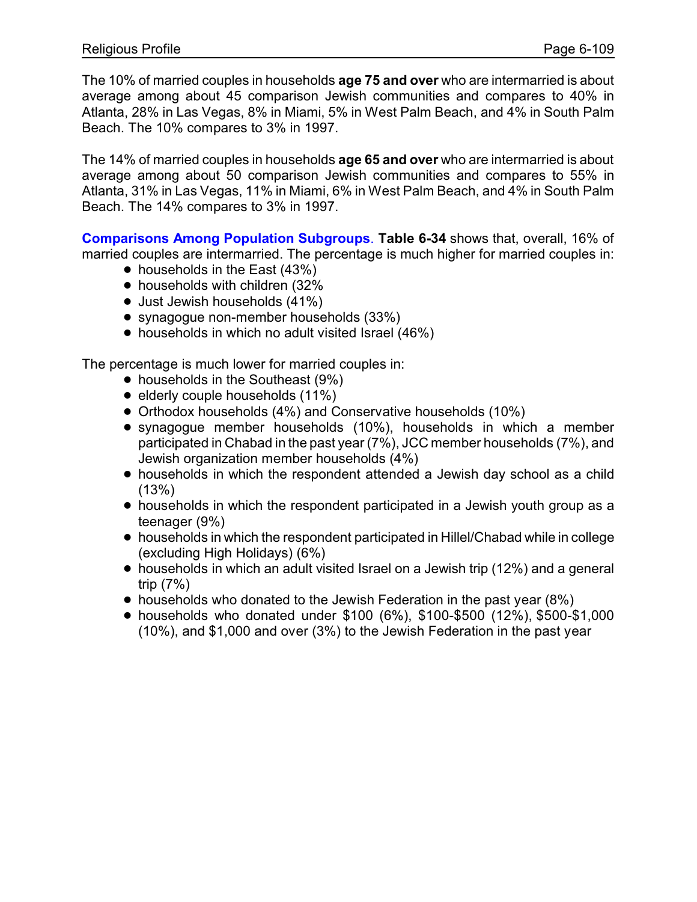The 10% of married couples in households **age 75 and over** who are intermarried is about average among about 45 comparison Jewish communities and compares to 40% in Atlanta, 28% in Las Vegas, 8% in Miami, 5% in West Palm Beach, and 4% in South Palm Beach. The 10% compares to 3% in 1997.

The 14% of married couples in households **age 65 and over** who are intermarried is about average among about 50 comparison Jewish communities and compares to 55% in Atlanta, 31% in Las Vegas, 11% in Miami, 6% in West Palm Beach, and 4% in South Palm Beach. The 14% compares to 3% in 1997.

**Comparisons Among Population Subgroups**. **Table 6-34** shows that, overall, 16% of married couples are intermarried. The percentage is much higher for married couples in:

- households in the East (43%)
- households with children (32%
- Just Jewish households (41%)
- synagogue non-member households (33%)
- households in which no adult visited Israel (46%)

The percentage is much lower for married couples in:

- households in the Southeast (9%)
- elderly couple households (11%)
- Orthodox households (4%) and Conservative households (10%)
- synagogue member households (10%), households in which a member participated in Chabad in the past year (7%), JCC member households (7%), and Jewish organization member households (4%)
- households in which the respondent attended a Jewish day school as a child (13%)
- households in which the respondent participated in a Jewish youth group as a teenager (9%)
- households in which the respondent participated in Hillel/Chabad while in college (excluding High Holidays) (6%)
- households in which an adult visited Israel on a Jewish trip (12%) and a general trip (7%)
- households who donated to the Jewish Federation in the past year (8%)
- households who donated under $100 (6%), $100-$500 (12%), $500-$1,000 (10%), and $1,000 and over (3%) to the Jewish Federation in the past year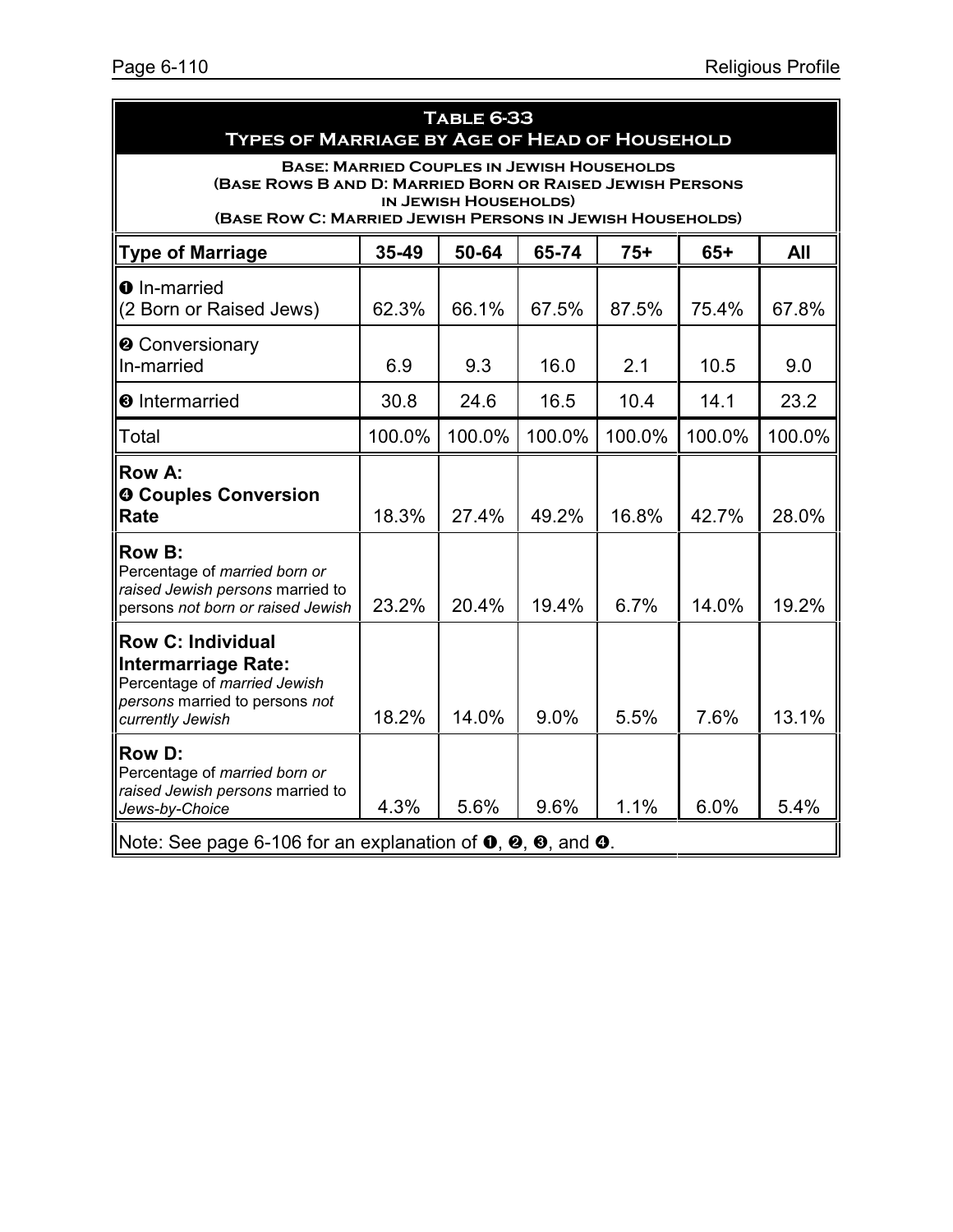## Table 6-33
## Types of Marriage by Age of Head of Household

**Base: Married Couples in Jewish Households**
**(Base Rows B and D: Married Born or Raised Jewish Persons in Jewish Households)**
**(Base Row C: Married Jewish Persons in Jewish Households)**

| Type of Marriage | 35-49 | 50-64 | 65-74 | 75+ | 65+ | All |
|---|---|---|---|---|---|---|
| ❶ In-married (2 Born or Raised Jews) | 62.3% | 66.1% | 67.5% | 87.5% | 75.4% | 67.8% |
| ❷ Conversionary In-married | 6.9 | 9.3 | 16.0 | 2.1 | 10.5 | 9.0 |
| ❸ Intermarried | 30.8 | 24.6 | 16.5 | 10.4 | 14.1 | 23.2 |
| Total | 100.0% | 100.0% | 100.0% | 100.0% | 100.0% | 100.0% |
| **Row A: ❹ Couples Conversion Rate** | 18.3% | 27.4% | 49.2% | 16.8% | 42.7% | 28.0% |
| **Row B:** Percentage of *married born or raised Jewish persons* married to persons *not born or raised Jewish* | 23.2% | 20.4% | 19.4% | 6.7% | 14.0% | 19.2% |
| **Row C: Individual Intermarriage Rate:** Percentage of *married Jewish persons* married to persons *not currently Jewish* | 18.2% | 14.0% | 9.0% | 5.5% | 7.6% | 13.1% |
| **Row D:** Percentage of *married born or raised Jewish persons* married to *Jews-by-Choice* | 4.3% | 5.6% | 9.6% | 1.1% | 6.0% | 5.4% |

Note: See page 6-106 for an explanation of ❶, ❷, ❸, and ❹.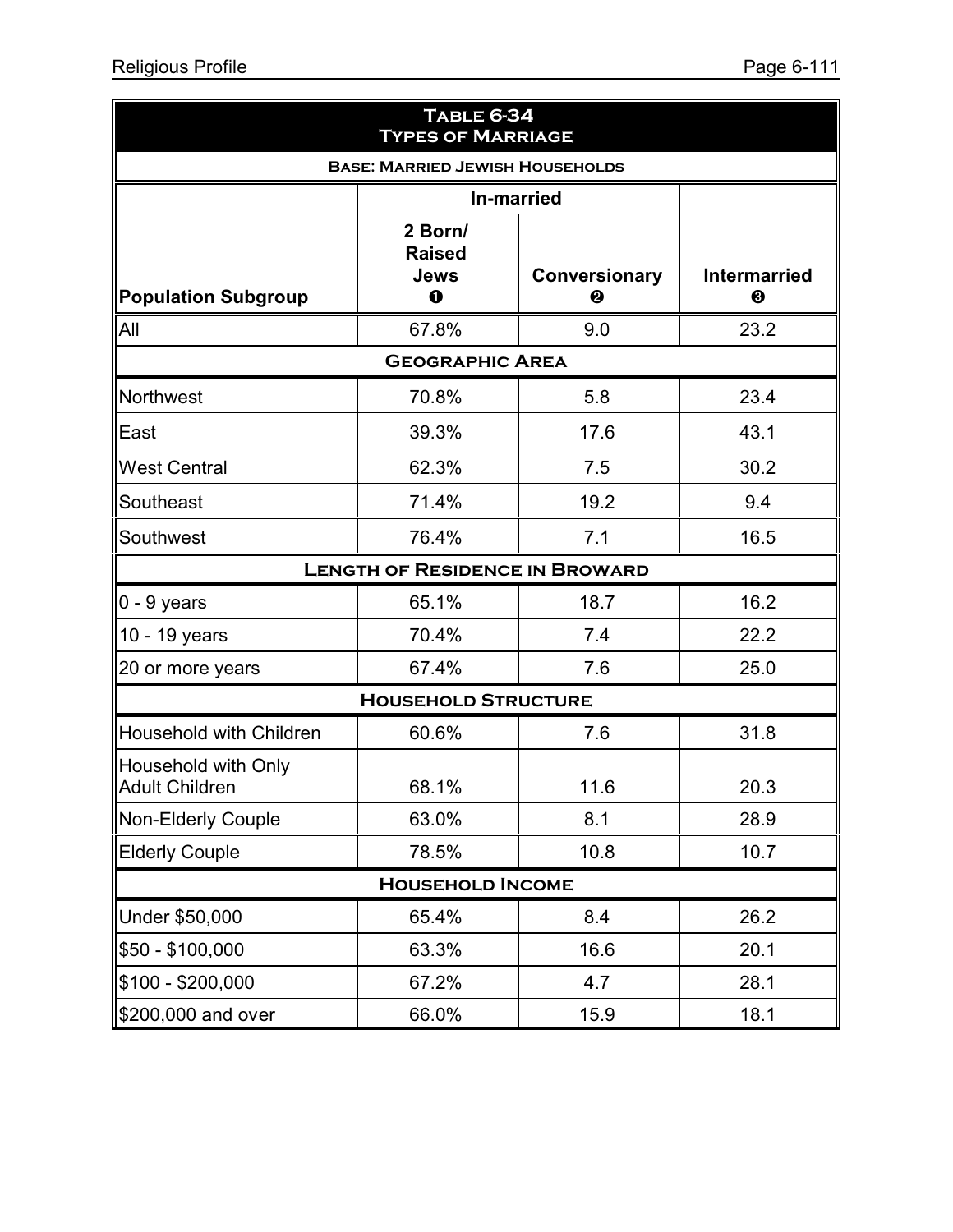**Table 6-34**
**Types of Marriage**

**Base: Married Jewish Households**

| | In-married | | |
|---|---|---|---|
| **Population Subgroup** | **2 Born/ Raised Jews ❶** | **Conversionary ❷** | **Intermarried ❸** |
| All | 67.8% | 9.0 | 23.2 |
| **Geographic Area** | | | |
| Northwest | 70.8% | 5.8 | 23.4 |
| East | 39.3% | 17.6 | 43.1 |
| West Central | 62.3% | 7.5 | 30.2 |
| Southeast | 71.4% | 19.2 | 9.4 |
| Southwest | 76.4% | 7.1 | 16.5 |
| **Length of Residence in Broward** | | | |
| 0 - 9 years | 65.1% | 18.7 | 16.2 |
| 10 - 19 years | 70.4% | 7.4 | 22.2 |
| 20 or more years | 67.4% | 7.6 | 25.0 |
| **Household Structure** | | | |
| Household with Children | 60.6% | 7.6 | 31.8 |
| Household with Only Adult Children | 68.1% | 11.6 | 20.3 |
| Non-Elderly Couple | 63.0% | 8.1 | 28.9 |
| Elderly Couple | 78.5% | 10.8 | 10.7 |
| **Household Income** | | | |
| Under $50,000 | 65.4% | 8.4 | 26.2 |
| $50 - $100,000 | 63.3% | 16.6 | 20.1 |
| $100 - $200,000 | 67.2% | 4.7 | 28.1 |
| $200,000 and over | 66.0% | 15.9 | 18.1 |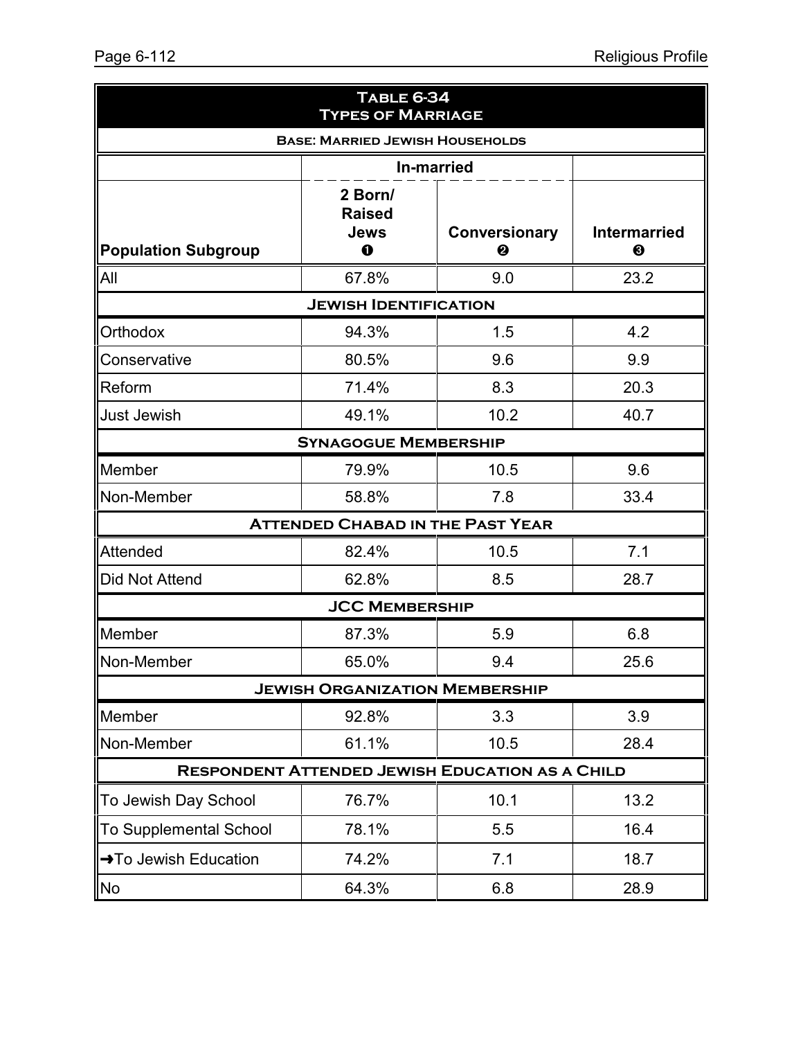**Table 6-34**
**Types of Marriage**

**Base: Married Jewish Households**

| | In-married | | |
|---|---|---|---|
| Population Subgroup | 2 Born/ Raised Jews ❶ | Conversionary ❷ | Intermarried ❸ |
| All | 67.8% | 9.0 | 23.2 |
| **Jewish Identification** | | | |
| Orthodox | 94.3% | 1.5 | 4.2 |
| Conservative | 80.5% | 9.6 | 9.9 |
| Reform | 71.4% | 8.3 | 20.3 |
| Just Jewish | 49.1% | 10.2 | 40.7 |
| **Synagogue Membership** | | | |
| Member | 79.9% | 10.5 | 9.6 |
| Non-Member | 58.8% | 7.8 | 33.4 |
| **Attended Chabad in the Past Year** | | | |
| Attended | 82.4% | 10.5 | 7.1 |
| Did Not Attend | 62.8% | 8.5 | 28.7 |
| **JCC Membership** | | | |
| Member | 87.3% | 5.9 | 6.8 |
| Non-Member | 65.0% | 9.4 | 25.6 |
| **Jewish Organization Membership** | | | |
| Member | 92.8% | 3.3 | 3.9 |
| Non-Member | 61.1% | 10.5 | 28.4 |
| **Respondent Attended Jewish Education as a Child** | | | |
| To Jewish Day School | 76.7% | 10.1 | 13.2 |
| To Supplemental School | 78.1% | 5.5 | 16.4 |
| ➜To Jewish Education | 74.2% | 7.1 | 18.7 |
| No | 64.3% | 6.8 | 28.9 |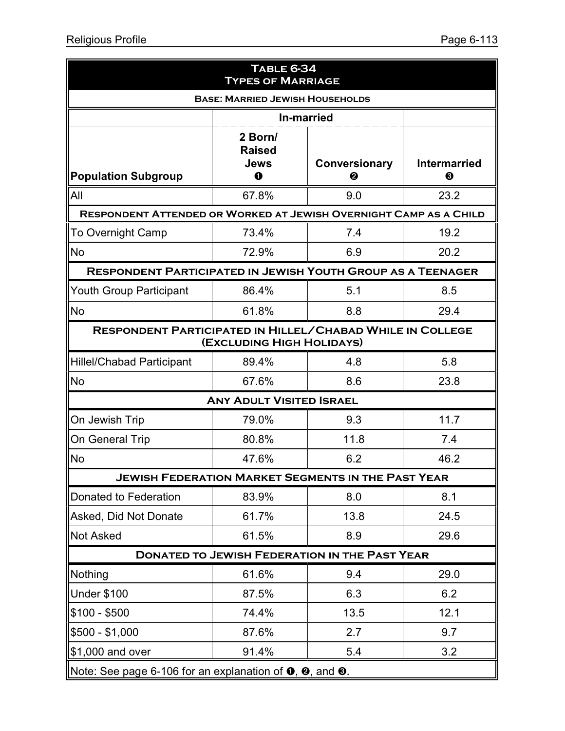| **Table 6-34** | | | |
|---|---|---|---|
| **Types of Marriage** | | | |
| **Base: Married Jewish Households** | | | |
| | **In-married** | | |
| **Population Subgroup** | **2 Born/ Raised Jews ❶** | **Conversionary ❷** | **Intermarried ❸** |
| All | 67.8% | 9.0 | 23.2 |
| **Respondent Attended or Worked at Jewish Overnight Camp as a Child** | | | |
| To Overnight Camp | 73.4% | 7.4 | 19.2 |
| No | 72.9% | 6.9 | 20.2 |
| **Respondent Participated in Jewish Youth Group as a Teenager** | | | |
| Youth Group Participant | 86.4% | 5.1 | 8.5 |
| No | 61.8% | 8.8 | 29.4 |
| **Respondent Participated in Hillel/Chabad While in College (Excluding High Holidays)** | | | |
| Hillel/Chabad Participant | 89.4% | 4.8 | 5.8 |
| No | 67.6% | 8.6 | 23.8 |
| **Any Adult Visited Israel** | | | |
| On Jewish Trip | 79.0% | 9.3 | 11.7 |
| On General Trip | 80.8% | 11.8 | 7.4 |
| No | 47.6% | 6.2 | 46.2 |
| **Jewish Federation Market Segments in the Past Year** | | | |
| Donated to Federation | 83.9% | 8.0 | 8.1 |
| Asked, Did Not Donate | 61.7% | 13.8 | 24.5 |
| Not Asked | 61.5% | 8.9 | 29.6 |
| **Donated to Jewish Federation in the Past Year** | | | |
| Nothing | 61.6% | 9.4 | 29.0 |
| Under $100 | 87.5% | 6.3 | 6.2 |
| $100 - $500 | 74.4% | 13.5 | 12.1 |
| $500 - $1,000 | 87.6% | 2.7 | 9.7 |
| $1,000 and over | 91.4% | 5.4 | 3.2 |

Note: See page 6-106 for an explanation of ❶, ❷, and ❸.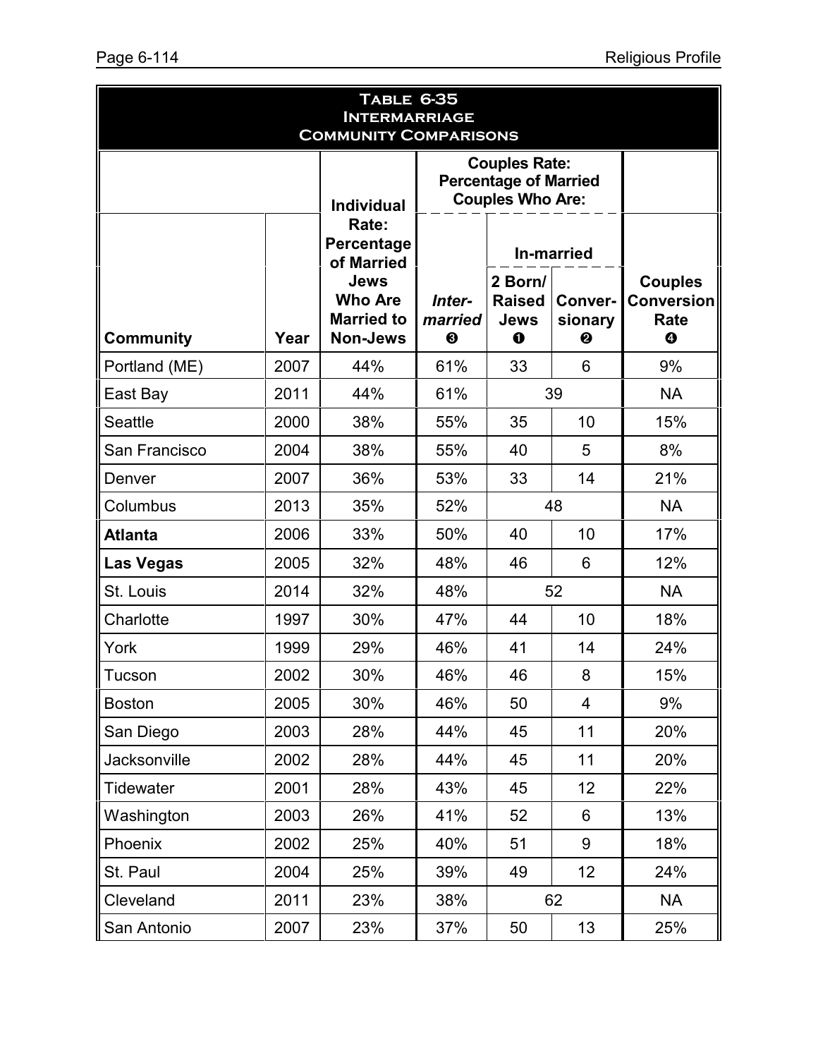# Table 6-35
## Intermarriage
## Community Comparisons

| Community | Year | Individual Rate: Percentage of Married Jews Who Are Married to Non-Jews | Couples Rate: Percentage of Married Couples Who Are: | | | Couples Conversion Rate ❹ |
|---|---|---|---|---|---|---|
| | | | | In-married | | |
| | | | *Inter-married* ❸ | 2 Born/ Raised Jews ❶ | Conver-sionary ❷ | |
| Portland (ME) | 2007 | 44% | 61% | 33 | 6 | 9% |
| East Bay | 2011 | 44% | 61% | 39 | | NA |
| Seattle | 2000 | 38% | 55% | 35 | 10 | 15% |
| San Francisco | 2004 | 38% | 55% | 40 | 5 | 8% |
| Denver | 2007 | 36% | 53% | 33 | 14 | 21% |
| Columbus | 2013 | 35% | 52% | 48 | | NA |
| **Atlanta** | 2006 | 33% | 50% | 40 | 10 | 17% |
| **Las Vegas** | 2005 | 32% | 48% | 46 | 6 | 12% |
| St. Louis | 2014 | 32% | 48% | 52 | | NA |
| Charlotte | 1997 | 30% | 47% | 44 | 10 | 18% |
| York | 1999 | 29% | 46% | 41 | 14 | 24% |
| Tucson | 2002 | 30% | 46% | 46 | 8 | 15% |
| Boston | 2005 | 30% | 46% | 50 | 4 | 9% |
| San Diego | 2003 | 28% | 44% | 45 | 11 | 20% |
| Jacksonville | 2002 | 28% | 44% | 45 | 11 | 20% |
| Tidewater | 2001 | 28% | 43% | 45 | 12 | 22% |
| Washington | 2003 | 26% | 41% | 52 | 6 | 13% |
| Phoenix | 2002 | 25% | 40% | 51 | 9 | 18% |
| St. Paul | 2004 | 25% | 39% | 49 | 12 | 24% |
| Cleveland | 2011 | 23% | 38% | 62 | | NA |
| San Antonio | 2007 | 23% | 37% | 50 | 13 | 25% |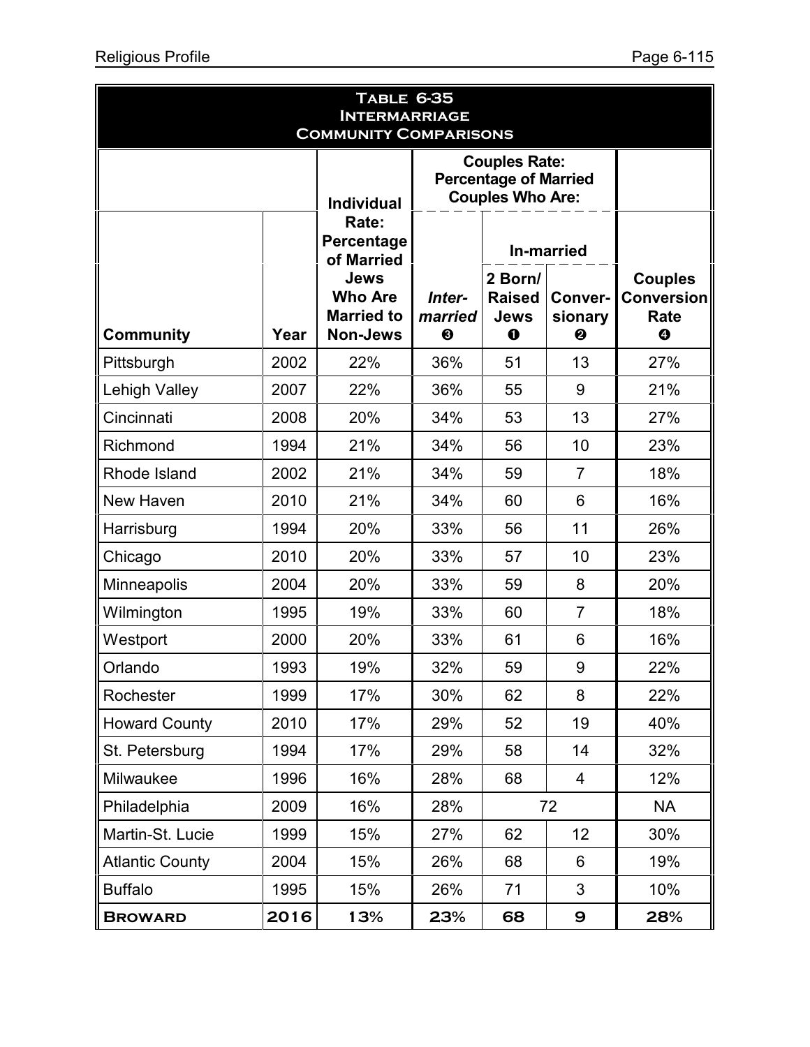# Table 6-35 Intermarriage Community Comparisons

| Community | Year | Individual Rate: Percentage of Married Jews Who Are Married to Non-Jews | Couples Rate: Percentage of Married Couples Who Are: | | | Couples Conversion Rate ❹ |
|---|---|---|---|---|---|---|
| | | | *Inter-married* ❸ | In-married | | |
| | | | | 2 Born/ Raised Jews ❶ | Conver-sionary ❷ | |
| Pittsburgh | 2002 | 22% | 36% | 51 | 13 | 27% |
| Lehigh Valley | 2007 | 22% | 36% | 55 | 9 | 21% |
| Cincinnati | 2008 | 20% | 34% | 53 | 13 | 27% |
| Richmond | 1994 | 21% | 34% | 56 | 10 | 23% |
| Rhode Island | 2002 | 21% | 34% | 59 | 7 | 18% |
| New Haven | 2010 | 21% | 34% | 60 | 6 | 16% |
| Harrisburg | 1994 | 20% | 33% | 56 | 11 | 26% |
| Chicago | 2010 | 20% | 33% | 57 | 10 | 23% |
| Minneapolis | 2004 | 20% | 33% | 59 | 8 | 20% |
| Wilmington | 1995 | 19% | 33% | 60 | 7 | 18% |
| Westport | 2000 | 20% | 33% | 61 | 6 | 16% |
| Orlando | 1993 | 19% | 32% | 59 | 9 | 22% |
| Rochester | 1999 | 17% | 30% | 62 | 8 | 22% |
| Howard County | 2010 | 17% | 29% | 52 | 19 | 40% |
| St. Petersburg | 1994 | 17% | 29% | 58 | 14 | 32% |
| Milwaukee | 1996 | 16% | 28% | 68 | 4 | 12% |
| Philadelphia | 2009 | 16% | 28% | 72 | | NA |
| Martin-St. Lucie | 1999 | 15% | 27% | 62 | 12 | 30% |
| Atlantic County | 2004 | 15% | 26% | 68 | 6 | 19% |
| Buffalo | 1995 | 15% | 26% | 71 | 3 | 10% |
| **Broward** | **2016** | **13%** | **23%** | **68** | **9** | **28%** |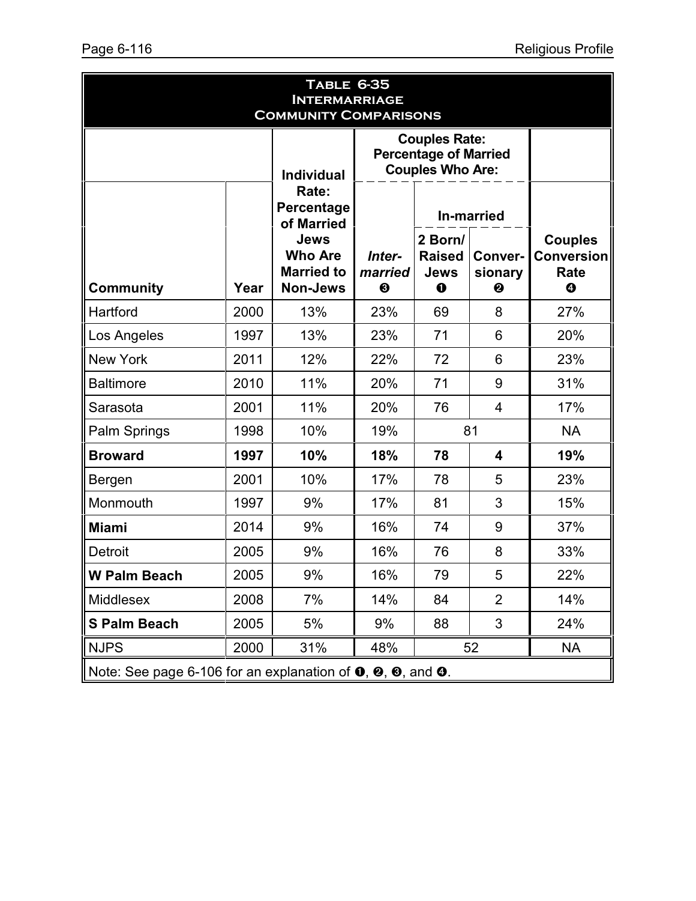**Table 6-35**
**Intermarriage**
**Community Comparisons**

| Community | Year | Individual Rate: Percentage of Married Jews Who Are Married to Non-Jews | Couples Rate: Percentage of Married Couples Who Are: *Inter-married* ❸ | In-married: 2 Born/ Raised Jews ❶ | In-married: Conver-sionary ❷ | Couples Conversion Rate ❹ |
|---|---|---|---|---|---|---|
| Hartford | 2000 | 13% | 23% | 69 | 8 | 27% |
| Los Angeles | 1997 | 13% | 23% | 71 | 6 | 20% |
| New York | 2011 | 12% | 22% | 72 | 6 | 23% |
| Baltimore | 2010 | 11% | 20% | 71 | 9 | 31% |
| Sarasota | 2001 | 11% | 20% | 76 | 4 | 17% |
| Palm Springs | 1998 | 10% | 19% | 81 | | NA |
| **Broward** | **1997** | **10%** | **18%** | **78** | **4** | **19%** |
| Bergen | 2001 | 10% | 17% | 78 | 5 | 23% |
| Monmouth | 1997 | 9% | 17% | 81 | 3 | 15% |
| **Miami** | 2014 | 9% | 16% | 74 | 9 | 37% |
| Detroit | 2005 | 9% | 16% | 76 | 8 | 33% |
| **W Palm Beach** | 2005 | 9% | 16% | 79 | 5 | 22% |
| Middlesex | 2008 | 7% | 14% | 84 | 2 | 14% |
| **S Palm Beach** | 2005 | 5% | 9% | 88 | 3 | 24% |
| NJPS | 2000 | 31% | 48% | 52 | | NA |

Note: See page 6-106 for an explanation of ❶, ❷, ❸, and ❹.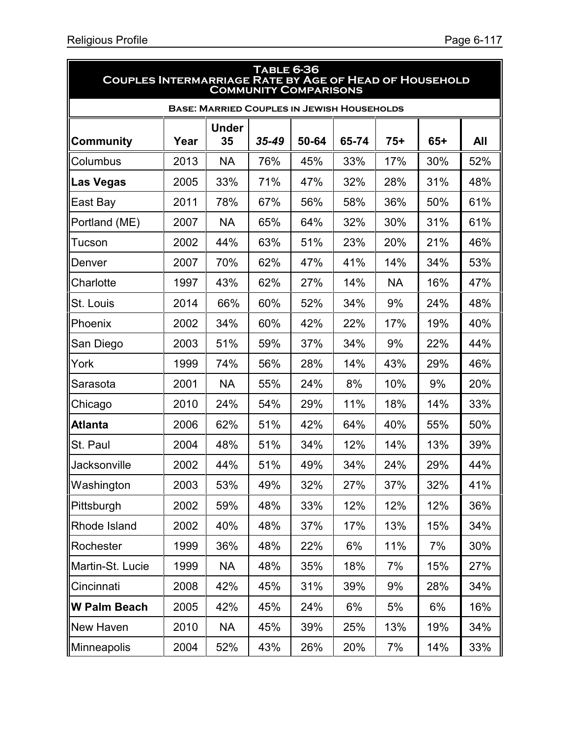## Table 6-36
## Couples Intermarriage Rate by Age of Head of Household
## Community Comparisons

**Base: Married Couples in Jewish Households**

| Community | Year | Under 35 | *35-49* | 50-64 | 65-74 | 75+ | 65+ | All |
|---|---|---|---|---|---|---|---|---|
| Columbus | 2013 | NA | 76% | 45% | 33% | 17% | 30% | 52% |
| **Las Vegas** | 2005 | 33% | 71% | 47% | 32% | 28% | 31% | 48% |
| East Bay | 2011 | 78% | 67% | 56% | 58% | 36% | 50% | 61% |
| Portland (ME) | 2007 | NA | 65% | 64% | 32% | 30% | 31% | 61% |
| Tucson | 2002 | 44% | 63% | 51% | 23% | 20% | 21% | 46% |
| Denver | 2007 | 70% | 62% | 47% | 41% | 14% | 34% | 53% |
| Charlotte | 1997 | 43% | 62% | 27% | 14% | NA | 16% | 47% |
| St. Louis | 2014 | 66% | 60% | 52% | 34% | 9% | 24% | 48% |
| Phoenix | 2002 | 34% | 60% | 42% | 22% | 17% | 19% | 40% |
| San Diego | 2003 | 51% | 59% | 37% | 34% | 9% | 22% | 44% |
| York | 1999 | 74% | 56% | 28% | 14% | 43% | 29% | 46% |
| Sarasota | 2001 | NA | 55% | 24% | 8% | 10% | 9% | 20% |
| Chicago | 2010 | 24% | 54% | 29% | 11% | 18% | 14% | 33% |
| **Atlanta** | 2006 | 62% | 51% | 42% | 64% | 40% | 55% | 50% |
| St. Paul | 2004 | 48% | 51% | 34% | 12% | 14% | 13% | 39% |
| Jacksonville | 2002 | 44% | 51% | 49% | 34% | 24% | 29% | 44% |
| Washington | 2003 | 53% | 49% | 32% | 27% | 37% | 32% | 41% |
| Pittsburgh | 2002 | 59% | 48% | 33% | 12% | 12% | 12% | 36% |
| Rhode Island | 2002 | 40% | 48% | 37% | 17% | 13% | 15% | 34% |
| Rochester | 1999 | 36% | 48% | 22% | 6% | 11% | 7% | 30% |
| Martin-St. Lucie | 1999 | NA | 48% | 35% | 18% | 7% | 15% | 27% |
| Cincinnati | 2008 | 42% | 45% | 31% | 39% | 9% | 28% | 34% |
| **W Palm Beach** | 2005 | 42% | 45% | 24% | 6% | 5% | 6% | 16% |
| New Haven | 2010 | NA | 45% | 39% | 25% | 13% | 19% | 34% |
| Minneapolis | 2004 | 52% | 43% | 26% | 20% | 7% | 14% | 33% |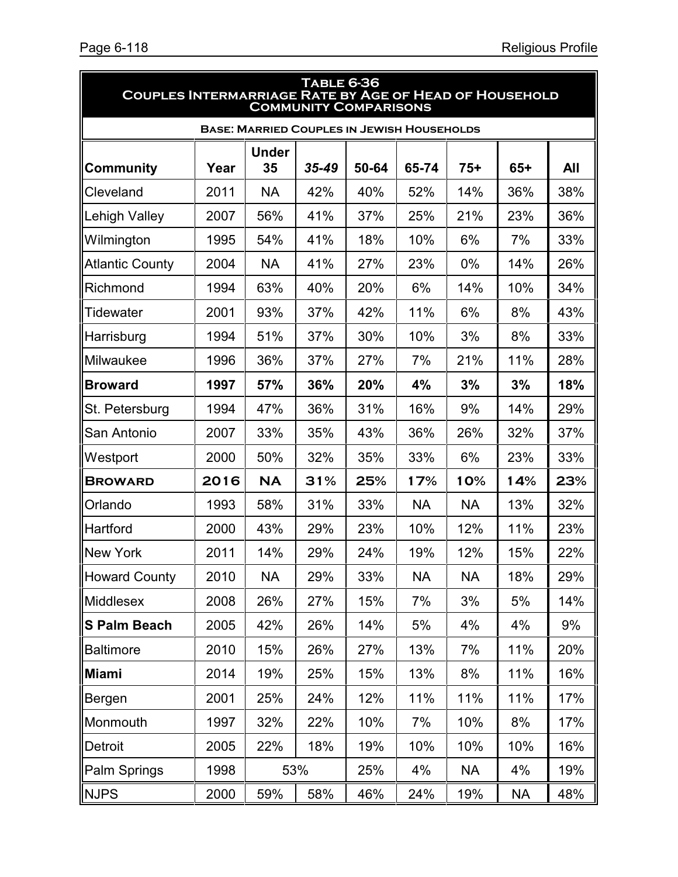**Table 6-36**
**Couples Intermarriage Rate by Age of Head of Household**
**Community Comparisons**

**Base: Married Couples in Jewish Households**

| Community | Year | Under 35 | *35-49* | 50-64 | 65-74 | 75+ | 65+ | All |
|---|---|---|---|---|---|---|---|---|
| Cleveland | 2011 | NA | 42% | 40% | 52% | 14% | 36% | 38% |
| Lehigh Valley | 2007 | 56% | 41% | 37% | 25% | 21% | 23% | 36% |
| Wilmington | 1995 | 54% | 41% | 18% | 10% | 6% | 7% | 33% |
| Atlantic County | 2004 | NA | 41% | 27% | 23% | 0% | 14% | 26% |
| Richmond | 1994 | 63% | 40% | 20% | 6% | 14% | 10% | 34% |
| Tidewater | 2001 | 93% | 37% | 42% | 11% | 6% | 8% | 43% |
| Harrisburg | 1994 | 51% | 37% | 30% | 10% | 3% | 8% | 33% |
| Milwaukee | 1996 | 36% | 37% | 27% | 7% | 21% | 11% | 28% |
| **Broward** | **1997** | **57%** | **36%** | **20%** | **4%** | **3%** | **3%** | **18%** |
| St. Petersburg | 1994 | 47% | 36% | 31% | 16% | 9% | 14% | 29% |
| San Antonio | 2007 | 33% | 35% | 43% | 36% | 26% | 32% | 37% |
| Westport | 2000 | 50% | 32% | 35% | 33% | 6% | 23% | 33% |
| **BROWARD** | **2016** | **NA** | **31%** | **25%** | **17%** | **10%** | **14%** | **23%** |
| Orlando | 1993 | 58% | 31% | 33% | NA | NA | 13% | 32% |
| Hartford | 2000 | 43% | 29% | 23% | 10% | 12% | 11% | 23% |
| New York | 2011 | 14% | 29% | 24% | 19% | 12% | 15% | 22% |
| Howard County | 2010 | NA | 29% | 33% | NA | NA | 18% | 29% |
| Middlesex | 2008 | 26% | 27% | 15% | 7% | 3% | 5% | 14% |
| **S Palm Beach** | 2005 | 42% | 26% | 14% | 5% | 4% | 4% | 9% |
| Baltimore | 2010 | 15% | 26% | 27% | 13% | 7% | 11% | 20% |
| **Miami** | 2014 | 19% | 25% | 15% | 13% | 8% | 11% | 16% |
| Bergen | 2001 | 25% | 24% | 12% | 11% | 11% | 11% | 17% |
| Monmouth | 1997 | 32% | 22% | 10% | 7% | 10% | 8% | 17% |
| Detroit | 2005 | 22% | 18% | 19% | 10% | 10% | 10% | 16% |
| Palm Springs | 1998 | 53% | | 25% | 4% | NA | 4% | 19% |
| NJPS | 2000 | 59% | 58% | 46% | 24% | 19% | NA | 48% |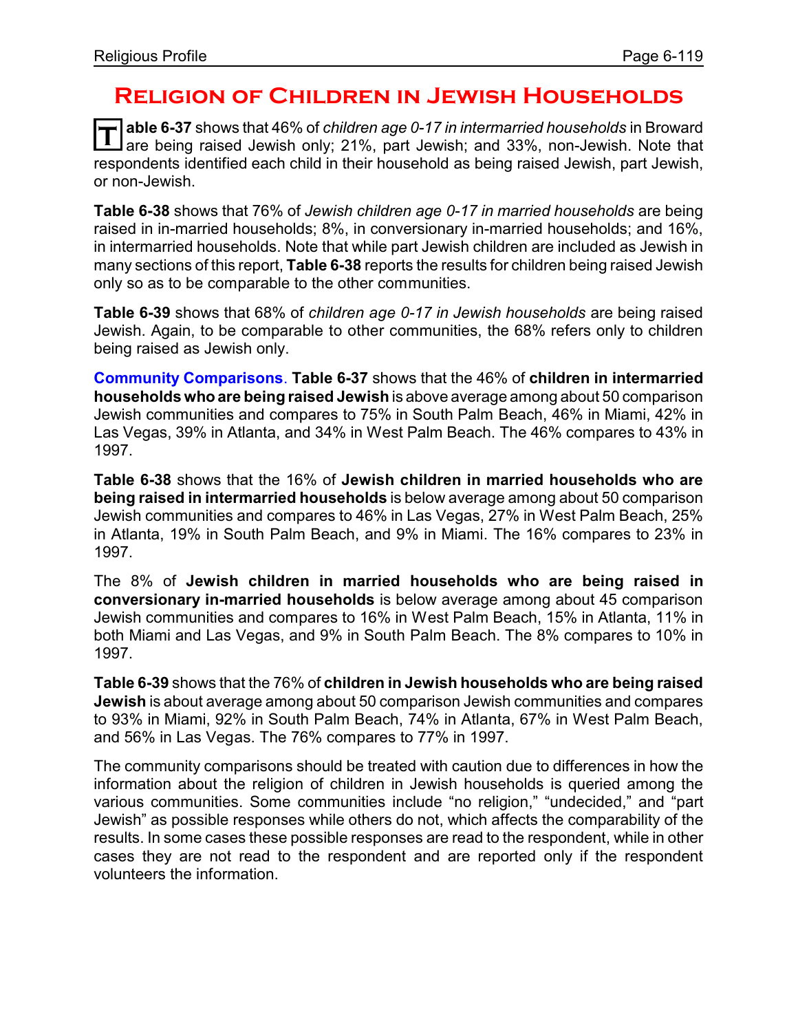# Religion of Children in Jewish Households

**Table 6-37** shows that 46% of *children age 0-17 in intermarried households* in Broward are being raised Jewish only; 21%, part Jewish; and 33%, non-Jewish. Note that respondents identified each child in their household as being raised Jewish, part Jewish, or non-Jewish.

**Table 6-38** shows that 76% of *Jewish children age 0-17 in married households* are being raised in in-married households; 8%, in conversionary in-married households; and 16%, in intermarried households. Note that while part Jewish children are included as Jewish in many sections of this report, **Table 6-38** reports the results for children being raised Jewish only so as to be comparable to the other communities.

**Table 6-39** shows that 68% of *children age 0-17 in Jewish households* are being raised Jewish. Again, to be comparable to other communities, the 68% refers only to children being raised as Jewish only.

**Community Comparisons**. **Table 6-37** shows that the 46% of **children in intermarried households who are being raised Jewish** is above average among about 50 comparison Jewish communities and compares to 75% in South Palm Beach, 46% in Miami, 42% in Las Vegas, 39% in Atlanta, and 34% in West Palm Beach. The 46% compares to 43% in 1997.

**Table 6-38** shows that the 16% of **Jewish children in married households who are being raised in intermarried households** is below average among about 50 comparison Jewish communities and compares to 46% in Las Vegas, 27% in West Palm Beach, 25% in Atlanta, 19% in South Palm Beach, and 9% in Miami. The 16% compares to 23% in 1997.

The 8% of **Jewish children in married households who are being raised in conversionary in-married households** is below average among about 45 comparison Jewish communities and compares to 16% in West Palm Beach, 15% in Atlanta, 11% in both Miami and Las Vegas, and 9% in South Palm Beach. The 8% compares to 10% in 1997.

**Table 6-39** shows that the 76% of **children in Jewish households who are being raised Jewish** is about average among about 50 comparison Jewish communities and compares to 93% in Miami, 92% in South Palm Beach, 74% in Atlanta, 67% in West Palm Beach, and 56% in Las Vegas. The 76% compares to 77% in 1997.

The community comparisons should be treated with caution due to differences in how the information about the religion of children in Jewish households is queried among the various communities. Some communities include "no religion," "undecided," and "part Jewish" as possible responses while others do not, which affects the comparability of the results. In some cases these possible responses are read to the respondent, while in other cases they are not read to the respondent and are reported only if the respondent volunteers the information.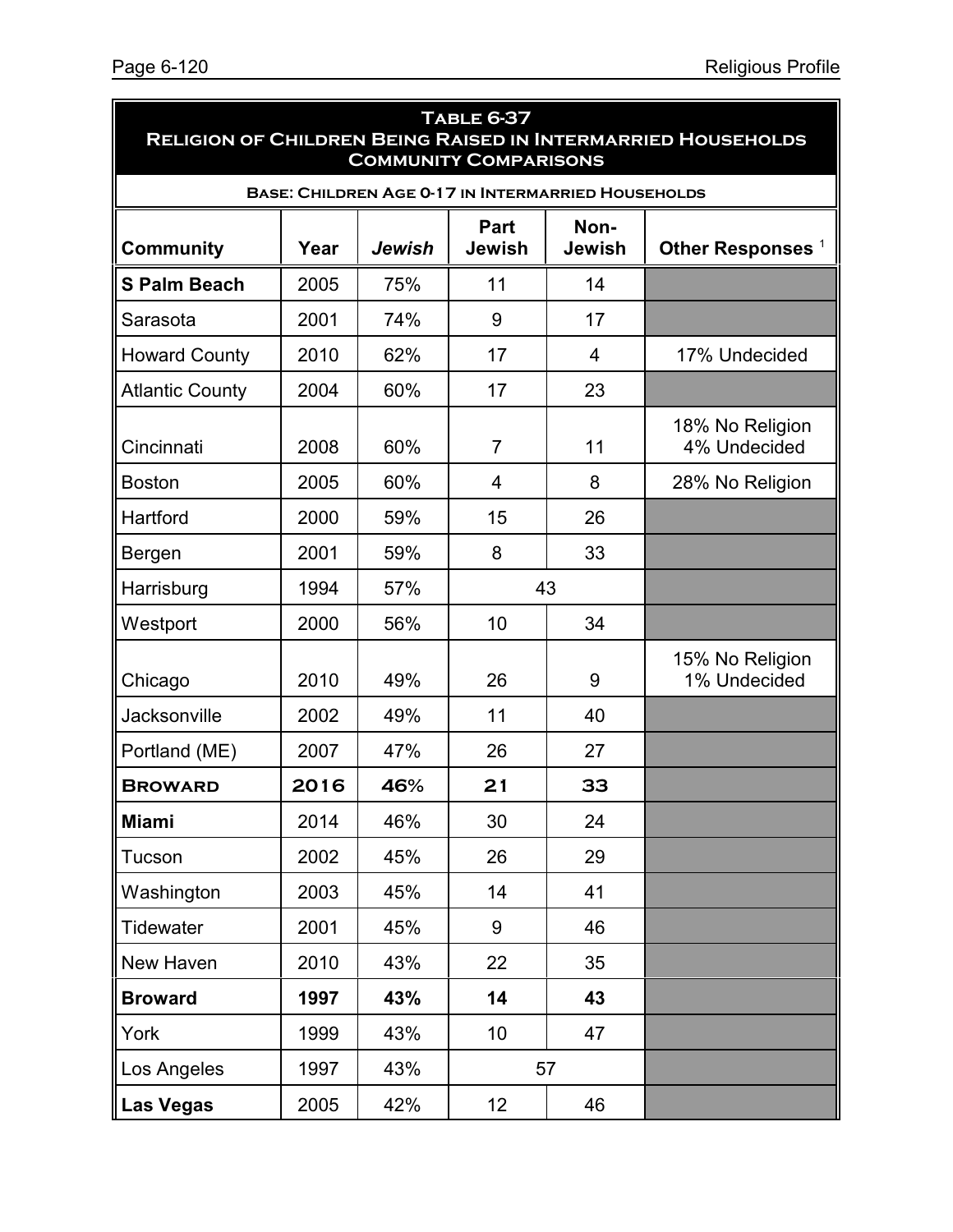**Table 6-37**
**Religion of Children Being Raised in Intermarried Households**
**Community Comparisons**

**Base: Children Age 0-17 in Intermarried Households**

| Community | Year | *Jewish* | Part Jewish | Non-Jewish | Other Responses [1] |
|---|---|---|---|---|---|
| **S Palm Beach** | 2005 | 75% | 11 | 14 | |
| Sarasota | 2001 | 74% | 9 | 17 | |
| Howard County | 2010 | 62% | 17 | 4 | 17% Undecided |
| Atlantic County | 2004 | 60% | 17 | 23 | |
| Cincinnati | 2008 | 60% | 7 | 11 | 18% No Religion 4% Undecided |
| Boston | 2005 | 60% | 4 | 8 | 28% No Religion |
| Hartford | 2000 | 59% | 15 | 26 | |
| Bergen | 2001 | 59% | 8 | 33 | |
| Harrisburg | 1994 | 57% | 43 | | |
| Westport | 2000 | 56% | 10 | 34 | |
| Chicago | 2010 | 49% | 26 | 9 | 15% No Religion 1% Undecided |
| Jacksonville | 2002 | 49% | 11 | 40 | |
| Portland (ME) | 2007 | 47% | 26 | 27 | |
| **Broward** | **2016** | **46%** | **21** | **33** | |
| **Miami** | 2014 | 46% | 30 | 24 | |
| Tucson | 2002 | 45% | 26 | 29 | |
| Washington | 2003 | 45% | 14 | 41 | |
| Tidewater | 2001 | 45% | 9 | 46 | |
| New Haven | 2010 | 43% | 22 | 35 | |
| **Broward** | **1997** | **43%** | **14** | **43** | |
| York | 1999 | 43% | 10 | 47 | |
| Los Angeles | 1997 | 43% | 57 | | |
| **Las Vegas** | 2005 | 42% | 12 | 46 | |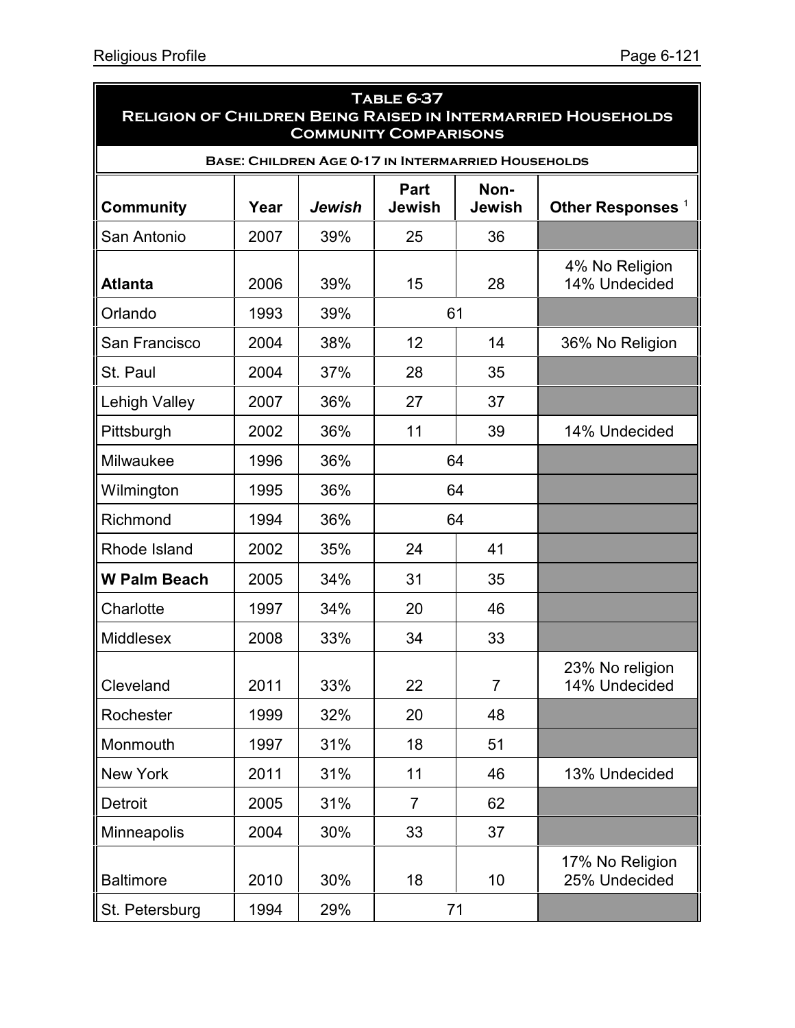**Table 6-37**
**Religion of Children Being Raised in Intermarried Households**
**Community Comparisons**

**Base: Children Age 0-17 in Intermarried Households**

| Community | Year | *Jewish* | Part Jewish | Non-Jewish | Other Responses [1] |
|---|---|---|---|---|---|
| San Antonio | 2007 | 39% | 25 | 36 | |
| **Atlanta** | 2006 | 39% | 15 | 28 | 4% No Religion 14% Undecided |
| Orlando | 1993 | 39% | 61 | | |
| San Francisco | 2004 | 38% | 12 | 14 | 36% No Religion |
| St. Paul | 2004 | 37% | 28 | 35 | |
| Lehigh Valley | 2007 | 36% | 27 | 37 | |
| Pittsburgh | 2002 | 36% | 11 | 39 | 14% Undecided |
| Milwaukee | 1996 | 36% | 64 | | |
| Wilmington | 1995 | 36% | 64 | | |
| Richmond | 1994 | 36% | 64 | | |
| Rhode Island | 2002 | 35% | 24 | 41 | |
| **W Palm Beach** | 2005 | 34% | 31 | 35 | |
| Charlotte | 1997 | 34% | 20 | 46 | |
| Middlesex | 2008 | 33% | 34 | 33 | |
| Cleveland | 2011 | 33% | 22 | 7 | 23% No religion 14% Undecided |
| Rochester | 1999 | 32% | 20 | 48 | |
| Monmouth | 1997 | 31% | 18 | 51 | |
| New York | 2011 | 31% | 11 | 46 | 13% Undecided |
| Detroit | 2005 | 31% | 7 | 62 | |
| Minneapolis | 2004 | 30% | 33 | 37 | |
| Baltimore | 2010 | 30% | 18 | 10 | 17% No Religion 25% Undecided |
| St. Petersburg | 1994 | 29% | 71 | | |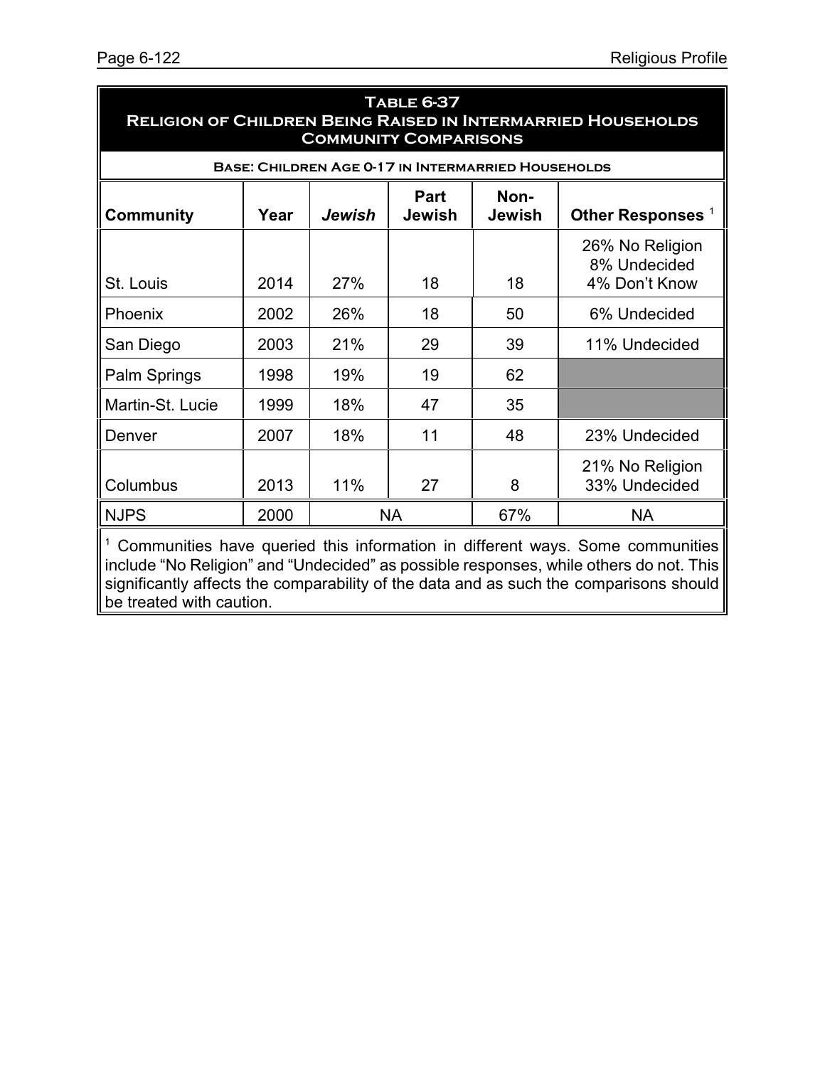## Table 6-37
## Religion of Children Being Raised in Intermarried Households
## Community Comparisons

**Base: Children Age 0-17 in Intermarried Households**

| Community | Year | *Jewish* | Part Jewish | Non-Jewish | Other Responses [1] |
|---|---|---|---|---|---|
| St. Louis | 2014 | 27% | 18 | 18 | 26% No Religion<br>8% Undecided<br>4% Don't Know |
| Phoenix | 2002 | 26% | 18 | 50 | 6% Undecided |
| San Diego | 2003 | 21% | 29 | 39 | 11% Undecided |
| Palm Springs | 1998 | 19% | 19 | 62 | |
| Martin-St. Lucie | 1999 | 18% | 47 | 35 | |
| Denver | 2007 | 18% | 11 | 48 | 23% Undecided |
| Columbus | 2013 | 11% | 27 | 8 | 21% No Religion<br>33% Undecided |
| NJPS | 2000 | NA | | 67% | NA |

[1] Communities have queried this information in different ways. Some communities include "No Religion" and "Undecided" as possible responses, while others do not. This significantly affects the comparability of the data and as such the comparisons should be treated with caution.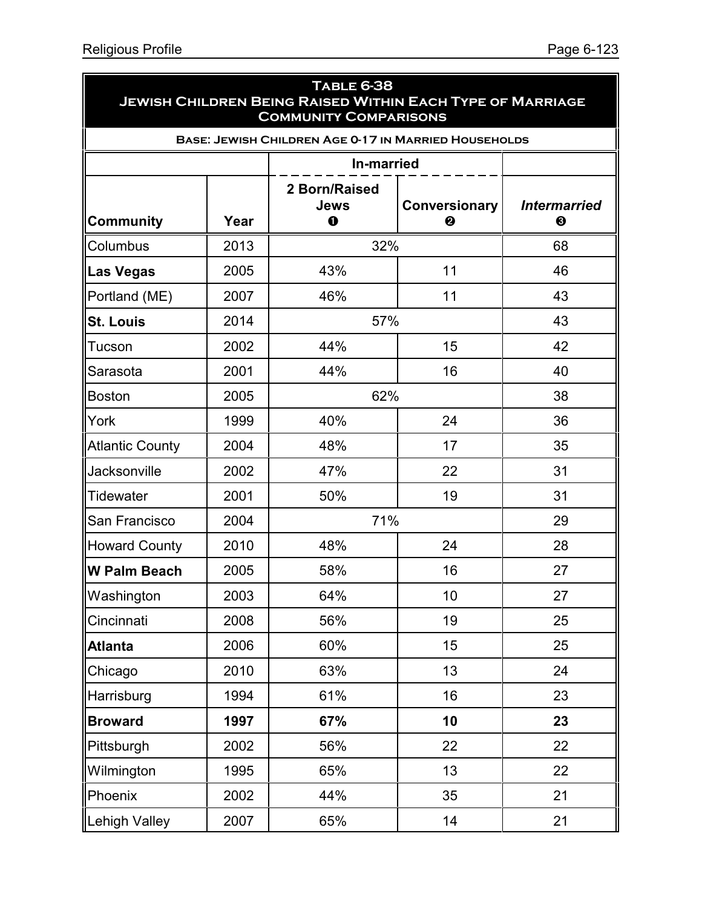**Table 6-38**
**Jewish Children Being Raised Within Each Type of Marriage**
**Community Comparisons**

**Base: Jewish Children Age 0-17 in Married Households**

| | | In-married | | |
|---|---|---|---|---|
| **Community** | **Year** | **2 Born/Raised Jews ❶** | **Conversionary ❷** | ***Intermarried* ❸** |
| Columbus | 2013 | 32% | | 68 |
| **Las Vegas** | 2005 | 43% | 11 | 46 |
| Portland (ME) | 2007 | 46% | 11 | 43 |
| **St. Louis** | 2014 | 57% | | 43 |
| Tucson | 2002 | 44% | 15 | 42 |
| Sarasota | 2001 | 44% | 16 | 40 |
| Boston | 2005 | 62% | | 38 |
| York | 1999 | 40% | 24 | 36 |
| Atlantic County | 2004 | 48% | 17 | 35 |
| Jacksonville | 2002 | 47% | 22 | 31 |
| Tidewater | 2001 | 50% | 19 | 31 |
| San Francisco | 2004 | 71% | | 29 |
| Howard County | 2010 | 48% | 24 | 28 |
| **W Palm Beach** | 2005 | 58% | 16 | 27 |
| Washington | 2003 | 64% | 10 | 27 |
| Cincinnati | 2008 | 56% | 19 | 25 |
| **Atlanta** | 2006 | 60% | 15 | 25 |
| Chicago | 2010 | 63% | 13 | 24 |
| Harrisburg | 1994 | 61% | 16 | 23 |
| **Broward** | **1997** | **67%** | **10** | **23** |
| Pittsburgh | 2002 | 56% | 22 | 22 |
| Wilmington | 1995 | 65% | 13 | 22 |
| Phoenix | 2002 | 44% | 35 | 21 |
| Lehigh Valley | 2007 | 65% | 14 | 21 |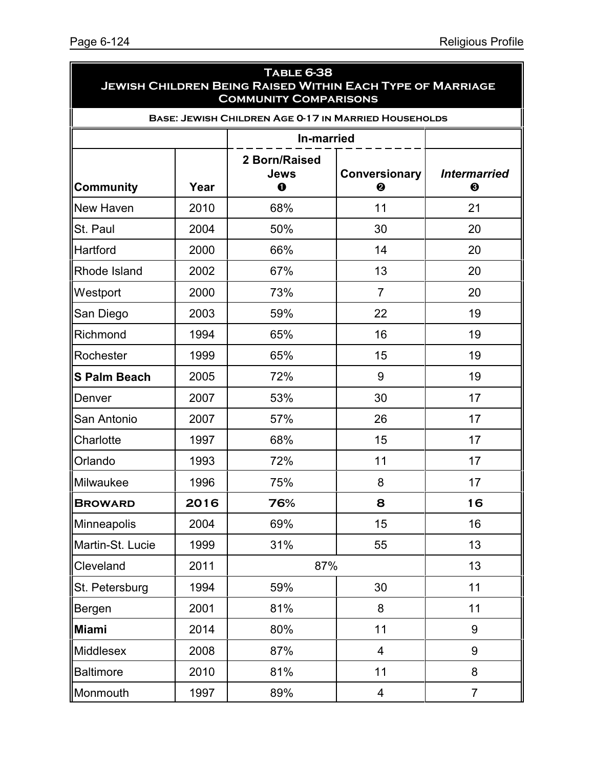**Table 6-38**
**Jewish Children Being Raised Within Each Type of Marriage**
**Community Comparisons**

**Base: Jewish Children Age 0-17 in Married Households**

| | | In-married | | |
|---|---|---|---|---|
| **Community** | **Year** | **2 Born/Raised Jews ❶** | **Conversionary ❷** | ***Intermarried* ❸** |
| New Haven | 2010 | 68% | 11 | 21 |
| St. Paul | 2004 | 50% | 30 | 20 |
| Hartford | 2000 | 66% | 14 | 20 |
| Rhode Island | 2002 | 67% | 13 | 20 |
| Westport | 2000 | 73% | 7 | 20 |
| San Diego | 2003 | 59% | 22 | 19 |
| Richmond | 1994 | 65% | 16 | 19 |
| Rochester | 1999 | 65% | 15 | 19 |
| **S Palm Beach** | 2005 | 72% | 9 | 19 |
| Denver | 2007 | 53% | 30 | 17 |
| San Antonio | 2007 | 57% | 26 | 17 |
| Charlotte | 1997 | 68% | 15 | 17 |
| Orlando | 1993 | 72% | 11 | 17 |
| Milwaukee | 1996 | 75% | 8 | 17 |
| **Broward** | **2016** | **76%** | **8** | **16** |
| Minneapolis | 2004 | 69% | 15 | 16 |
| Martin-St. Lucie | 1999 | 31% | 55 | 13 |
| Cleveland | 2011 | 87% | | 13 |
| St. Petersburg | 1994 | 59% | 30 | 11 |
| Bergen | 2001 | 81% | 8 | 11 |
| **Miami** | 2014 | 80% | 11 | 9 |
| Middlesex | 2008 | 87% | 4 | 9 |
| Baltimore | 2010 | 81% | 11 | 8 |
| Monmouth | 1997 | 89% | 4 | 7 |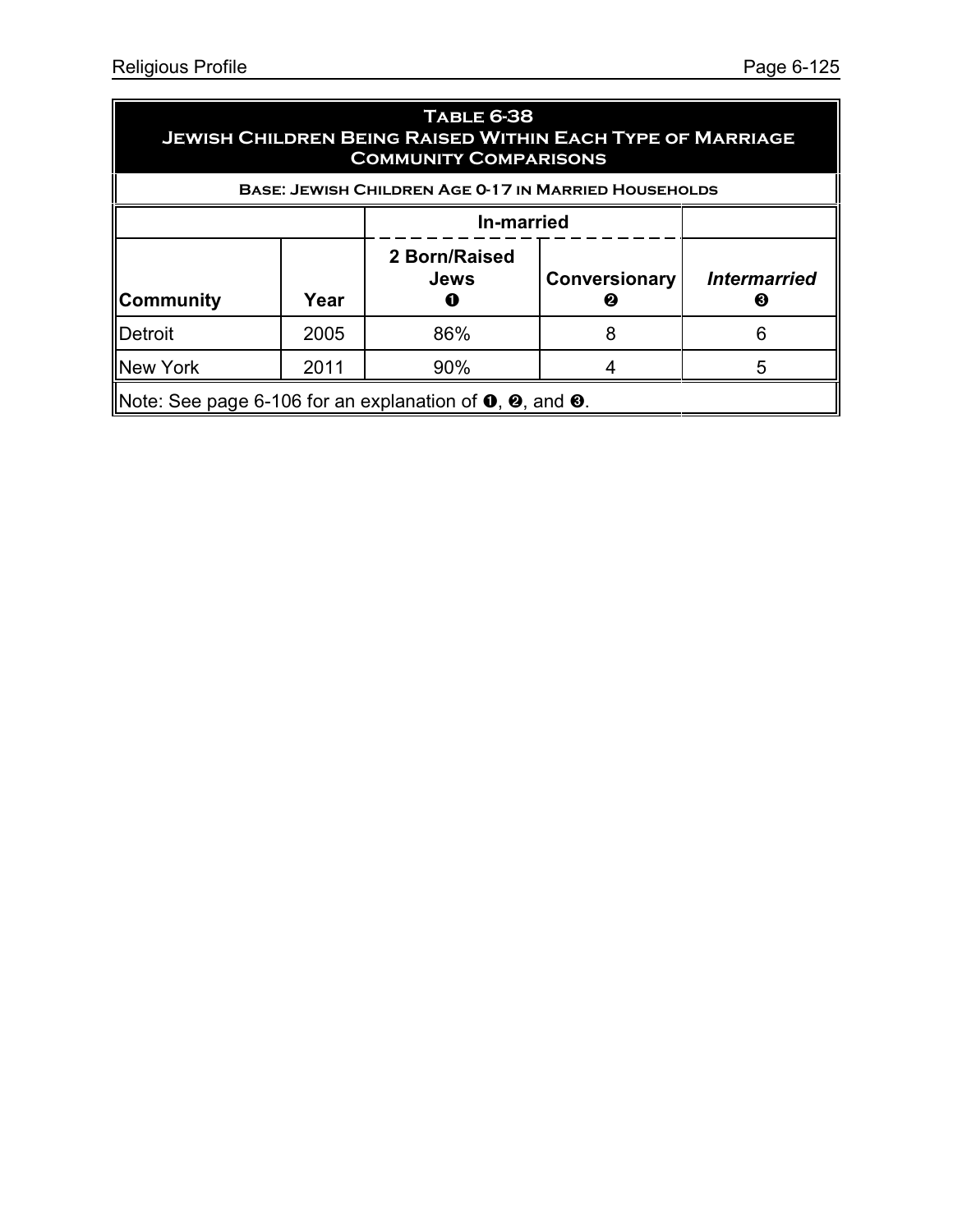## Table 6-38
## Jewish Children Being Raised Within Each Type of Marriage
## Community Comparisons

**Base: Jewish Children Age 0-17 in Married Households**

| | | In-married | | |
|---|---|---|---|---|
| **Community** | **Year** | **2 Born/Raised Jews ❶** | **Conversionary ❷** | ***Intermarried* ❸** |
| Detroit | 2005 | 86% | 8 | 6 |
| New York | 2011 | 90% | 4 | 5 |

Note: See page 6-106 for an explanation of ❶, ❷, and ❸.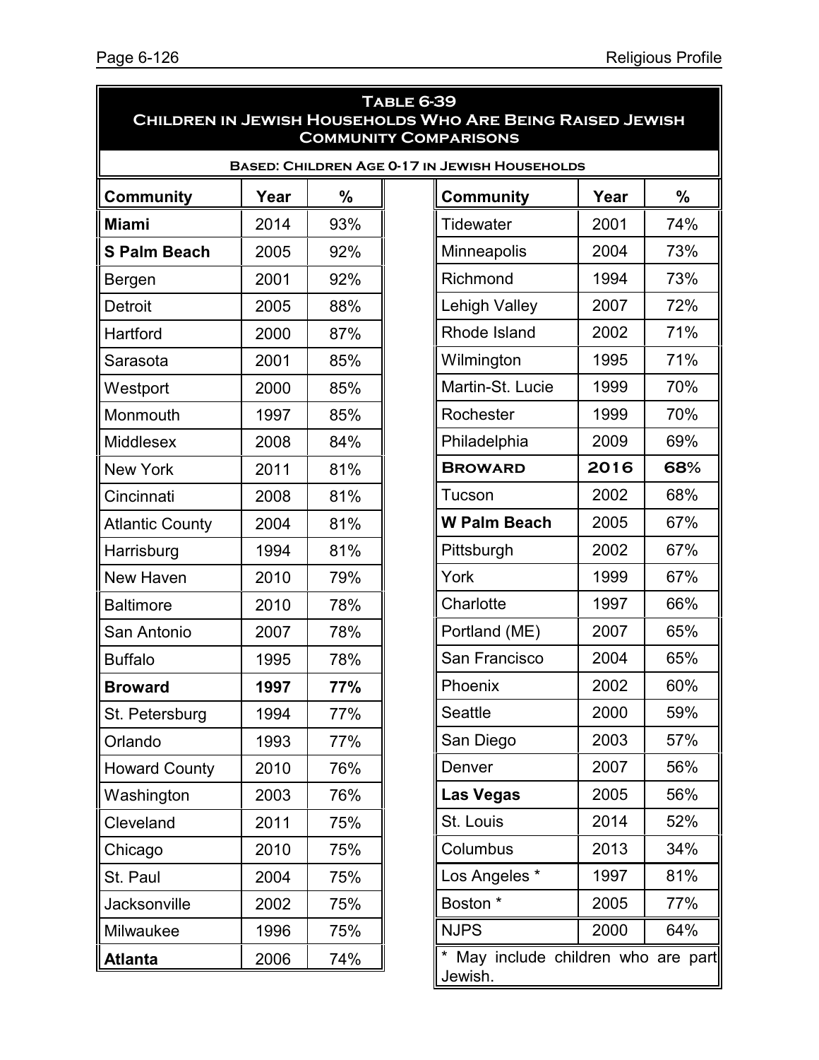## Table 6-39
## Children in Jewish Households Who Are Being Raised Jewish
## Community Comparisons

**Based: Children Age 0-17 in Jewish Households**

| Community | Year | % |
|---|---|---|
| **Miami** | 2014 | 93% |
| **S Palm Beach** | 2005 | 92% |
| Bergen | 2001 | 92% |
| Detroit | 2005 | 88% |
| Hartford | 2000 | 87% |
| Sarasota | 2001 | 85% |
| Westport | 2000 | 85% |
| Monmouth | 1997 | 85% |
| Middlesex | 2008 | 84% |
| New York | 2011 | 81% |
| Cincinnati | 2008 | 81% |
| Atlantic County | 2004 | 81% |
| Harrisburg | 1994 | 81% |
| New Haven | 2010 | 79% |
| Baltimore | 2010 | 78% |
| San Antonio | 2007 | 78% |
| Buffalo | 1995 | 78% |
| **Broward** | **1997** | **77%** |
| St. Petersburg | 1994 | 77% |
| Orlando | 1993 | 77% |
| Howard County | 2010 | 76% |
| Washington | 2003 | 76% |
| Cleveland | 2011 | 75% |
| Chicago | 2010 | 75% |
| St. Paul | 2004 | 75% |
| Jacksonville | 2002 | 75% |
| Milwaukee | 1996 | 75% |
| **Atlanta** | 2006 | 74% |
| Tidewater | 2001 | 74% |
| Minneapolis | 2004 | 73% |
| Richmond | 1994 | 73% |
| Lehigh Valley | 2007 | 72% |
| Rhode Island | 2002 | 71% |
| Wilmington | 1995 | 71% |
| Martin-St. Lucie | 1999 | 70% |
| Rochester | 1999 | 70% |
| Philadelphia | 2009 | 69% |
| **Broward** | **2016** | **68%** |
| Tucson | 2002 | 68% |
| **W Palm Beach** | 2005 | 67% |
| Pittsburgh | 2002 | 67% |
| York | 1999 | 67% |
| Charlotte | 1997 | 66% |
| Portland (ME) | 2007 | 65% |
| San Francisco | 2004 | 65% |
| Phoenix | 2002 | 60% |
| Seattle | 2000 | 59% |
| San Diego | 2003 | 57% |
| Denver | 2007 | 56% |
| **Las Vegas** | 2005 | 56% |
| St. Louis | 2014 | 52% |
| Columbus | 2013 | 34% |
| Los Angeles * | 1997 | 81% |
| Boston * | 2005 | 77% |
| NJPS | 2000 | 64% |

* May include children who are part Jewish.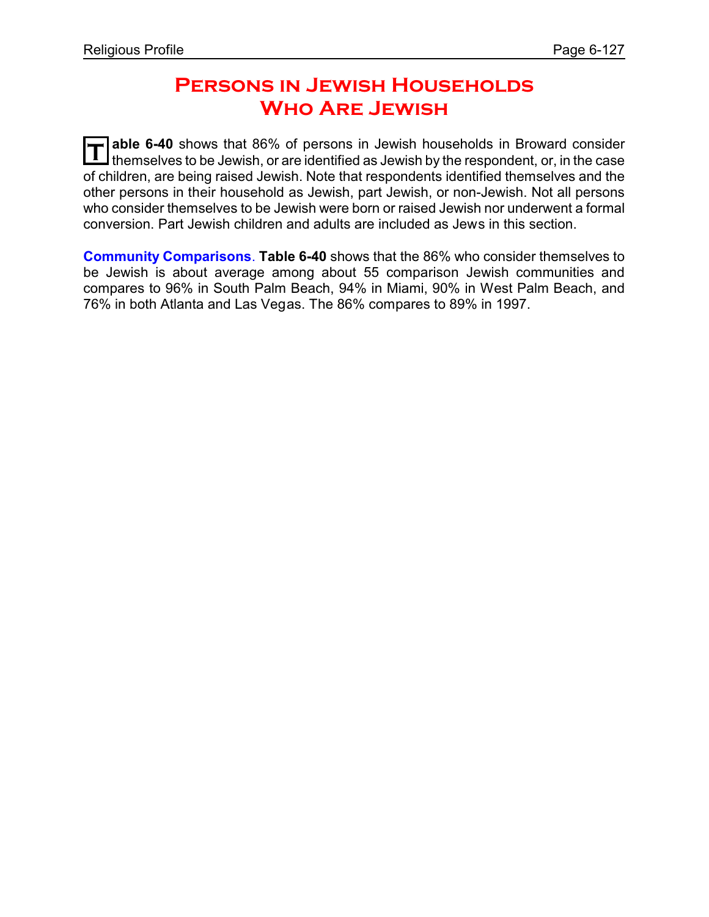# Persons in Jewish Households Who Are Jewish

**Table 6-40** shows that 86% of persons in Jewish households in Broward consider themselves to be Jewish, or are identified as Jewish by the respondent, or, in the case of children, are being raised Jewish. Note that respondents identified themselves and the other persons in their household as Jewish, part Jewish, or non-Jewish. Not all persons who consider themselves to be Jewish were born or raised Jewish nor underwent a formal conversion. Part Jewish children and adults are included as Jews in this section.

**Community Comparisons**. **Table 6-40** shows that the 86% who consider themselves to be Jewish is about average among about 55 comparison Jewish communities and compares to 96% in South Palm Beach, 94% in Miami, 90% in West Palm Beach, and 76% in both Atlanta and Las Vegas. The 86% compares to 89% in 1997.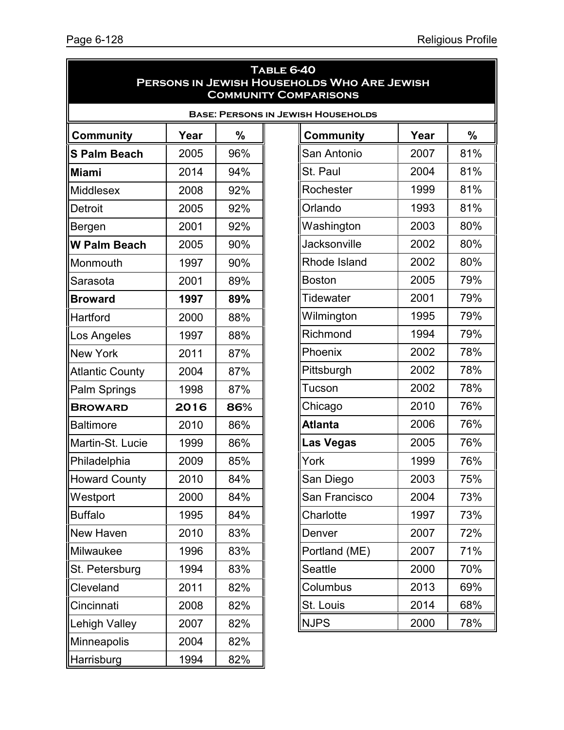## Table 6-40
## Persons in Jewish Households Who Are Jewish
## Community Comparisons

**Base: Persons in Jewish Households**

| Community | Year | % | Community | Year | % |
|---|---|---|---|---|---|
| **S Palm Beach** | 2005 | 96% | San Antonio | 2007 | 81% |
| **Miami** | 2014 | 94% | St. Paul | 2004 | 81% |
| Middlesex | 2008 | 92% | Rochester | 1999 | 81% |
| Detroit | 2005 | 92% | Orlando | 1993 | 81% |
| Bergen | 2001 | 92% | Washington | 2003 | 80% |
| **W Palm Beach** | 2005 | 90% | Jacksonville | 2002 | 80% |
| Monmouth | 1997 | 90% | Rhode Island | 2002 | 80% |
| Sarasota | 2001 | 89% | Boston | 2005 | 79% |
| **Broward** | **1997** | **89%** | Tidewater | 2001 | 79% |
| Hartford | 2000 | 88% | Wilmington | 1995 | 79% |
| Los Angeles | 1997 | 88% | Richmond | 1994 | 79% |
| New York | 2011 | 87% | Phoenix | 2002 | 78% |
| Atlantic County | 2004 | 87% | Pittsburgh | 2002 | 78% |
| Palm Springs | 1998 | 87% | Tucson | 2002 | 78% |
| **BROWARD** | **2016** | **86%** | Chicago | 2010 | 76% |
| Baltimore | 2010 | 86% | **Atlanta** | 2006 | 76% |
| Martin-St. Lucie | 1999 | 86% | **Las Vegas** | 2005 | 76% |
| Philadelphia | 2009 | 85% | York | 1999 | 76% |
| Howard County | 2010 | 84% | San Diego | 2003 | 75% |
| Westport | 2000 | 84% | San Francisco | 2004 | 73% |
| Buffalo | 1995 | 84% | Charlotte | 1997 | 73% |
| New Haven | 2010 | 83% | Denver | 2007 | 72% |
| Milwaukee | 1996 | 83% | Portland (ME) | 2007 | 71% |
| St. Petersburg | 1994 | 83% | Seattle | 2000 | 70% |
| Cleveland | 2011 | 82% | Columbus | 2013 | 69% |
| Cincinnati | 2008 | 82% | St. Louis | 2014 | 68% |
| Lehigh Valley | 2007 | 82% | NJPS | 2000 | 78% |
| Minneapolis | 2004 | 82% | | | |
| Harrisburg | 1994 | 82% | | | |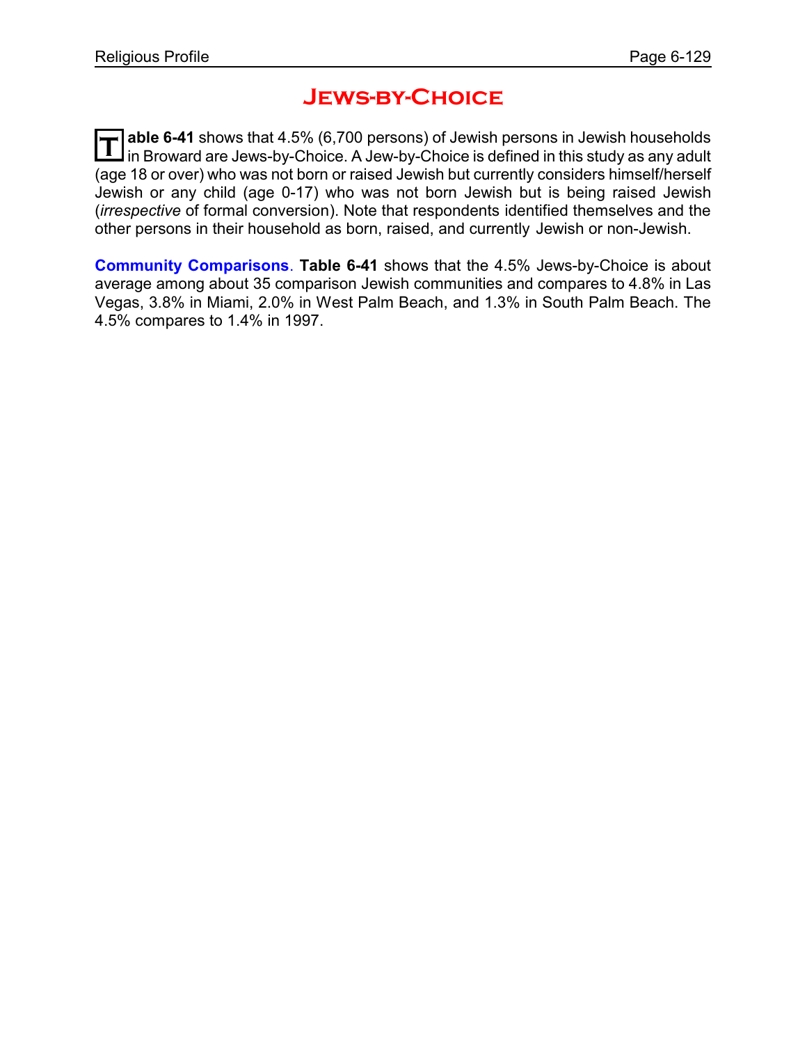# Jews-by-Choice

**Table 6-41** shows that 4.5% (6,700 persons) of Jewish persons in Jewish households in Broward are Jews-by-Choice. A Jew-by-Choice is defined in this study as any adult (age 18 or over) who was not born or raised Jewish but currently considers himself/herself Jewish or any child (age 0-17) who was not born Jewish but is being raised Jewish (*irrespective* of formal conversion). Note that respondents identified themselves and the other persons in their household as born, raised, and currently Jewish or non-Jewish.

**Community Comparisons**. **Table 6-41** shows that the 4.5% Jews-by-Choice is about average among about 35 comparison Jewish communities and compares to 4.8% in Las Vegas, 3.8% in Miami, 2.0% in West Palm Beach, and 1.3% in South Palm Beach. The 4.5% compares to 1.4% in 1997.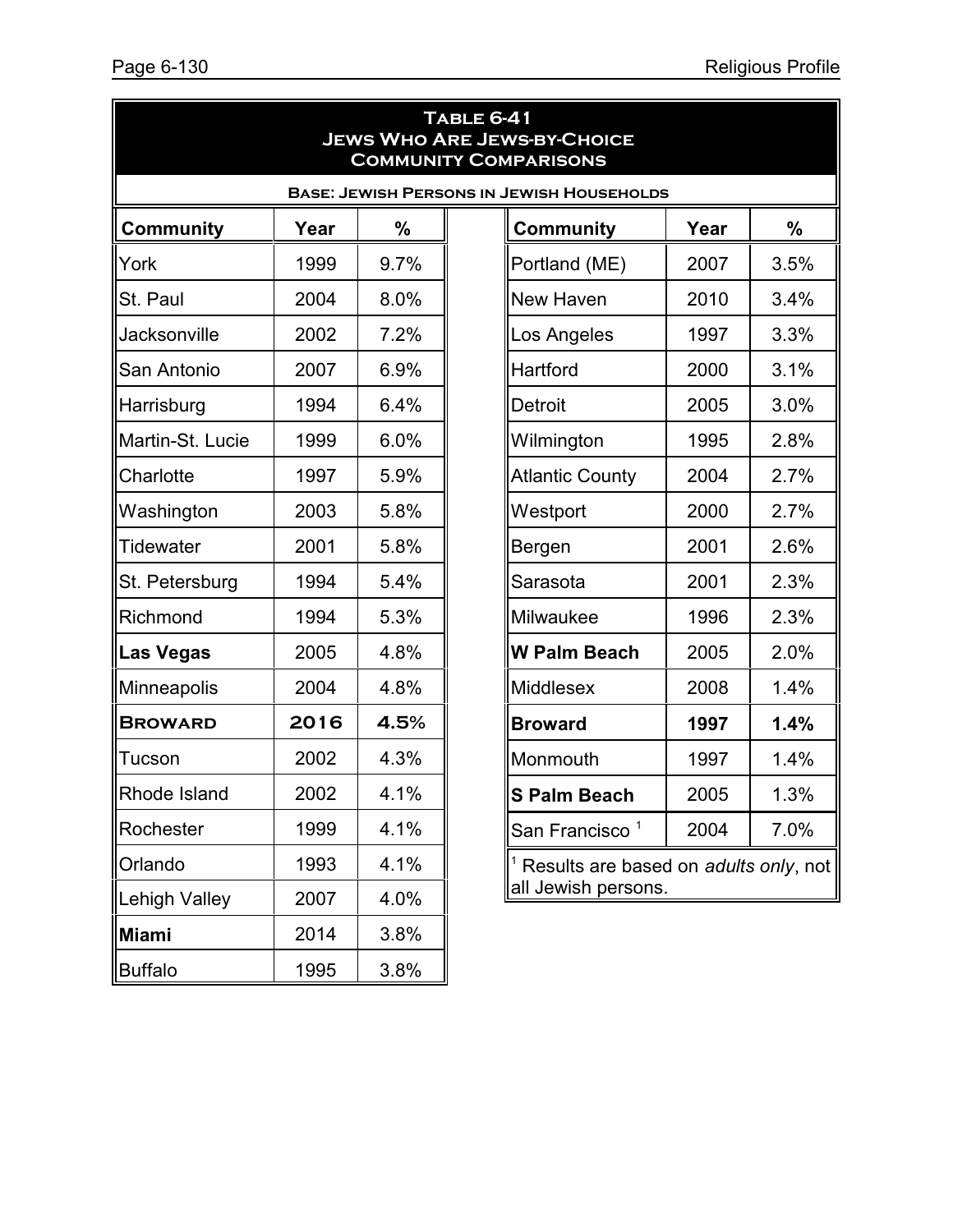**Table 6-41**
**Jews Who Are Jews-by-Choice**
**Community Comparisons**

**Base: Jewish Persons in Jewish Households**

| Community | Year | % |
|---|---|---|
| York | 1999 | 9.7% |
| St. Paul | 2004 | 8.0% |
| Jacksonville | 2002 | 7.2% |
| San Antonio | 2007 | 6.9% |
| Harrisburg | 1994 | 6.4% |
| Martin-St. Lucie | 1999 | 6.0% |
| Charlotte | 1997 | 5.9% |
| Washington | 2003 | 5.8% |
| Tidewater | 2001 | 5.8% |
| St. Petersburg | 1994 | 5.4% |
| Richmond | 1994 | 5.3% |
| **Las Vegas** | 2005 | 4.8% |
| Minneapolis | 2004 | 4.8% |
| **Broward** | **2016** | **4.5%** |
| Tucson | 2002 | 4.3% |
| Rhode Island | 2002 | 4.1% |
| Rochester | 1999 | 4.1% |
| Orlando | 1993 | 4.1% |
| Lehigh Valley | 2007 | 4.0% |
| **Miami** | 2014 | 3.8% |
| Buffalo | 1995 | 3.8% |
| Portland (ME) | 2007 | 3.5% |
| New Haven | 2010 | 3.4% |
| Los Angeles | 1997 | 3.3% |
| Hartford | 2000 | 3.1% |
| Detroit | 2005 | 3.0% |
| Wilmington | 1995 | 2.8% |
| Atlantic County | 2004 | 2.7% |
| Westport | 2000 | 2.7% |
| Bergen | 2001 | 2.6% |
| Sarasota | 2001 | 2.3% |
| Milwaukee | 1996 | 2.3% |
| **W Palm Beach** | 2005 | 2.0% |
| Middlesex | 2008 | 1.4% |
| **Broward** | **1997** | **1.4%** |
| Monmouth | 1997 | 1.4% |
| **S Palm Beach** | 2005 | 1.3% |
| San Francisco [1] | 2004 | 7.0% |

[1] Results are based on *adults only*, not all Jewish persons.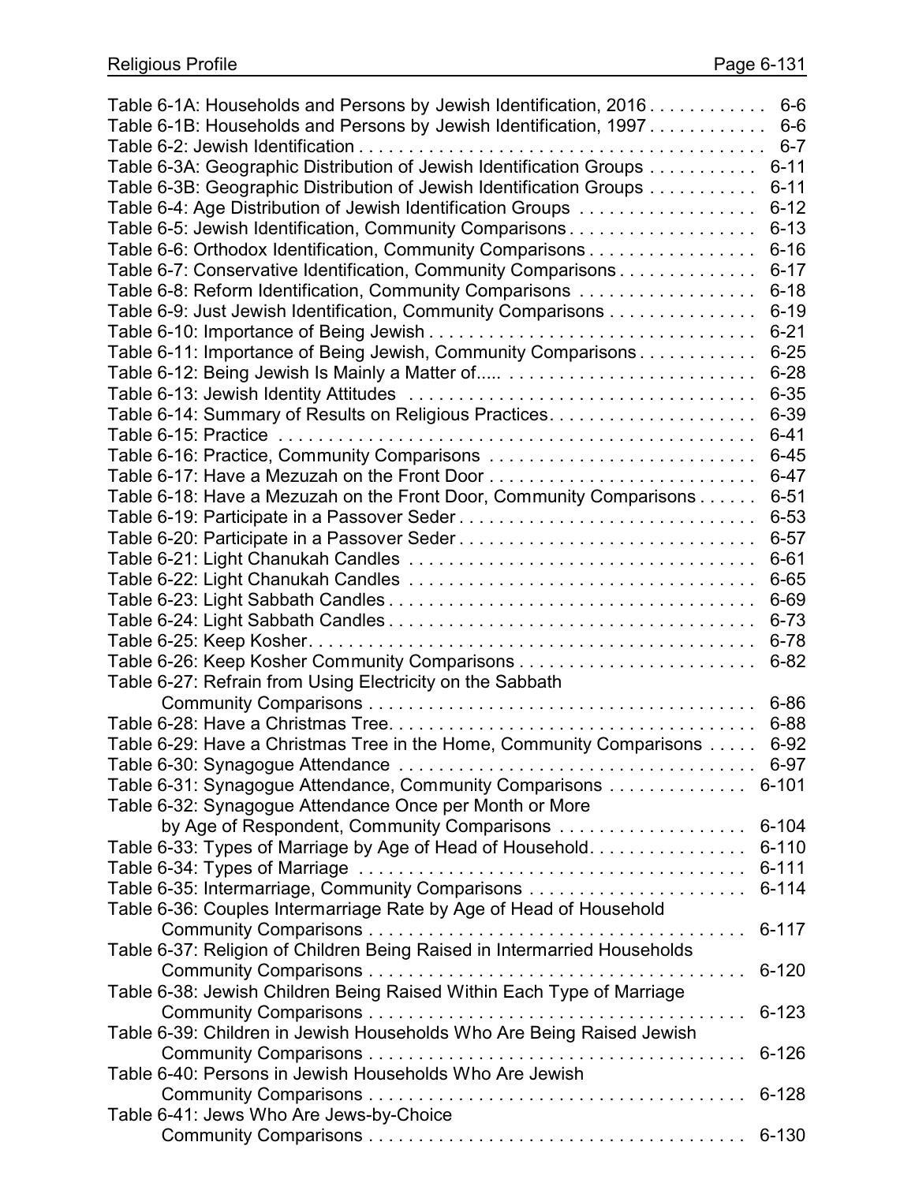Table 6-1A: Households and Persons by Jewish Identification, 2016 . . . . . . . . . . . . 6-6
Table 6-1B: Households and Persons by Jewish Identification, 1997 . . . . . . . . . . . . 6-6
Table 6-2: Jewish Identification . . . . . . . . . . . . . . . . . . . . . . . . . . . . . . . . . . . . . . . . . 6-7
Table 6-3A: Geographic Distribution of Jewish Identification Groups . . . . . . . . . . . 6-11
Table 6-3B: Geographic Distribution of Jewish Identification Groups . . . . . . . . . . . 6-11
Table 6-4: Age Distribution of Jewish Identification Groups . . . . . . . . . . . . . . . . . . 6-12
Table 6-5: Jewish Identification, Community Comparisons . . . . . . . . . . . . . . . . . . . 6-13
Table 6-6: Orthodox Identification, Community Comparisons . . . . . . . . . . . . . . . . . 6-16
Table 6-7: Conservative Identification, Community Comparisons . . . . . . . . . . . . . . 6-17
Table 6-8: Reform Identification, Community Comparisons . . . . . . . . . . . . . . . . . . 6-18
Table 6-9: Just Jewish Identification, Community Comparisons . . . . . . . . . . . . . . . 6-19
Table 6-10: Importance of Being Jewish . . . . . . . . . . . . . . . . . . . . . . . . . . . . . . . . . 6-21
Table 6-11: Importance of Being Jewish, Community Comparisons . . . . . . . . . . . . 6-25
Table 6-12: Being Jewish Is Mainly a Matter of..... . . . . . . . . . . . . . . . . . . . . . . . . . 6-28
Table 6-13: Jewish Identity Attitudes . . . . . . . . . . . . . . . . . . . . . . . . . . . . . . . . . . . 6-35
Table 6-14: Summary of Results on Religious Practices. . . . . . . . . . . . . . . . . . . . . 6-39
Table 6-15: Practice . . . . . . . . . . . . . . . . . . . . . . . . . . . . . . . . . . . . . . . . . . . . . . . . 6-41
Table 6-16: Practice, Community Comparisons . . . . . . . . . . . . . . . . . . . . . . . . . . . 6-45
Table 6-17: Have a Mezuzah on the Front Door . . . . . . . . . . . . . . . . . . . . . . . . . . . 6-47
Table 6-18: Have a Mezuzah on the Front Door, Community Comparisons . . . . . . 6-51
Table 6-19: Participate in a Passover Seder . . . . . . . . . . . . . . . . . . . . . . . . . . . . . 6-53
Table 6-20: Participate in a Passover Seder . . . . . . . . . . . . . . . . . . . . . . . . . . . . . 6-57
Table 6-21: Light Chanukah Candles . . . . . . . . . . . . . . . . . . . . . . . . . . . . . . . . . . . 6-61
Table 6-22: Light Chanukah Candles . . . . . . . . . . . . . . . . . . . . . . . . . . . . . . . . . . . 6-65
Table 6-23: Light Sabbath Candles . . . . . . . . . . . . . . . . . . . . . . . . . . . . . . . . . . . . 6-69
Table 6-24: Light Sabbath Candles . . . . . . . . . . . . . . . . . . . . . . . . . . . . . . . . . . . . 6-73
Table 6-25: Keep Kosher. . . . . . . . . . . . . . . . . . . . . . . . . . . . . . . . . . . . . . . . . . . . 6-78
Table 6-26: Keep Kosher Community Comparisons . . . . . . . . . . . . . . . . . . . . . . . . 6-82
Table 6-27: Refrain from Using Electricity on the Sabbath
Community Comparisons . . . . . . . . . . . . . . . . . . . . . . . . . . . . . . . . . . . . . . 6-86
Table 6-28: Have a Christmas Tree. . . . . . . . . . . . . . . . . . . . . . . . . . . . . . . . . . . . 6-88
Table 6-29: Have a Christmas Tree in the Home, Community Comparisons . . . . . 6-92
Table 6-30: Synagogue Attendance . . . . . . . . . . . . . . . . . . . . . . . . . . . . . . . . . . . 6-97
Table 6-31: Synagogue Attendance, Community Comparisons . . . . . . . . . . . . . . 6-101
Table 6-32: Synagogue Attendance Once per Month or More
by Age of Respondent, Community Comparisons . . . . . . . . . . . . . . . . . . . 6-104
Table 6-33: Types of Marriage by Age of Head of Household. . . . . . . . . . . . . . . . 6-110
Table 6-34: Types of Marriage . . . . . . . . . . . . . . . . . . . . . . . . . . . . . . . . . . . . . . 6-111
Table 6-35: Intermarriage, Community Comparisons . . . . . . . . . . . . . . . . . . . . . . 6-114
Table 6-36: Couples Intermarriage Rate by Age of Head of Household
Community Comparisons . . . . . . . . . . . . . . . . . . . . . . . . . . . . . . . . . . . . . 6-117
Table 6-37: Religion of Children Being Raised in Intermarried Households
Community Comparisons . . . . . . . . . . . . . . . . . . . . . . . . . . . . . . . . . . . . . 6-120
Table 6-38: Jewish Children Being Raised Within Each Type of Marriage
Community Comparisons . . . . . . . . . . . . . . . . . . . . . . . . . . . . . . . . . . . . . 6-123
Table 6-39: Children in Jewish Households Who Are Being Raised Jewish
Community Comparisons . . . . . . . . . . . . . . . . . . . . . . . . . . . . . . . . . . . . . 6-126
Table 6-40: Persons in Jewish Households Who Are Jewish
Community Comparisons . . . . . . . . . . . . . . . . . . . . . . . . . . . . . . . . . . . . . 6-128
Table 6-41: Jews Who Are Jews-by-Choice
Community Comparisons . . . . . . . . . . . . . . . . . . . . . . . . . . . . . . . . . . . . . 6-130